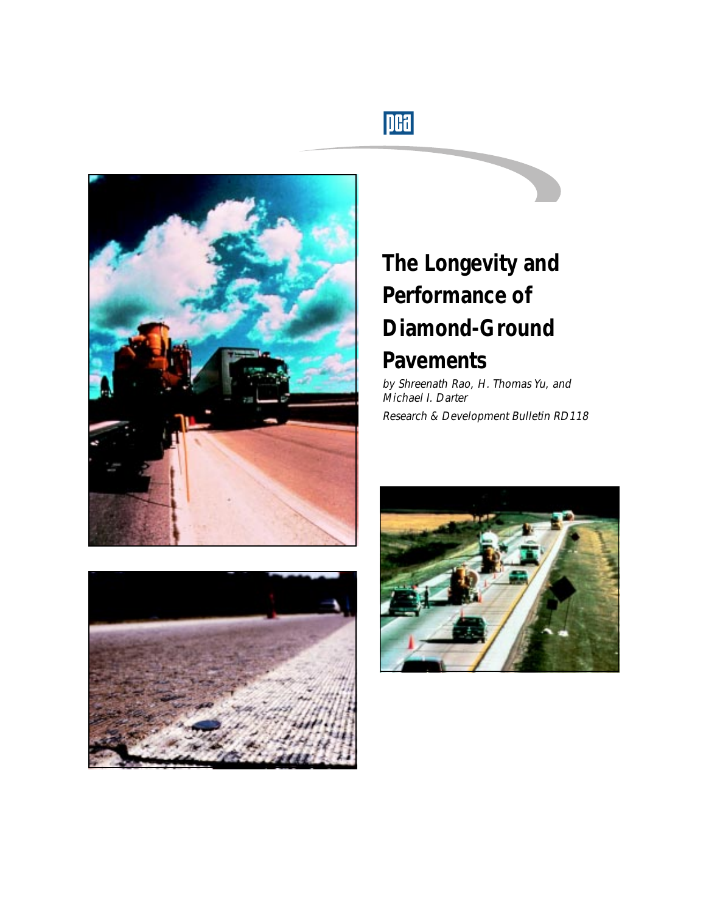# The Longevity and Performance of Diamond-Ground Pavements

*by Shreenath Rao, H. Thomas Yu, and Michael I. Darter*

*Research & Development Bulletin RD118*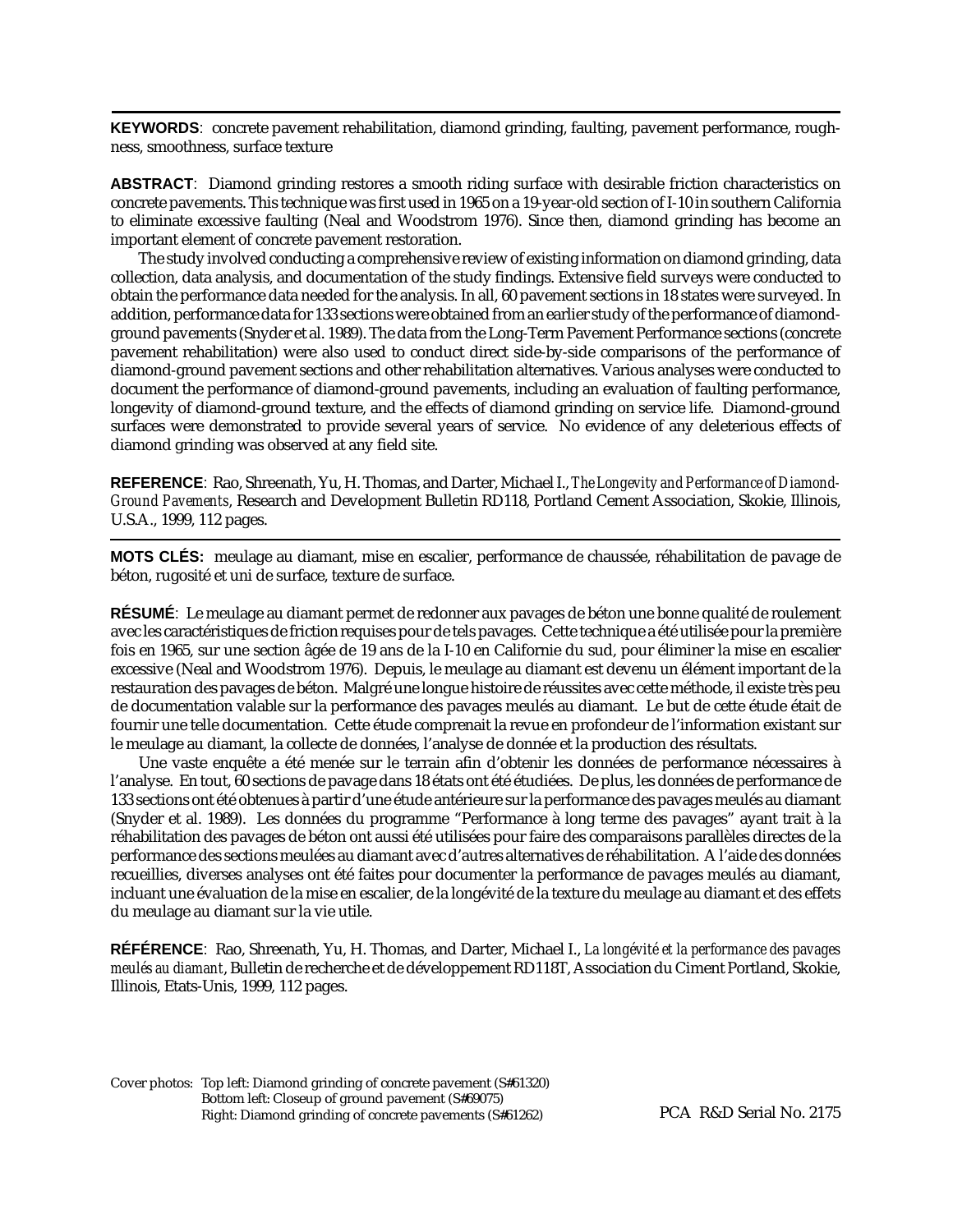---

**KEYWORDS**: concrete pavement rehabilitation, diamond grinding, faulting, pavement performance, roughness, smoothness, surface texture

**ABSTRACT**: Diamond grinding restores a smooth riding surface with desirable friction characteristics on concrete pavements. This technique was first used in 1965 on a 19-year-old section of I-10 in southern California to eliminate excessive faulting (Neal and Woodstrom 1976). Since then, diamond grinding has become an important element of concrete pavement restoration.

The study involved conducting a comprehensive review of existing information on diamond grinding, data collection, data analysis, and documentation of the study findings. Extensive field surveys were conducted to obtain the performance data needed for the analysis. In all, 60 pavement sections in 18 states were surveyed. In addition, performance data for 133 sections were obtained from an earlier study of the performance of diamond-ground pavements (Snyder et al. 1989). The data from the Long-Term Pavement Performance sections (concrete pavement rehabilitation) were also used to conduct direct side-by-side comparisons of the performance of diamond-ground pavement sections and other rehabilitation alternatives. Various analyses were conducted to document the performance of diamond-ground pavements, including an evaluation of faulting performance, longevity of diamond-ground texture, and the effects of diamond grinding on service life. Diamond-ground surfaces were demonstrated to provide several years of service. No evidence of any deleterious effects of diamond grinding was observed at any field site.

**REFERENCE**: Rao, Shreenath, Yu, H. Thomas, and Darter, Michael I., *The Longevity and Performance of Diamond-Ground Pavements*, Research and Development Bulletin RD118, Portland Cement Association, Skokie, Illinois, U.S.A., 1999, 112 pages.

---

**MOTS CLÉS:** meulage au diamant, mise en escalier, performance de chaussée, réhabilitation de pavage de béton, rugosité et uni de surface, texture de surface.

**RÉSUMÉ**: Le meulage au diamant permet de redonner aux pavages de béton une bonne qualité de roulement avec les caractéristiques de friction requises pour de tels pavages. Cette technique a été utilisée pour la première fois en 1965, sur une section âgée de 19 ans de la I-10 en Californie du sud, pour éliminer la mise en escalier excessive (Neal and Woodstrom 1976). Depuis, le meulage au diamant est devenu un élément important de la restauration des pavages de béton. Malgré une longue histoire de réussites avec cette méthode, il existe très peu de documentation valable sur la performance des pavages meulés au diamant. Le but de cette étude était de fournir une telle documentation. Cette étude comprenait la revue en profondeur de l'information existant sur le meulage au diamant, la collecte de données, l'analyse de donnée et la production des résultats.

Une vaste enquête a été menée sur le terrain afin d'obtenir les données de performance nécessaires à l'analyse. En tout, 60 sections de pavage dans 18 états ont été étudiées. De plus, les données de performance de 133 sections ont été obtenues à partir d'une étude antérieure sur la performance des pavages meulés au diamant (Snyder et al. 1989). Les données du programme "Performance à long terme des pavages" ayant trait à la réhabilitation des pavages de béton ont aussi été utilisées pour faire des comparaisons parallèles directes de la performance des sections meulées au diamant avec d'autres alternatives de réhabilitation. A l'aide des données recueillies, diverses analyses ont été faites pour documenter la performance de pavages meulés au diamant, incluant une évaluation de la mise en escalier, de la longévité de la texture du meulage au diamant et des effets du meulage au diamant sur la vie utile.

**RÉFÉRENCE**: Rao, Shreenath, Yu, H. Thomas, and Darter, Michael I., *La longévité et la performance des pavages meulés au diamant*, Bulletin de recherche et de développement RD118T, Association du Ciment Portland, Skokie, Illinois, Etats-Unis, 1999, 112 pages.

Cover photos: Top left: Diamond grinding of concrete pavement (S#61320)
Bottom left: Closeup of ground pavement (S#69075)
Right: Diamond grinding of concrete pavements (S#61262)

PCA R&D Serial No. 2175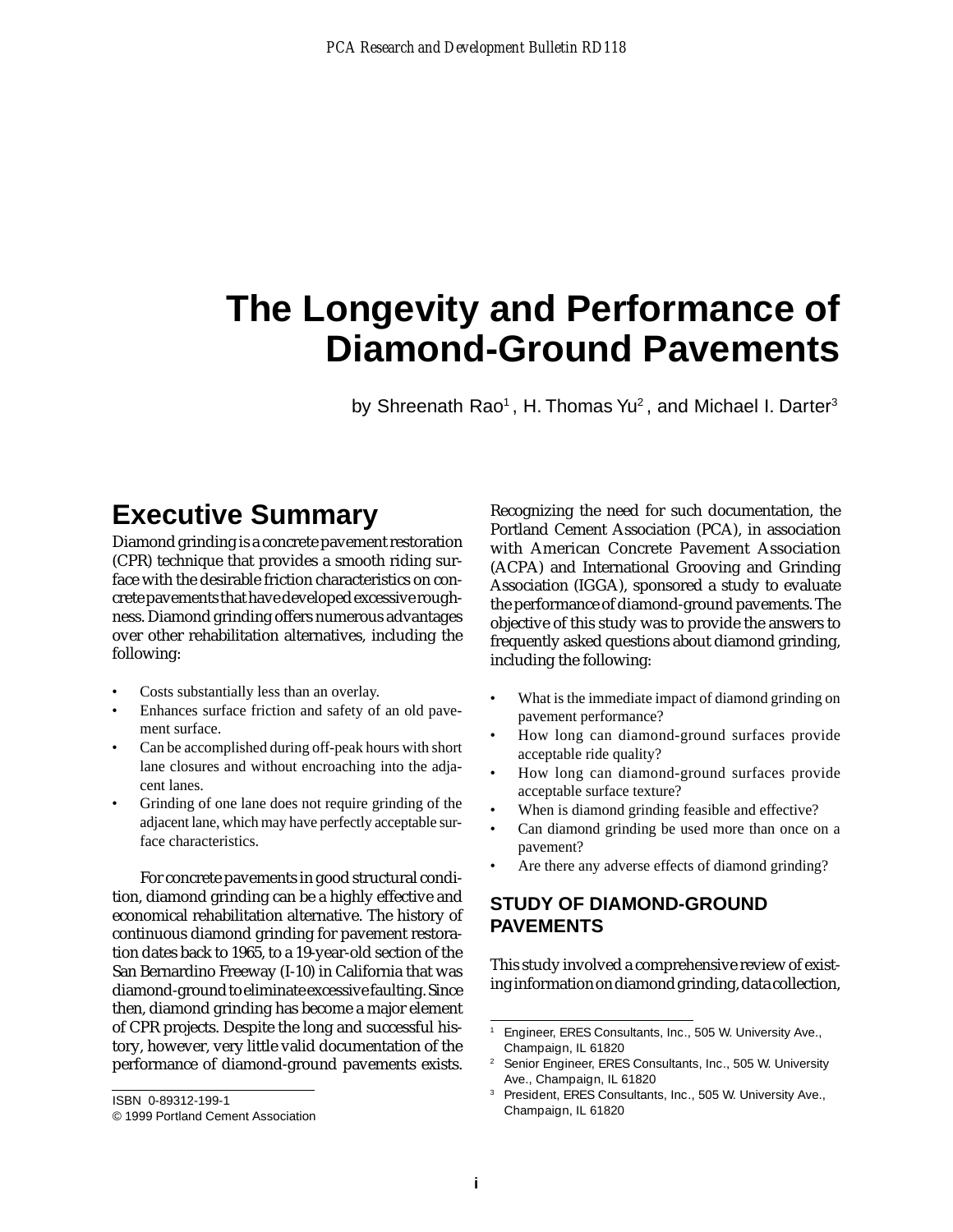# The Longevity and Performance of Diamond-Ground Pavements

by Shreenath Rao[1], H. Thomas Yu[2], and Michael I. Darter[3]

## Executive Summary

Diamond grinding is a concrete pavement restoration (CPR) technique that provides a smooth riding surface with the desirable friction characteristics on concrete pavements that have developed excessive roughness. Diamond grinding offers numerous advantages over other rehabilitation alternatives, including the following:

- Costs substantially less than an overlay.
- Enhances surface friction and safety of an old pavement surface.
- Can be accomplished during off-peak hours with short lane closures and without encroaching into the adjacent lanes.
- Grinding of one lane does not require grinding of the adjacent lane, which may have perfectly acceptable surface characteristics.

For concrete pavements in good structural condition, diamond grinding can be a highly effective and economical rehabilitation alternative. The history of continuous diamond grinding for pavement restoration dates back to 1965, to a 19-year-old section of the San Bernardino Freeway (I-10) in California that was diamond-ground to eliminate excessive faulting. Since then, diamond grinding has become a major element of CPR projects. Despite the long and successful history, however, very little valid documentation of the performance of diamond-ground pavements exists. Recognizing the need for such documentation, the Portland Cement Association (PCA), in association with American Concrete Pavement Association (ACPA) and International Grooving and Grinding Association (IGGA), sponsored a study to evaluate the performance of diamond-ground pavements. The objective of this study was to provide the answers to frequently asked questions about diamond grinding, including the following:

- What is the immediate impact of diamond grinding on pavement performance?
- How long can diamond-ground surfaces provide acceptable ride quality?
- How long can diamond-ground surfaces provide acceptable surface texture?
- When is diamond grinding feasible and effective?
- Can diamond grinding be used more than once on a pavement?
- Are there any adverse effects of diamond grinding?

### STUDY OF DIAMOND-GROUND PAVEMENTS

This study involved a comprehensive review of existing information on diamond grinding, data collection,

ISBN 0-89312-199-1
© 1999 Portland Cement Association

[1] Engineer, ERES Consultants, Inc., 505 W. University Ave., Champaign, IL 61820

[2] Senior Engineer, ERES Consultants, Inc., 505 W. University Ave., Champaign, IL 61820

[3] President, ERES Consultants, Inc., 505 W. University Ave., Champaign, IL 61820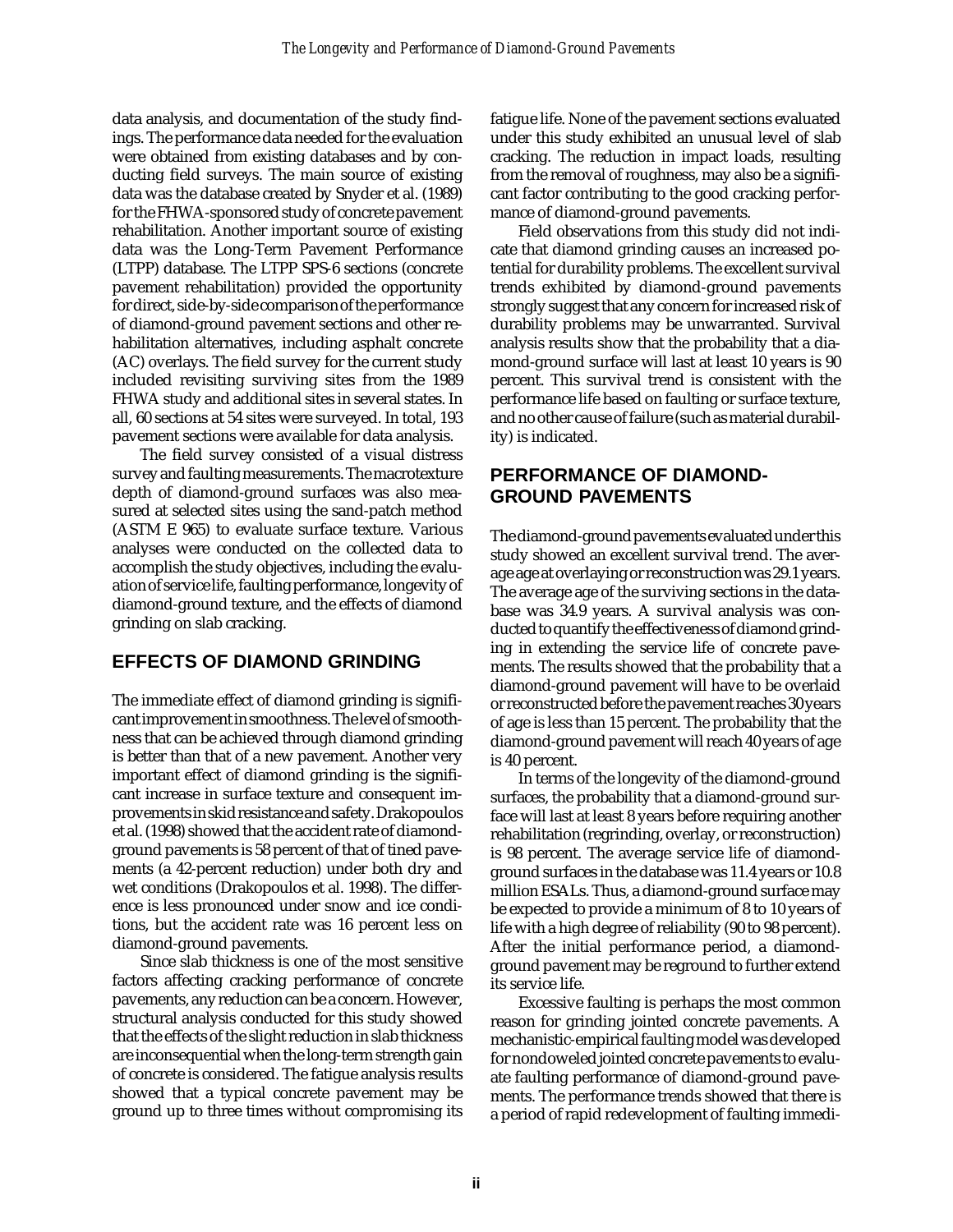data analysis, and documentation of the study findings. The performance data needed for the evaluation were obtained from existing databases and by conducting field surveys. The main source of existing data was the database created by Snyder et al. (1989) for the FHWA-sponsored study of concrete pavement rehabilitation. Another important source of existing data was the Long-Term Pavement Performance (LTPP) database. The LTPP SPS-6 sections (concrete pavement rehabilitation) provided the opportunity for direct, side-by-side comparison of the performance of diamond-ground pavement sections and other rehabilitation alternatives, including asphalt concrete (AC) overlays. The field survey for the current study included revisiting surviving sites from the 1989 FHWA study and additional sites in several states. In all, 60 sections at 54 sites were surveyed. In total, 193 pavement sections were available for data analysis.

The field survey consisted of a visual distress survey and faulting measurements. The macrotexture depth of diamond-ground surfaces was also measured at selected sites using the sand-patch method (ASTM E 965) to evaluate surface texture. Various analyses were conducted on the collected data to accomplish the study objectives, including the evaluation of service life, faulting performance, longevity of diamond-ground texture, and the effects of diamond grinding on slab cracking.

## EFFECTS OF DIAMOND GRINDING

The immediate effect of diamond grinding is significant improvement in smoothness. The level of smoothness that can be achieved through diamond grinding is better than that of a new pavement. Another very important effect of diamond grinding is the significant increase in surface texture and consequent improvements in skid resistance and safety. Drakopoulos et al. (1998) showed that the accident rate of diamond-ground pavements is 58 percent of that of tined pavements (a 42-percent reduction) under both dry and wet conditions (Drakopoulos et al. 1998). The difference is less pronounced under snow and ice conditions, but the accident rate was 16 percent less on diamond-ground pavements.

Since slab thickness is one of the most sensitive factors affecting cracking performance of concrete pavements, any reduction can be a concern. However, structural analysis conducted for this study showed that the effects of the slight reduction in slab thickness are inconsequential when the long-term strength gain of concrete is considered. The fatigue analysis results showed that a typical concrete pavement may be ground up to three times without compromising its fatigue life. None of the pavement sections evaluated under this study exhibited an unusual level of slab cracking. The reduction in impact loads, resulting from the removal of roughness, may also be a significant factor contributing to the good cracking performance of diamond-ground pavements.

Field observations from this study did not indicate that diamond grinding causes an increased potential for durability problems. The excellent survival trends exhibited by diamond-ground pavements strongly suggest that any concern for increased risk of durability problems may be unwarranted. Survival analysis results show that the probability that a diamond-ground surface will last at least 10 years is 90 percent. This survival trend is consistent with the performance life based on faulting or surface texture, and no other cause of failure (such as material durability) is indicated.

## PERFORMANCE OF DIAMOND-GROUND PAVEMENTS

The diamond-ground pavements evaluated under this study showed an excellent survival trend. The average age at overlaying or reconstruction was 29.1 years. The average age of the surviving sections in the database was 34.9 years. A survival analysis was conducted to quantify the effectiveness of diamond grinding in extending the service life of concrete pavements. The results showed that the probability that a diamond-ground pavement will have to be overlaid or reconstructed before the pavement reaches 30 years of age is less than 15 percent. The probability that the diamond-ground pavement will reach 40 years of age is 40 percent.

In terms of the longevity of the diamond-ground surfaces, the probability that a diamond-ground surface will last at least 8 years before requiring another rehabilitation (regrinding, overlay, or reconstruction) is 98 percent. The average service life of diamond-ground surfaces in the database was 11.4 years or 10.8 million ESALs. Thus, a diamond-ground surface may be expected to provide a minimum of 8 to 10 years of life with a high degree of reliability (90 to 98 percent). After the initial performance period, a diamond-ground pavement may be reground to further extend its service life.

Excessive faulting is perhaps the most common reason for grinding jointed concrete pavements. A mechanistic-empirical faulting model was developed for nondoweled jointed concrete pavements to evaluate faulting performance of diamond-ground pavements. The performance trends showed that there is a period of rapid redevelopment of faulting immedi-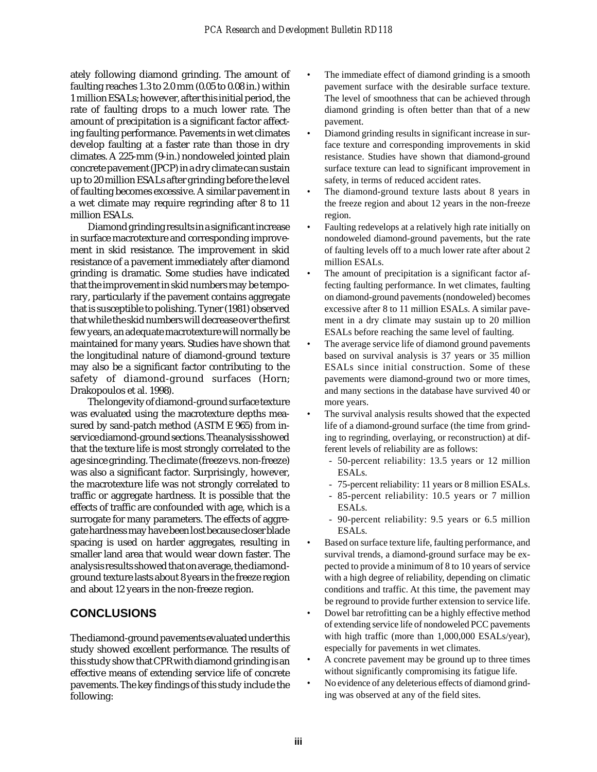ately following diamond grinding. The amount of faulting reaches 1.3 to 2.0 mm (0.05 to 0.08 in.) within 1 million ESALs; however, after this initial period, the rate of faulting drops to a much lower rate. The amount of precipitation is a significant factor affecting faulting performance. Pavements in wet climates develop faulting at a faster rate than those in dry climates. A 225-mm (9-in.) nondoweled jointed plain concrete pavement (JPCP) in a dry climate can sustain up to 20 million ESALs after grinding before the level of faulting becomes excessive. A similar pavement in a wet climate may require regrinding after 8 to 11 million ESALs.

Diamond grinding results in a significant increase in surface macrotexture and corresponding improvement in skid resistance. The improvement in skid resistance of a pavement immediately after diamond grinding is dramatic. Some studies have indicated that the improvement in skid numbers may be temporary, particularly if the pavement contains aggregate that is susceptible to polishing. Tyner (1981) observed that while the skid numbers will decrease over the first few years, an adequate macrotexture will normally be maintained for many years. Studies have shown that the longitudinal nature of diamond-ground texture may also be a significant factor contributing to the safety of diamond-ground surfaces (Horn; Drakopoulos et al. 1998).

The longevity of diamond-ground surface texture was evaluated using the macrotexture depths measured by sand-patch method (ASTM E 965) from in-service diamond-ground sections. The analysis showed that the texture life is most strongly correlated to the age since grinding. The climate (freeze vs. non-freeze) was also a significant factor. Surprisingly, however, the macrotexture life was not strongly correlated to traffic or aggregate hardness. It is possible that the effects of traffic are confounded with age, which is a surrogate for many parameters. The effects of aggregate hardness may have been lost because closer blade spacing is used on harder aggregates, resulting in smaller land area that would wear down faster. The analysis results showed that on average, the diamond-ground texture lasts about 8 years in the freeze region and about 12 years in the non-freeze region.

## CONCLUSIONS

The diamond-ground pavements evaluated under this study showed excellent performance. The results of this study show that CPR with diamond grinding is an effective means of extending service life of concrete pavements. The key findings of this study include the following:

- The immediate effect of diamond grinding is a smooth pavement surface with the desirable surface texture. The level of smoothness that can be achieved through diamond grinding is often better than that of a new pavement.
- Diamond grinding results in significant increase in surface texture and corresponding improvements in skid resistance. Studies have shown that diamond-ground surface texture can lead to significant improvement in safety, in terms of reduced accident rates.
- The diamond-ground texture lasts about 8 years in the freeze region and about 12 years in the non-freeze region.
- Faulting redevelops at a relatively high rate initially on nondoweled diamond-ground pavements, but the rate of faulting levels off to a much lower rate after about 2 million ESALs.
- The amount of precipitation is a significant factor affecting faulting performance. In wet climates, faulting on diamond-ground pavements (nondoweled) becomes excessive after 8 to 11 million ESALs. A similar pavement in a dry climate may sustain up to 20 million ESALs before reaching the same level of faulting.
- The average service life of diamond ground pavements based on survival analysis is 37 years or 35 million ESALs since initial construction. Some of these pavements were diamond-ground two or more times, and many sections in the database have survived 40 or more years.
- The survival analysis results showed that the expected life of a diamond-ground surface (the time from grinding to regrinding, overlaying, or reconstruction) at different levels of reliability are as follows:
  - 50-percent reliability: 13.5 years or 12 million ESALs.
  - 75-percent reliability: 11 years or 8 million ESALs.
  - 85-percent reliability: 10.5 years or 7 million ESALs.
  - 90-percent reliability: 9.5 years or 6.5 million ESALs.
- Based on surface texture life, faulting performance, and survival trends, a diamond-ground surface may be expected to provide a minimum of 8 to 10 years of service with a high degree of reliability, depending on climatic conditions and traffic. At this time, the pavement may be reground to provide further extension to service life.
- Dowel bar retrofitting can be a highly effective method of extending service life of nondoweled PCC pavements with high traffic (more than 1,000,000 ESALs/year), especially for pavements in wet climates.
- A concrete pavement may be ground up to three times without significantly compromising its fatigue life.
- No evidence of any deleterious effects of diamond grinding was observed at any of the field sites.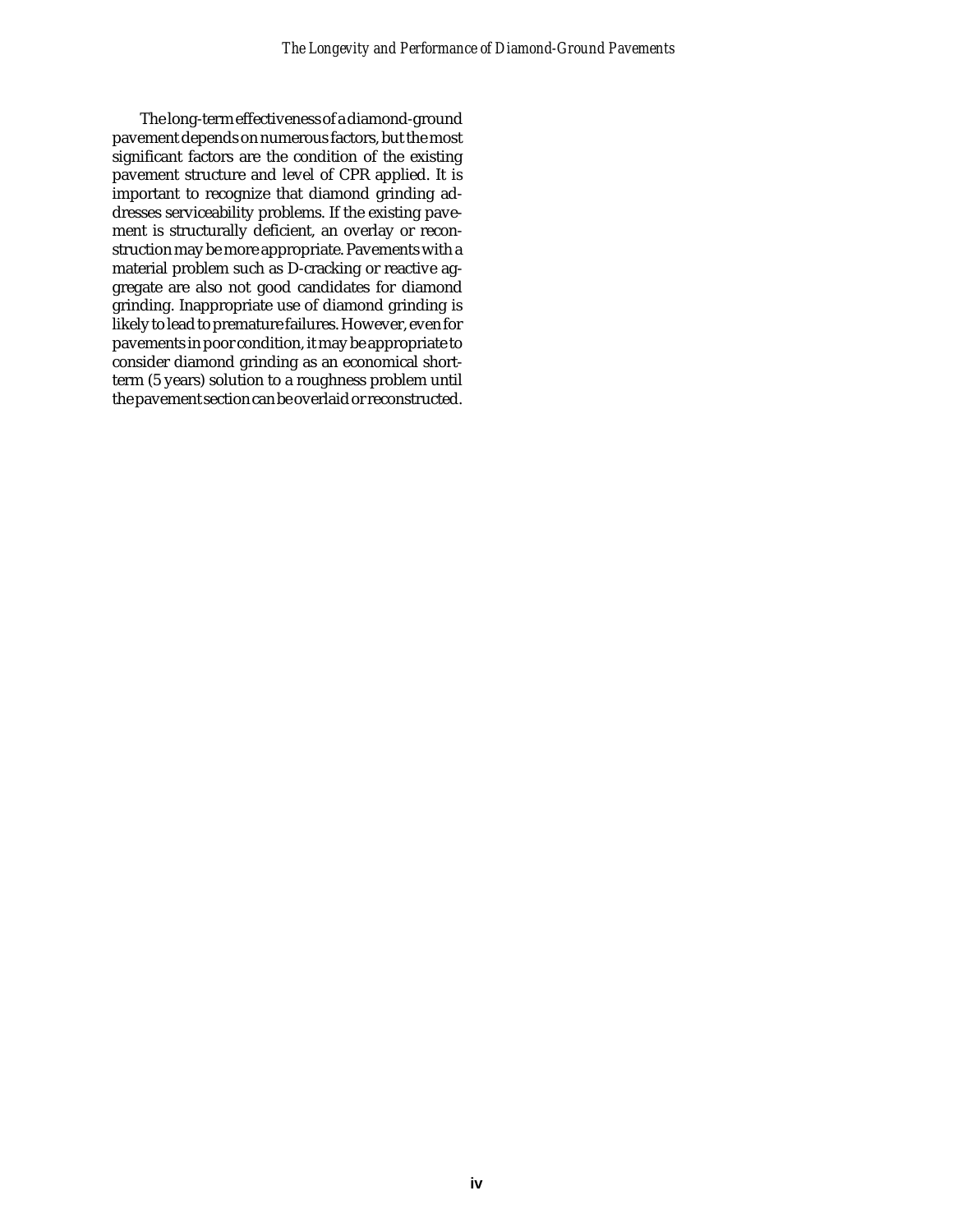The long-term effectiveness of a diamond-ground pavement depends on numerous factors, but the most significant factors are the condition of the existing pavement structure and level of CPR applied. It is important to recognize that diamond grinding addresses serviceability problems. If the existing pavement is structurally deficient, an overlay or reconstruction may be more appropriate. Pavements with a material problem such as D-cracking or reactive aggregate are also not good candidates for diamond grinding. Inappropriate use of diamond grinding is likely to lead to premature failures. However, even for pavements in poor condition, it may be appropriate to consider diamond grinding as an economical short-term (5 years) solution to a roughness problem until the pavement section can be overlaid or reconstructed.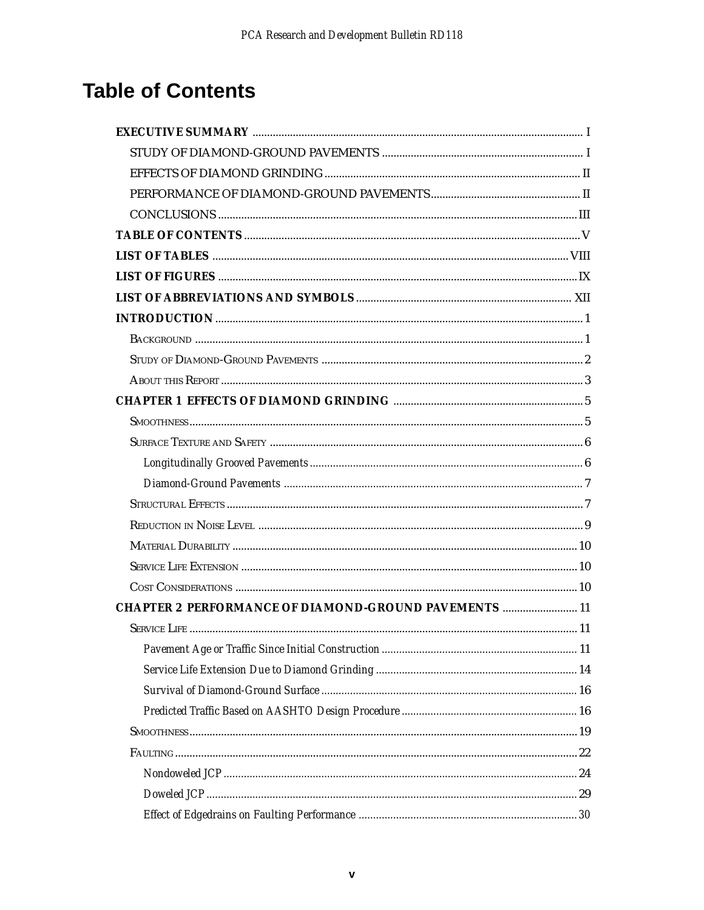# Table of Contents

**EXECUTIVE SUMMARY** ........ I

STUDY OF DIAMOND-GROUND PAVEMENTS ........ I

EFFECTS OF DIAMOND GRINDING ........ II

PERFORMANCE OF DIAMOND-GROUND PAVEMENTS ........ II

CONCLUSIONS ........ III

**TABLE OF CONTENTS** ........ V

**LIST OF TABLES** ........ VIII

**LIST OF FIGURES** ........ IX

**LIST OF ABBREVIATIONS AND SYMBOLS** ........ XII

**INTRODUCTION** ........ 1

Background ........ 1

Study of Diamond-Ground Pavements ........ 2

About this Report ........ 3

**CHAPTER 1 EFFECTS OF DIAMOND GRINDING** ........ 5

Smoothness ........ 5

Surface Texture and Safety ........ 6

*Longitudinally Grooved Pavements* ........ 6

*Diamond-Ground Pavements* ........ 7

Structural Effects ........ 7

Reduction in Noise Level ........ 9

Material Durability ........ 10

Service Life Extension ........ 10

Cost Considerations ........ 10

**CHAPTER 2 PERFORMANCE OF DIAMOND-GROUND PAVEMENTS** ........ 11

Service Life ........ 11

*Pavement Age or Traffic Since Initial Construction* ........ 11

*Service Life Extension Due to Diamond Grinding* ........ 14

*Survival of Diamond-Ground Surface* ........ 16

*Predicted Traffic Based on AASHTO Design Procedure* ........ 16

Smoothness ........ 19

Faulting ........ 22

*Nondoweled JCP* ........ 24

*Doweled JCP* ........ 29

*Effect of Edgedrains on Faulting Performance* ........ 30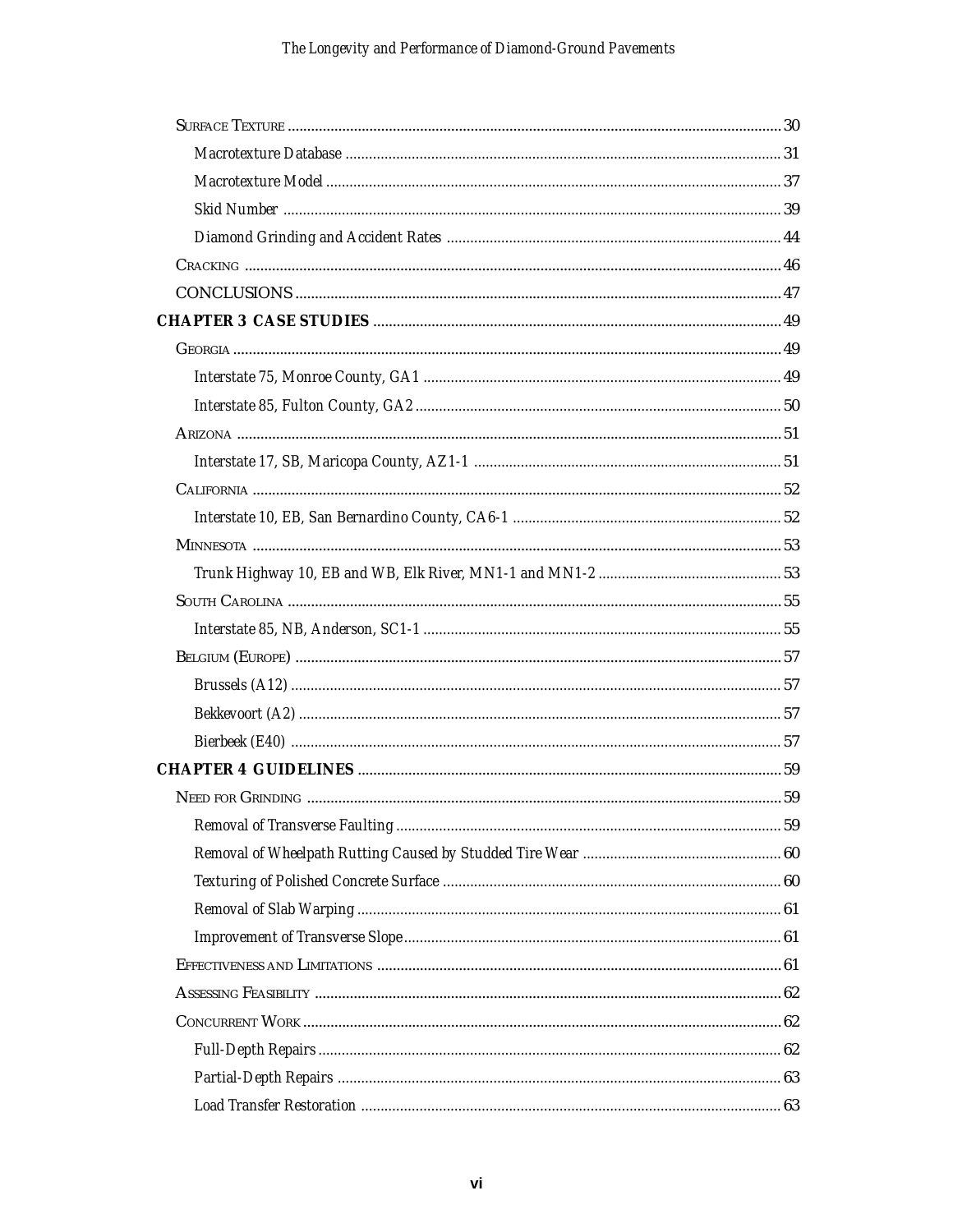Surface Texture ............ 30

*Macrotexture Database* ............ 31

*Macrotexture Model* ............ 37

*Skid Number* ............ 39

*Diamond Grinding and Accident Rates* ............ 44

Cracking ............ 46

CONCLUSIONS ............ 47

**CHAPTER 3 CASE STUDIES** ............ 49

Georgia ............ 49

*Interstate 75, Monroe County, GA1* ............ 49

*Interstate 85, Fulton County, GA2* ............ 50

Arizona ............ 51

*Interstate 17, SB, Maricopa County, AZ1-1* ............ 51

California ............ 52

*Interstate 10, EB, San Bernardino County, CA6-1* ............ 52

Minnesota ............ 53

*Trunk Highway 10, EB and WB, Elk River, MN1-1 and MN1-2* ............ 53

South Carolina ............ 55

*Interstate 85, NB, Anderson, SC1-1* ............ 55

Belgium (Europe) ............ 57

*Brussels (A12)* ............ 57

*Bekkevoort (A2)* ............ 57

*Bierbeek (E40)* ............ 57

**CHAPTER 4 GUIDELINES** ............ 59

Need for Grinding ............ 59

*Removal of Transverse Faulting* ............ 59

*Removal of Wheelpath Rutting Caused by Studded Tire Wear* ............ 60

*Texturing of Polished Concrete Surface* ............ 60

*Removal of Slab Warping* ............ 61

*Improvement of Transverse Slope* ............ 61

Effectiveness and Limitations ............ 61

Assessing Feasibility ............ 62

Concurrent Work ............ 62

*Full-Depth Repairs* ............ 62

*Partial-Depth Repairs* ............ 63

*Load Transfer Restoration* ............ 63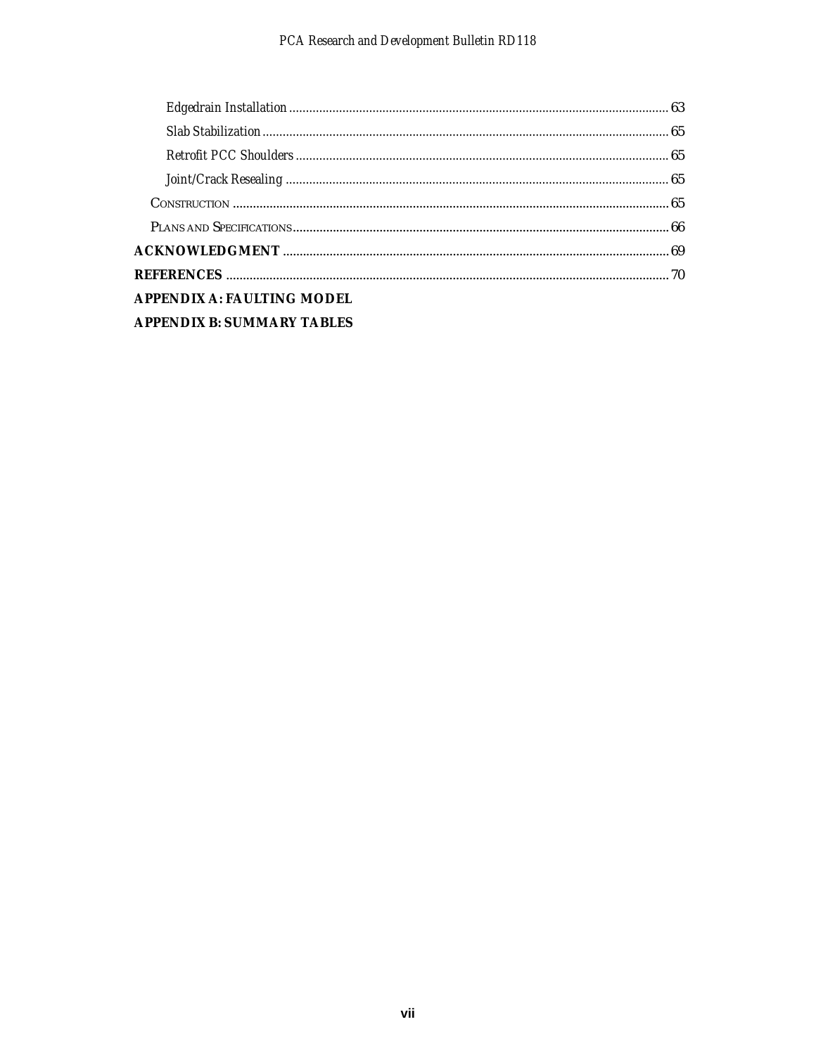Edgedrain Installation ........ 63

Slab Stabilization ........ 65

Retrofit PCC Shoulders ........ 65

Joint/Crack Resealing ........ 65

CONSTRUCTION ........ 65

PLANS AND SPECIFICATIONS ........ 66

**ACKNOWLEDGMENT** ........ 69

**REFERENCES** ........ 70

**APPENDIX A: FAULTING MODEL**

**APPENDIX B: SUMMARY TABLES**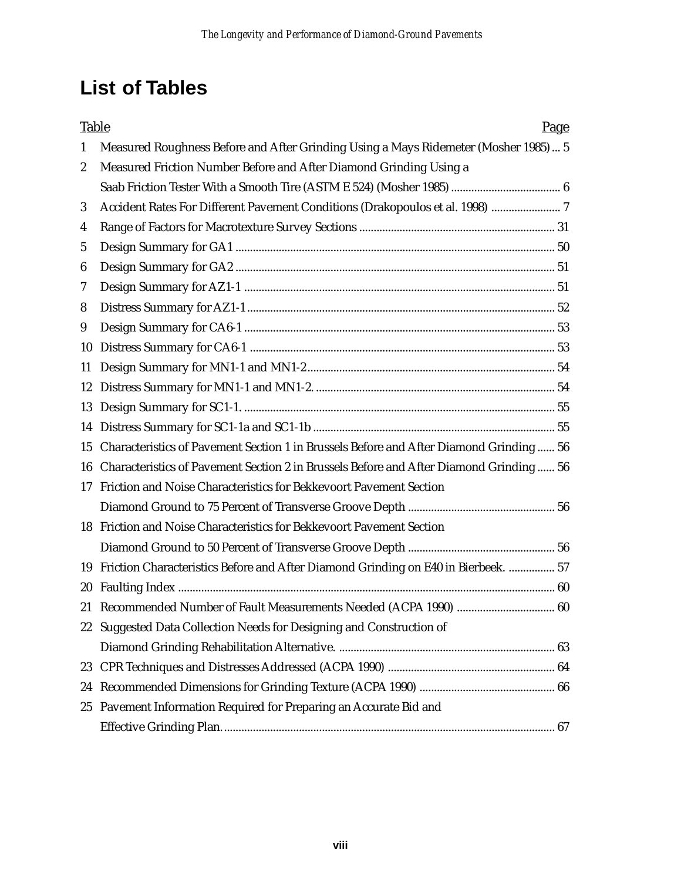# List of Tables

| Table | | Page |
|---|---|---|
| 1 | Measured Roughness Before and After Grinding Using a Mays Ridemeter (Mosher 1985) | 5 |
| 2 | Measured Friction Number Before and After Diamond Grinding Using a Saab Friction Tester With a Smooth Tire (ASTM E 524) (Mosher 1985) | 6 |
| 3 | Accident Rates For Different Pavement Conditions (Drakopoulos et al. 1998) | 7 |
| 4 | Range of Factors for Macrotexture Survey Sections | 31 |
| 5 | Design Summary for GA1 | 50 |
| 6 | Design Summary for GA2 | 51 |
| 7 | Design Summary for AZ1-1 | 51 |
| 8 | Distress Summary for AZ1-1 | 52 |
| 9 | Design Summary for CA6-1 | 53 |
| 10 | Distress Summary for CA6-1 | 53 |
| 11 | Design Summary for MN1-1 and MN1-2 | 54 |
| 12 | Distress Summary for MN1-1 and MN1-2. | 54 |
| 13 | Design Summary for SC1-1. | 55 |
| 14 | Distress Summary for SC1-1a and SC1-1b | 55 |
| 15 | Characteristics of Pavement Section 1 in Brussels Before and After Diamond Grinding | 56 |
| 16 | Characteristics of Pavement Section 2 in Brussels Before and After Diamond Grinding | 56 |
| 17 | Friction and Noise Characteristics for Bekkevoort Pavement Section Diamond Ground to 75 Percent of Transverse Groove Depth | 56 |
| 18 | Friction and Noise Characteristics for Bekkevoort Pavement Section Diamond Ground to 50 Percent of Transverse Groove Depth | 56 |
| 19 | Friction Characteristics Before and After Diamond Grinding on E40 in Bierbeek. | 57 |
| 20 | Faulting Index | 60 |
| 21 | Recommended Number of Fault Measurements Needed (ACPA 1990) | 60 |
| 22 | Suggested Data Collection Needs for Designing and Construction of Diamond Grinding Rehabilitation Alternative. | 63 |
| 23 | CPR Techniques and Distresses Addressed (ACPA 1990) | 64 |
| 24 | Recommended Dimensions for Grinding Texture (ACPA 1990) | 66 |
| 25 | Pavement Information Required for Preparing an Accurate Bid and Effective Grinding Plan. | 67 |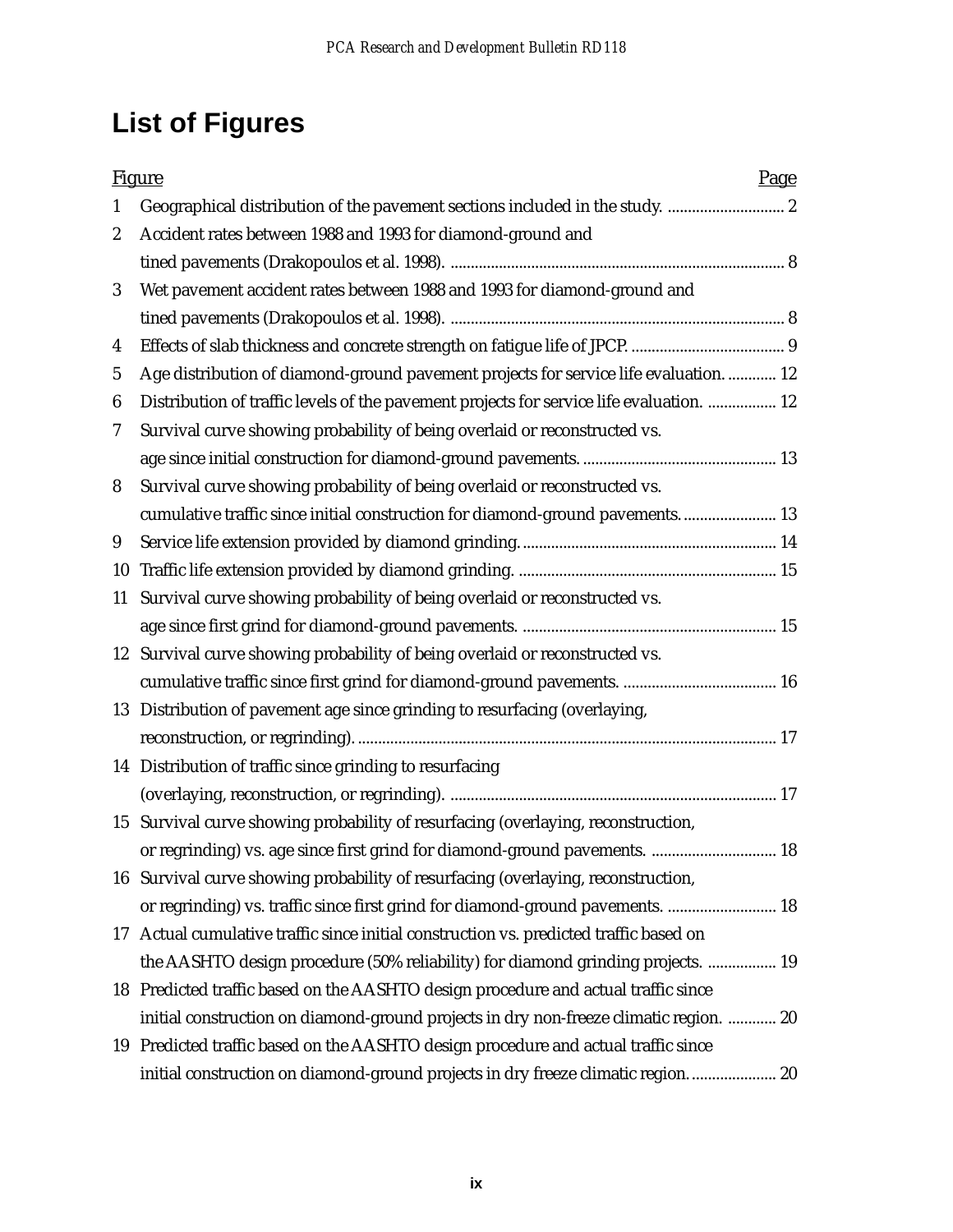# List of Figures

| Figure | | Page |
|---|---|---|
| 1 | Geographical distribution of the pavement sections included in the study. | 2 |
| 2 | Accident rates between 1988 and 1993 for diamond-ground and tined pavements (Drakopoulos et al. 1998). | 8 |
| 3 | Wet pavement accident rates between 1988 and 1993 for diamond-ground and tined pavements (Drakopoulos et al. 1998). | 8 |
| 4 | Effects of slab thickness and concrete strength on fatigue life of JPCP. | 9 |
| 5 | Age distribution of diamond-ground pavement projects for service life evaluation. | 12 |
| 6 | Distribution of traffic levels of the pavement projects for service life evaluation. | 12 |
| 7 | Survival curve showing probability of being overlaid or reconstructed vs. age since initial construction for diamond-ground pavements. | 13 |
| 8 | Survival curve showing probability of being overlaid or reconstructed vs. cumulative traffic since initial construction for diamond-ground pavements. | 13 |
| 9 | Service life extension provided by diamond grinding. | 14 |
| 10 | Traffic life extension provided by diamond grinding. | 15 |
| 11 | Survival curve showing probability of being overlaid or reconstructed vs. age since first grind for diamond-ground pavements. | 15 |
| 12 | Survival curve showing probability of being overlaid or reconstructed vs. cumulative traffic since first grind for diamond-ground pavements. | 16 |
| 13 | Distribution of pavement age since grinding to resurfacing (overlaying, reconstruction, or regrinding). | 17 |
| 14 | Distribution of traffic since grinding to resurfacing (overlaying, reconstruction, or regrinding). | 17 |
| 15 | Survival curve showing probability of resurfacing (overlaying, reconstruction, or regrinding) vs. age since first grind for diamond-ground pavements. | 18 |
| 16 | Survival curve showing probability of resurfacing (overlaying, reconstruction, or regrinding) vs. traffic since first grind for diamond-ground pavements. | 18 |
| 17 | Actual cumulative traffic since initial construction vs. predicted traffic based on the AASHTO design procedure (50% reliability) for diamond grinding projects. | 19 |
| 18 | Predicted traffic based on the AASHTO design procedure and actual traffic since initial construction on diamond-ground projects in dry non-freeze climatic region. | 20 |
| 19 | Predicted traffic based on the AASHTO design procedure and actual traffic since initial construction on diamond-ground projects in dry freeze climatic region. | 20 |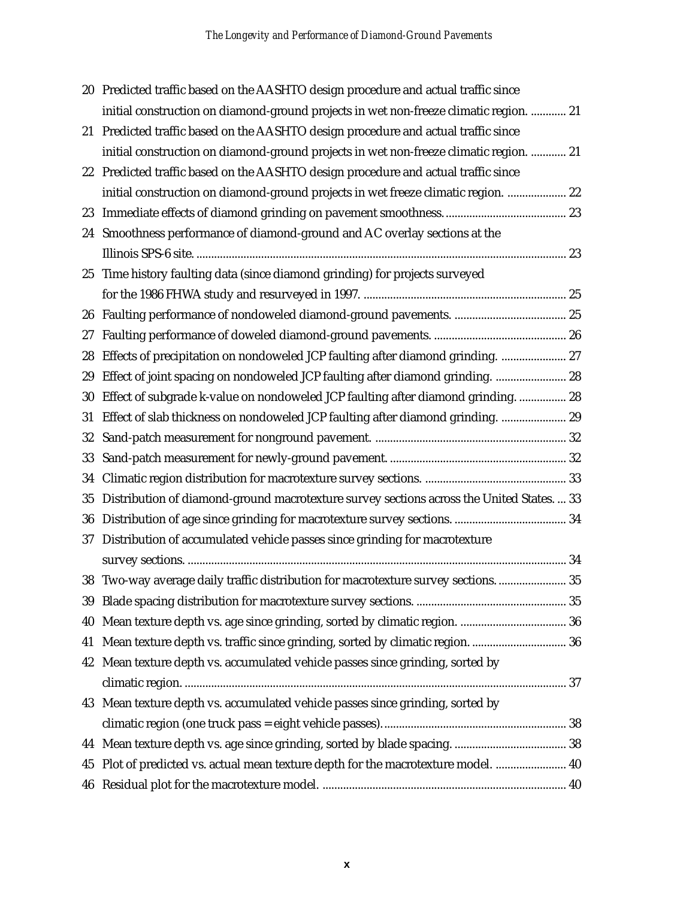20 Predicted traffic based on the AASHTO design procedure and actual traffic since initial construction on diamond-ground projects in wet non-freeze climatic region. ............ 21

21 Predicted traffic based on the AASHTO design procedure and actual traffic since initial construction on diamond-ground projects in wet non-freeze climatic region. ............ 21

22 Predicted traffic based on the AASHTO design procedure and actual traffic since initial construction on diamond-ground projects in wet freeze climatic region. .................... 22

23 Immediate effects of diamond grinding on pavement smoothness. ......................................... 23

24 Smoothness performance of diamond-ground and AC overlay sections at the Illinois SPS-6 site. ............................................................................................................................. 23

25 Time history faulting data (since diamond grinding) for projects surveyed for the 1986 FHWA study and resurveyed in 1997. .................................................................... 25

26 Faulting performance of nondoweled diamond-ground pavements. ...................................... 25

27 Faulting performance of doweled diamond-ground pavements. ............................................. 26

28 Effects of precipitation on nondoweled JCP faulting after diamond grinding. ...................... 27

29 Effect of joint spacing on nondoweled JCP faulting after diamond grinding. ........................ 28

30 Effect of subgrade k-value on nondoweled JCP faulting after diamond grinding. ................ 28

31 Effect of slab thickness on nondoweled JCP faulting after diamond grinding. ...................... 29

32 Sand-patch measurement for nonground pavement. ................................................................. 32

33 Sand-patch measurement for newly-ground pavement. ............................................................ 32

34 Climatic region distribution for macrotexture survey sections. ................................................ 33

35 Distribution of diamond-ground macrotexture survey sections across the United States. ... 33

36 Distribution of age since grinding for macrotexture survey sections. ...................................... 34

37 Distribution of accumulated vehicle passes since grinding for macrotexture survey sections. ................................................................................................................................ 34

38 Two-way average daily traffic distribution for macrotexture survey sections. ....................... 35

39 Blade spacing distribution for macrotexture survey sections. ................................................... 35

40 Mean texture depth vs. age since grinding, sorted by climatic region. .................................... 36

41 Mean texture depth vs. traffic since grinding, sorted by climatic region. ................................ 36

42 Mean texture depth vs. accumulated vehicle passes since grinding, sorted by climatic region. ................................................................................................................................. 37

43 Mean texture depth vs. accumulated vehicle passes since grinding, sorted by climatic region (one truck pass = eight vehicle passes). .............................................................. 38

44 Mean texture depth vs. age since grinding, sorted by blade spacing. ...................................... 38

45 Plot of predicted vs. actual mean texture depth for the macrotexture model. ........................ 40

46 Residual plot for the macrotexture model. .................................................................................. 40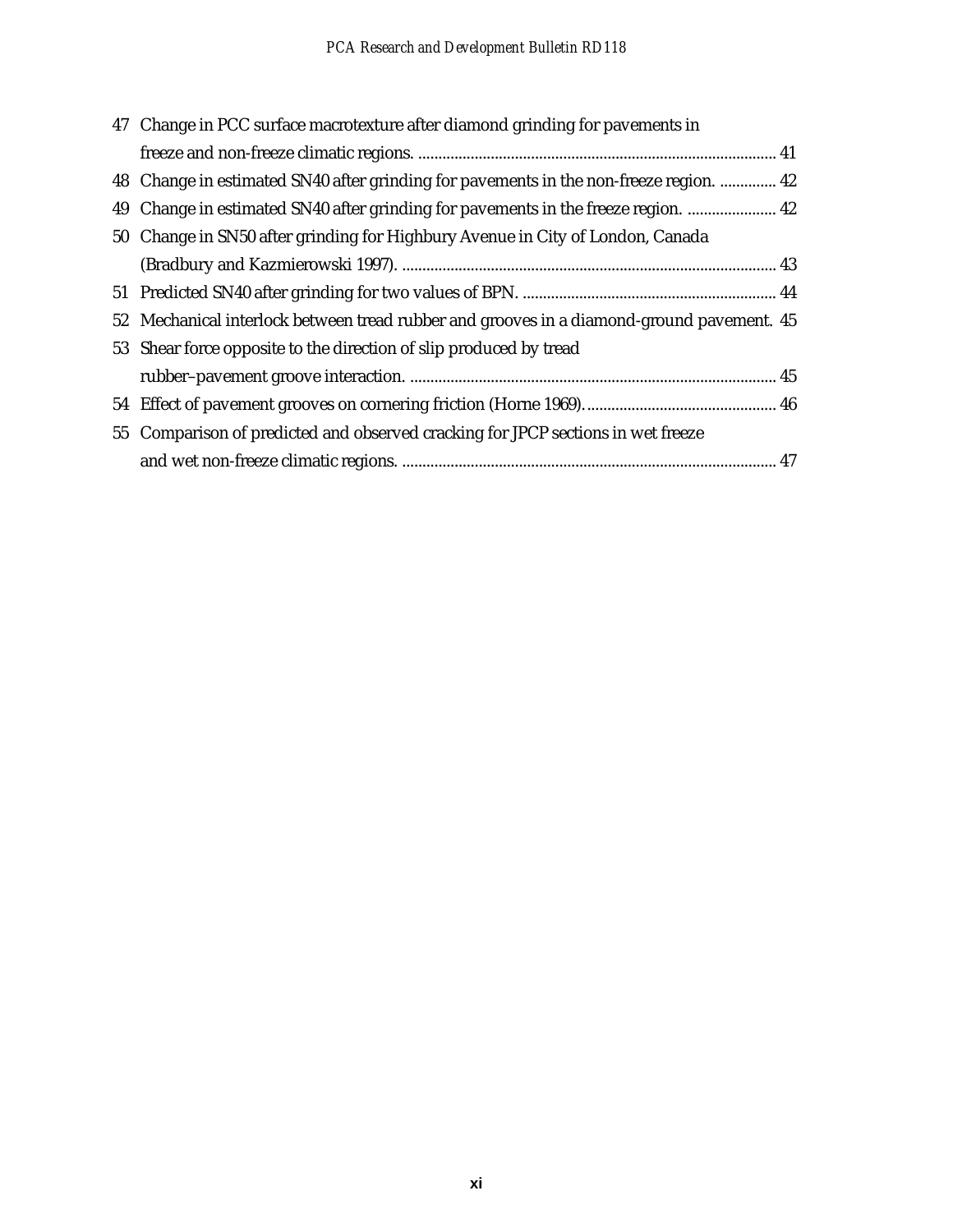47 Change in PCC surface macrotexture after diamond grinding for pavements in freeze and non-freeze climatic regions. ........................................................................................ 41

48 Change in estimated SN40 after grinding for pavements in the non-freeze region. .............. 42

49 Change in estimated SN40 after grinding for pavements in the freeze region. ...................... 42

50 Change in SN50 after grinding for Highbury Avenue in City of London, Canada (Bradbury and Kazmierowski 1997). ............................................................................................ 43

51 Predicted SN40 after grinding for two values of BPN. ............................................................... 44

52 Mechanical interlock between tread rubber and grooves in a diamond-ground pavement. 45

53 Shear force opposite to the direction of slip produced by tread rubber–pavement groove interaction. .......................................................................................... 45

54 Effect of pavement grooves on cornering friction (Horne 1969)............................................... 46

55 Comparison of predicted and observed cracking for JPCP sections in wet freeze and wet non-freeze climatic regions. ............................................................................................ 47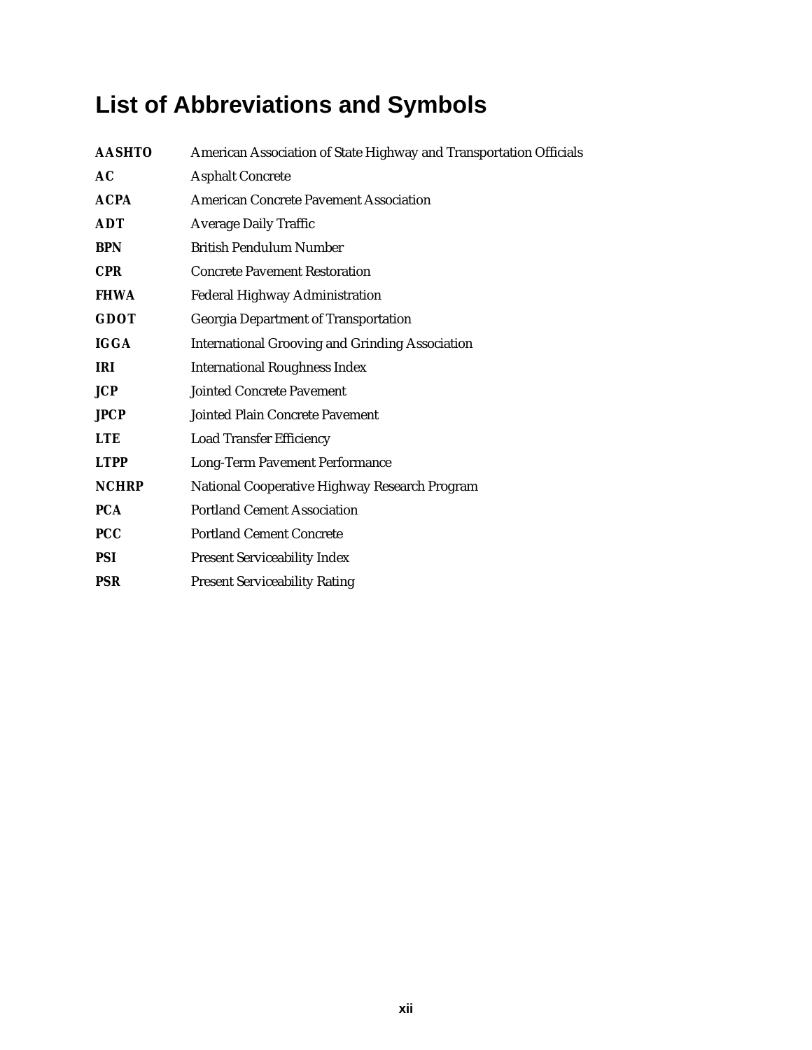# List of Abbreviations and Symbols

| | |
|---|---|
| **AASHTO** | American Association of State Highway and Transportation Officials |
| **AC** | Asphalt Concrete |
| **ACPA** | American Concrete Pavement Association |
| **ADT** | Average Daily Traffic |
| **BPN** | British Pendulum Number |
| **CPR** | Concrete Pavement Restoration |
| **FHWA** | Federal Highway Administration |
| **GDOT** | Georgia Department of Transportation |
| **IGGA** | International Grooving and Grinding Association |
| **IRI** | International Roughness Index |
| **JCP** | Jointed Concrete Pavement |
| **JPCP** | Jointed Plain Concrete Pavement |
| **LTE** | Load Transfer Efficiency |
| **LTPP** | Long-Term Pavement Performance |
| **NCHRP** | National Cooperative Highway Research Program |
| **PCA** | Portland Cement Association |
| **PCC** | Portland Cement Concrete |
| **PSI** | Present Serviceability Index |
| **PSR** | Present Serviceability Rating |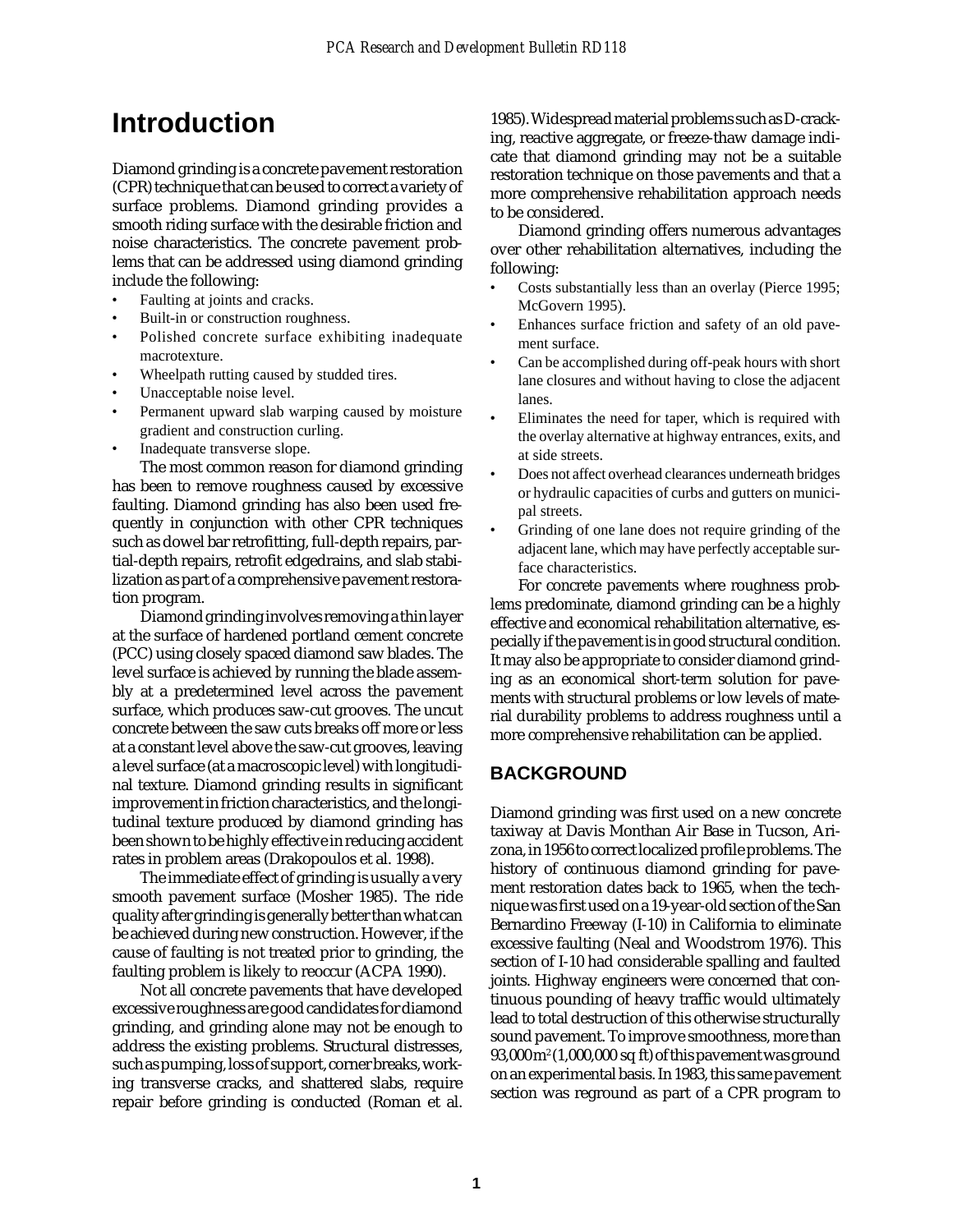# Introduction

Diamond grinding is a concrete pavement restoration (CPR) technique that can be used to correct a variety of surface problems. Diamond grinding provides a smooth riding surface with the desirable friction and noise characteristics. The concrete pavement problems that can be addressed using diamond grinding include the following:

- Faulting at joints and cracks.
- Built-in or construction roughness.
- Polished concrete surface exhibiting inadequate macrotexture.
- Wheelpath rutting caused by studded tires.
- Unacceptable noise level.
- Permanent upward slab warping caused by moisture gradient and construction curling.
- Inadequate transverse slope.

The most common reason for diamond grinding has been to remove roughness caused by excessive faulting. Diamond grinding has also been used frequently in conjunction with other CPR techniques such as dowel bar retrofitting, full-depth repairs, partial-depth repairs, retrofit edgedrains, and slab stabilization as part of a comprehensive pavement restoration program.

Diamond grinding involves removing a thin layer at the surface of hardened portland cement concrete (PCC) using closely spaced diamond saw blades. The level surface is achieved by running the blade assembly at a predetermined level across the pavement surface, which produces saw-cut grooves. The uncut concrete between the saw cuts breaks off more or less at a constant level above the saw-cut grooves, leaving a level surface (at a macroscopic level) with longitudinal texture. Diamond grinding results in significant improvement in friction characteristics, and the longitudinal texture produced by diamond grinding has been shown to be highly effective in reducing accident rates in problem areas (Drakopoulos et al. 1998).

The immediate effect of grinding is usually a very smooth pavement surface (Mosher 1985). The ride quality after grinding is generally better than what can be achieved during new construction. However, if the cause of faulting is not treated prior to grinding, the faulting problem is likely to reoccur (ACPA 1990).

Not all concrete pavements that have developed excessive roughness are good candidates for diamond grinding, and grinding alone may not be enough to address the existing problems. Structural distresses, such as pumping, loss of support, corner breaks, working transverse cracks, and shattered slabs, require repair before grinding is conducted (Roman et al. 1985). Widespread material problems such as D-cracking, reactive aggregate, or freeze-thaw damage indicate that diamond grinding may not be a suitable restoration technique on those pavements and that a more comprehensive rehabilitation approach needs to be considered.

Diamond grinding offers numerous advantages over other rehabilitation alternatives, including the following:

- Costs substantially less than an overlay (Pierce 1995; McGovern 1995).
- Enhances surface friction and safety of an old pavement surface.
- Can be accomplished during off-peak hours with short lane closures and without having to close the adjacent lanes.
- Eliminates the need for taper, which is required with the overlay alternative at highway entrances, exits, and at side streets.
- Does not affect overhead clearances underneath bridges or hydraulic capacities of curbs and gutters on municipal streets.
- Grinding of one lane does not require grinding of the adjacent lane, which may have perfectly acceptable surface characteristics.

For concrete pavements where roughness problems predominate, diamond grinding can be a highly effective and economical rehabilitation alternative, especially if the pavement is in good structural condition. It may also be appropriate to consider diamond grinding as an economical short-term solution for pavements with structural problems or low levels of material durability problems to address roughness until a more comprehensive rehabilitation can be applied.

## BACKGROUND

Diamond grinding was first used on a new concrete taxiway at Davis Monthan Air Base in Tucson, Arizona, in 1956 to correct localized profile problems. The history of continuous diamond grinding for pavement restoration dates back to 1965, when the technique was first used on a 19-year-old section of the San Bernardino Freeway (I-10) in California to eliminate excessive faulting (Neal and Woodstrom 1976). This section of I-10 had considerable spalling and faulted joints. Highway engineers were concerned that continuous pounding of heavy traffic would ultimately lead to total destruction of this otherwise structurally sound pavement. To improve smoothness, more than 93,000 $m^2$ (1,000,000 sq ft) of this pavement was ground on an experimental basis. In 1983, this same pavement section was reground as part of a CPR program to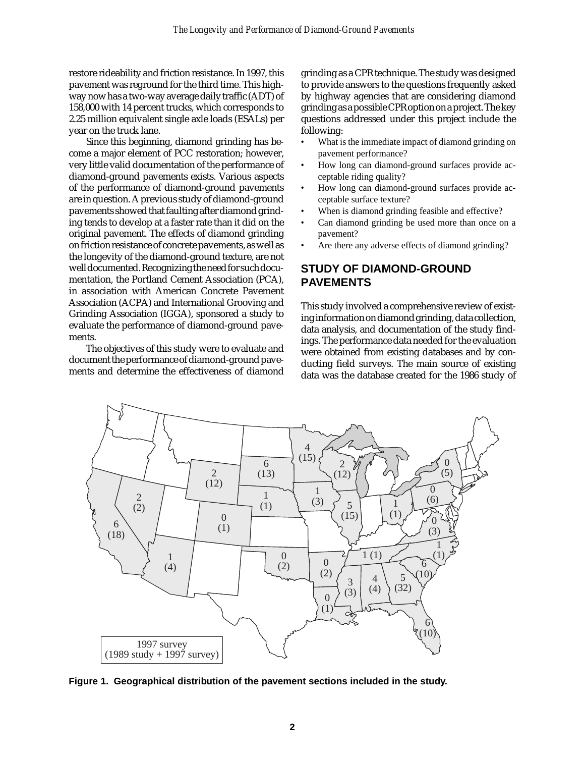restore rideability and friction resistance. In 1997, this pavement was reground for the third time. This highway now has a two-way average daily traffic (ADT) of 158,000 with 14 percent trucks, which corresponds to 2.25 million equivalent single axle loads (ESALs) per year on the truck lane.

Since this beginning, diamond grinding has become a major element of PCC restoration; however, very little valid documentation of the performance of diamond-ground pavements exists. Various aspects of the performance of diamond-ground pavements are in question. A previous study of diamond-ground pavements showed that faulting after diamond grinding tends to develop at a faster rate than it did on the original pavement. The effects of diamond grinding on friction resistance of concrete pavements, as well as the longevity of the diamond-ground texture, are not well documented. Recognizing the need for such documentation, the Portland Cement Association (PCA), in association with American Concrete Pavement Association (ACPA) and International Grooving and Grinding Association (IGGA), sponsored a study to evaluate the performance of diamond-ground pavements.

The objectives of this study were to evaluate and document the performance of diamond-ground pavements and determine the effectiveness of diamond grinding as a CPR technique. The study was designed to provide answers to the questions frequently asked by highway agencies that are considering diamond grinding as a possible CPR option on a project. The key questions addressed under this project include the following:

- What is the immediate impact of diamond grinding on pavement performance?
- How long can diamond-ground surfaces provide acceptable riding quality?
- How long can diamond-ground surfaces provide acceptable surface texture?
- When is diamond grinding feasible and effective?
- Can diamond grinding be used more than once on a pavement?
- Are there any adverse effects of diamond grinding?

## STUDY OF DIAMOND-GROUND PAVEMENTS

This study involved a comprehensive review of existing information on diamond grinding, data collection, data analysis, and documentation of the study findings. The performance data needed for the evaluation were obtained from existing databases and by conducting field surveys. The main source of existing data was the database created for the 1986 study of

**Figure 1. Geographical distribution of the pavement sections included in the study.**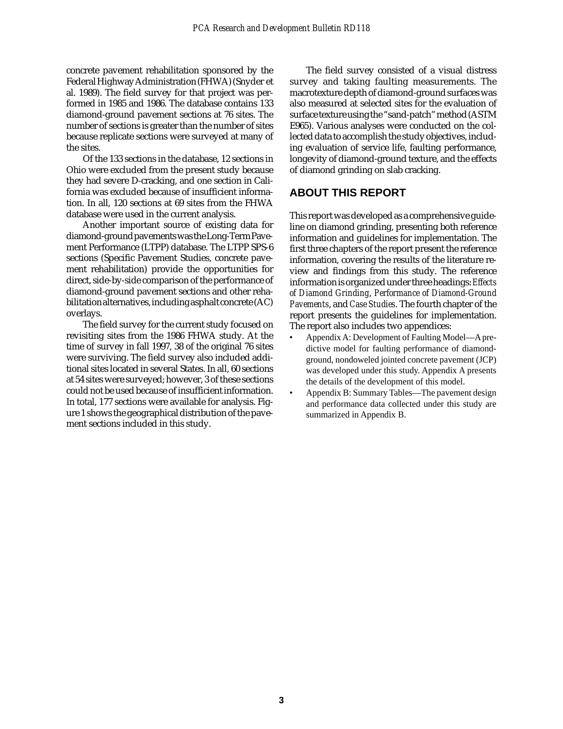concrete pavement rehabilitation sponsored by the Federal Highway Administration (FHWA) (Snyder et al. 1989). The field survey for that project was performed in 1985 and 1986. The database contains 133 diamond-ground pavement sections at 76 sites. The number of sections is greater than the number of sites because replicate sections were surveyed at many of the sites.

Of the 133 sections in the database, 12 sections in Ohio were excluded from the present study because they had severe D-cracking, and one section in California was excluded because of insufficient information. In all, 120 sections at 69 sites from the FHWA database were used in the current analysis.

Another important source of existing data for diamond-ground pavements was the Long-Term Pavement Performance (LTPP) database. The LTPP SPS-6 sections (Specific Pavement Studies, concrete pavement rehabilitation) provide the opportunities for direct, side-by-side comparison of the performance of diamond-ground pavement sections and other rehabilitation alternatives, including asphalt concrete (AC) overlays.

The field survey for the current study focused on revisiting sites from the 1986 FHWA study. At the time of survey in fall 1997, 38 of the original 76 sites were surviving. The field survey also included additional sites located in several States. In all, 60 sections at 54 sites were surveyed; however, 3 of these sections could not be used because of insufficient information. In total, 177 sections were available for analysis. Figure 1 shows the geographical distribution of the pavement sections included in this study.

The field survey consisted of a visual distress survey and taking faulting measurements. The macrotexture depth of diamond-ground surfaces was also measured at selected sites for the evaluation of surface texture using the "sand-patch" method (ASTM E965). Various analyses were conducted on the collected data to accomplish the study objectives, including evaluation of service life, faulting performance, longevity of diamond-ground texture, and the effects of diamond grinding on slab cracking.

## ABOUT THIS REPORT

This report was developed as a comprehensive guideline on diamond grinding, presenting both reference information and guidelines for implementation. The first three chapters of the report present the reference information, covering the results of the literature review and findings from this study. The reference information is organized under three headings: *Effects of Diamond Grinding*, *Performance of Diamond-Ground Pavements*, and *Case Studies*. The fourth chapter of the report presents the guidelines for implementation. The report also includes two appendices:

- Appendix A: Development of Faulting Model—A predictive model for faulting performance of diamond-ground, nondoweled jointed concrete pavement (JCP) was developed under this study. Appendix A presents the details of the development of this model.
- Appendix B: Summary Tables—The pavement design and performance data collected under this study are summarized in Appendix B.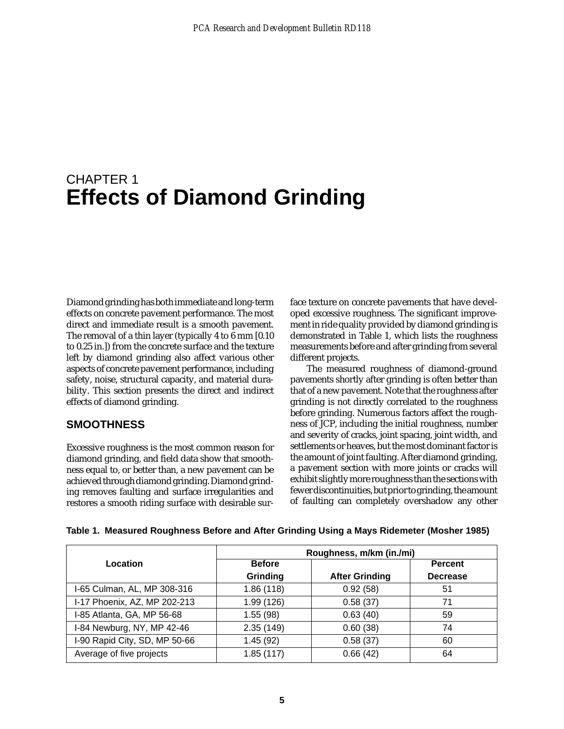# CHAPTER 1
# Effects of Diamond Grinding

Diamond grinding has both immediate and long-term effects on concrete pavement performance. The most direct and immediate result is a smooth pavement. The removal of a thin layer (typically 4 to 6 mm [0.10 to 0.25 in.]) from the concrete surface and the texture left by diamond grinding also affect various other aspects of concrete pavement performance, including safety, noise, structural capacity, and material durability. This section presents the direct and indirect effects of diamond grinding.

## SMOOTHNESS

Excessive roughness is the most common reason for diamond grinding, and field data show that smoothness equal to, or better than, a new pavement can be achieved through diamond grinding. Diamond grinding removes faulting and surface irregularities and restores a smooth riding surface with desirable surface texture on concrete pavements that have developed excessive roughness. The significant improvement in ride quality provided by diamond grinding is demonstrated in Table 1, which lists the roughness measurements before and after grinding from several different projects.

The measured roughness of diamond-ground pavements shortly after grinding is often better than that of a new pavement. Note that the roughness after grinding is not directly correlated to the roughness before grinding. Numerous factors affect the roughness of JCP, including the initial roughness, number and severity of cracks, joint spacing, joint width, and settlements or heaves, but the most dominant factor is the amount of joint faulting. After diamond grinding, a pavement section with more joints or cracks will exhibit slightly more roughness than the sections with fewer discontinuities, but prior to grinding, the amount of faulting can completely overshadow any other

**Table 1. Measured Roughness Before and After Grinding Using a Mays Ridemeter (Mosher 1985)**

| Location | Roughness, m/km (in./mi) | | |
|---|---|---|---|
| | Before Grinding | After Grinding | Percent Decrease |
| I-65 Culman, AL, MP 308-316 | 1.86 (118) | 0.92 (58) | 51 |
| I-17 Phoenix, AZ, MP 202-213 | 1.99 (126) | 0.58 (37) | 71 |
| I-85 Atlanta, GA, MP 56-68 | 1.55 (98) | 0.63 (40) | 59 |
| I-84 Newburg, NY, MP 42-46 | 2.35 (149) | 0.60 (38) | 74 |
| I-90 Rapid City, SD, MP 50-66 | 1.45 (92) | 0.58 (37) | 60 |
| Average of five projects | 1.85 (117) | 0.66 (42) | 64 |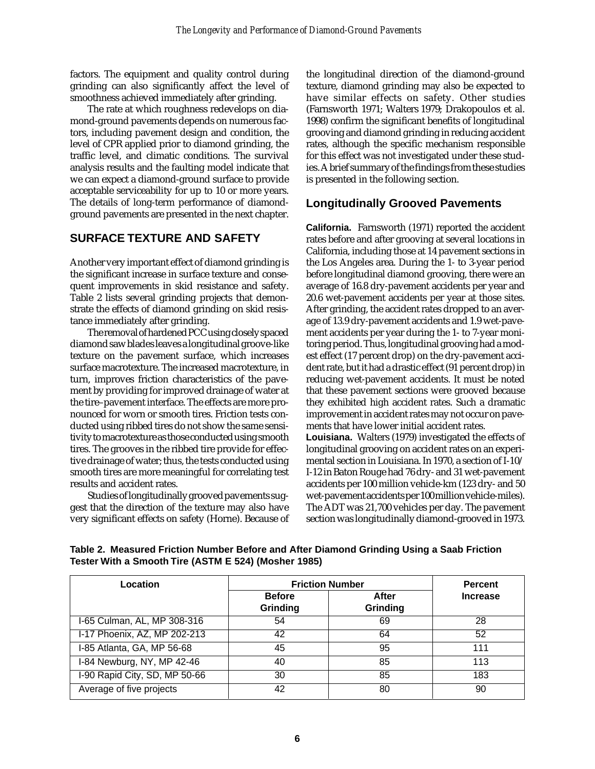factors. The equipment and quality control during grinding can also significantly affect the level of smoothness achieved immediately after grinding.

The rate at which roughness redevelops on diamond-ground pavements depends on numerous factors, including pavement design and condition, the level of CPR applied prior to diamond grinding, the traffic level, and climatic conditions. The survival analysis results and the faulting model indicate that we can expect a diamond-ground surface to provide acceptable serviceability for up to 10 or more years. The details of long-term performance of diamond-ground pavements are presented in the next chapter.

## SURFACE TEXTURE AND SAFETY

Another very important effect of diamond grinding is the significant increase in surface texture and consequent improvements in skid resistance and safety. Table 2 lists several grinding projects that demonstrate the effects of diamond grinding on skid resistance immediately after grinding.

The removal of hardened PCC using closely spaced diamond saw blades leaves a longitudinal groove-like texture on the pavement surface, which increases surface macrotexture. The increased macrotexture, in turn, improves friction characteristics of the pavement by providing for improved drainage of water at the tire–pavement interface. The effects are more pronounced for worn or smooth tires. Friction tests conducted using ribbed tires do not show the same sensitivity to macrotexture as those conducted using smooth tires. The grooves in the ribbed tire provide for effective drainage of water; thus, the tests conducted using smooth tires are more meaningful for correlating test results and accident rates.

Studies of longitudinally grooved pavements suggest that the direction of the texture may also have very significant effects on safety (Horne). Because of the longitudinal direction of the diamond-ground texture, diamond grinding may also be expected to have similar effects on safety. Other studies (Farnsworth 1971; Walters 1979; Drakopoulos et al. 1998) confirm the significant benefits of longitudinal grooving and diamond grinding in reducing accident rates, although the specific mechanism responsible for this effect was not investigated under these studies. A brief summary of the findings from these studies is presented in the following section.

### Longitudinally Grooved Pavements

**California.** Farnsworth (1971) reported the accident rates before and after grooving at several locations in California, including those at 14 pavement sections in the Los Angeles area. During the 1- to 3-year period before longitudinal diamond grooving, there were an average of 16.8 dry-pavement accidents per year and 20.6 wet-pavement accidents per year at those sites. After grinding, the accident rates dropped to an average of 13.9 dry-pavement accidents and 1.9 wet-pavement accidents per year during the 1- to 7-year monitoring period. Thus, longitudinal grooving had a modest effect (17 percent drop) on the dry-pavement accident rate, but it had a drastic effect (91 percent drop) in reducing wet-pavement accidents. It must be noted that these pavement sections were grooved because they exhibited high accident rates. Such a dramatic improvement in accident rates may not occur on pavements that have lower initial accident rates.

**Louisiana.** Walters (1979) investigated the effects of longitudinal grooving on accident rates on an experimental section in Louisiana. In 1970, a section of I-10/I-12 in Baton Rouge had 76 dry- and 31 wet-pavement accidents per 100 million vehicle-km (123 dry- and 50 wet-pavement accidents per 100 million vehicle-miles). The ADT was 21,700 vehicles per day. The pavement section was longitudinally diamond-grooved in 1973.

**Table 2. Measured Friction Number Before and After Diamond Grinding Using a Saab Friction Tester With a Smooth Tire (ASTM E 524) (Mosher 1985)**

| Location | Friction Number | | Percent Increase |
|---|---|---|---|
| | Before Grinding | After Grinding | |
| I-65 Culman, AL, MP 308-316 | 54 | 69 | 28 |
| I-17 Phoenix, AZ, MP 202-213 | 42 | 64 | 52 |
| I-85 Atlanta, GA, MP 56-68 | 45 | 95 | 111 |
| I-84 Newburg, NY, MP 42-46 | 40 | 85 | 113 |
| I-90 Rapid City, SD, MP 50-66 | 30 | 85 | 183 |
| Average of five projects | 42 | 80 | 90 |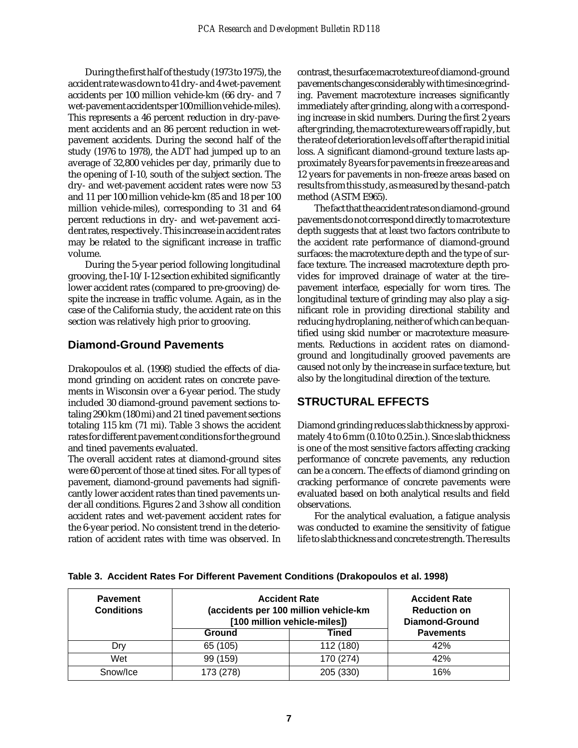During the first half of the study (1973 to 1975), the accident rate was down to 41 dry- and 4 wet-pavement accidents per 100 million vehicle-km (66 dry- and 7 wet-pavement accidents per 100 million vehicle-miles). This represents a 46 percent reduction in dry-pavement accidents and an 86 percent reduction in wet-pavement accidents. During the second half of the study (1976 to 1978), the ADT had jumped up to an average of 32,800 vehicles per day, primarily due to the opening of I-10, south of the subject section. The dry- and wet-pavement accident rates were now 53 and 11 per 100 million vehicle-km (85 and 18 per 100 million vehicle-miles), corresponding to 31 and 64 percent reductions in dry- and wet-pavement accident rates, respectively. This increase in accident rates may be related to the significant increase in traffic volume.

During the 5-year period following longitudinal grooving, the I-10/I-12 section exhibited significantly lower accident rates (compared to pre-grooving) despite the increase in traffic volume. Again, as in the case of the California study, the accident rate on this section was relatively high prior to grooving.

## Diamond-Ground Pavements

Drakopoulos et al. (1998) studied the effects of diamond grinding on accident rates on concrete pavements in Wisconsin over a 6-year period. The study included 30 diamond-ground pavement sections totaling 290 km (180 mi) and 21 tined pavement sections totaling 115 km (71 mi). Table 3 shows the accident rates for different pavement conditions for the ground and tined pavements evaluated.

The overall accident rates at diamond-ground sites were 60 percent of those at tined sites. For all types of pavement, diamond-ground pavements had significantly lower accident rates than tined pavements under all conditions. Figures 2 and 3 show all condition accident rates and wet-pavement accident rates for the 6-year period. No consistent trend in the deterioration of accident rates with time was observed. In contrast, the surface macrotexture of diamond-ground pavements changes considerably with time since grinding. Pavement macrotexture increases significantly immediately after grinding, along with a corresponding increase in skid numbers. During the first 2 years after grinding, the macrotexture wears off rapidly, but the rate of deterioration levels off after the rapid initial loss. A significant diamond-ground texture lasts approximately 8 years for pavements in freeze areas and 12 years for pavements in non-freeze areas based on results from this study, as measured by the sand-patch method (ASTM E965).

The fact that the accident rates on diamond-ground pavements do not correspond directly to macrotexture depth suggests that at least two factors contribute to the accident rate performance of diamond-ground surfaces: the macrotexture depth and the type of surface texture. The increased macrotexture depth provides for improved drainage of water at the tire–pavement interface, especially for worn tires. The longitudinal texture of grinding may also play a significant role in providing directional stability and reducing hydroplaning, neither of which can be quantified using skid number or macrotexture measurements. Reductions in accident rates on diamond-ground and longitudinally grooved pavements are caused not only by the increase in surface texture, but also by the longitudinal direction of the texture.

## STRUCTURAL EFFECTS

Diamond grinding reduces slab thickness by approximately 4 to 6 mm (0.10 to 0.25 in.). Since slab thickness is one of the most sensitive factors affecting cracking performance of concrete pavements, any reduction can be a concern. The effects of diamond grinding on cracking performance of concrete pavements were evaluated based on both analytical results and field observations.

For the analytical evaluation, a fatigue analysis was conducted to examine the sensitivity of fatigue life to slab thickness and concrete strength. The results

**Table 3. Accident Rates For Different Pavement Conditions (Drakopoulos et al. 1998)**

| Pavement Conditions | Accident Rate (accidents per 100 million vehicle-km [100 million vehicle-miles]) | | Accident Rate Reduction on Diamond-Ground Pavements |
|---|---|---|---|
| | Ground | Tined | |
| Dry | 65 (105) | 112 (180) | 42% |
| Wet | 99 (159) | 170 (274) | 42% |
| Snow/Ice | 173 (278) | 205 (330) | 16% |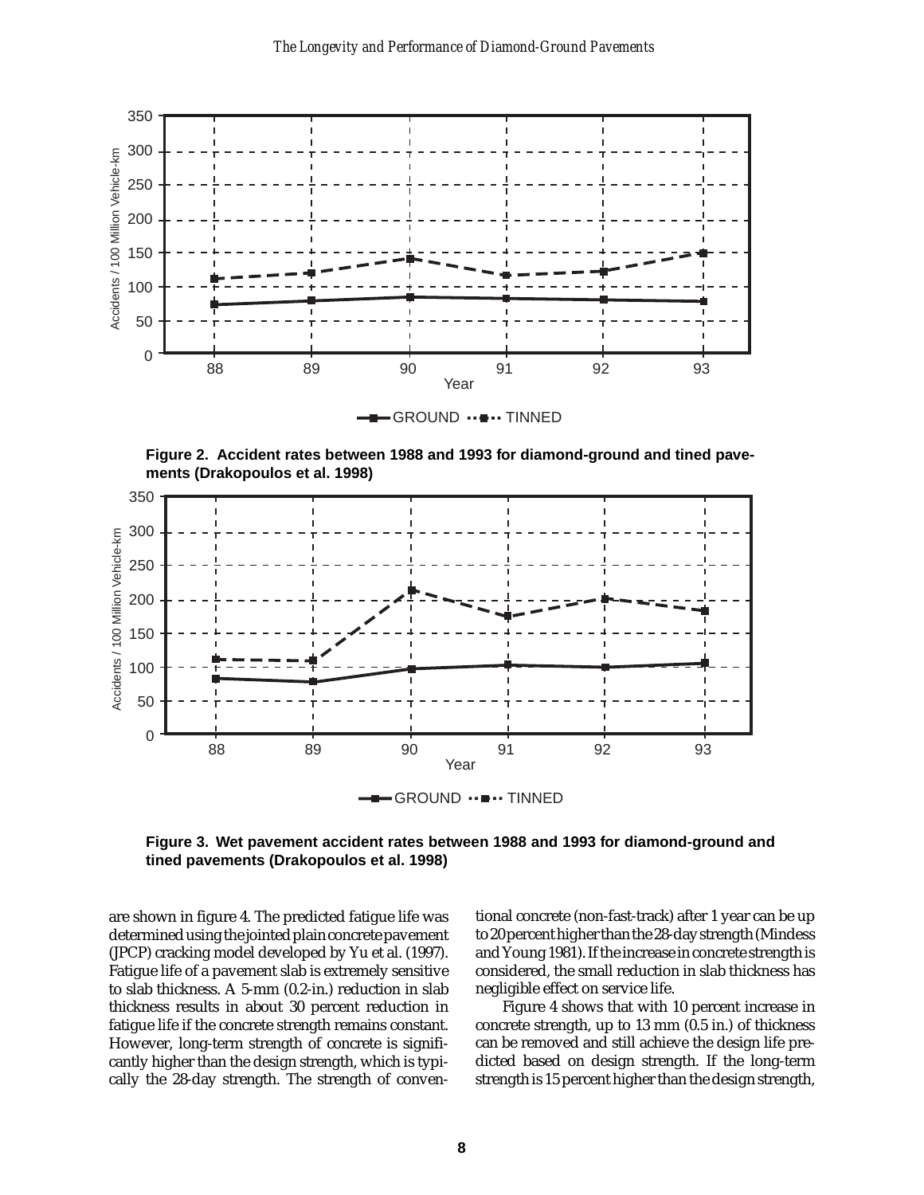**Figure 2. Accident rates between 1988 and 1993 for diamond-ground and tined pavements (Drakopoulos et al. 1998)**

**Figure 3. Wet pavement accident rates between 1988 and 1993 for diamond-ground and tined pavements (Drakopoulos et al. 1998)**

are shown in figure 4. The predicted fatigue life was determined using the jointed plain concrete pavement (JPCP) cracking model developed by Yu et al. (1997). Fatigue life of a pavement slab is extremely sensitive to slab thickness. A 5-mm (0.2-in.) reduction in slab thickness results in about 30 percent reduction in fatigue life if the concrete strength remains constant. However, long-term strength of concrete is significantly higher than the design strength, which is typically the 28-day strength. The strength of conventional concrete (non-fast-track) after 1 year can be up to 20 percent higher than the 28-day strength (Mindess and Young 1981). If the increase in concrete strength is considered, the small reduction in slab thickness has negligible effect on service life.

Figure 4 shows that with 10 percent increase in concrete strength, up to 13 mm (0.5 in.) of thickness can be removed and still achieve the design life predicted based on design strength. If the long-term strength is 15 percent higher than the design strength,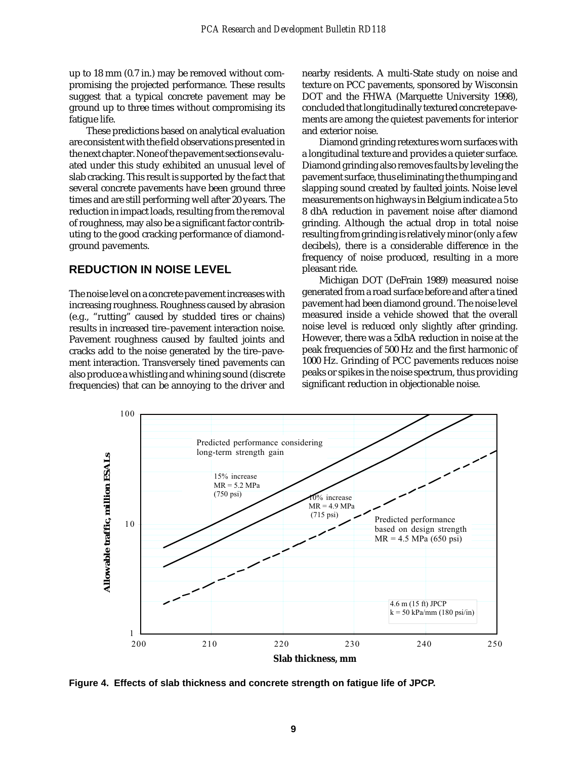up to 18 mm (0.7 in.) may be removed without compromising the projected performance. These results suggest that a typical concrete pavement may be ground up to three times without compromising its fatigue life.

These predictions based on analytical evaluation are consistent with the field observations presented in the next chapter. None of the pavement sections evaluated under this study exhibited an unusual level of slab cracking. This result is supported by the fact that several concrete pavements have been ground three times and are still performing well after 20 years. The reduction in impact loads, resulting from the removal of roughness, may also be a significant factor contributing to the good cracking performance of diamond-ground pavements.

## REDUCTION IN NOISE LEVEL

The noise level on a concrete pavement increases with increasing roughness. Roughness caused by abrasion (e.g., "rutting" caused by studded tires or chains) results in increased tire–pavement interaction noise. Pavement roughness caused by faulted joints and cracks add to the noise generated by the tire–pavement interaction. Transversely tined pavements can also produce a whistling and whining sound (discrete frequencies) that can be annoying to the driver and nearby residents. A multi-State study on noise and texture on PCC pavements, sponsored by Wisconsin DOT and the FHWA (Marquette University 1998), concluded that longitudinally textured concrete pavements are among the quietest pavements for interior and exterior noise.

Diamond grinding retextures worn surfaces with a longitudinal texture and provides a quieter surface. Diamond grinding also removes faults by leveling the pavement surface, thus eliminating the thumping and slapping sound created by faulted joints. Noise level measurements on highways in Belgium indicate a 5 to 8 dbA reduction in pavement noise after diamond grinding. Although the actual drop in total noise resulting from grinding is relatively minor (only a few decibels), there is a considerable difference in the frequency of noise produced, resulting in a more pleasant ride.

Michigan DOT (DeFrain 1989) measured noise generated from a road surface before and after a tined pavement had been diamond ground. The noise level measured inside a vehicle showed that the overall noise level is reduced only slightly after grinding. However, there was a 5dbA reduction in noise at the peak frequencies of 500 Hz and the first harmonic of 1000 Hz. Grinding of PCC pavements reduces noise peaks or spikes in the noise spectrum, thus providing significant reduction in objectionable noise.

**Figure 4. Effects of slab thickness and concrete strength on fatigue life of JPCP.**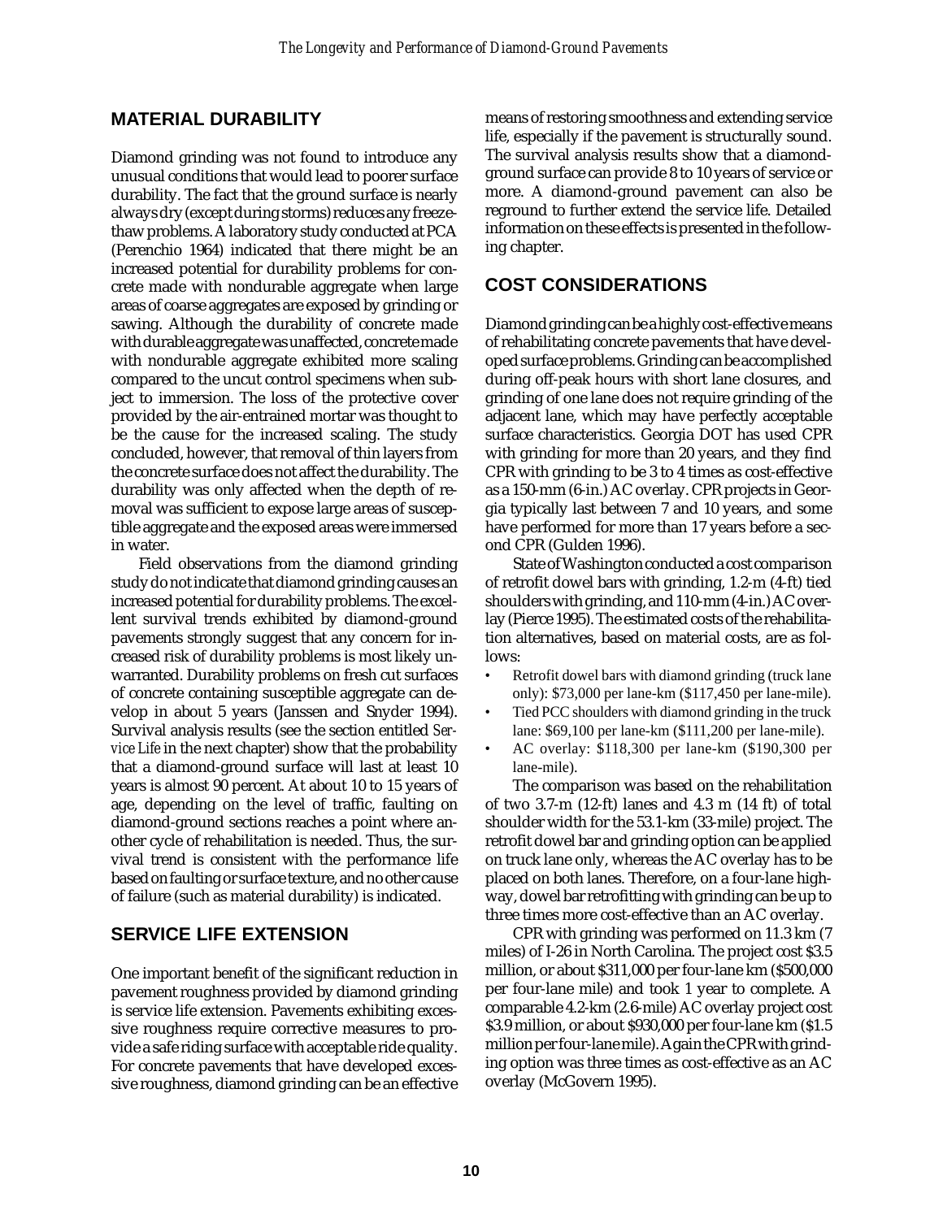## MATERIAL DURABILITY

Diamond grinding was not found to introduce any unusual conditions that would lead to poorer surface durability. The fact that the ground surface is nearly always dry (except during storms) reduces any freeze-thaw problems. A laboratory study conducted at PCA (Perenchio 1964) indicated that there might be an increased potential for durability problems for concrete made with nondurable aggregate when large areas of coarse aggregates are exposed by grinding or sawing. Although the durability of concrete made with durable aggregate was unaffected, concrete made with nondurable aggregate exhibited more scaling compared to the uncut control specimens when subject to immersion. The loss of the protective cover provided by the air-entrained mortar was thought to be the cause for the increased scaling. The study concluded, however, that removal of thin layers from the concrete surface does not affect the durability. The durability was only affected when the depth of removal was sufficient to expose large areas of susceptible aggregate and the exposed areas were immersed in water.

Field observations from the diamond grinding study do not indicate that diamond grinding causes an increased potential for durability problems. The excellent survival trends exhibited by diamond-ground pavements strongly suggest that any concern for increased risk of durability problems is most likely unwarranted. Durability problems on fresh cut surfaces of concrete containing susceptible aggregate can develop in about 5 years (Janssen and Snyder 1994). Survival analysis results (see the section entitled *Service Life* in the next chapter) show that the probability that a diamond-ground surface will last at least 10 years is almost 90 percent. At about 10 to 15 years of age, depending on the level of traffic, faulting on diamond-ground sections reaches a point where another cycle of rehabilitation is needed. Thus, the survival trend is consistent with the performance life based on faulting or surface texture, and no other cause of failure (such as material durability) is indicated.

## SERVICE LIFE EXTENSION

One important benefit of the significant reduction in pavement roughness provided by diamond grinding is service life extension. Pavements exhibiting excessive roughness require corrective measures to provide a safe riding surface with acceptable ride quality. For concrete pavements that have developed excessive roughness, diamond grinding can be an effective means of restoring smoothness and extending service life, especially if the pavement is structurally sound. The survival analysis results show that a diamond-ground surface can provide 8 to 10 years of service or more. A diamond-ground pavement can also be reground to further extend the service life. Detailed information on these effects is presented in the following chapter.

## COST CONSIDERATIONS

Diamond grinding can be a highly cost-effective means of rehabilitating concrete pavements that have developed surface problems. Grinding can be accomplished during off-peak hours with short lane closures, and grinding of one lane does not require grinding of the adjacent lane, which may have perfectly acceptable surface characteristics. Georgia DOT has used CPR with grinding for more than 20 years, and they find CPR with grinding to be 3 to 4 times as cost-effective as a 150-mm (6-in.) AC overlay. CPR projects in Georgia typically last between 7 and 10 years, and some have performed for more than 17 years before a second CPR (Gulden 1996).

State of Washington conducted a cost comparison of retrofit dowel bars with grinding, 1.2-m (4-ft) tied shoulders with grinding, and 110-mm (4-in.) AC overlay (Pierce 1995). The estimated costs of the rehabilitation alternatives, based on material costs, are as follows:

- Retrofit dowel bars with diamond grinding (truck lane only): $73,000 per lane-km ($117,450 per lane-mile).
- Tied PCC shoulders with diamond grinding in the truck lane: $69,100 per lane-km ($111,200 per lane-mile).
- AC overlay: $118,300 per lane-km ($190,300 per lane-mile).

The comparison was based on the rehabilitation of two 3.7-m (12-ft) lanes and 4.3 m (14 ft) of total shoulder width for the 53.1-km (33-mile) project. The retrofit dowel bar and grinding option can be applied on truck lane only, whereas the AC overlay has to be placed on both lanes. Therefore, on a four-lane highway, dowel bar retrofitting with grinding can be up to three times more cost-effective than an AC overlay.

CPR with grinding was performed on 11.3 km (7 miles) of I-26 in North Carolina. The project cost $3.5 million, or about $311,000 per four-lane km ($500,000 per four-lane mile) and took 1 year to complete. A comparable 4.2-km (2.6-mile) AC overlay project cost $3.9 million, or about $930,000 per four-lane km ($1.5 million per four-lane mile). Again the CPR with grinding option was three times as cost-effective as an AC overlay (McGovern 1995).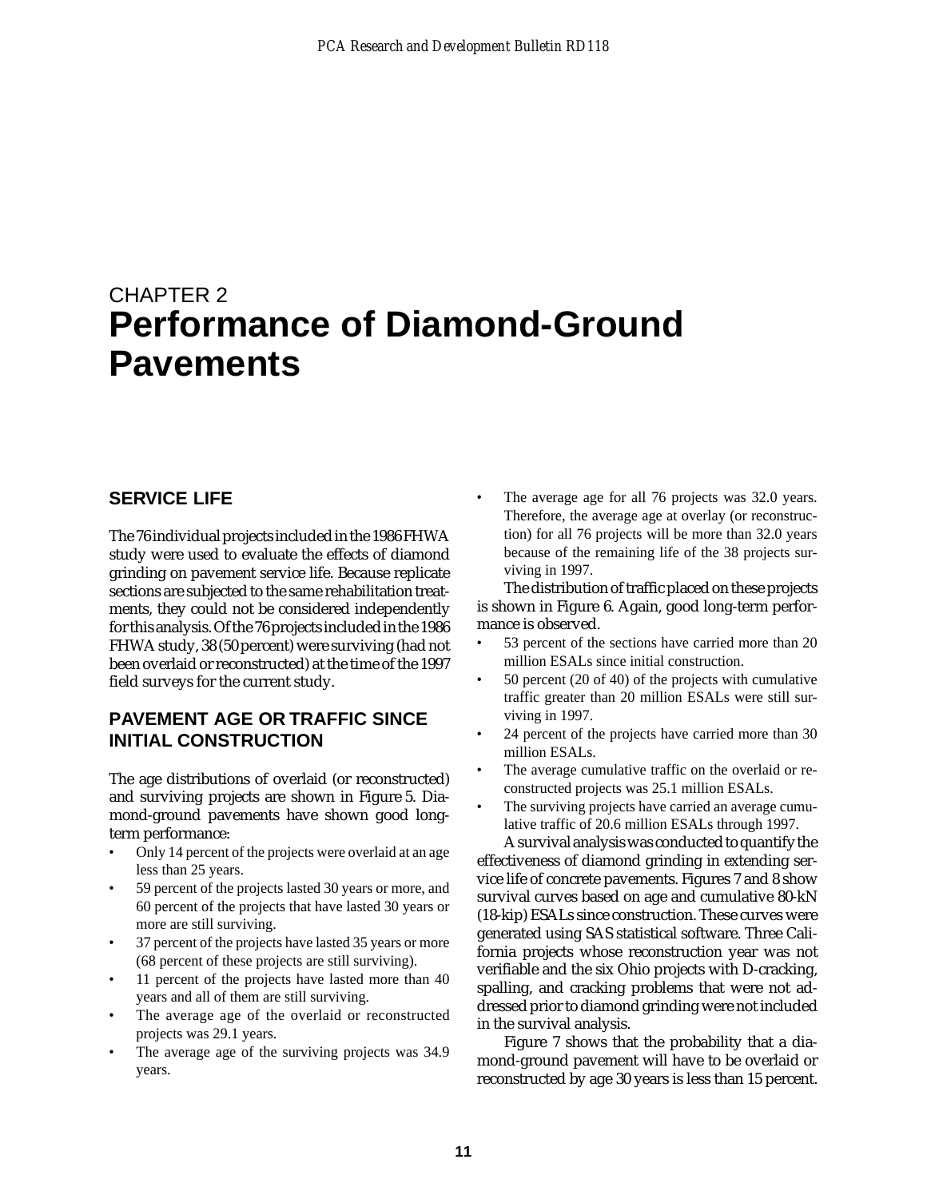# CHAPTER 2
# Performance of Diamond-Ground Pavements

## SERVICE LIFE

The 76 individual projects included in the 1986 FHWA study were used to evaluate the effects of diamond grinding on pavement service life. Because replicate sections are subjected to the same rehabilitation treatments, they could not be considered independently for this analysis. Of the 76 projects included in the 1986 FHWA study, 38 (50 percent) were surviving (had not been overlaid or reconstructed) at the time of the 1997 field surveys for the current study.

## PAVEMENT AGE OR TRAFFIC SINCE INITIAL CONSTRUCTION

The age distributions of overlaid (or reconstructed) and surviving projects are shown in Figure 5. Diamond-ground pavements have shown good long-term performance:

- Only 14 percent of the projects were overlaid at an age less than 25 years.
- 59 percent of the projects lasted 30 years or more, and 60 percent of the projects that have lasted 30 years or more are still surviving.
- 37 percent of the projects have lasted 35 years or more (68 percent of these projects are still surviving).
- 11 percent of the projects have lasted more than 40 years and all of them are still surviving.
- The average age of the overlaid or reconstructed projects was 29.1 years.
- The average age of the surviving projects was 34.9 years.
- The average age for all 76 projects was 32.0 years. Therefore, the average age at overlay (or reconstruction) for all 76 projects will be more than 32.0 years because of the remaining life of the 38 projects surviving in 1997.

The distribution of traffic placed on these projects is shown in Figure 6. Again, good long-term performance is observed.

- 53 percent of the sections have carried more than 20 million ESALs since initial construction.
- 50 percent (20 of 40) of the projects with cumulative traffic greater than 20 million ESALs were still surviving in 1997.
- 24 percent of the projects have carried more than 30 million ESALs.
- The average cumulative traffic on the overlaid or reconstructed projects was 25.1 million ESALs.
- The surviving projects have carried an average cumulative traffic of 20.6 million ESALs through 1997.

A survival analysis was conducted to quantify the effectiveness of diamond grinding in extending service life of concrete pavements. Figures 7 and 8 show survival curves based on age and cumulative 80-kN (18-kip) ESALs since construction. These curves were generated using SAS statistical software. Three California projects whose reconstruction year was not verifiable and the six Ohio projects with D-cracking, spalling, and cracking problems that were not addressed prior to diamond grinding were not included in the survival analysis.

Figure 7 shows that the probability that a diamond-ground pavement will have to be overlaid or reconstructed by age 30 years is less than 15 percent.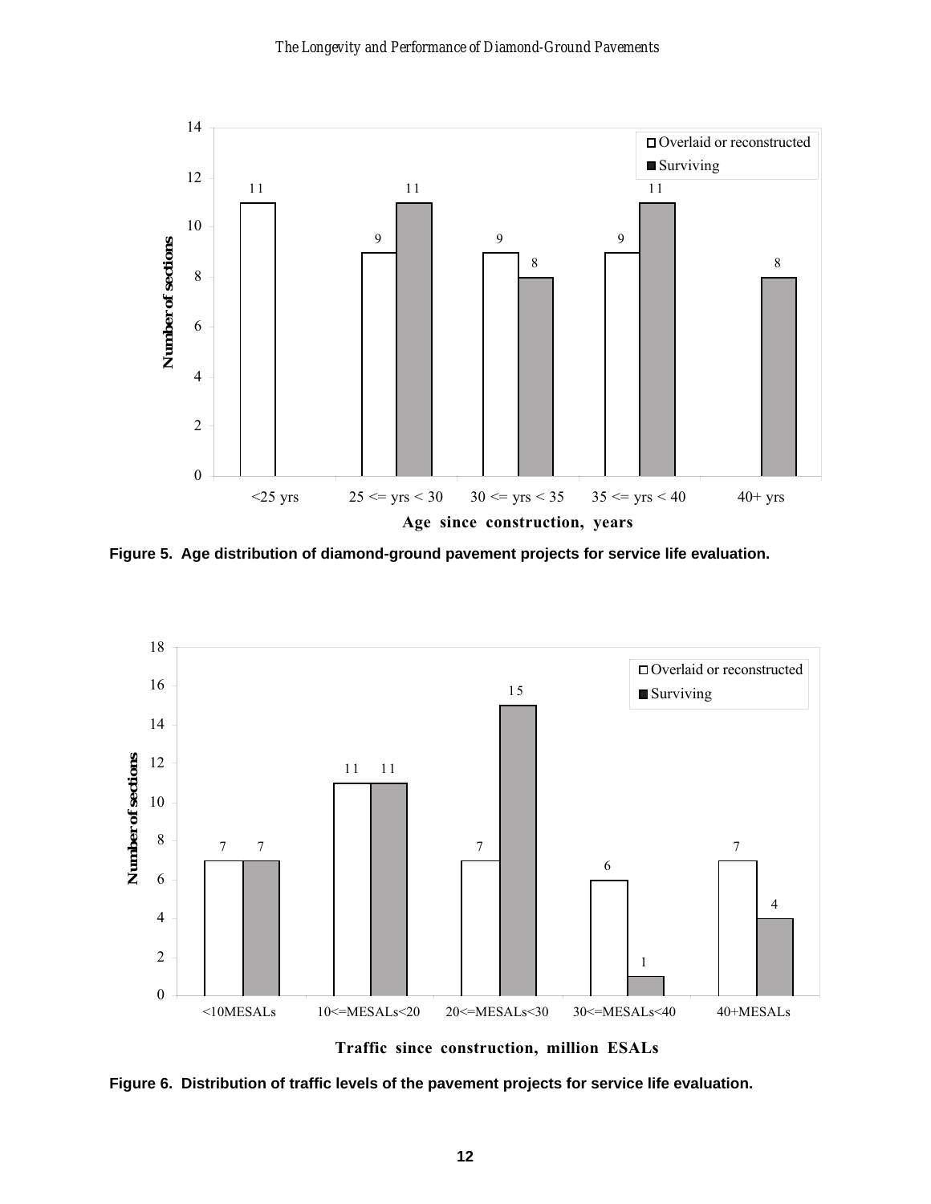Figure 5. Age distribution of diamond-ground pavement projects for service life evaluation.

Figure 6. Distribution of traffic levels of the pavement projects for service life evaluation.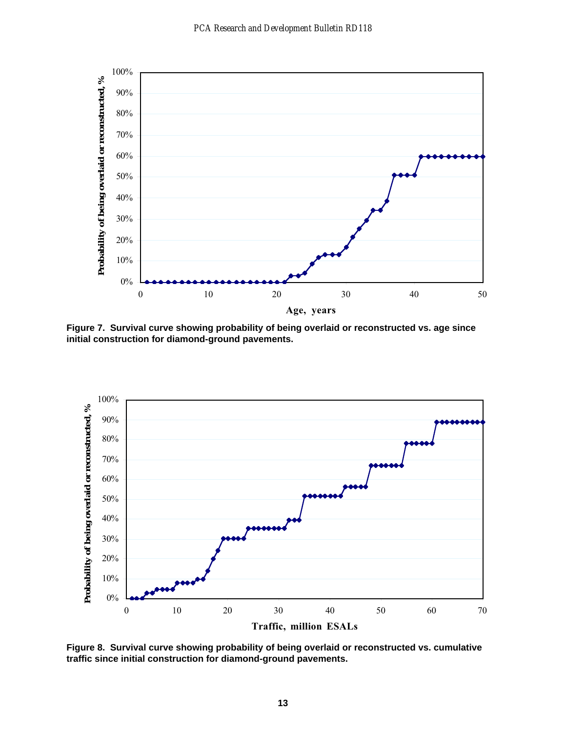Figure 7. Survival curve showing probability of being overlaid or reconstructed vs. age since initial construction for diamond-ground pavements.

Figure 8. Survival curve showing probability of being overlaid or reconstructed vs. cumulative traffic since initial construction for diamond-ground pavements.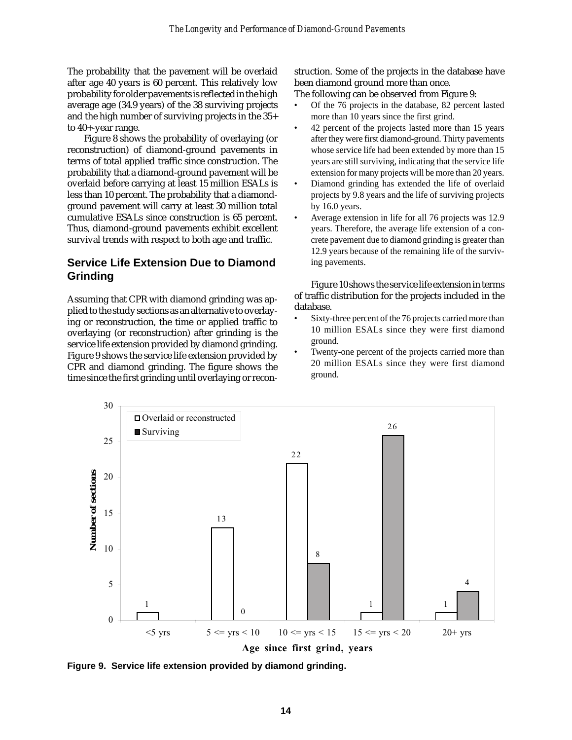The probability that the pavement will be overlaid after age 40 years is 60 percent. This relatively low probability for older pavements is reflected in the high average age (34.9 years) of the 38 surviving projects and the high number of surviving projects in the 35+ to 40+-year range.

Figure 8 shows the probability of overlaying (or reconstruction) of diamond-ground pavements in terms of total applied traffic since construction. The probability that a diamond-ground pavement will be overlaid before carrying at least 15 million ESALs is less than 10 percent. The probability that a diamond-ground pavement will carry at least 30 million total cumulative ESALs since construction is 65 percent. Thus, diamond-ground pavements exhibit excellent survival trends with respect to both age and traffic.

## Service Life Extension Due to Diamond Grinding

Assuming that CPR with diamond grinding was applied to the study sections as an alternative to overlaying or reconstruction, the time or applied traffic to overlaying (or reconstruction) after grinding is the service life extension provided by diamond grinding. Figure 9 shows the service life extension provided by CPR and diamond grinding. The figure shows the time since the first grinding until overlaying or reconstruction. Some of the projects in the database have been diamond ground more than once.

The following can be observed from Figure 9:

- Of the 76 projects in the database, 82 percent lasted more than 10 years since the first grind.
- 42 percent of the projects lasted more than 15 years after they were first diamond-ground. Thirty pavements whose service life had been extended by more than 15 years are still surviving, indicating that the service life extension for many projects will be more than 20 years.
- Diamond grinding has extended the life of overlaid projects by 9.8 years and the life of surviving projects by 16.0 years.
- Average extension in life for all 76 projects was 12.9 years. Therefore, the average life extension of a concrete pavement due to diamond grinding is greater than 12.9 years because of the remaining life of the surviving pavements.

Figure 10 shows the service life extension in terms of traffic distribution for the projects included in the database.

- Sixty-three percent of the 76 projects carried more than 10 million ESALs since they were first diamond ground.
- Twenty-one percent of the projects carried more than 20 million ESALs since they were first diamond ground.

| Age since first grind, years | Overlaid or reconstructed | Surviving |
|---|---|---|
| <5 yrs | 1 | |
| 5 <= yrs < 10 | 13 | 0 |
| 10 <= yrs < 15 | 22 | 8 |
| 15 <= yrs < 20 | 1 | 26 |
| 20+ yrs | 1 | 4 |

**Figure 9. Service life extension provided by diamond grinding.**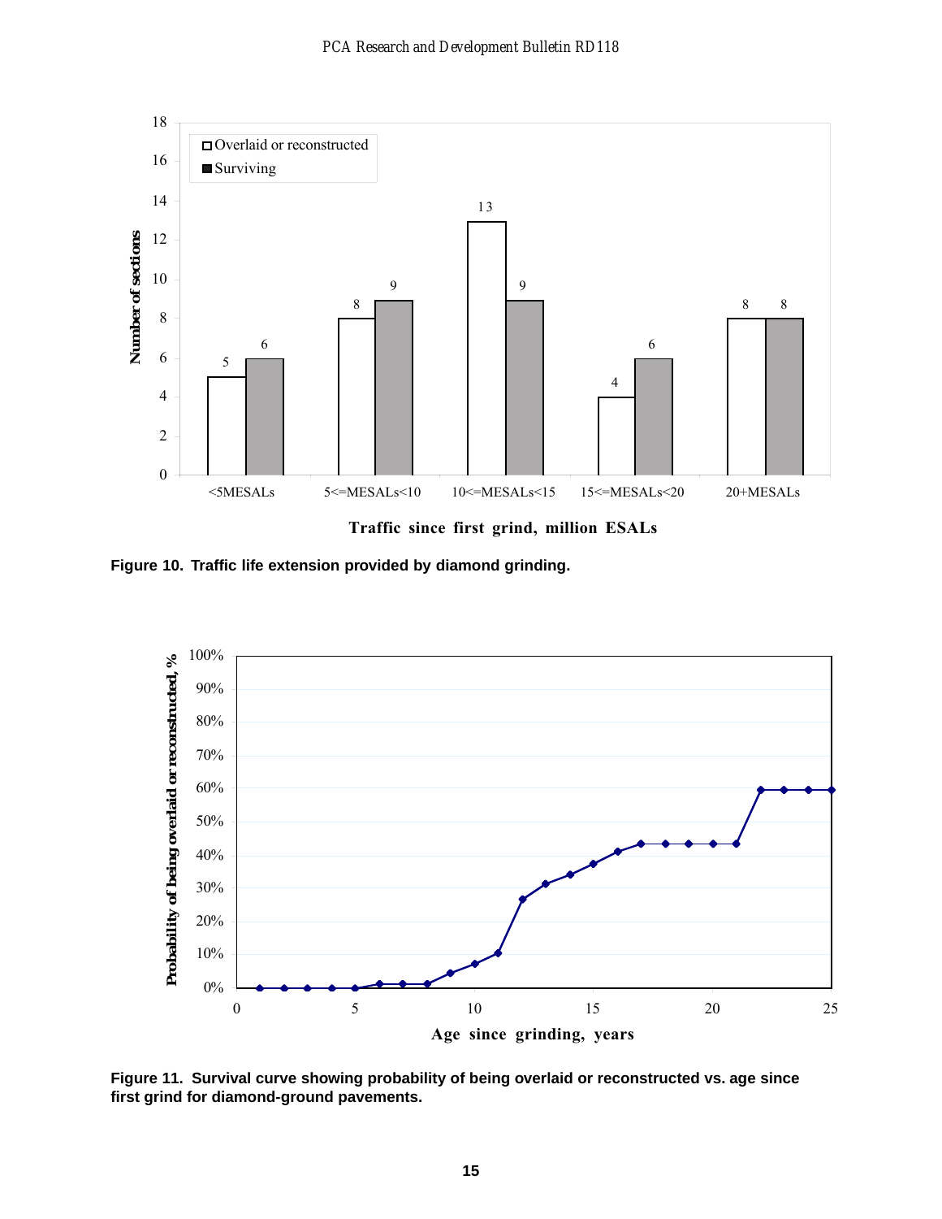Figure 10. Traffic life extension provided by diamond grinding.

Figure 11. Survival curve showing probability of being overlaid or reconstructed vs. age since first grind for diamond-ground pavements.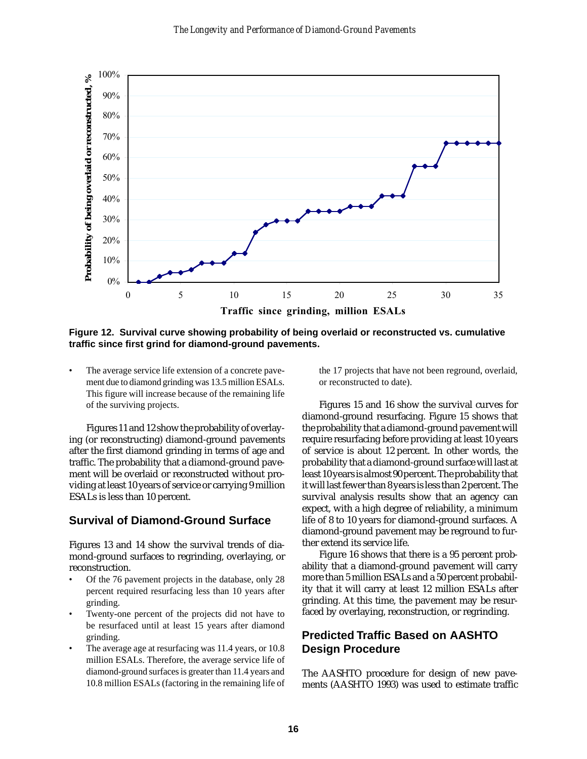**Figure 12. Survival curve showing probability of being overlaid or reconstructed vs. cumulative traffic since first grind for diamond-ground pavements.**

- The average service life extension of a concrete pavement due to diamond grinding was 13.5 million ESALs. This figure will increase because of the remaining life of the surviving projects.

Figures 11 and 12 show the probability of overlaying (or reconstructing) diamond-ground pavements after the first diamond grinding in terms of age and traffic. The probability that a diamond-ground pavement will be overlaid or reconstructed without providing at least 10 years of service or carrying 9 million ESALs is less than 10 percent.

## Survival of Diamond-Ground Surface

Figures 13 and 14 show the survival trends of diamond-ground surfaces to regrinding, overlaying, or reconstruction.

- Of the 76 pavement projects in the database, only 28 percent required resurfacing less than 10 years after grinding.
- Twenty-one percent of the projects did not have to be resurfaced until at least 15 years after diamond grinding.
- The average age at resurfacing was 11.4 years, or 10.8 million ESALs. Therefore, the average service life of diamond-ground surfaces is greater than 11.4 years and 10.8 million ESALs (factoring in the remaining life of the 17 projects that have not been reground, overlaid, or reconstructed to date).

Figures 15 and 16 show the survival curves for diamond-ground resurfacing. Figure 15 shows that the probability that a diamond-ground pavement will require resurfacing before providing at least 10 years of service is about 12 percent. In other words, the probability that a diamond-ground surface will last at least 10 years is almost 90 percent. The probability that it will last fewer than 8 years is less than 2 percent. The survival analysis results show that an agency can expect, with a high degree of reliability, a minimum life of 8 to 10 years for diamond-ground surfaces. A diamond-ground pavement may be reground to further extend its service life.

Figure 16 shows that there is a 95 percent probability that a diamond-ground pavement will carry more than 5 million ESALs and a 50 percent probability that it will carry at least 12 million ESALs after grinding. At this time, the pavement may be resurfaced by overlaying, reconstruction, or regrinding.

## Predicted Traffic Based on AASHTO Design Procedure

The AASHTO procedure for design of new pavements (AASHTO 1993) was used to estimate traffic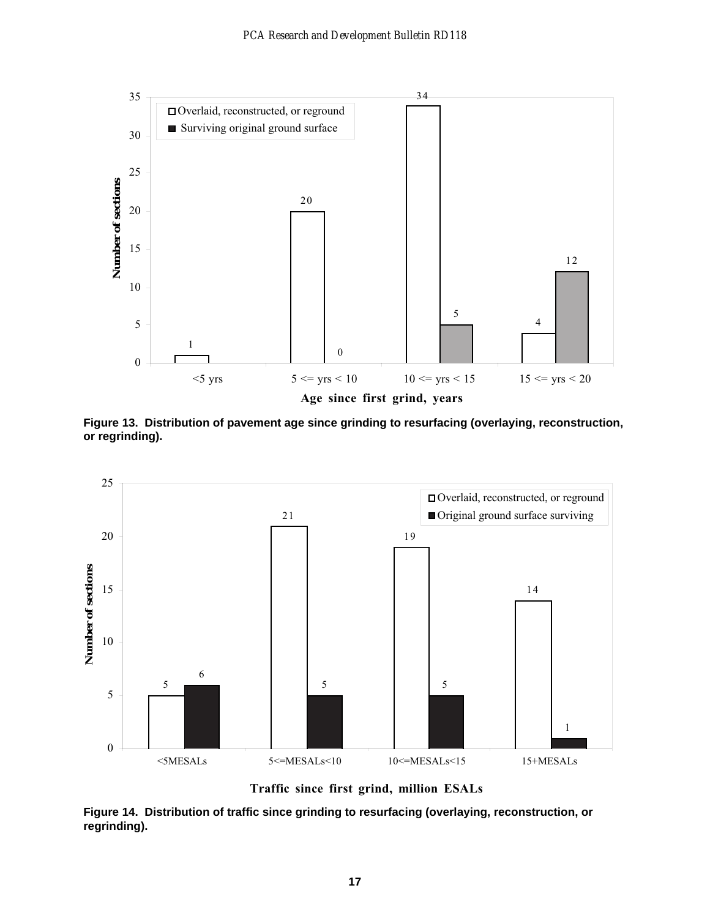Figure 13. Distribution of pavement age since grinding to resurfacing (overlaying, reconstruction, or regrinding).

Figure 14. Distribution of traffic since grinding to resurfacing (overlaying, reconstruction, or regrinding).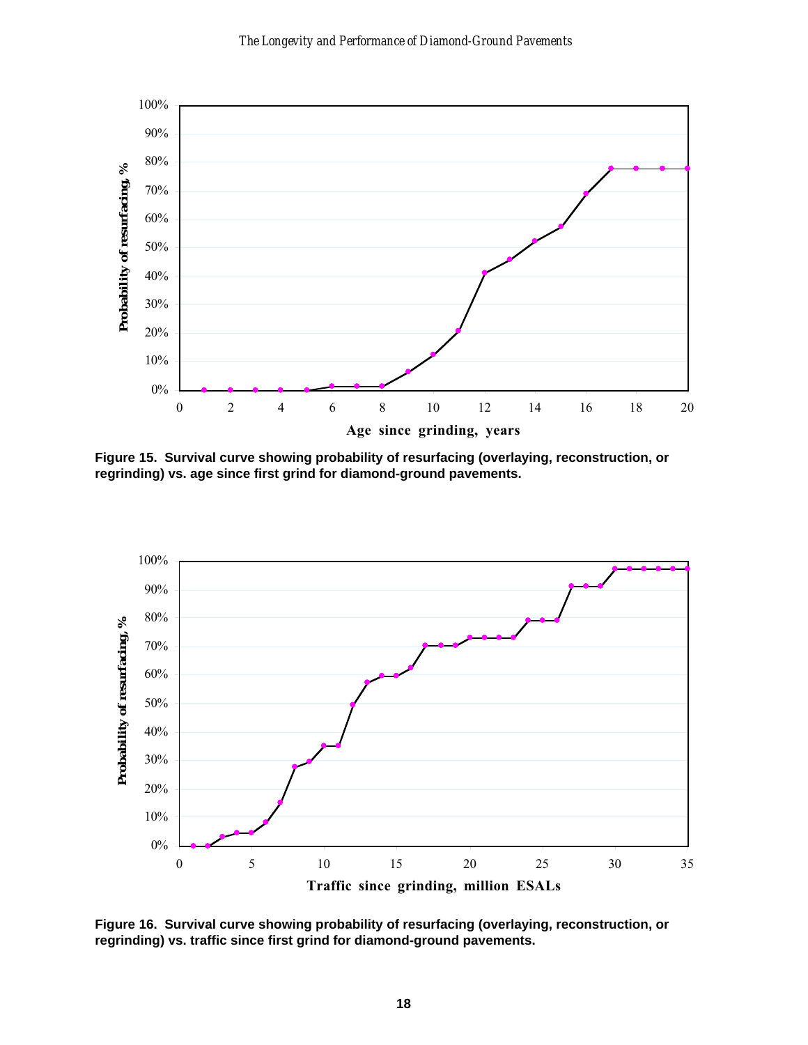**Figure 15. Survival curve showing probability of resurfacing (overlaying, reconstruction, or regrinding) vs. age since first grind for diamond-ground pavements.**

**Figure 16. Survival curve showing probability of resurfacing (overlaying, reconstruction, or regrinding) vs. traffic since first grind for diamond-ground pavements.**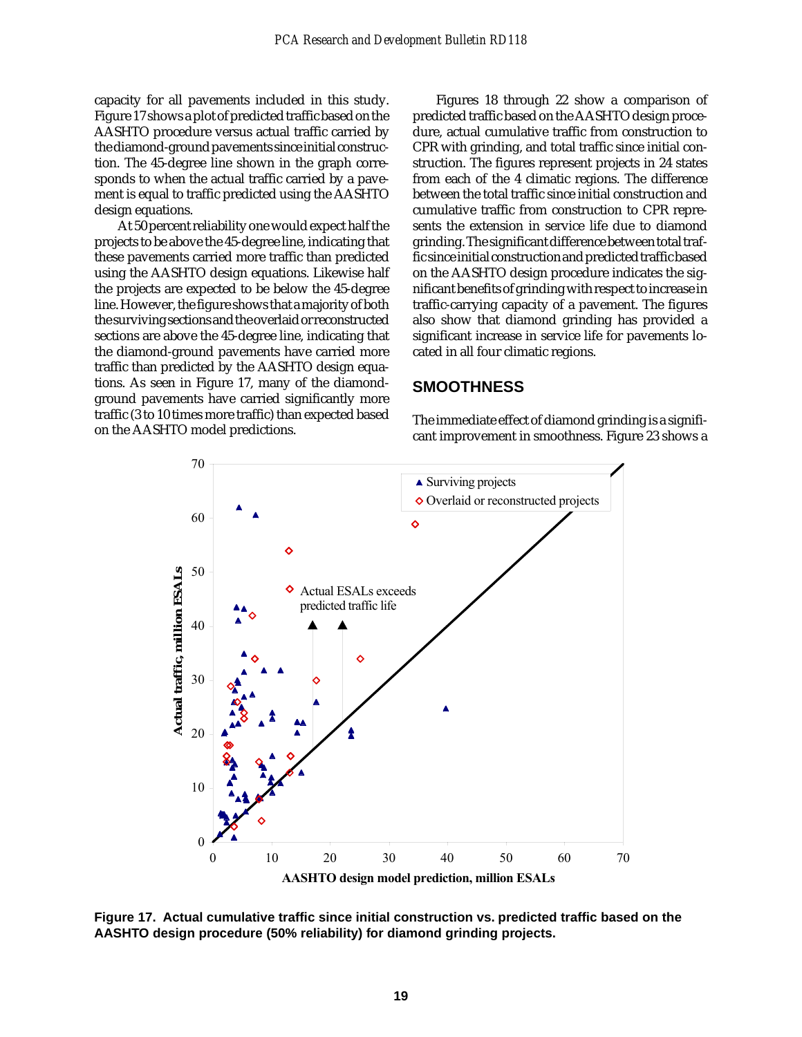capacity for all pavements included in this study. Figure 17 shows a plot of predicted traffic based on the AASHTO procedure versus actual traffic carried by the diamond-ground pavements since initial construction. The 45-degree line shown in the graph corresponds to when the actual traffic carried by a pavement is equal to traffic predicted using the AASHTO design equations.

At 50 percent reliability one would expect half the projects to be above the 45-degree line, indicating that these pavements carried more traffic than predicted using the AASHTO design equations. Likewise half the projects are expected to be below the 45-degree line. However, the figure shows that a majority of both the surviving sections and the overlaid or reconstructed sections are above the 45-degree line, indicating that the diamond-ground pavements have carried more traffic than predicted by the AASHTO design equations. As seen in Figure 17, many of the diamond-ground pavements have carried significantly more traffic (3 to 10 times more traffic) than expected based on the AASHTO model predictions.

Figures 18 through 22 show a comparison of predicted traffic based on the AASHTO design procedure, actual cumulative traffic from construction to CPR with grinding, and total traffic since initial construction. The figures represent projects in 24 states from each of the 4 climatic regions. The difference between the total traffic since initial construction and cumulative traffic from construction to CPR represents the extension in service life due to diamond grinding. The significant difference between total traffic since initial construction and predicted traffic based on the AASHTO design procedure indicates the significant benefits of grinding with respect to increase in traffic-carrying capacity of a pavement. The figures also show that diamond grinding has provided a significant increase in service life for pavements located in all four climatic regions.

## SMOOTHNESS

The immediate effect of diamond grinding is a significant improvement in smoothness. Figure 23 shows a

**Figure 17. Actual cumulative traffic since initial construction vs. predicted traffic based on the AASHTO design procedure (50% reliability) for diamond grinding projects.**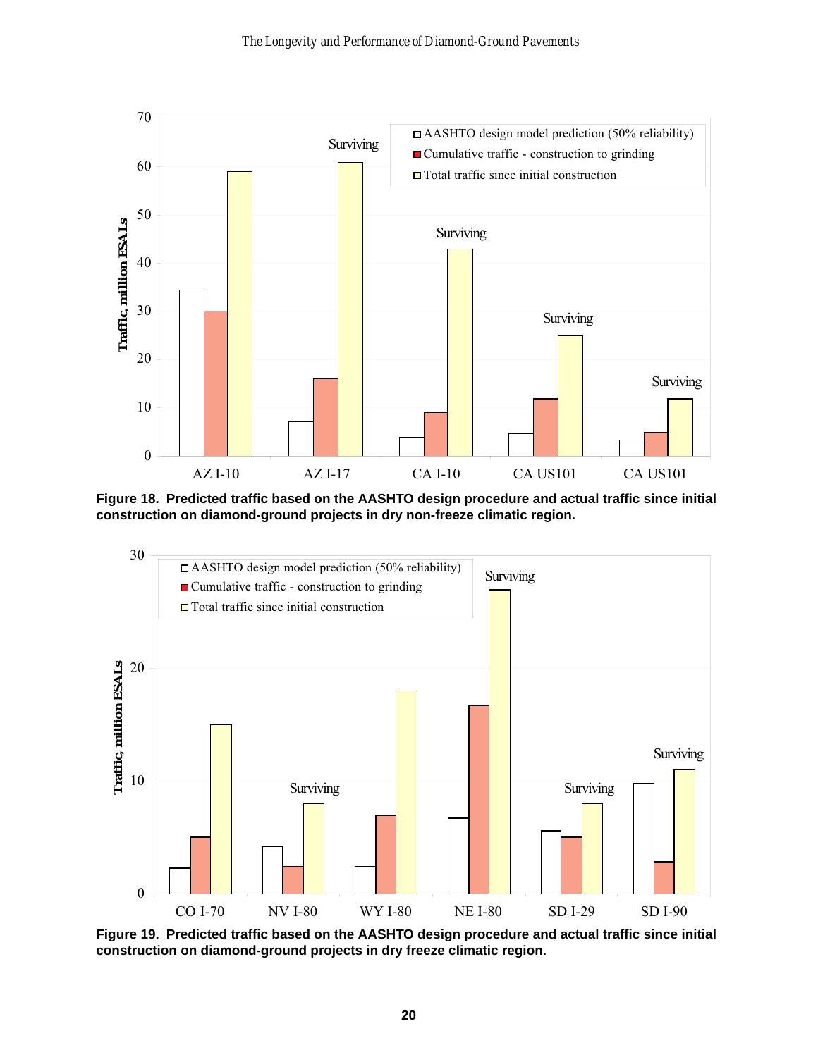Figure 18. Predicted traffic based on the AASHTO design procedure and actual traffic since initial construction on diamond-ground projects in dry non-freeze climatic region.

Figure 19. Predicted traffic based on the AASHTO design procedure and actual traffic since initial construction on diamond-ground projects in dry freeze climatic region.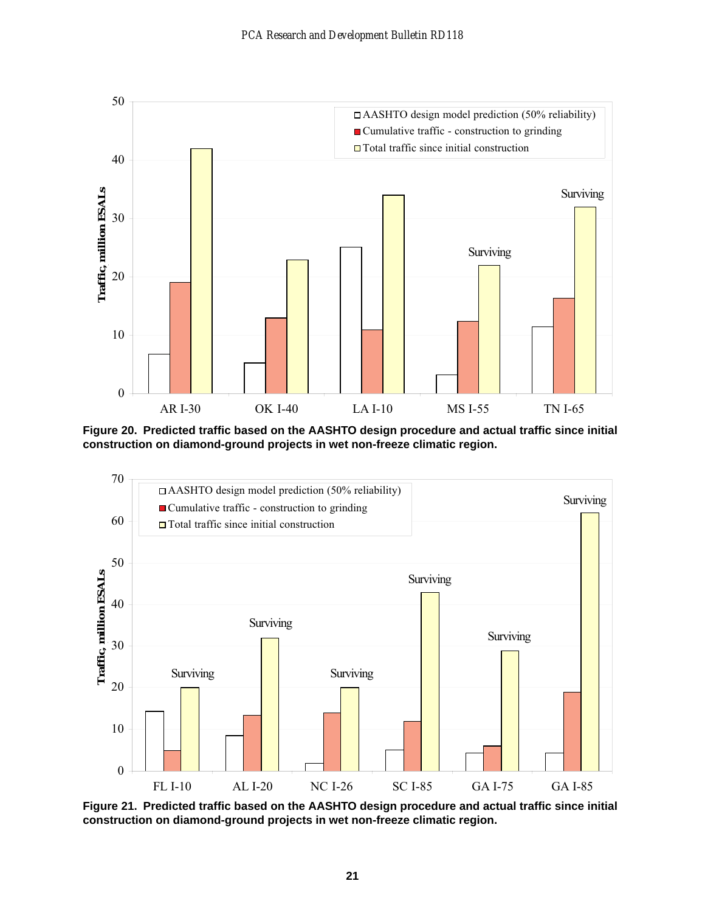Figure 20. Predicted traffic based on the AASHTO design procedure and actual traffic since initial construction on diamond-ground projects in wet non-freeze climatic region.

Figure 21. Predicted traffic based on the AASHTO design procedure and actual traffic since initial construction on diamond-ground projects in wet non-freeze climatic region.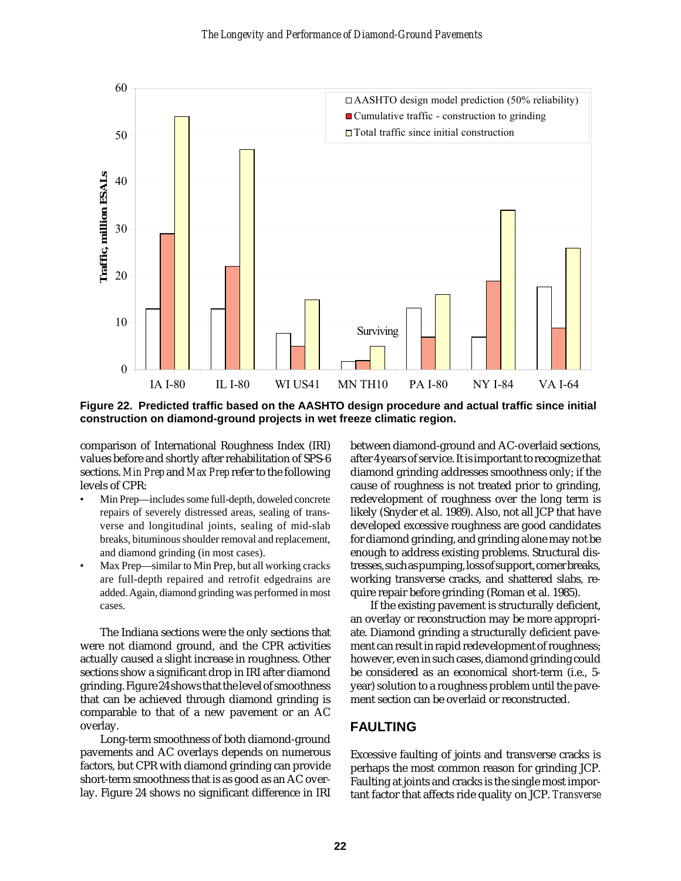**Figure 22. Predicted traffic based on the AASHTO design procedure and actual traffic since initial construction on diamond-ground projects in wet freeze climatic region.**

comparison of International Roughness Index (IRI) values before and shortly after rehabilitation of SPS-6 sections. *Min Prep* and *Max Prep* refer to the following levels of CPR:

- Min Prep—includes some full-depth, doweled concrete repairs of severely distressed areas, sealing of transverse and longitudinal joints, sealing of mid-slab breaks, bituminous shoulder removal and replacement, and diamond grinding (in most cases).
- Max Prep—similar to Min Prep, but all working cracks are full-depth repaired and retrofit edgedrains are added. Again, diamond grinding was performed in most cases.

The Indiana sections were the only sections that were not diamond ground, and the CPR activities actually caused a slight increase in roughness. Other sections show a significant drop in IRI after diamond grinding. Figure 24 shows that the level of smoothness that can be achieved through diamond grinding is comparable to that of a new pavement or an AC overlay.

Long-term smoothness of both diamond-ground pavements and AC overlays depends on numerous factors, but CPR with diamond grinding can provide short-term smoothness that is as good as an AC overlay. Figure 24 shows no significant difference in IRI between diamond-ground and AC-overlaid sections, after 4 years of service. It is important to recognize that diamond grinding addresses smoothness only; if the cause of roughness is not treated prior to grinding, redevelopment of roughness over the long term is likely (Snyder et al. 1989). Also, not all JCP that have developed excessive roughness are good candidates for diamond grinding, and grinding alone may not be enough to address existing problems. Structural distresses, such as pumping, loss of support, corner breaks, working transverse cracks, and shattered slabs, require repair before grinding (Roman et al. 1985).

If the existing pavement is structurally deficient, an overlay or reconstruction may be more appropriate. Diamond grinding a structurally deficient pavement can result in rapid redevelopment of roughness; however, even in such cases, diamond grinding could be considered as an economical short-term (i.e., 5-year) solution to a roughness problem until the pavement section can be overlaid or reconstructed.

## FAULTING

Excessive faulting of joints and transverse cracks is perhaps the most common reason for grinding JCP. Faulting at joints and cracks is the single most important factor that affects ride quality on JCP. *Transverse*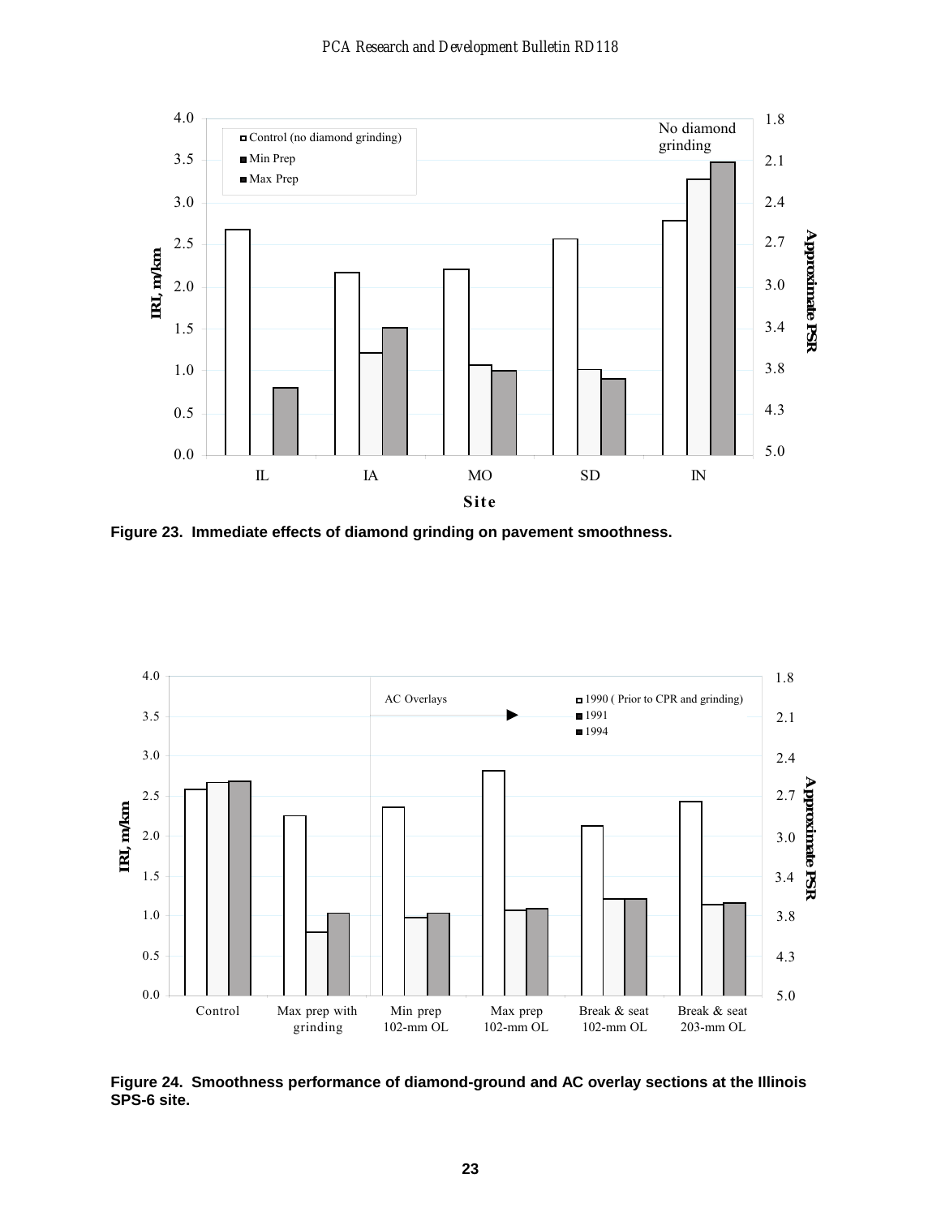**Figure 23. Immediate effects of diamond grinding on pavement smoothness.**

**Figure 24. Smoothness performance of diamond-ground and AC overlay sections at the Illinois SPS-6 site.**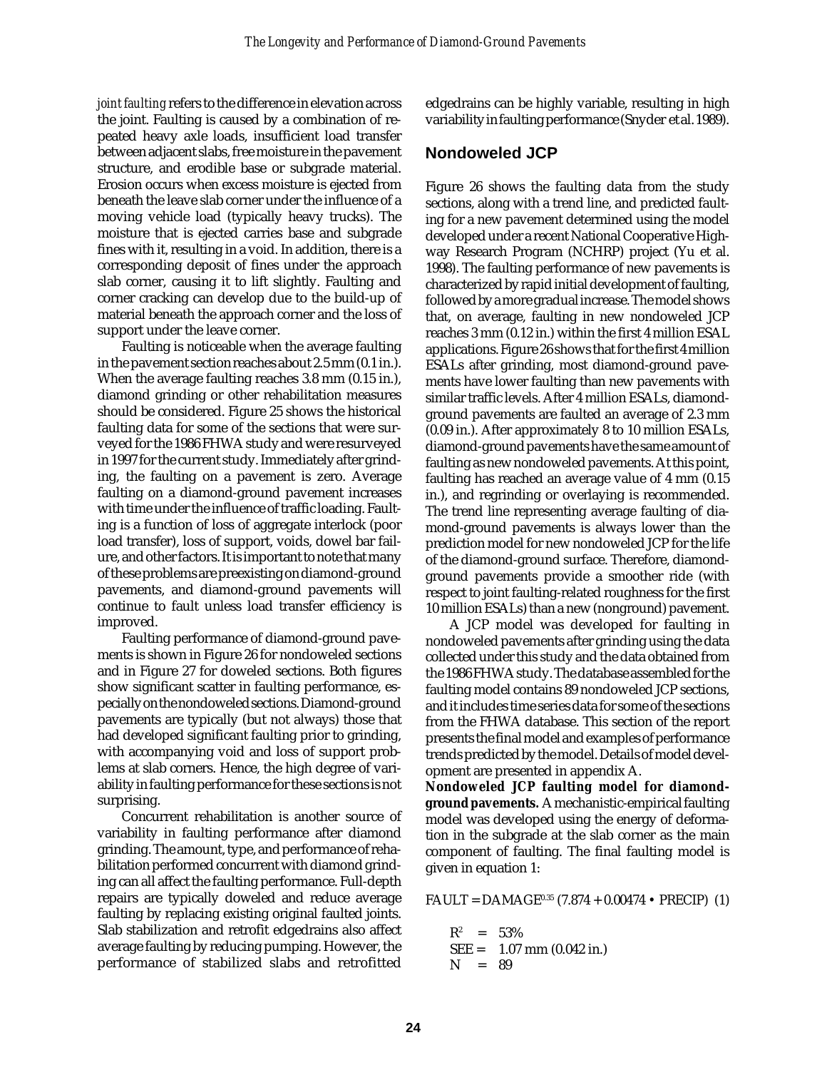*joint faulting* refers to the difference in elevation across the joint. Faulting is caused by a combination of repeated heavy axle loads, insufficient load transfer between adjacent slabs, free moisture in the pavement structure, and erodible base or subgrade material. Erosion occurs when excess moisture is ejected from beneath the leave slab corner under the influence of a moving vehicle load (typically heavy trucks). The moisture that is ejected carries base and subgrade fines with it, resulting in a void. In addition, there is a corresponding deposit of fines under the approach slab corner, causing it to lift slightly. Faulting and corner cracking can develop due to the build-up of material beneath the approach corner and the loss of support under the leave corner.

Faulting is noticeable when the average faulting in the pavement section reaches about 2.5 mm (0.1 in.). When the average faulting reaches 3.8 mm (0.15 in.), diamond grinding or other rehabilitation measures should be considered. Figure 25 shows the historical faulting data for some of the sections that were surveyed for the 1986 FHWA study and were resurveyed in 1997 for the current study. Immediately after grinding, the faulting on a pavement is zero. Average faulting on a diamond-ground pavement increases with time under the influence of traffic loading. Faulting is a function of loss of aggregate interlock (poor load transfer), loss of support, voids, dowel bar failure, and other factors. It is important to note that many of these problems are preexisting on diamond-ground pavements, and diamond-ground pavements will continue to fault unless load transfer efficiency is improved.

Faulting performance of diamond-ground pavements is shown in Figure 26 for nondoweled sections and in Figure 27 for doweled sections. Both figures show significant scatter in faulting performance, especially on the nondoweled sections. Diamond-ground pavements are typically (but not always) those that had developed significant faulting prior to grinding, with accompanying void and loss of support problems at slab corners. Hence, the high degree of variability in faulting performance for these sections is not surprising.

Concurrent rehabilitation is another source of variability in faulting performance after diamond grinding. The amount, type, and performance of rehabilitation performed concurrent with diamond grinding can all affect the faulting performance. Full-depth repairs are typically doweled and reduce average faulting by replacing existing original faulted joints. Slab stabilization and retrofit edgedrains also affect average faulting by reducing pumping. However, the performance of stabilized slabs and retrofitted edgedrains can be highly variable, resulting in high variability in faulting performance (Snyder et al. 1989).

## Nondoweled JCP

Figure 26 shows the faulting data from the study sections, along with a trend line, and predicted faulting for a new pavement determined using the model developed under a recent National Cooperative Highway Research Program (NCHRP) project (Yu et al. 1998). The faulting performance of new pavements is characterized by rapid initial development of faulting, followed by a more gradual increase. The model shows that, on average, faulting in new nondoweled JCP reaches 3 mm (0.12 in.) within the first 4 million ESAL applications. Figure 26 shows that for the first 4 million ESALs after grinding, most diamond-ground pavements have lower faulting than new pavements with similar traffic levels. After 4 million ESALs, diamond-ground pavements are faulted an average of 2.3 mm (0.09 in.). After approximately 8 to 10 million ESALs, diamond-ground pavements have the same amount of faulting as new nondoweled pavements. At this point, faulting has reached an average value of 4 mm (0.15 in.), and regrinding or overlaying is recommended. The trend line representing average faulting of diamond-ground pavements is always lower than the prediction model for new nondoweled JCP for the life of the diamond-ground surface. Therefore, diamond-ground pavements provide a smoother ride (with respect to joint faulting-related roughness for the first 10 million ESALs) than a new (nonground) pavement.

A JCP model was developed for faulting in nondoweled pavements after grinding using the data collected under this study and the data obtained from the 1986 FHWA study. The database assembled for the faulting model contains 89 nondoweled JCP sections, and it includes time series data for some of the sections from the FHWA database. This section of the report presents the final model and examples of performance trends predicted by the model. Details of model development are presented in appendix A.

**Nondoweled JCP faulting model for diamond-ground pavements.** A mechanistic-empirical faulting model was developed using the energy of deformation in the subgrade at the slab corner as the main component of faulting. The final faulting model is given in equation 1:

$$FAULT = DAMAGE^{0.35} \, (7.874 + 0.00474 \cdot PRECIP) \quad (1)$$

$R^2$ = 53%
SEE = 1.07 mm (0.042 in.)
N = 89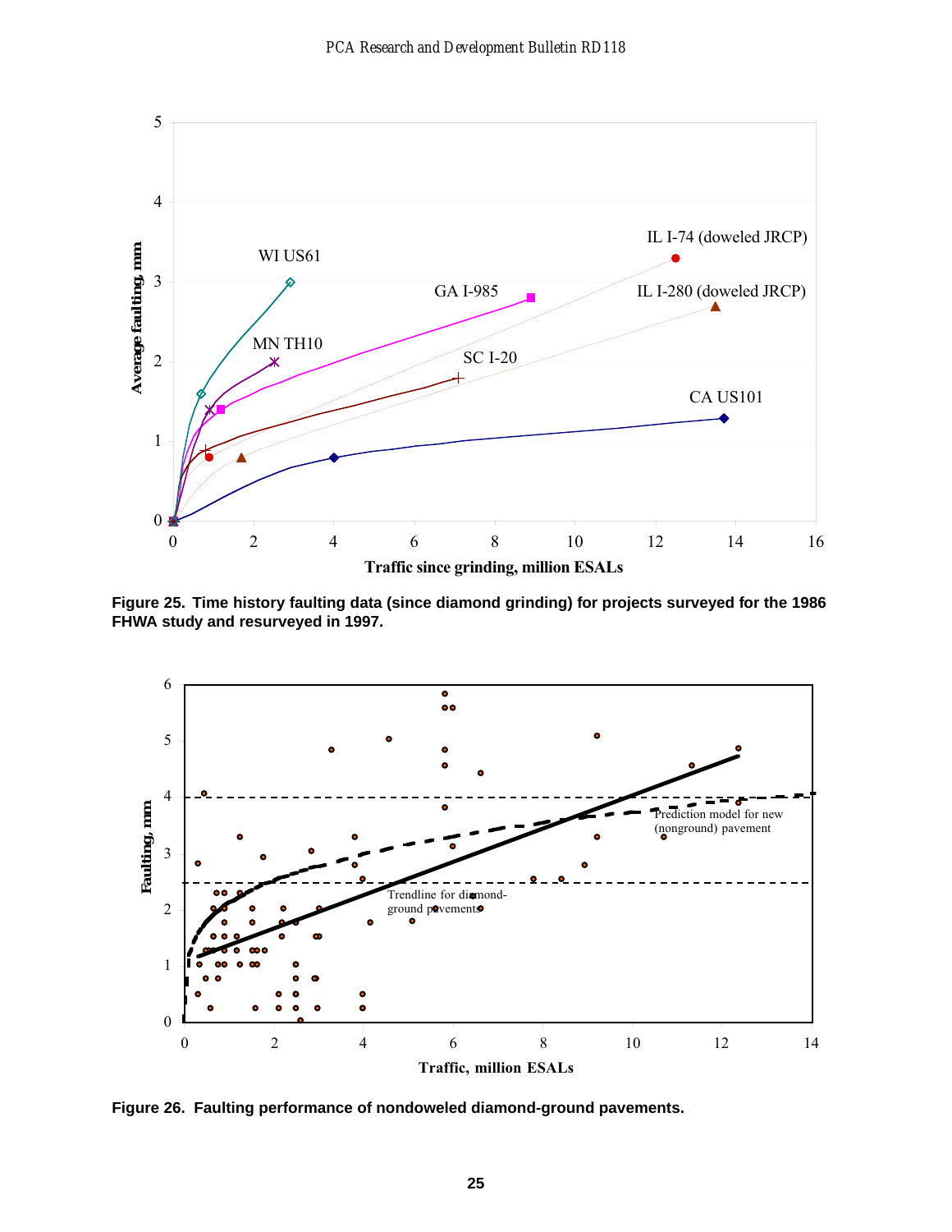Figure 25. Time history faulting data (since diamond grinding) for projects surveyed for the 1986 FHWA study and resurveyed in 1997.

Figure 26. Faulting performance of nondoweled diamond-ground pavements.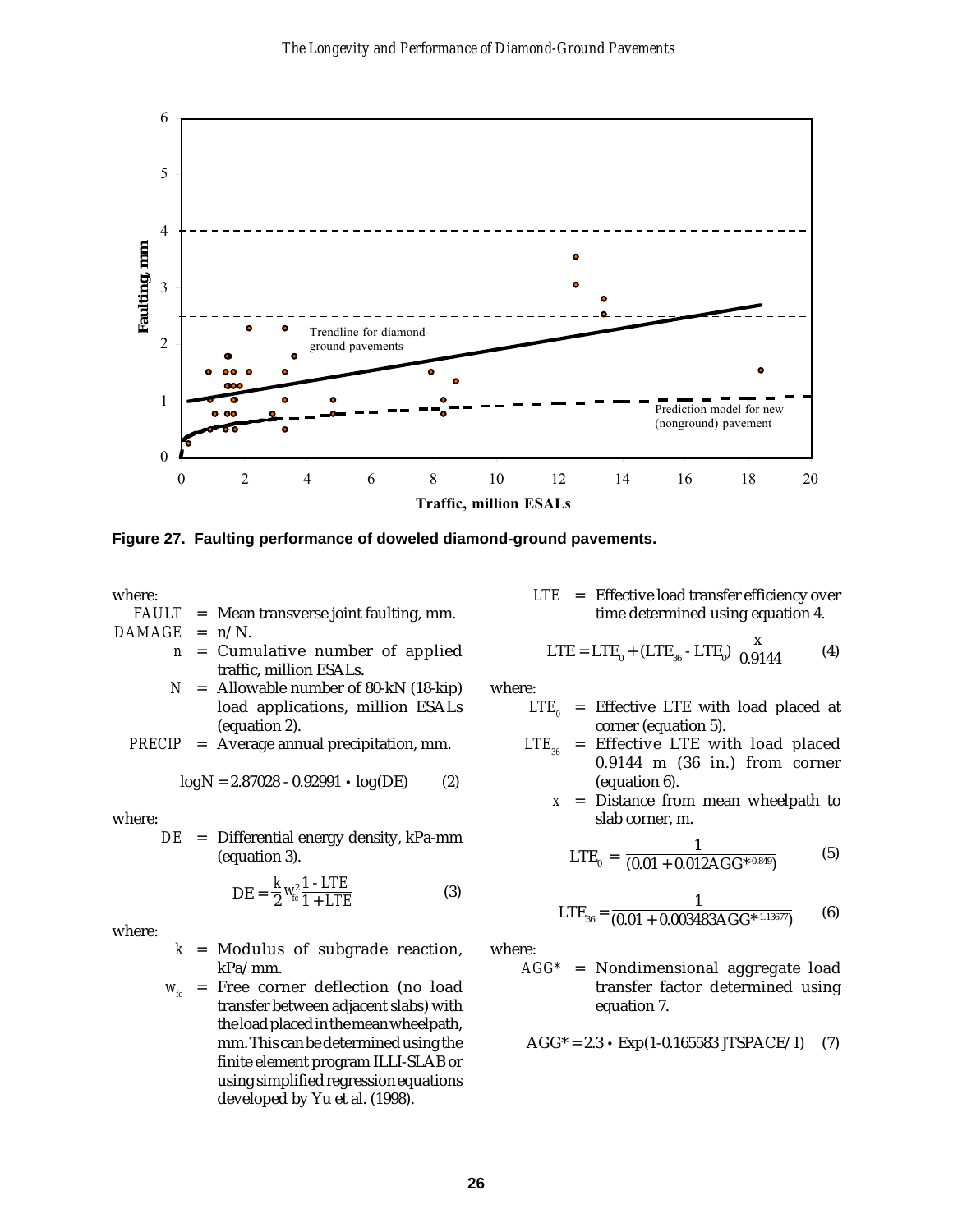Figure 27. Faulting performance of doweled diamond-ground pavements.

where:

| | | |
|---|---|---|
| *FAULT* | = | Mean transverse joint faulting, mm. |
| *DAMAGE* | = | n/N. |
| n | = | Cumulative number of applied traffic, million ESALs. |
| N | = | Allowable number of 80-kN (18-kip) load applications, million ESALs (equation 2). |
| *PRECIP* | = | Average annual precipitation, mm. |

$$\log N = 2.87028 - 0.92991 \cdot \log(DE) \qquad (2)$$

where:

| | | |
|---|---|---|
| *DE* | = | Differential energy density, kPa-mm (equation 3). |

$$DE = \frac{k}{2} w_{fc}^2 \frac{1 - LTE}{1 + LTE} \qquad (3)$$

where:

| | | |
|---|---|---|
| k | = | Modulus of subgrade reaction, kPa/mm. |
| $w_{fc}$ | = | Free corner deflection (no load transfer between adjacent slabs) with the load placed in the mean wheelpath, mm. This can be determined using the finite element program ILLI-SLAB or using simplified regression equations developed by Yu et al. (1998). |
| *LTE* | = | Effective load transfer efficiency over time determined using equation 4. |

$$LTE = LTE_0 + (LTE_{36} - LTE_0) \frac{x}{0.9144} \qquad (4)$$

where:

| | | |
|---|---|---|
| $LTE_0$ | = | Effective LTE with load placed at corner (equation 5). |
| $LTE_{36}$ | = | Effective LTE with load placed 0.9144 m (36 in.) from corner (equation 6). |
| x | = | Distance from mean wheelpath to slab corner, m. |

$$LTE_0 = \frac{1}{(0.01 + 0.012 AGG^{*0.849})} \qquad (5)$$

$$LTE_{36} = \frac{1}{(0.01 + 0.003483 AGG^{*1.13677})} \qquad (6)$$

where:

| | | |
|---|---|---|
| *AGG** | = | Nondimensional aggregate load transfer factor determined using equation 7. |

$$AGG^* = 2.3 \cdot \mathrm{Exp}(1 - 0.165583\ JTSPACE/I) \qquad (7)$$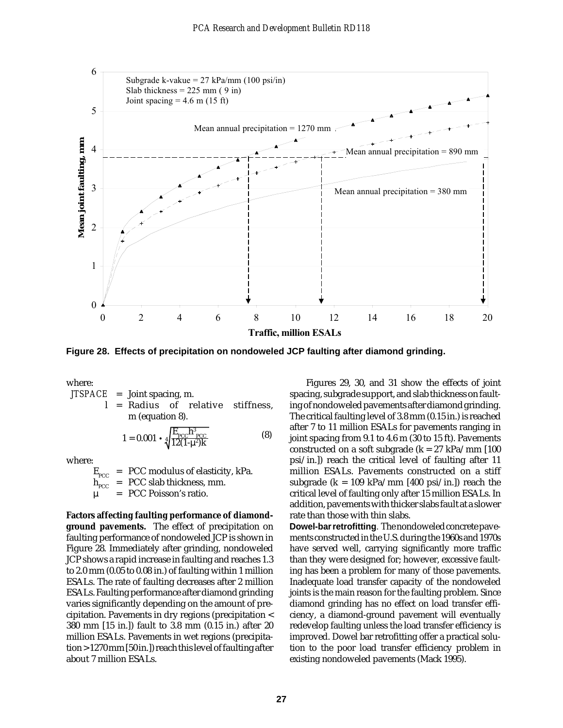Figure 28. Effects of precipitation on nondoweled JCP faulting after diamond grinding.

where:

*JTSPACE* = Joint spacing, m.

$l$ = Radius of relative stiffness, m (equation 8).

$$l = 0.001 \cdot \sqrt[4]{\frac{E_{PCC} h^3_{PCC}}{12(1-\mu^2)k}} \tag{8}$$

where:

$E_{PCC}$ = PCC modulus of elasticity, kPa.

$h_{PCC}$ = PCC slab thickness, mm.

$\mu$ = PCC Poisson's ratio.

**Factors affecting faulting performance of diamond-ground pavements.** The effect of precipitation on faulting performance of nondoweled JCP is shown in Figure 28. Immediately after grinding, nondoweled JCP shows a rapid increase in faulting and reaches 1.3 to 2.0 mm (0.05 to 0.08 in.) of faulting within 1 million ESALs. The rate of faulting decreases after 2 million ESALs. Faulting performance after diamond grinding varies significantly depending on the amount of precipitation. Pavements in dry regions (precipitation < 380 mm [15 in.]) fault to 3.8 mm (0.15 in.) after 20 million ESALs. Pavements in wet regions (precipitation > 1270 mm [50 in.]) reach this level of faulting after about 7 million ESALs.

Figures 29, 30, and 31 show the effects of joint spacing, subgrade support, and slab thickness on faulting of nondoweled pavements after diamond grinding. The critical faulting level of 3.8 mm (0.15 in.) is reached after 7 to 11 million ESALs for pavements ranging in joint spacing from 9.1 to 4.6 m (30 to 15 ft). Pavements constructed on a soft subgrade (k = 27 kPa/mm [100 psi/in.]) reach the critical level of faulting after 11 million ESALs. Pavements constructed on a stiff subgrade (k = 109 kPa/mm [400 psi/in.]) reach the critical level of faulting only after 15 million ESALs. In addition, pavements with thicker slabs fault at a slower rate than those with thin slabs.

**Dowel-bar retrofitting**. The nondoweled concrete pavements constructed in the U.S. during the 1960s and 1970s have served well, carrying significantly more traffic than they were designed for; however, excessive faulting has been a problem for many of those pavements. Inadequate load transfer capacity of the nondoweled joints is the main reason for the faulting problem. Since diamond grinding has no effect on load transfer efficiency, a diamond-ground pavement will eventually redevelop faulting unless the load transfer efficiency is improved. Dowel bar retrofitting offer a practical solution to the poor load transfer efficiency problem in existing nondoweled pavements (Mack 1995).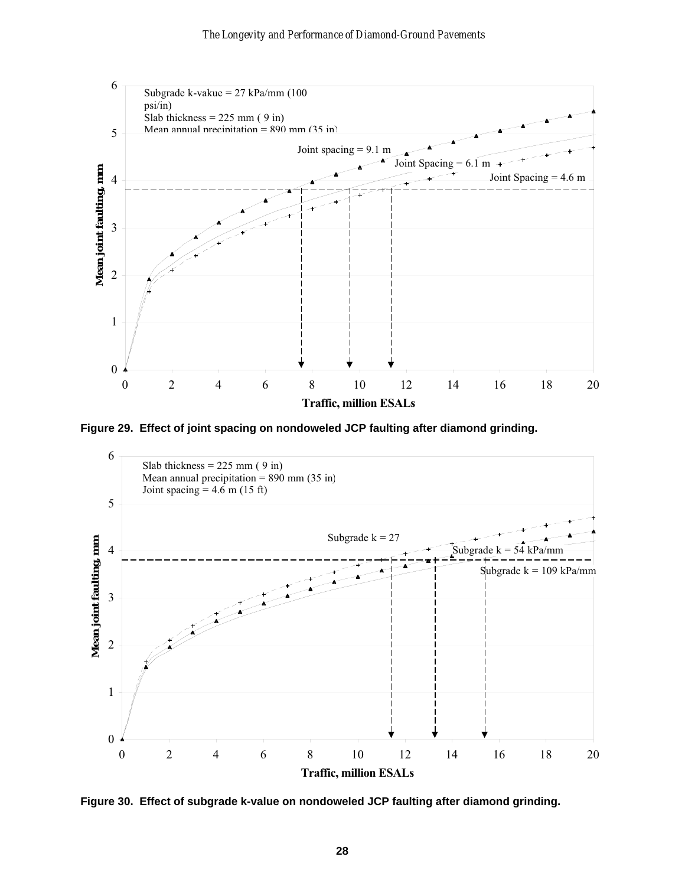Figure 29. Effect of joint spacing on nondoweled JCP faulting after diamond grinding.

Figure 30. Effect of subgrade k-value on nondoweled JCP faulting after diamond grinding.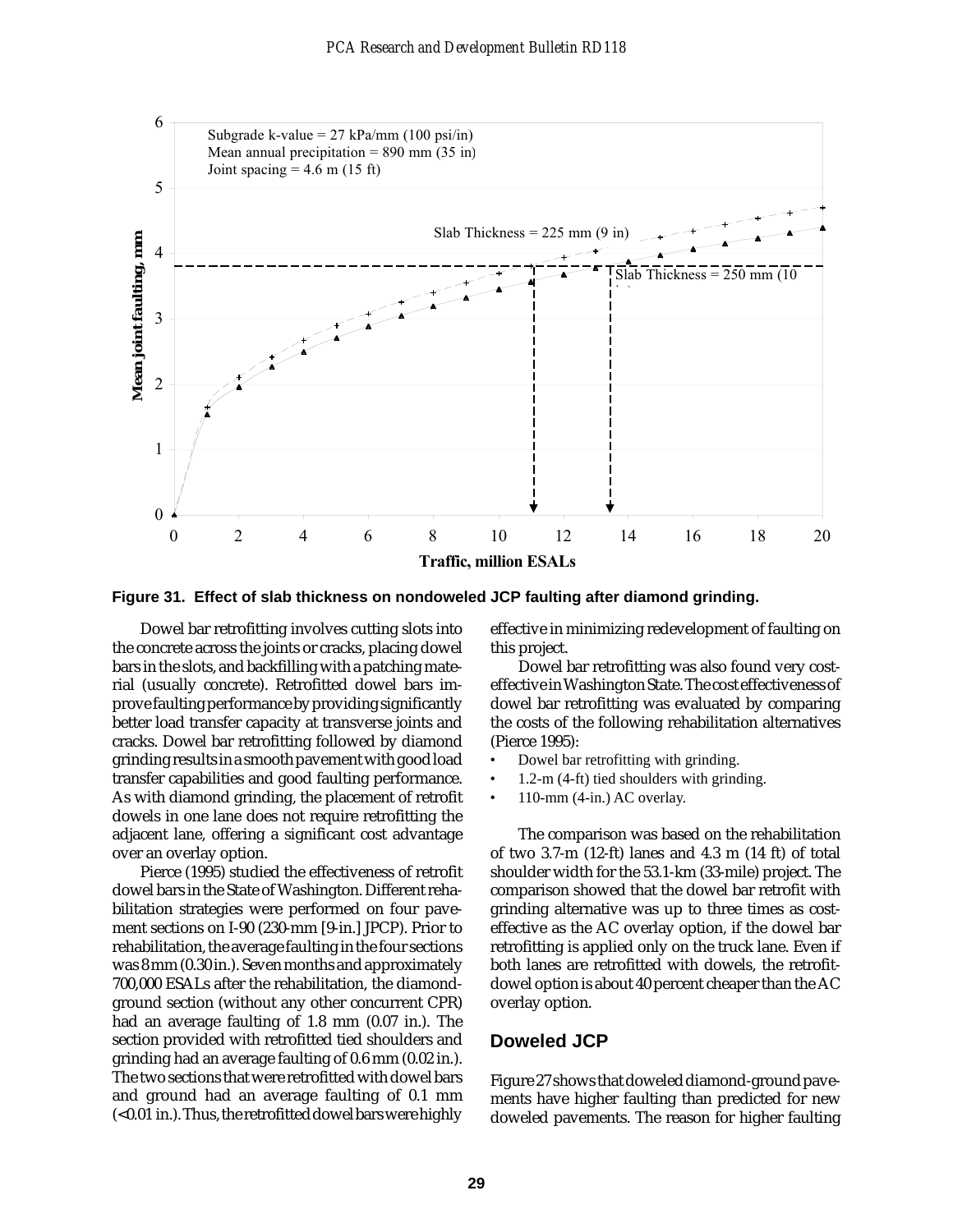Figure 31. Effect of slab thickness on nondoweled JCP faulting after diamond grinding.

Dowel bar retrofitting involves cutting slots into the concrete across the joints or cracks, placing dowel bars in the slots, and backfilling with a patching material (usually concrete). Retrofitted dowel bars improve faulting performance by providing significantly better load transfer capacity at transverse joints and cracks. Dowel bar retrofitting followed by diamond grinding results in a smooth pavement with good load transfer capabilities and good faulting performance. As with diamond grinding, the placement of retrofit dowels in one lane does not require retrofitting the adjacent lane, offering a significant cost advantage over an overlay option.

Pierce (1995) studied the effectiveness of retrofit dowel bars in the State of Washington. Different rehabilitation strategies were performed on four pavement sections on I-90 (230-mm [9-in.] JPCP). Prior to rehabilitation, the average faulting in the four sections was 8 mm (0.30 in.). Seven months and approximately 700,000 ESALs after the rehabilitation, the diamond-ground section (without any other concurrent CPR) had an average faulting of 1.8 mm (0.07 in.). The section provided with retrofitted tied shoulders and grinding had an average faulting of 0.6 mm (0.02 in.). The two sections that were retrofitted with dowel bars and ground had an average faulting of 0.1 mm (<0.01 in.). Thus, the retrofitted dowel bars were highly effective in minimizing redevelopment of faulting on this project.

Dowel bar retrofitting was also found very cost-effective in Washington State. The cost effectiveness of dowel bar retrofitting was evaluated by comparing the costs of the following rehabilitation alternatives (Pierce 1995):

- Dowel bar retrofitting with grinding.
- 1.2-m (4-ft) tied shoulders with grinding.
- 110-mm (4-in.) AC overlay.

The comparison was based on the rehabilitation of two 3.7-m (12-ft) lanes and 4.3 m (14 ft) of total shoulder width for the 53.1-km (33-mile) project. The comparison showed that the dowel bar retrofit with grinding alternative was up to three times as cost-effective as the AC overlay option, if the dowel bar retrofitting is applied only on the truck lane. Even if both lanes are retrofitted with dowels, the retrofit-dowel option is about 40 percent cheaper than the AC overlay option.

## Doweled JCP

Figure 27 shows that doweled diamond-ground pavements have higher faulting than predicted for new doweled pavements. The reason for higher faulting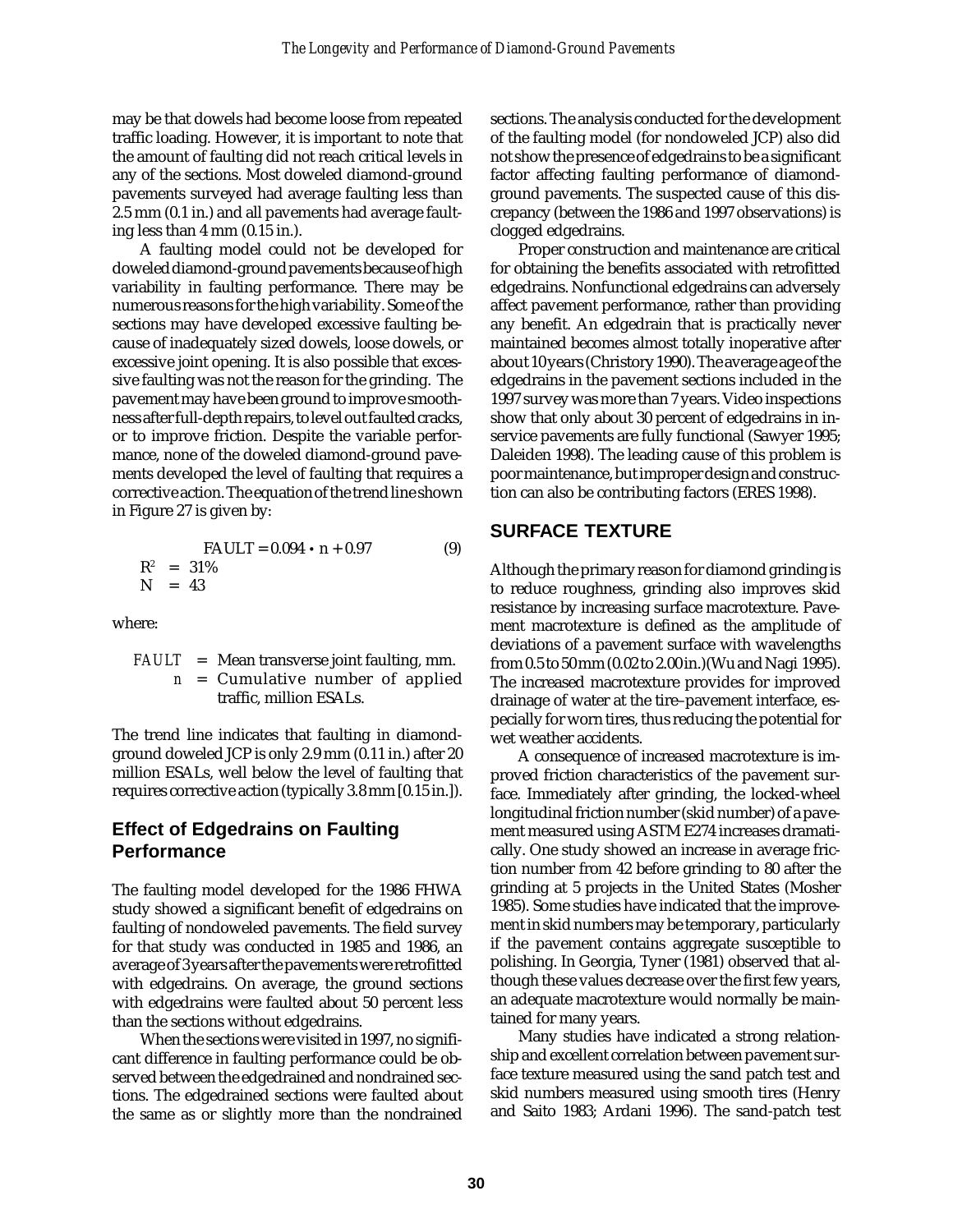may be that dowels had become loose from repeated traffic loading. However, it is important to note that the amount of faulting did not reach critical levels in any of the sections. Most doweled diamond-ground pavements surveyed had average faulting less than 2.5 mm (0.1 in.) and all pavements had average faulting less than 4 mm (0.15 in.).

A faulting model could not be developed for doweled diamond-ground pavements because of high variability in faulting performance. There may be numerous reasons for the high variability. Some of the sections may have developed excessive faulting because of inadequately sized dowels, loose dowels, or excessive joint opening. It is also possible that excessive faulting was not the reason for the grinding. The pavement may have been ground to improve smoothness after full-depth repairs, to level out faulted cracks, or to improve friction. Despite the variable performance, none of the doweled diamond-ground pavements developed the level of faulting that requires a corrective action. The equation of the trend line shown in Figure 27 is given by:

$$FAULT = 0.094 \cdot n + 0.97 \tag{9}$$

$R^2 = 31\%$
$N = 43$

where:

*FAULT* = Mean transverse joint faulting, mm.
*n* = Cumulative number of applied traffic, million ESALs.

The trend line indicates that faulting in diamond-ground doweled JCP is only 2.9 mm (0.11 in.) after 20 million ESALs, well below the level of faulting that requires corrective action (typically 3.8 mm [0.15 in.]).

## Effect of Edgedrains on Faulting Performance

The faulting model developed for the 1986 FHWA study showed a significant benefit of edgedrains on faulting of nondoweled pavements. The field survey for that study was conducted in 1985 and 1986, an average of 3 years after the pavements were retrofitted with edgedrains. On average, the ground sections with edgedrains were faulted about 50 percent less than the sections without edgedrains.

When the sections were visited in 1997, no significant difference in faulting performance could be observed between the edgedrained and nondrained sections. The edgedrained sections were faulted about the same as or slightly more than the nondrained sections. The analysis conducted for the development of the faulting model (for nondoweled JCP) also did not show the presence of edgedrains to be a significant factor affecting faulting performance of diamond-ground pavements. The suspected cause of this discrepancy (between the 1986 and 1997 observations) is clogged edgedrains.

Proper construction and maintenance are critical for obtaining the benefits associated with retrofitted edgedrains. Nonfunctional edgedrains can adversely affect pavement performance, rather than providing any benefit. An edgedrain that is practically never maintained becomes almost totally inoperative after about 10 years (Christory 1990). The average age of the edgedrains in the pavement sections included in the 1997 survey was more than 7 years. Video inspections show that only about 30 percent of edgedrains in in-service pavements are fully functional (Sawyer 1995; Daleiden 1998). The leading cause of this problem is poor maintenance, but improper design and construction can also be contributing factors (ERES 1998).

## SURFACE TEXTURE

Although the primary reason for diamond grinding is to reduce roughness, grinding also improves skid resistance by increasing surface macrotexture. Pavement macrotexture is defined as the amplitude of deviations of a pavement surface with wavelengths from 0.5 to 50 mm (0.02 to 2.00 in.)(Wu and Nagi 1995). The increased macrotexture provides for improved drainage of water at the tire–pavement interface, especially for worn tires, thus reducing the potential for wet weather accidents.

A consequence of increased macrotexture is improved friction characteristics of the pavement surface. Immediately after grinding, the locked-wheel longitudinal friction number (skid number) of a pavement measured using ASTM E274 increases dramatically. One study showed an increase in average friction number from 42 before grinding to 80 after the grinding at 5 projects in the United States (Mosher 1985). Some studies have indicated that the improvement in skid numbers may be temporary, particularly if the pavement contains aggregate susceptible to polishing. In Georgia, Tyner (1981) observed that although these values decrease over the first few years, an adequate macrotexture would normally be maintained for many years.

Many studies have indicated a strong relationship and excellent correlation between pavement surface texture measured using the sand patch test and skid numbers measured using smooth tires (Henry and Saito 1983; Ardani 1996). The sand-patch test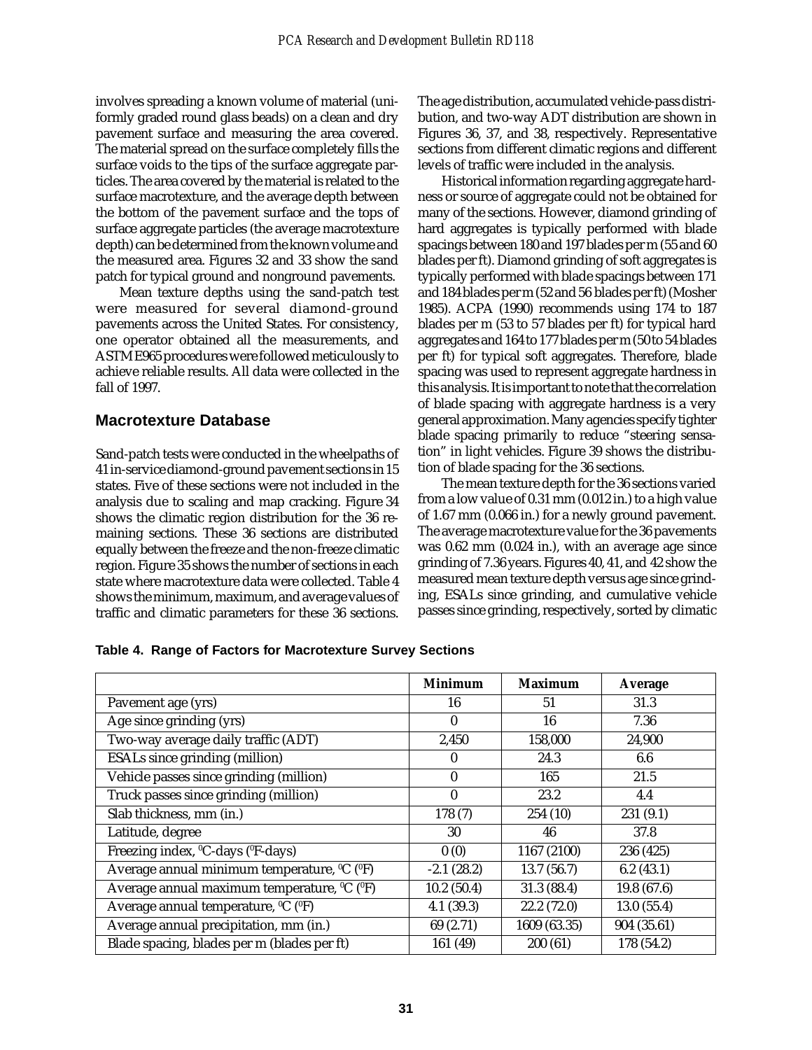involves spreading a known volume of material (uniformly graded round glass beads) on a clean and dry pavement surface and measuring the area covered. The material spread on the surface completely fills the surface voids to the tips of the surface aggregate particles. The area covered by the material is related to the surface macrotexture, and the average depth between the bottom of the pavement surface and the tops of surface aggregate particles (the average macrotexture depth) can be determined from the known volume and the measured area. Figures 32 and 33 show the sand patch for typical ground and nonground pavements.

Mean texture depths using the sand-patch test were measured for several diamond-ground pavements across the United States. For consistency, one operator obtained all the measurements, and ASTM E965 procedures were followed meticulously to achieve reliable results. All data were collected in the fall of 1997.

## Macrotexture Database

Sand-patch tests were conducted in the wheelpaths of 41 in-service diamond-ground pavement sections in 15 states. Five of these sections were not included in the analysis due to scaling and map cracking. Figure 34 shows the climatic region distribution for the 36 remaining sections. These 36 sections are distributed equally between the freeze and the non-freeze climatic region. Figure 35 shows the number of sections in each state where macrotexture data were collected. Table 4 shows the minimum, maximum, and average values of traffic and climatic parameters for these 36 sections. The age distribution, accumulated vehicle-pass distribution, and two-way ADT distribution are shown in Figures 36, 37, and 38, respectively. Representative sections from different climatic regions and different levels of traffic were included in the analysis.

Historical information regarding aggregate hardness or source of aggregate could not be obtained for many of the sections. However, diamond grinding of hard aggregates is typically performed with blade spacings between 180 and 197 blades per m (55 and 60 blades per ft). Diamond grinding of soft aggregates is typically performed with blade spacings between 171 and 184 blades per m (52 and 56 blades per ft) (Mosher 1985). ACPA (1990) recommends using 174 to 187 blades per m (53 to 57 blades per ft) for typical hard aggregates and 164 to 177 blades per m (50 to 54 blades per ft) for typical soft aggregates. Therefore, blade spacing was used to represent aggregate hardness in this analysis. It is important to note that the correlation of blade spacing with aggregate hardness is a very general approximation. Many agencies specify tighter blade spacing primarily to reduce "steering sensation" in light vehicles. Figure 39 shows the distribution of blade spacing for the 36 sections.

The mean texture depth for the 36 sections varied from a low value of 0.31 mm (0.012 in.) to a high value of 1.67 mm (0.066 in.) for a newly ground pavement. The average macrotexture value for the 36 pavements was 0.62 mm (0.024 in.), with an average age since grinding of 7.36 years. Figures 40, 41, and 42 show the measured mean texture depth versus age since grinding, ESALs since grinding, and cumulative vehicle passes since grinding, respectively, sorted by climatic

**Table 4. Range of Factors for Macrotexture Survey Sections**

| | Minimum | Maximum | Average |
|---|---|---|---|
| Pavement age (yrs) | 16 | 51 | 31.3 |
| Age since grinding (yrs) | 0 | 16 | 7.36 |
| Two-way average daily traffic (ADT) | 2,450 | 158,000 | 24,900 |
| ESALs since grinding (million) | 0 | 24.3 | 6.6 |
| Vehicle passes since grinding (million) | 0 | 165 | 21.5 |
| Truck passes since grinding (million) | 0 | 23.2 | 4.4 |
| Slab thickness, mm (in.) | 178 (7) | 254 (10) | 231 (9.1) |
| Latitude, degree | 30 | 46 | 37.8 |
| Freezing index, $^0$C-days ($^0$F-days) | 0 (0) | 1167 (2100) | 236 (425) |
| Average annual minimum temperature, $^0$C ($^0$F) | -2.1 (28.2) | 13.7 (56.7) | 6.2 (43.1) |
| Average annual maximum temperature, $^0$C ($^0$F) | 10.2 (50.4) | 31.3 (88.4) | 19.8 (67.6) |
| Average annual temperature, $^0$C ($^0$F) | 4.1 (39.3) | 22.2 (72.0) | 13.0 (55.4) |
| Average annual precipitation, mm (in.) | 69 (2.71) | 1609 (63.35) | 904 (35.61) |
| Blade spacing, blades per m (blades per ft) | 161 (49) | 200 (61) | 178 (54.2) |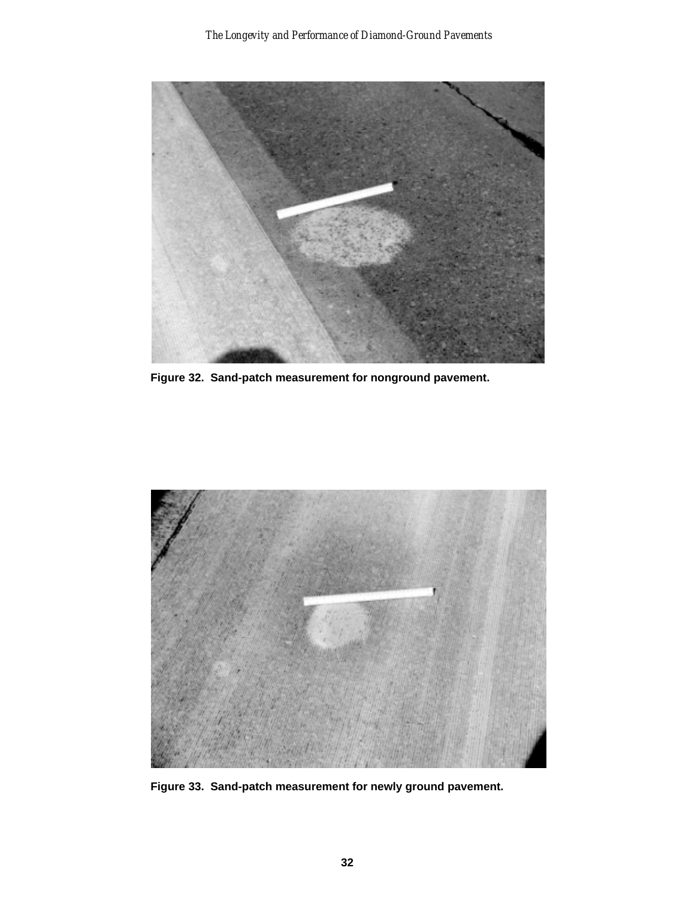Figure 32. Sand-patch measurement for nonground pavement.

Figure 33. Sand-patch measurement for newly ground pavement.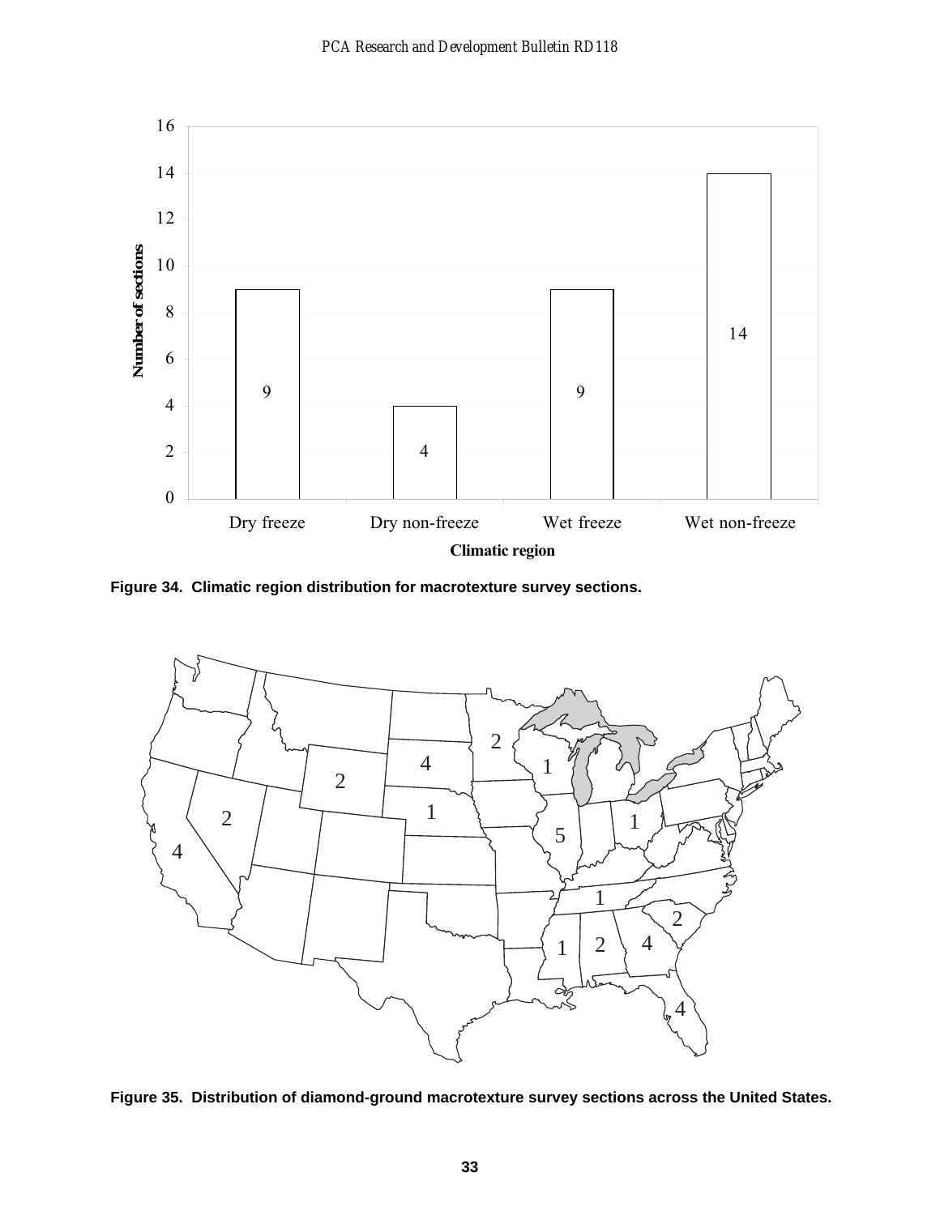Figure 34. Climatic region distribution for macrotexture survey sections.

Figure 35. Distribution of diamond-ground macrotexture survey sections across the United States.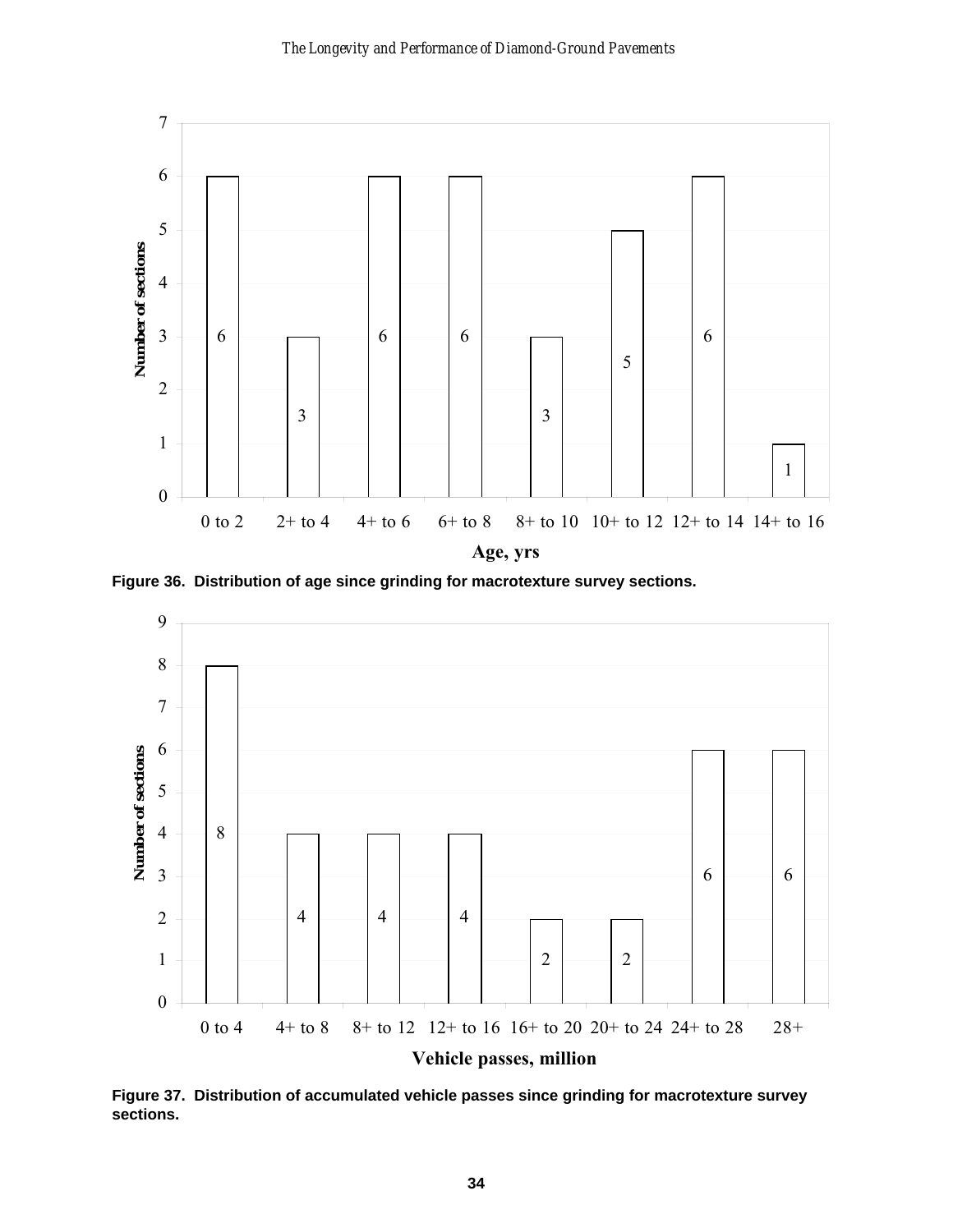| Age, yrs | Number of sections |
|---|---|
| 0 to 2 | 6 |
| 2+ to 4 | 3 |
| 4+ to 6 | 6 |
| 6+ to 8 | 6 |
| 8+ to 10 | 3 |
| 10+ to 12 | 5 |
| 12+ to 14 | 6 |
| 14+ to 16 | 1 |

**Figure 36. Distribution of age since grinding for macrotexture survey sections.**

| Vehicle passes, million | Number of sections |
|---|---|
| 0 to 4 | 8 |
| 4+ to 8 | 4 |
| 8+ to 12 | 4 |
| 12+ to 16 | 4 |
| 16+ to 20 | 2 |
| 20+ to 24 | 2 |
| 24+ to 28 | 6 |
| 28+ | 6 |

**Figure 37. Distribution of accumulated vehicle passes since grinding for macrotexture survey sections.**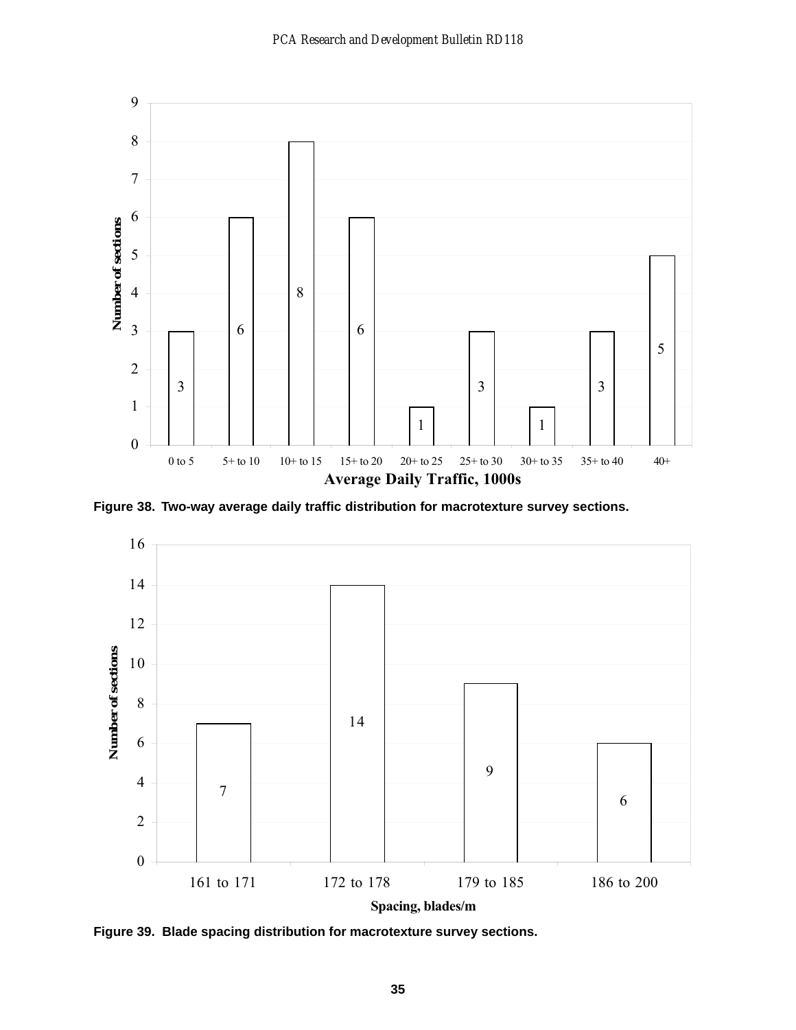Figure 38. Two-way average daily traffic distribution for macrotexture survey sections.

| Average Daily Traffic, 1000s | Number of sections |
| --- | --- |
| 0 to 5 | 3 |
| 5+ to 10 | 6 |
| 10+ to 15 | 8 |
| 15+ to 20 | 6 |
| 20+ to 25 | 1 |
| 25+ to 30 | 3 |
| 30+ to 35 | 1 |
| 35+ to 40 | 3 |
| 40+ | 5 |

Figure 39. Blade spacing distribution for macrotexture survey sections.

| Spacing, blades/m | Number of sections |
| --- | --- |
| 161 to 171 | 7 |
| 172 to 178 | 14 |
| 179 to 185 | 9 |
| 186 to 200 | 6 |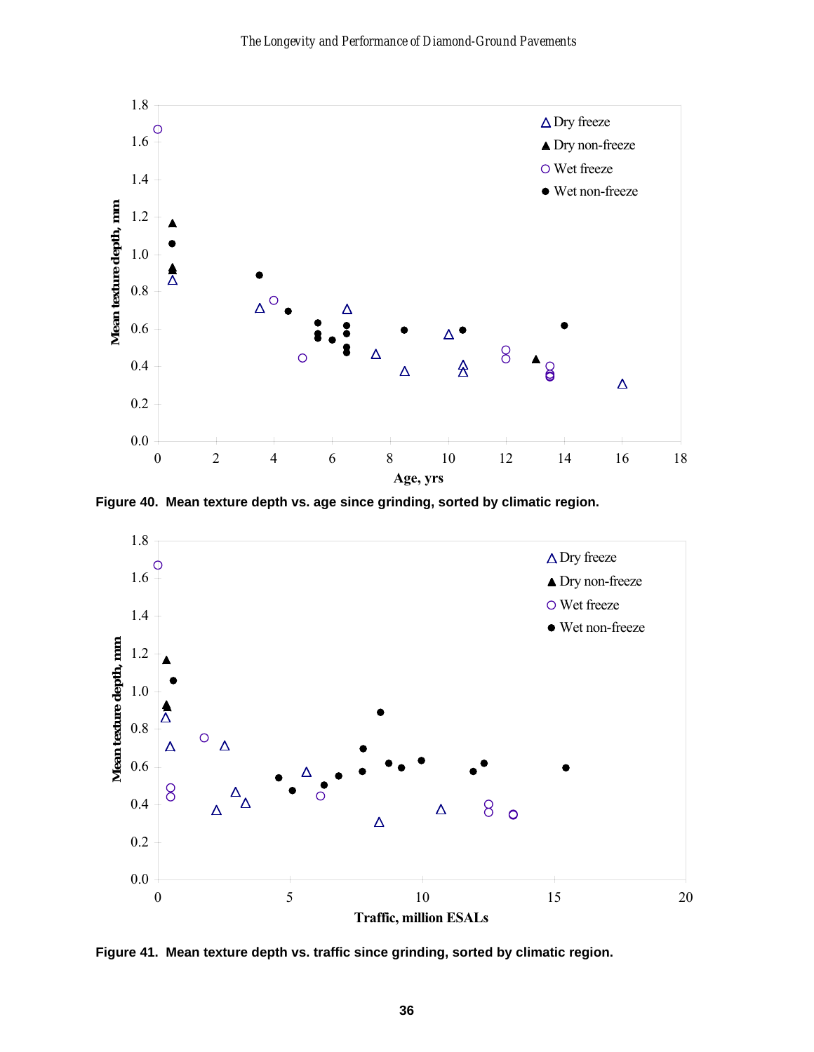Figure 40. Mean texture depth vs. age since grinding, sorted by climatic region.

Figure 41. Mean texture depth vs. traffic since grinding, sorted by climatic region.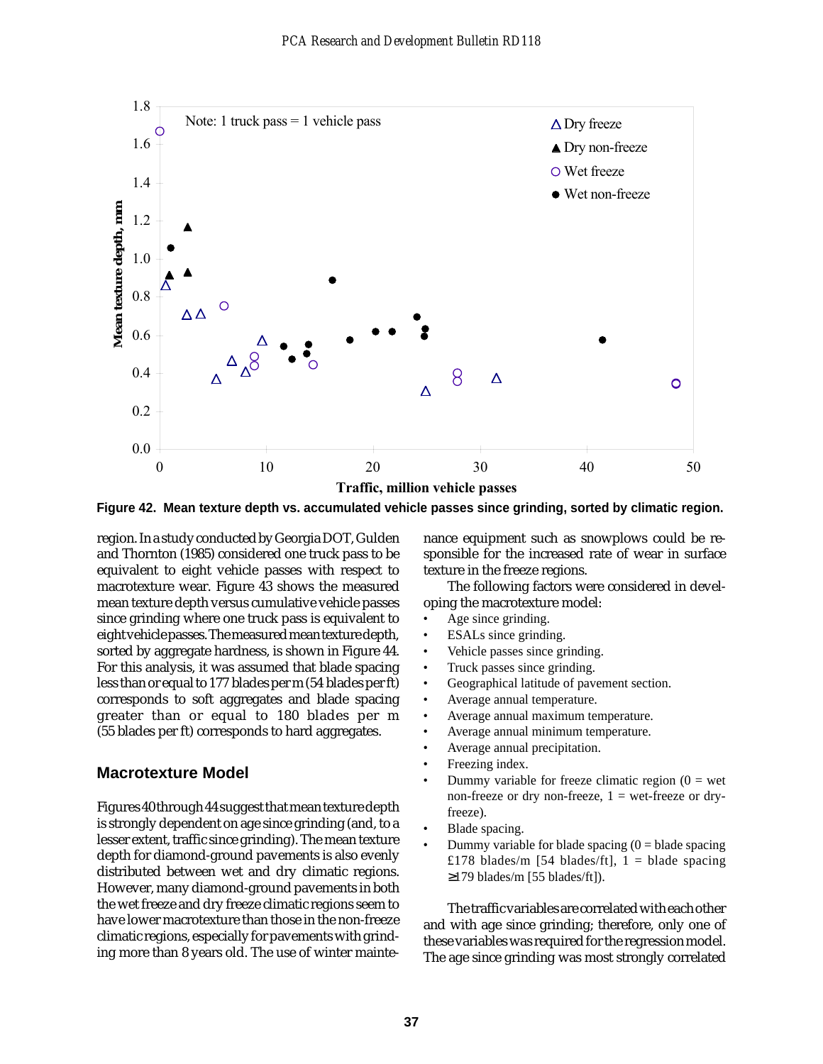Figure 42. Mean texture depth vs. accumulated vehicle passes since grinding, sorted by climatic region.

region. In a study conducted by Georgia DOT, Gulden and Thornton (1985) considered one truck pass to be equivalent to eight vehicle passes with respect to macrotexture wear. Figure 43 shows the measured mean texture depth versus cumulative vehicle passes since grinding where one truck pass is equivalent to eight vehicle passes. The measured mean texture depth, sorted by aggregate hardness, is shown in Figure 44. For this analysis, it was assumed that blade spacing less than or equal to 177 blades per m (54 blades per ft) corresponds to soft aggregates and blade spacing greater than or equal to 180 blades per m (55 blades per ft) corresponds to hard aggregates.

## Macrotexture Model

Figures 40 through 44 suggest that mean texture depth is strongly dependent on age since grinding (and, to a lesser extent, traffic since grinding). The mean texture depth for diamond-ground pavements is also evenly distributed between wet and dry climatic regions. However, many diamond-ground pavements in both the wet freeze and dry freeze climatic regions seem to have lower macrotexture than those in the non-freeze climatic regions, especially for pavements with grinding more than 8 years old. The use of winter maintenance equipment such as snowplows could be responsible for the increased rate of wear in surface texture in the freeze regions.

The following factors were considered in developing the macrotexture model:

- Age since grinding.
- ESALs since grinding.
- Vehicle passes since grinding.
- Truck passes since grinding.
- Geographical latitude of pavement section.
- Average annual temperature.
- Average annual maximum temperature.
- Average annual minimum temperature.
- Average annual precipitation.
- Freezing index.
- Dummy variable for freeze climatic region (0 = wet non-freeze or dry non-freeze, 1 = wet-freeze or dry-freeze).
- Blade spacing.
- Dummy variable for blade spacing (0 = blade spacing £178 blades/m [54 blades/ft], 1 = blade spacing ≥179 blades/m [55 blades/ft]).

The traffic variables are correlated with each other and with age since grinding; therefore, only one of these variables was required for the regression model. The age since grinding was most strongly correlated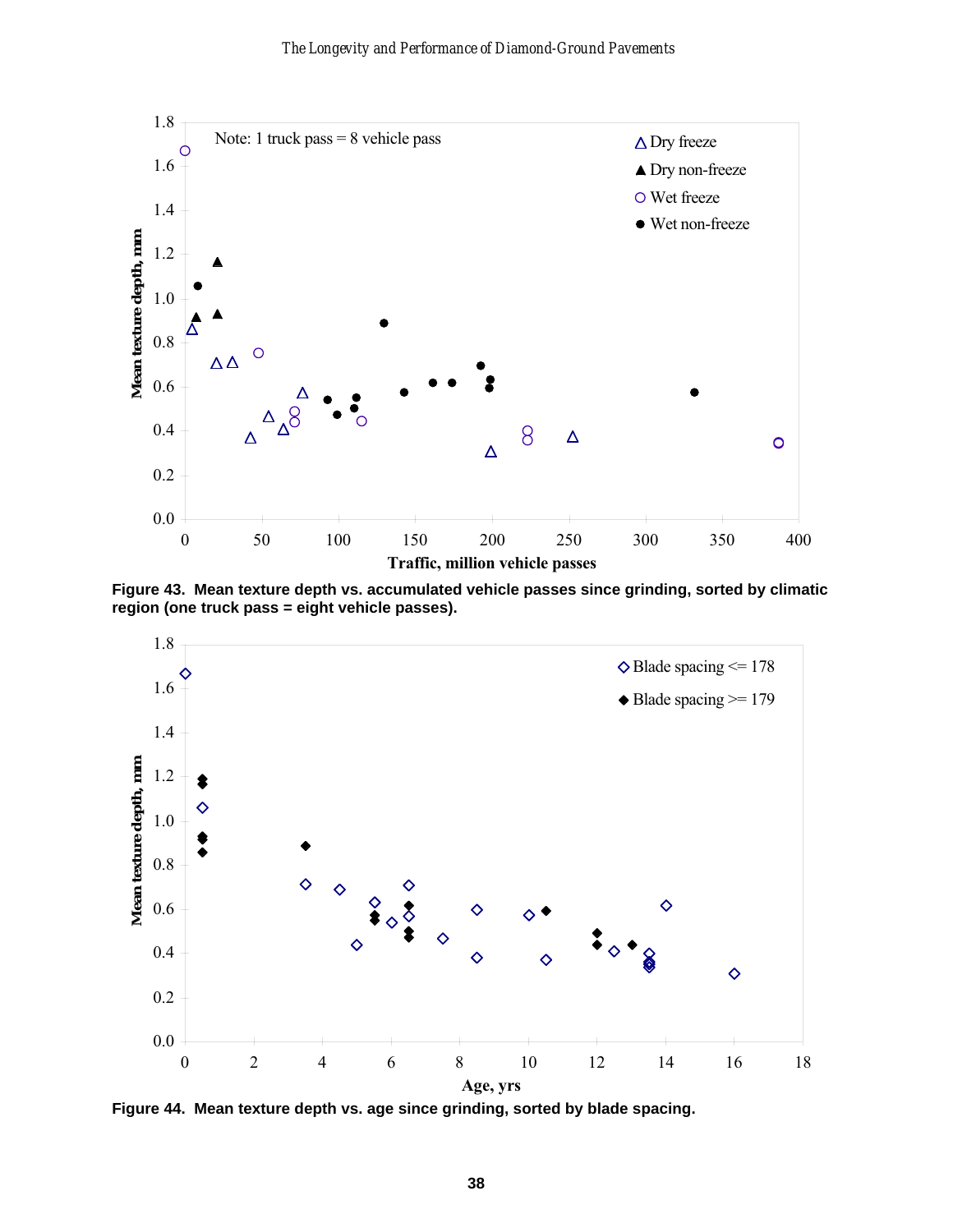Figure 43. Mean texture depth vs. accumulated vehicle passes since grinding, sorted by climatic region (one truck pass = eight vehicle passes).

Figure 44. Mean texture depth vs. age since grinding, sorted by blade spacing.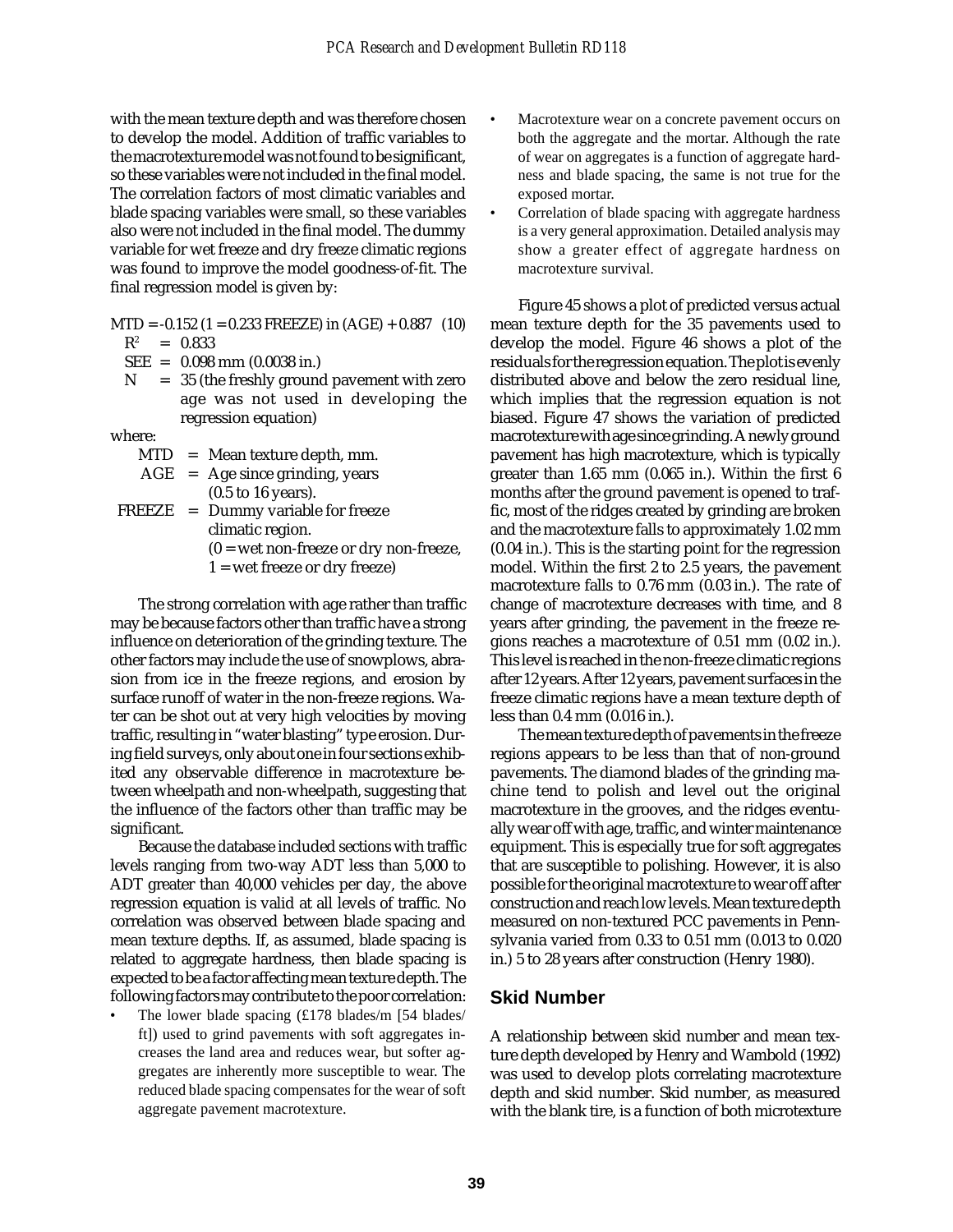with the mean texture depth and was therefore chosen to develop the model. Addition of traffic variables to the macrotexture model was not found to be significant, so these variables were not included in the final model. The correlation factors of most climatic variables and blade spacing variables were small, so these variables also were not included in the final model. The dummy variable for wet freeze and dry freeze climatic regions was found to improve the model goodness-of-fit. The final regression model is given by:

$$MTD = -0.152\,(1 = 0.233\,FREEZE)\,\ln(AGE) + 0.887 \quad (10)$$

$R^2$ = 0.833

SEE = 0.098 mm (0.0038 in.)

N = 35 (the freshly ground pavement with zero age was not used in developing the regression equation)

where:

MTD = Mean texture depth, mm.

AGE = Age since grinding, years (0.5 to 16 years).

FREEZE = Dummy variable for freeze climatic region. (0 = wet non-freeze or dry non-freeze, 1 = wet freeze or dry freeze)

The strong correlation with age rather than traffic may be because factors other than traffic have a strong influence on deterioration of the grinding texture. The other factors may include the use of snowplows, abrasion from ice in the freeze regions, and erosion by surface runoff of water in the non-freeze regions. Water can be shot out at very high velocities by moving traffic, resulting in "water blasting" type erosion. During field surveys, only about one in four sections exhibited any observable difference in macrotexture between wheelpath and non-wheelpath, suggesting that the influence of the factors other than traffic may be significant.

Because the database included sections with traffic levels ranging from two-way ADT less than 5,000 to ADT greater than 40,000 vehicles per day, the above regression equation is valid at all levels of traffic. No correlation was observed between blade spacing and mean texture depths. If, as assumed, blade spacing is related to aggregate hardness, then blade spacing is expected to be a factor affecting mean texture depth. The following factors may contribute to the poor correlation:

- The lower blade spacing (£178 blades/m [54 blades/ft]) used to grind pavements with soft aggregates increases the land area and reduces wear, but softer aggregates are inherently more susceptible to wear. The reduced blade spacing compensates for the wear of soft aggregate pavement macrotexture.
- Macrotexture wear on a concrete pavement occurs on both the aggregate and the mortar. Although the rate of wear on aggregates is a function of aggregate hardness and blade spacing, the same is not true for the exposed mortar.
- Correlation of blade spacing with aggregate hardness is a very general approximation. Detailed analysis may show a greater effect of aggregate hardness on macrotexture survival.

Figure 45 shows a plot of predicted versus actual mean texture depth for the 35 pavements used to develop the model. Figure 46 shows a plot of the residuals for the regression equation. The plot is evenly distributed above and below the zero residual line, which implies that the regression equation is not biased. Figure 47 shows the variation of predicted macrotexture with age since grinding. A newly ground pavement has high macrotexture, which is typically greater than 1.65 mm (0.065 in.). Within the first 6 months after the ground pavement is opened to traffic, most of the ridges created by grinding are broken and the macrotexture falls to approximately 1.02 mm (0.04 in.). This is the starting point for the regression model. Within the first 2 to 2.5 years, the pavement macrotexture falls to 0.76 mm (0.03 in.). The rate of change of macrotexture decreases with time, and 8 years after grinding, the pavement in the freeze regions reaches a macrotexture of 0.51 mm (0.02 in.). This level is reached in the non-freeze climatic regions after 12 years. After 12 years, pavement surfaces in the freeze climatic regions have a mean texture depth of less than 0.4 mm (0.016 in.).

The mean texture depth of pavements in the freeze regions appears to be less than that of non-ground pavements. The diamond blades of the grinding machine tend to polish and level out the original macrotexture in the grooves, and the ridges eventually wear off with age, traffic, and winter maintenance equipment. This is especially true for soft aggregates that are susceptible to polishing. However, it is also possible for the original macrotexture to wear off after construction and reach low levels. Mean texture depth measured on non-textured PCC pavements in Pennsylvania varied from 0.33 to 0.51 mm (0.013 to 0.020 in.) 5 to 28 years after construction (Henry 1980).

## Skid Number

A relationship between skid number and mean texture depth developed by Henry and Wambold (1992) was used to develop plots correlating macrotexture depth and skid number. Skid number, as measured with the blank tire, is a function of both microtexture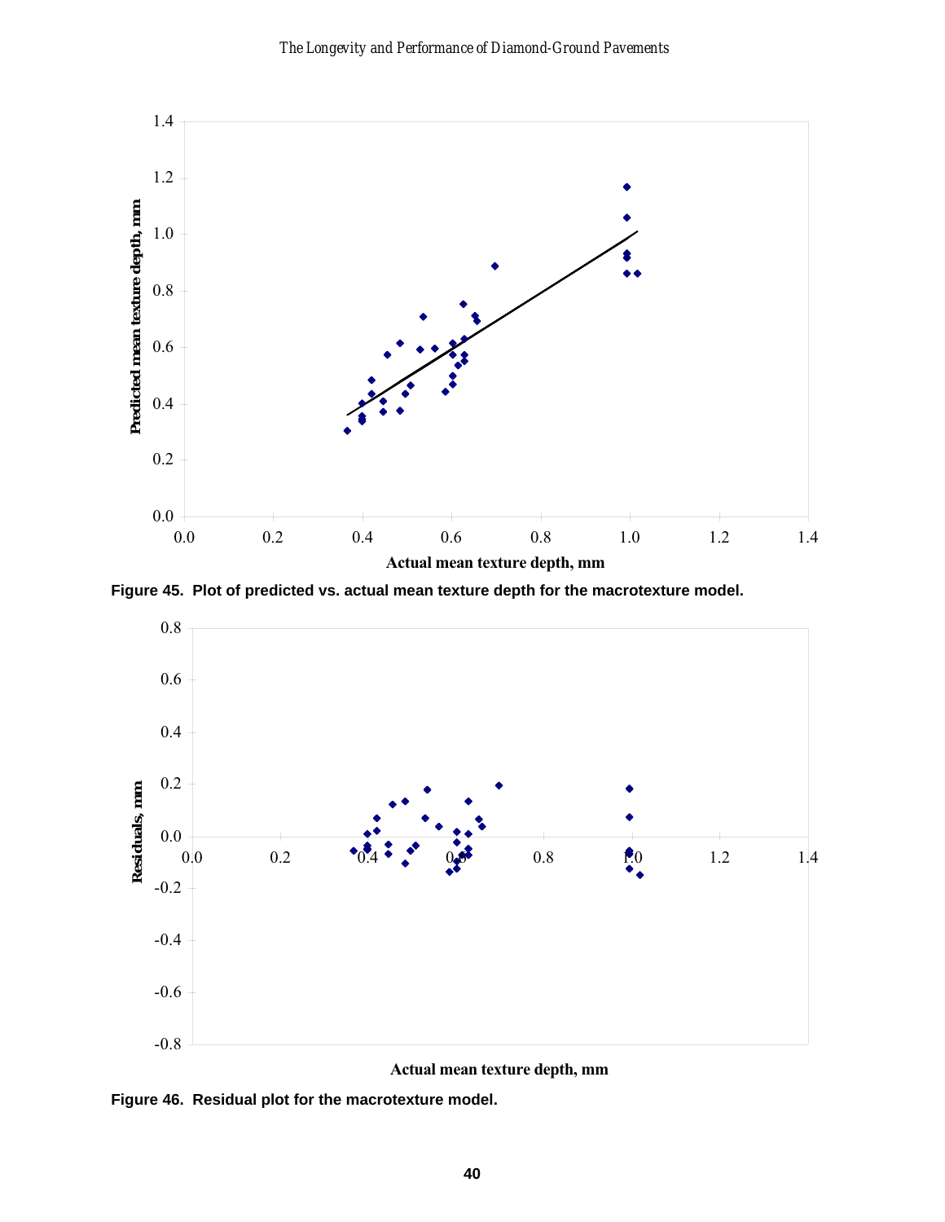Figure 45. Plot of predicted vs. actual mean texture depth for the macrotexture model.

Figure 46. Residual plot for the macrotexture model.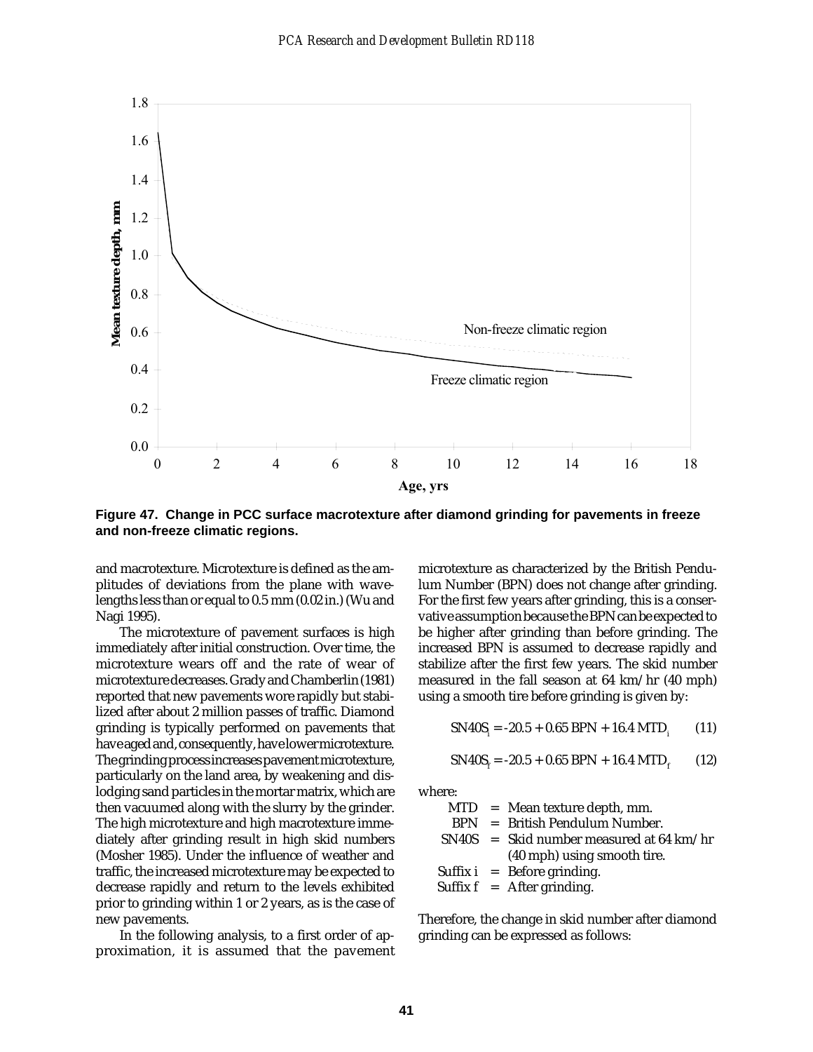**Figure 47. Change in PCC surface macrotexture after diamond grinding for pavements in freeze and non-freeze climatic regions.**

and macrotexture. Microtexture is defined as the amplitudes of deviations from the plane with wavelengths less than or equal to 0.5 mm (0.02 in.) (Wu and Nagi 1995).

The microtexture of pavement surfaces is high immediately after initial construction. Over time, the microtexture wears off and the rate of wear of microtexture decreases. Grady and Chamberlin (1981) reported that new pavements wore rapidly but stabilized after about 2 million passes of traffic. Diamond grinding is typically performed on pavements that have aged and, consequently, have lower microtexture. The grinding process increases pavement microtexture, particularly on the land area, by weakening and dislodging sand particles in the mortar matrix, which are then vacuumed along with the slurry by the grinder. The high microtexture and high macrotexture immediately after grinding result in high skid numbers (Mosher 1985). Under the influence of weather and traffic, the increased microtexture may be expected to decrease rapidly and return to the levels exhibited prior to grinding within 1 or 2 years, as is the case of new pavements.

In the following analysis, to a first order of approximation, it is assumed that the pavement microtexture as characterized by the British Pendulum Number (BPN) does not change after grinding. For the first few years after grinding, this is a conservative assumption because the BPN can be expected to be higher after grinding than before grinding. The increased BPN is assumed to decrease rapidly and stabilize after the first few years. The skid number measured in the fall season at 64 km/hr (40 mph) using a smooth tire before grinding is given by:

$$SN40S_i = -20.5 + 0.65\,BPN + 16.4\,MTD_i \qquad (11)$$

$$SN40S_f = -20.5 + 0.65\,BPN + 16.4\,MTD_f \qquad (12)$$

where:

MTD = Mean texture depth, mm.
BPN = British Pendulum Number.
SN40S = Skid number measured at 64 km/hr (40 mph) using smooth tire.
Suffix i = Before grinding.
Suffix f = After grinding.

Therefore, the change in skid number after diamond grinding can be expressed as follows: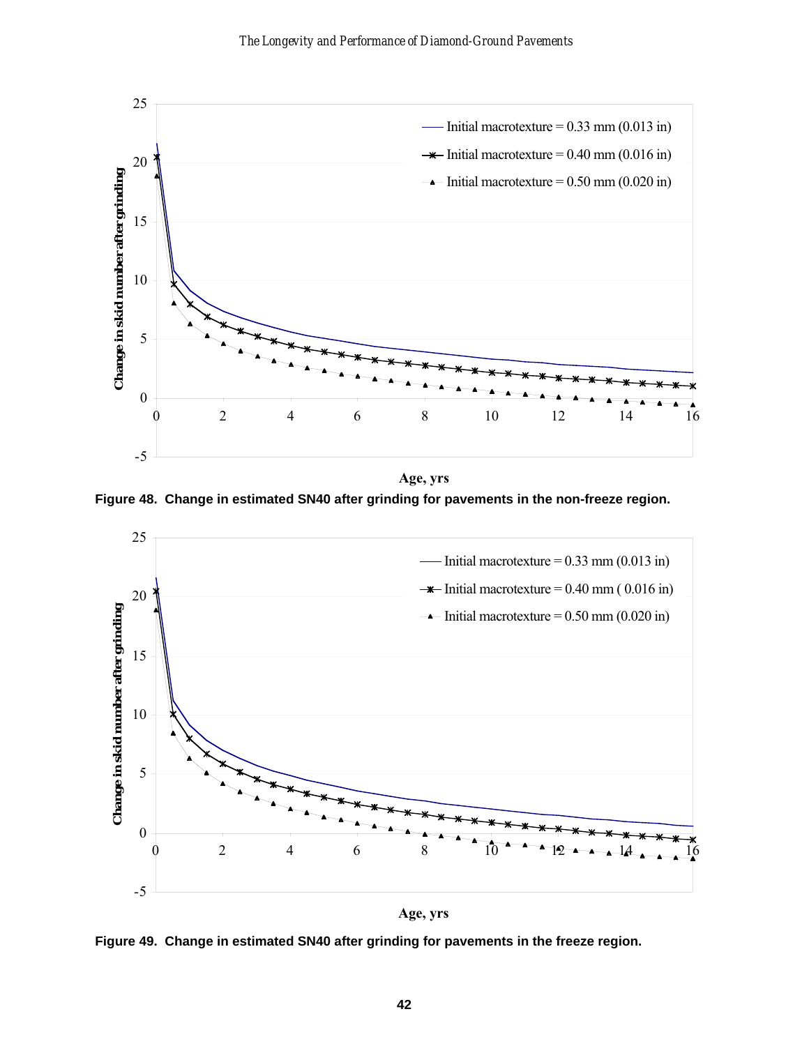Figure 48. Change in estimated SN40 after grinding for pavements in the non-freeze region.

Figure 49. Change in estimated SN40 after grinding for pavements in the freeze region.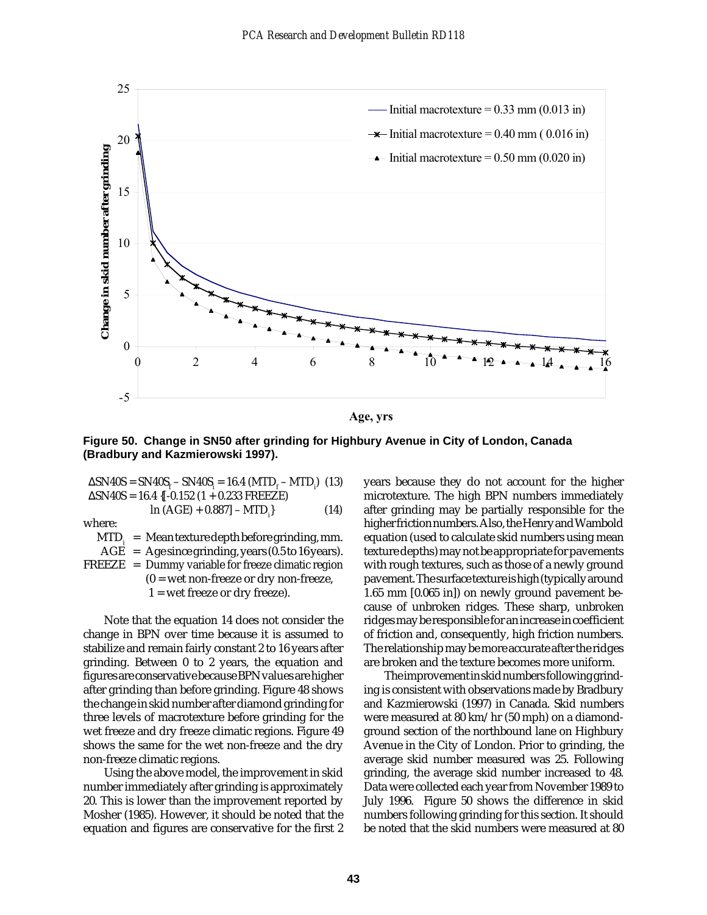Figure 50. Change in SN50 after grinding for Highbury Avenue in City of London, Canada (Bradbury and Kazmierowski 1997).

$$\Delta SN40S = SN40S_f - SN40S_i = 16.4\,(MTD_f - MTD_i) \quad (13)$$

$$\Delta SN40S = 16.4\,\{[-0.152\,(1 + 0.233\,FREEZE)\,\ln(AGE) + 0.887] - MTD_i\} \quad (14)$$

where:

- $MTD_i$ = Mean texture depth before grinding, mm.
- $AGE$ = Age since grinding, years (0.5 to 16 years).
- $FREEZE$ = Dummy variable for freeze climatic region (0 = wet non-freeze or dry non-freeze, 1 = wet freeze or dry freeze).

Note that the equation 14 does not consider the change in BPN over time because it is assumed to stabilize and remain fairly constant 2 to 16 years after grinding. Between 0 to 2 years, the equation and figures are conservative because BPN values are higher after grinding than before grinding. Figure 48 shows the change in skid number after diamond grinding for three levels of macrotexture before grinding for the wet freeze and dry freeze climatic regions. Figure 49 shows the same for the wet non-freeze and the dry non-freeze climatic regions.

Using the above model, the improvement in skid number immediately after grinding is approximately 20. This is lower than the improvement reported by Mosher (1985). However, it should be noted that the equation and figures are conservative for the first 2 years because they do not account for the higher microtexture. The high BPN numbers immediately after grinding may be partially responsible for the higher friction numbers. Also, the Henry and Wambold equation (used to calculate skid numbers using mean texture depths) may not be appropriate for pavements with rough textures, such as those of a newly ground pavement. The surface texture is high (typically around 1.65 mm [0.065 in]) on newly ground pavement because of unbroken ridges. These sharp, unbroken ridges may be responsible for an increase in coefficient of friction and, consequently, high friction numbers. The relationship may be more accurate after the ridges are broken and the texture becomes more uniform.

The improvement in skid numbers following grinding is consistent with observations made by Bradbury and Kazmierowski (1997) in Canada. Skid numbers were measured at 80 km/hr (50 mph) on a diamond-ground section of the northbound lane on Highbury Avenue in the City of London. Prior to grinding, the average skid number measured was 25. Following grinding, the average skid number increased to 48. Data were collected each year from November 1989 to July 1996. Figure 50 shows the difference in skid numbers following grinding for this section. It should be noted that the skid numbers were measured at 80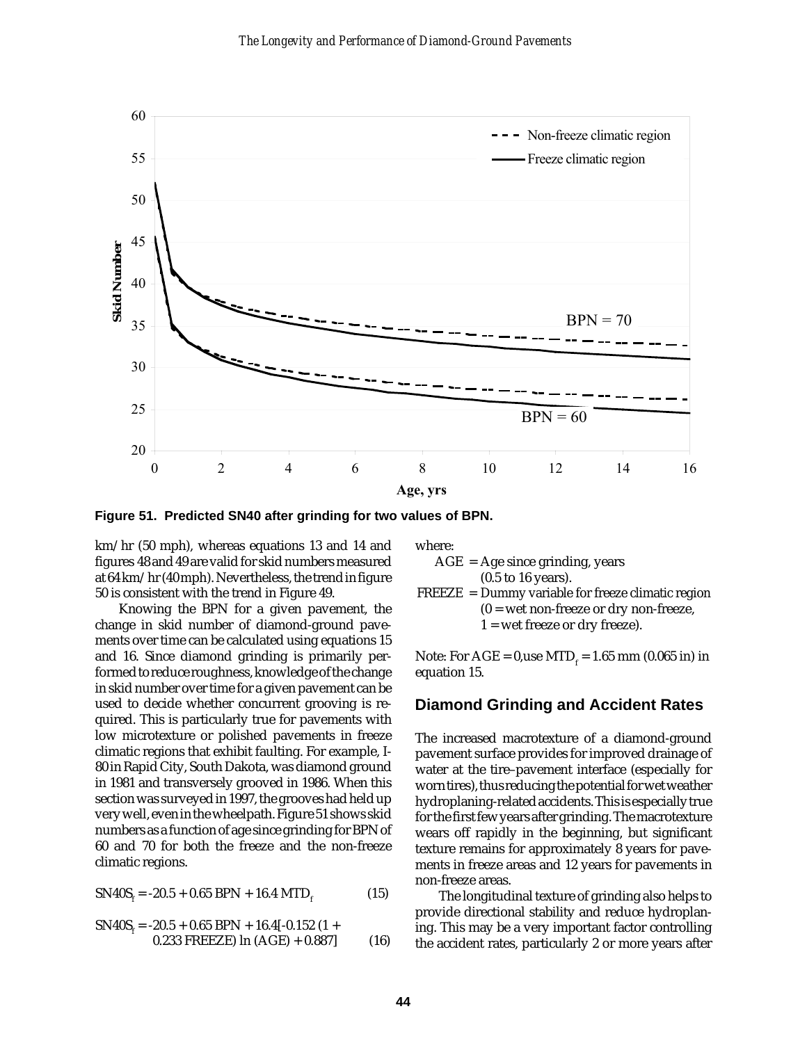Figure 51.  Predicted SN40 after grinding for two values of BPN.

km/hr (50 mph), whereas equations 13 and 14 and figures 48 and 49 are valid for skid numbers measured at 64 km/hr (40 mph). Nevertheless, the trend in figure 50 is consistent with the trend in Figure 49.

Knowing the BPN for a given pavement, the change in skid number of diamond-ground pavements over time can be calculated using equations 15 and 16. Since diamond grinding is primarily performed to reduce roughness, knowledge of the change in skid number over time for a given pavement can be used to decide whether concurrent grooving is required. This is particularly true for pavements with low microtexture or polished pavements in freeze climatic regions that exhibit faulting. For example, I-80 in Rapid City, South Dakota, was diamond ground in 1981 and transversely grooved in 1986. When this section was surveyed in 1997, the grooves had held up very well, even in the wheelpath. Figure 51 shows skid numbers as a function of age since grinding for BPN of 60 and 70 for both the freeze and the non-freeze climatic regions.

$$SN40S_f = -20.5 + 0.65\,BPN + 16.4\,MTD_f \qquad (15)$$

$$SN40S_f = -20.5 + 0.65\,BPN + 16.4[-0.152\,(1 + 0.233\,FREEZE)\,\ln(AGE) + 0.887] \qquad (16)$$

where:

AGE = Age since grinding, years (0.5 to 16 years).

FREEZE = Dummy variable for freeze climatic region (0 = wet non-freeze or dry non-freeze, 1 = wet freeze or dry freeze).

Note: For AGE = 0, use $MTD_f$ = 1.65 mm (0.065 in) in equation 15.

## Diamond Grinding and Accident Rates

The increased macrotexture of a diamond-ground pavement surface provides for improved drainage of water at the tire–pavement interface (especially for worn tires), thus reducing the potential for wet weather hydroplaning-related accidents. This is especially true for the first few years after grinding. The macrotexture wears off rapidly in the beginning, but significant texture remains for approximately 8 years for pavements in freeze areas and 12 years for pavements in non-freeze areas.

The longitudinal texture of grinding also helps to provide directional stability and reduce hydroplaning. This may be a very important factor controlling the accident rates, particularly 2 or more years after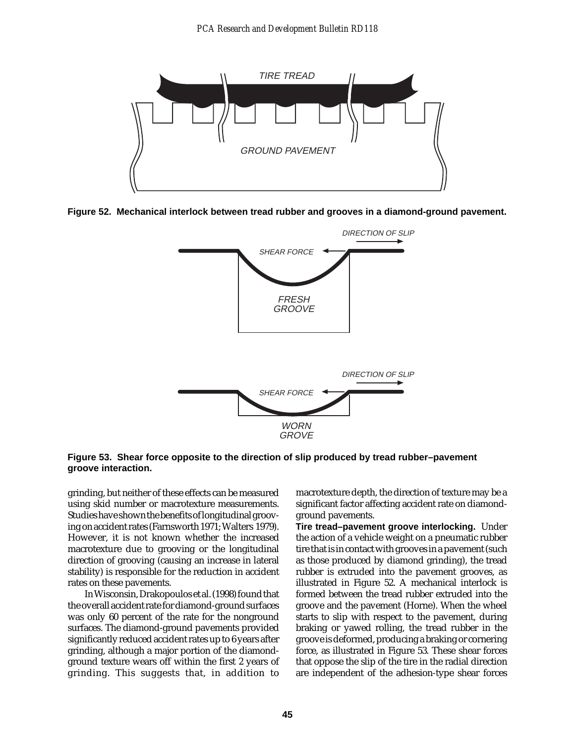Figure 52. Mechanical interlock between tread rubber and grooves in a diamond-ground pavement.

Figure 53. Shear force opposite to the direction of slip produced by tread rubber–pavement groove interaction.

grinding, but neither of these effects can be measured using skid number or macrotexture measurements. Studies have shown the benefits of longitudinal grooving on accident rates (Farnsworth 1971; Walters 1979). However, it is not known whether the increased macrotexture due to grooving or the longitudinal direction of grooving (causing an increase in lateral stability) is responsible for the reduction in accident rates on these pavements.

In Wisconsin, Drakopoulos et al. (1998) found that the overall accident rate for diamond-ground surfaces was only 60 percent of the rate for the nonground surfaces. The diamond-ground pavements provided significantly reduced accident rates up to 6 years after grinding, although a major portion of the diamond-ground texture wears off within the first 2 years of grinding. This suggests that, in addition to macrotexture depth, the direction of texture may be a significant factor affecting accident rate on diamond-ground pavements.

**Tire tread–pavement groove interlocking.** Under the action of a vehicle weight on a pneumatic rubber tire that is in contact with grooves in a pavement (such as those produced by diamond grinding), the tread rubber is extruded into the pavement grooves, as illustrated in Figure 52. A mechanical interlock is formed between the tread rubber extruded into the groove and the pavement (Horne). When the wheel starts to slip with respect to the pavement, during braking or yawed rolling, the tread rubber in the groove is deformed, producing a braking or cornering force, as illustrated in Figure 53. These shear forces that oppose the slip of the tire in the radial direction are independent of the adhesion-type shear forces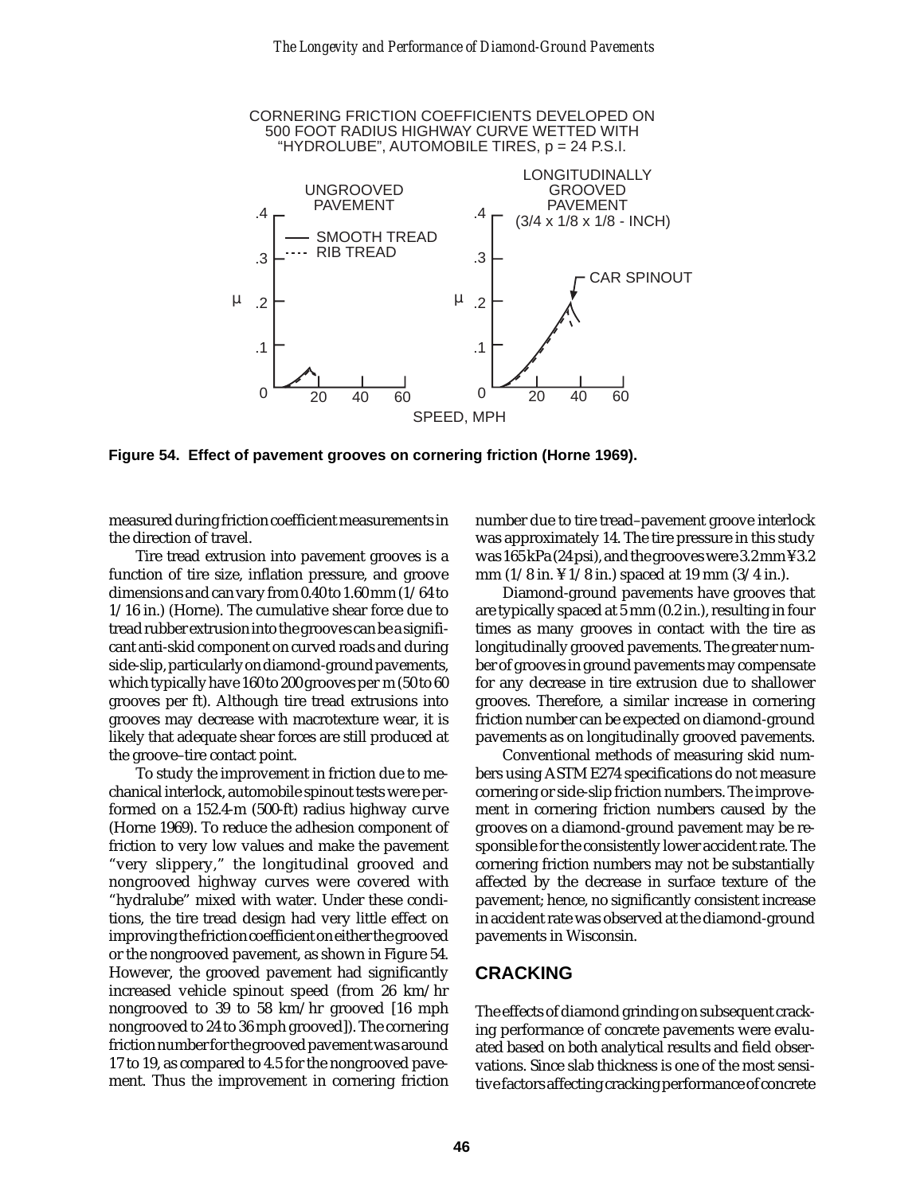CORNERING FRICTION COEFFICIENTS DEVELOPED ON 500 FOOT RADIUS HIGHWAY CURVE WETTED WITH "HYDROLUBE", AUTOMOBILE TIRES, p = 24 P.S.I.

**Figure 54. Effect of pavement grooves on cornering friction (Horne 1969).**

measured during friction coefficient measurements in the direction of travel.

Tire tread extrusion into pavement grooves is a function of tire size, inflation pressure, and groove dimensions and can vary from 0.40 to 1.60 mm (1/64 to 1/16 in.) (Horne). The cumulative shear force due to tread rubber extrusion into the grooves can be a significant anti-skid component on curved roads and during side-slip, particularly on diamond-ground pavements, which typically have 160 to 200 grooves per m (50 to 60 grooves per ft). Although tire tread extrusions into grooves may decrease with macrotexture wear, it is likely that adequate shear forces are still produced at the groove–tire contact point.

To study the improvement in friction due to mechanical interlock, automobile spinout tests were performed on a 152.4-m (500-ft) radius highway curve (Horne 1969). To reduce the adhesion component of friction to very low values and make the pavement "very slippery," the longitudinal grooved and nongrooved highway curves were covered with "hydralube" mixed with water. Under these conditions, the tire tread design had very little effect on improving the friction coefficient on either the grooved or the nongrooved pavement, as shown in Figure 54. However, the grooved pavement had significantly increased vehicle spinout speed (from 26 km/hr nongrooved to 39 to 58 km/hr grooved [16 mph nongrooved to 24 to 36 mph grooved]). The cornering friction number for the grooved pavement was around 17 to 19, as compared to 4.5 for the nongrooved pavement. Thus the improvement in cornering friction number due to tire tread–pavement groove interlock was approximately 14. The tire pressure in this study was 165 kPa (24 psi), and the grooves were 3.2 mm ¥ 3.2 mm (1/8 in. ¥ 1/8 in.) spaced at 19 mm (3/4 in.).

Diamond-ground pavements have grooves that are typically spaced at 5 mm (0.2 in.), resulting in four times as many grooves in contact with the tire as longitudinally grooved pavements. The greater number of grooves in ground pavements may compensate for any decrease in tire extrusion due to shallower grooves. Therefore, a similar increase in cornering friction number can be expected on diamond-ground pavements as on longitudinally grooved pavements.

Conventional methods of measuring skid numbers using ASTM E274 specifications do not measure cornering or side-slip friction numbers. The improvement in cornering friction numbers caused by the grooves on a diamond-ground pavement may be responsible for the consistently lower accident rate. The cornering friction numbers may not be substantially affected by the decrease in surface texture of the pavement; hence, no significantly consistent increase in accident rate was observed at the diamond-ground pavements in Wisconsin.

## CRACKING

The effects of diamond grinding on subsequent cracking performance of concrete pavements were evaluated based on both analytical results and field observations. Since slab thickness is one of the most sensitive factors affecting cracking performance of concrete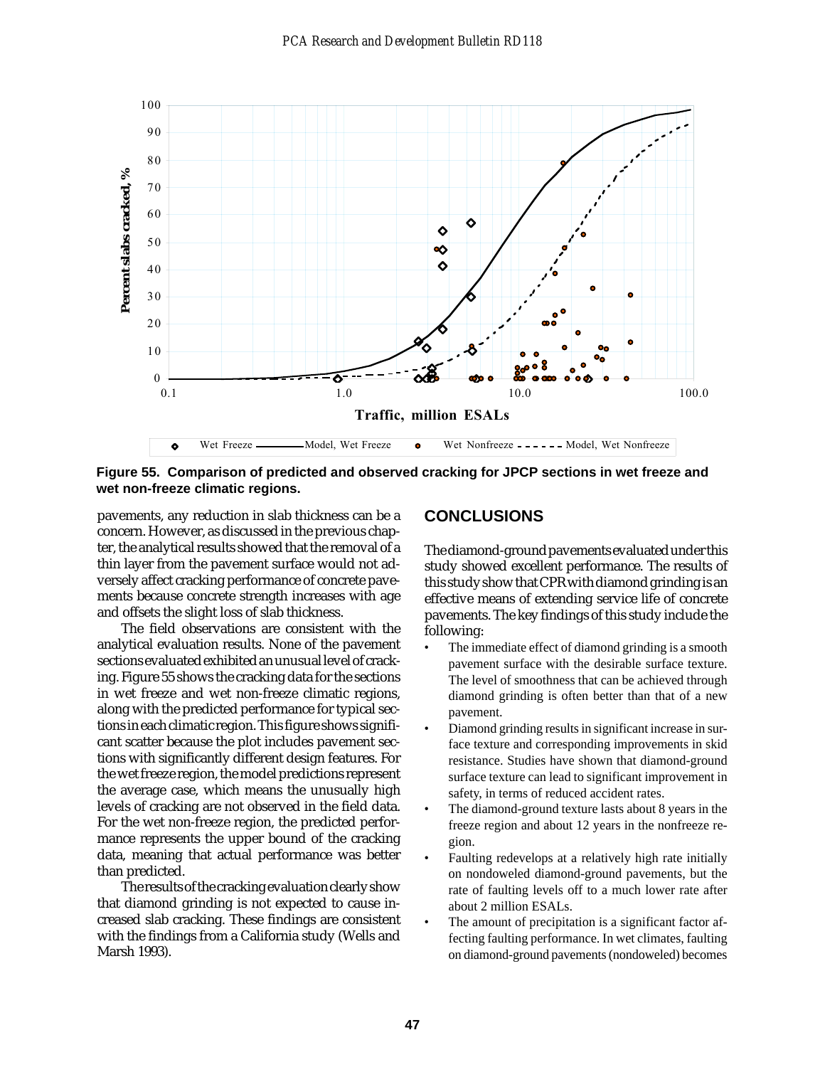**Figure 55. Comparison of predicted and observed cracking for JPCP sections in wet freeze and wet non-freeze climatic regions.**

pavements, any reduction in slab thickness can be a concern. However, as discussed in the previous chapter, the analytical results showed that the removal of a thin layer from the pavement surface would not adversely affect cracking performance of concrete pavements because concrete strength increases with age and offsets the slight loss of slab thickness.

The field observations are consistent with the analytical evaluation results. None of the pavement sections evaluated exhibited an unusual level of cracking. Figure 55 shows the cracking data for the sections in wet freeze and wet non-freeze climatic regions, along with the predicted performance for typical sections in each climatic region. This figure shows significant scatter because the plot includes pavement sections with significantly different design features. For the wet freeze region, the model predictions represent the average case, which means the unusually high levels of cracking are not observed in the field data. For the wet non-freeze region, the predicted performance represents the upper bound of the cracking data, meaning that actual performance was better than predicted.

The results of the cracking evaluation clearly show that diamond grinding is not expected to cause increased slab cracking. These findings are consistent with the findings from a California study (Wells and Marsh 1993).

## CONCLUSIONS

The diamond-ground pavements evaluated under this study showed excellent performance. The results of this study show that CPR with diamond grinding is an effective means of extending service life of concrete pavements. The key findings of this study include the following:

- The immediate effect of diamond grinding is a smooth pavement surface with the desirable surface texture. The level of smoothness that can be achieved through diamond grinding is often better than that of a new pavement.
- Diamond grinding results in significant increase in surface texture and corresponding improvements in skid resistance. Studies have shown that diamond-ground surface texture can lead to significant improvement in safety, in terms of reduced accident rates.
- The diamond-ground texture lasts about 8 years in the freeze region and about 12 years in the nonfreeze region.
- Faulting redevelops at a relatively high rate initially on nondoweled diamond-ground pavements, but the rate of faulting levels off to a much lower rate after about 2 million ESALs.
- The amount of precipitation is a significant factor affecting faulting performance. In wet climates, faulting on diamond-ground pavements (nondoweled) becomes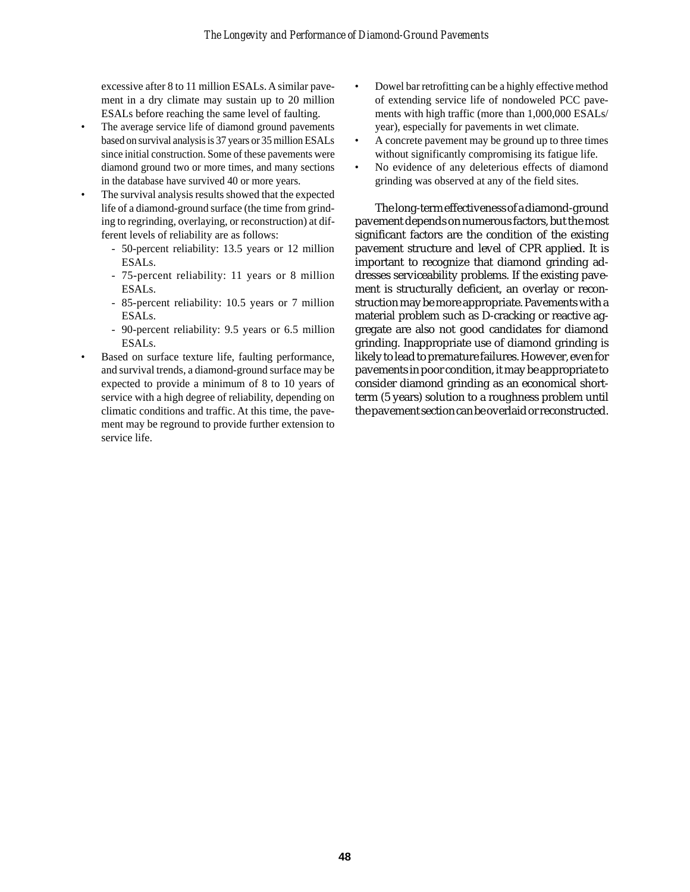excessive after 8 to 11 million ESALs. A similar pavement in a dry climate may sustain up to 20 million ESALs before reaching the same level of faulting.

- The average service life of diamond ground pavements based on survival analysis is 37 years or 35 million ESALs since initial construction. Some of these pavements were diamond ground two or more times, and many sections in the database have survived 40 or more years.
- The survival analysis results showed that the expected life of a diamond-ground surface (the time from grinding to regrinding, overlaying, or reconstruction) at different levels of reliability are as follows:
  - 50-percent reliability: 13.5 years or 12 million ESALs.
  - 75-percent reliability: 11 years or 8 million ESALs.
  - 85-percent reliability: 10.5 years or 7 million ESALs.
  - 90-percent reliability: 9.5 years or 6.5 million ESALs.
- Based on surface texture life, faulting performance, and survival trends, a diamond-ground surface may be expected to provide a minimum of 8 to 10 years of service with a high degree of reliability, depending on climatic conditions and traffic. At this time, the pavement may be reground to provide further extension to service life.
- Dowel bar retrofitting can be a highly effective method of extending service life of nondoweled PCC pavements with high traffic (more than 1,000,000 ESALs/year), especially for pavements in wet climate.
- A concrete pavement may be ground up to three times without significantly compromising its fatigue life.
- No evidence of any deleterious effects of diamond grinding was observed at any of the field sites.

The long-term effectiveness of a diamond-ground pavement depends on numerous factors, but the most significant factors are the condition of the existing pavement structure and level of CPR applied. It is important to recognize that diamond grinding addresses serviceability problems. If the existing pavement is structurally deficient, an overlay or reconstruction may be more appropriate. Pavements with a material problem such as D-cracking or reactive aggregate are also not good candidates for diamond grinding. Inappropriate use of diamond grinding is likely to lead to premature failures. However, even for pavements in poor condition, it may be appropriate to consider diamond grinding as an economical short-term (5 years) solution to a roughness problem until the pavement section can be overlaid or reconstructed.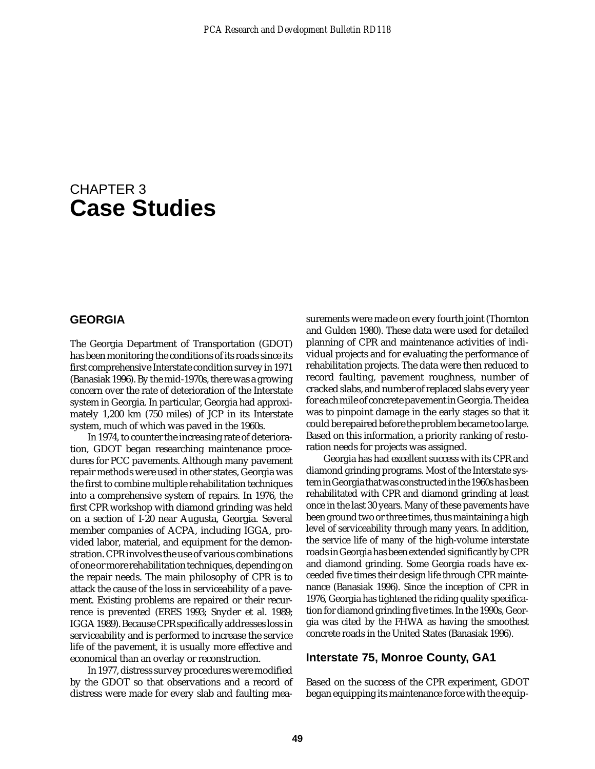# CHAPTER 3
# Case Studies

## GEORGIA

The Georgia Department of Transportation (GDOT) has been monitoring the conditions of its roads since its first comprehensive Interstate condition survey in 1971 (Banasiak 1996). By the mid-1970s, there was a growing concern over the rate of deterioration of the Interstate system in Georgia. In particular, Georgia had approximately 1,200 km (750 miles) of JCP in its Interstate system, much of which was paved in the 1960s.

In 1974, to counter the increasing rate of deterioration, GDOT began researching maintenance procedures for PCC pavements. Although many pavement repair methods were used in other states, Georgia was the first to combine multiple rehabilitation techniques into a comprehensive system of repairs. In 1976, the first CPR workshop with diamond grinding was held on a section of I-20 near Augusta, Georgia. Several member companies of ACPA, including IGGA, provided labor, material, and equipment for the demonstration. CPR involves the use of various combinations of one or more rehabilitation techniques, depending on the repair needs. The main philosophy of CPR is to attack the cause of the loss in serviceability of a pavement. Existing problems are repaired or their recurrence is prevented (ERES 1993; Snyder et al. 1989; IGGA 1989). Because CPR specifically addresses loss in serviceability and is performed to increase the service life of the pavement, it is usually more effective and economical than an overlay or reconstruction.

In 1977, distress survey procedures were modified by the GDOT so that observations and a record of distress were made for every slab and faulting measurements were made on every fourth joint (Thornton and Gulden 1980). These data were used for detailed planning of CPR and maintenance activities of individual projects and for evaluating the performance of rehabilitation projects. The data were then reduced to record faulting, pavement roughness, number of cracked slabs, and number of replaced slabs every year for each mile of concrete pavement in Georgia. The idea was to pinpoint damage in the early stages so that it could be repaired before the problem became too large. Based on this information, a priority ranking of restoration needs for projects was assigned.

Georgia has had excellent success with its CPR and diamond grinding programs. Most of the Interstate system in Georgia that was constructed in the 1960s has been rehabilitated with CPR and diamond grinding at least once in the last 30 years. Many of these pavements have been ground two or three times, thus maintaining a high level of serviceability through many years. In addition, the service life of many of the high-volume interstate roads in Georgia has been extended significantly by CPR and diamond grinding. Some Georgia roads have exceeded five times their design life through CPR maintenance (Banasiak 1996). Since the inception of CPR in 1976, Georgia has tightened the riding quality specification for diamond grinding five times. In the 1990s, Georgia was cited by the FHWA as having the smoothest concrete roads in the United States (Banasiak 1996).

### Interstate 75, Monroe County, GA1

Based on the success of the CPR experiment, GDOT began equipping its maintenance force with the equip-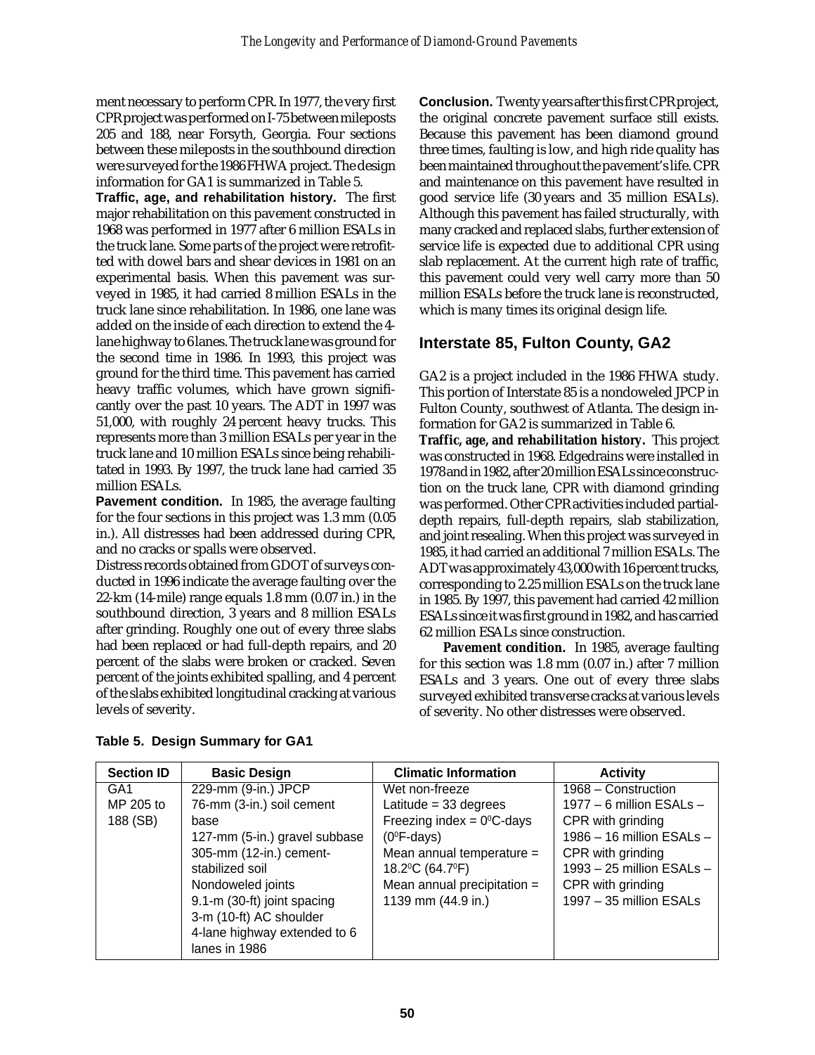ment necessary to perform CPR. In 1977, the very first CPR project was performed on I-75 between mileposts 205 and 188, near Forsyth, Georgia. Four sections between these mileposts in the southbound direction were surveyed for the 1986 FHWA project. The design information for GA1 is summarized in Table 5.

**Traffic, age, and rehabilitation history.** The first major rehabilitation on this pavement constructed in 1968 was performed in 1977 after 6 million ESALs in the truck lane. Some parts of the project were retrofitted with dowel bars and shear devices in 1981 on an experimental basis. When this pavement was surveyed in 1985, it had carried 8 million ESALs in the truck lane since rehabilitation. In 1986, one lane was added on the inside of each direction to extend the 4-lane highway to 6 lanes. The truck lane was ground for the second time in 1986. In 1993, this project was ground for the third time. This pavement has carried heavy traffic volumes, which have grown significantly over the past 10 years. The ADT in 1997 was 51,000, with roughly 24 percent heavy trucks. This represents more than 3 million ESALs per year in the truck lane and 10 million ESALs since being rehabilitated in 1993. By 1997, the truck lane had carried 35 million ESALs.

**Pavement condition.** In 1985, the average faulting for the four sections in this project was 1.3 mm (0.05 in.). All distresses had been addressed during CPR, and no cracks or spalls were observed.

Distress records obtained from GDOT of surveys conducted in 1996 indicate the average faulting over the 22-km (14-mile) range equals 1.8 mm (0.07 in.) in the southbound direction, 3 years and 8 million ESALs after grinding. Roughly one out of every three slabs had been replaced or had full-depth repairs, and 20 percent of the slabs were broken or cracked. Seven percent of the joints exhibited spalling, and 4 percent of the slabs exhibited longitudinal cracking at various levels of severity.

**Conclusion.** Twenty years after this first CPR project, the original concrete pavement surface still exists. Because this pavement has been diamond ground three times, faulting is low, and high ride quality has been maintained throughout the pavement's life. CPR and maintenance on this pavement have resulted in good service life (30 years and 35 million ESALs). Although this pavement has failed structurally, with many cracked and replaced slabs, further extension of service life is expected due to additional CPR using slab replacement. At the current high rate of traffic, this pavement could very well carry more than 50 million ESALs before the truck lane is reconstructed, which is many times its original design life.

## Interstate 85, Fulton County, GA2

GA2 is a project included in the 1986 FHWA study. This portion of Interstate 85 is a nondoweled JPCP in Fulton County, southwest of Atlanta. The design information for GA2 is summarized in Table 6.

**Traffic, age, and rehabilitation history.** This project was constructed in 1968. Edgedrains were installed in 1978 and in 1982, after 20 million ESALs since construction on the truck lane, CPR with diamond grinding was performed. Other CPR activities included partial-depth repairs, full-depth repairs, slab stabilization, and joint resealing. When this project was surveyed in 1985, it had carried an additional 7 million ESALs. The ADT was approximately 43,000 with 16 percent trucks, corresponding to 2.25 million ESALs on the truck lane in 1985. By 1997, this pavement had carried 42 million ESALs since it was first ground in 1982, and has carried 62 million ESALs since construction.

**Pavement condition.** In 1985, average faulting for this section was 1.8 mm (0.07 in.) after 7 million ESALs and 3 years. One out of every three slabs surveyed exhibited transverse cracks at various levels of severity. No other distresses were observed.

**Table 5. Design Summary for GA1**

| Section ID | Basic Design | Climatic Information | Activity |
|---|---|---|---|
| GA1<br>MP 205 to 188 (SB) | 229-mm (9-in.) JPCP<br>76-mm (3-in.) soil cement base<br>127-mm (5-in.) gravel subbase<br>305-mm (12-in.) cement-stabilized soil<br>Nondoweled joints<br>9.1-m (30-ft) joint spacing<br>3-m (10-ft) AC shoulder<br>4-lane highway extended to 6 lanes in 1986 | Wet non-freeze<br>Latitude = 33 degrees<br>Freezing index = $0^0$C-days ($0^0$F-days)<br>Mean annual temperature = $18.2^0$C ($64.7^0$F)<br>Mean annual precipitation = 1139 mm (44.9 in.) | 1968 – Construction<br>1977 – 6 million ESALs – CPR with grinding<br>1986 – 16 million ESALs – CPR with grinding<br>1993 – 25 million ESALs – CPR with grinding<br>1997 – 35 million ESALs |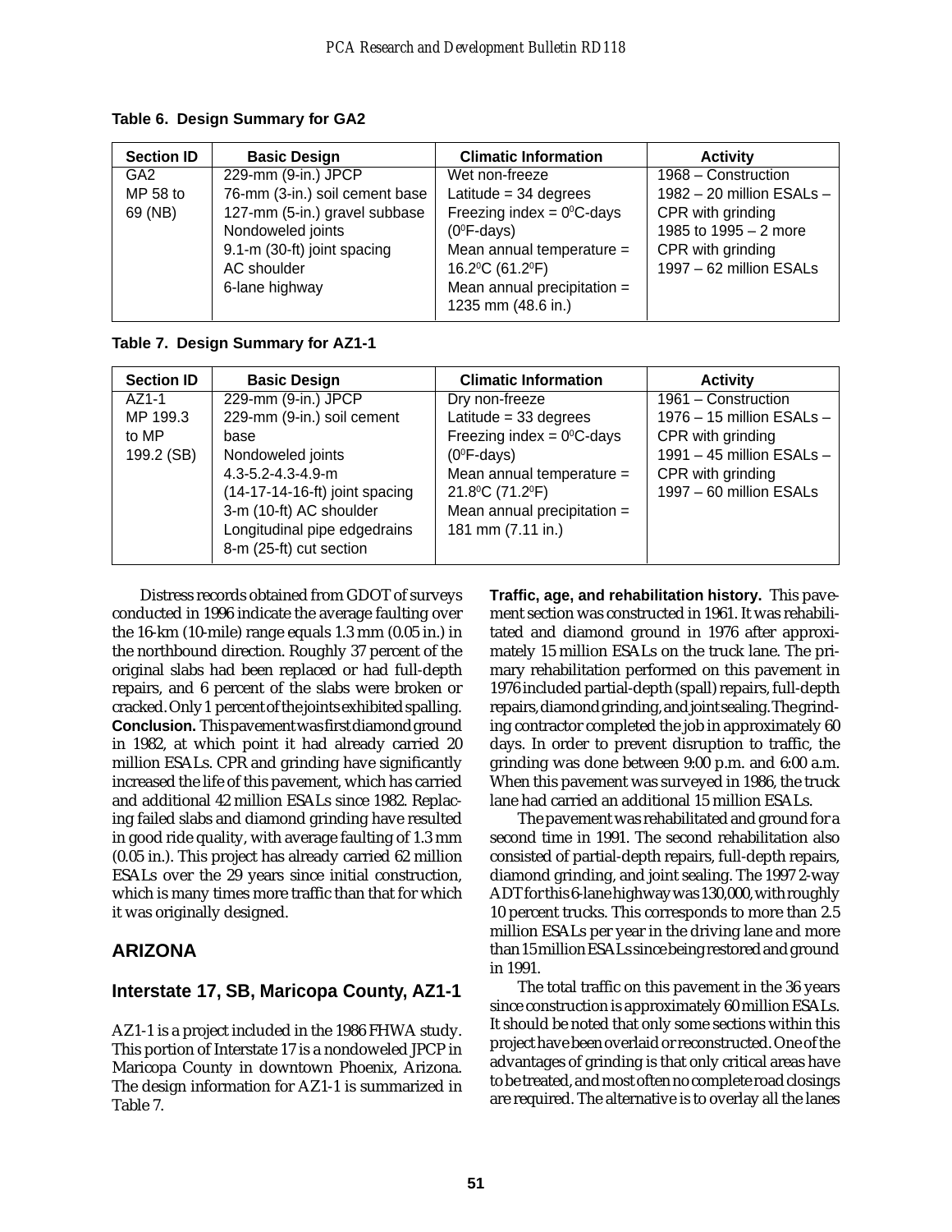**Table 6. Design Summary for GA2**

| Section ID | Basic Design | Climatic Information | Activity |
|---|---|---|---|
| GA2<br>MP 58 to<br>69 (NB) | 229-mm (9-in.) JPCP<br>76-mm (3-in.) soil cement base<br>127-mm (5-in.) gravel subbase<br>Nondoweled joints<br>9.1-m (30-ft) joint spacing<br>AC shoulder<br>6-lane highway | Wet non-freeze<br>Latitude = 34 degrees<br>Freezing index = $0^0$C-days<br>($0^0$F-days)<br>Mean annual temperature =<br>$16.2^0$C ($61.2^0$F)<br>Mean annual precipitation =<br>1235 mm (48.6 in.) | 1968 – Construction<br>1982 – 20 million ESALs –<br>CPR with grinding<br>1985 to 1995 – 2 more<br>CPR with grinding<br>1997 – 62 million ESALs |

**Table 7. Design Summary for AZ1-1**

| Section ID | Basic Design | Climatic Information | Activity |
|---|---|---|---|
| AZ1-1<br>MP 199.3<br>to MP<br>199.2 (SB) | 229-mm (9-in.) JPCP<br>229-mm (9-in.) soil cement<br>base<br>Nondoweled joints<br>4.3-5.2-4.3-4.9-m<br>(14-17-14-16-ft) joint spacing<br>3-m (10-ft) AC shoulder<br>Longitudinal pipe edgedrains<br>8-m (25-ft) cut section | Dry non-freeze<br>Latitude = 33 degrees<br>Freezing index = $0^0$C-days<br>($0^0$F-days)<br>Mean annual temperature =<br>$21.8^0$C ($71.2^0$F)<br>Mean annual precipitation =<br>181 mm (7.11 in.) | 1961 – Construction<br>1976 – 15 million ESALs –<br>CPR with grinding<br>1991 – 45 million ESALs –<br>CPR with grinding<br>1997 – 60 million ESALs |

Distress records obtained from GDOT of surveys conducted in 1996 indicate the average faulting over the 16-km (10-mile) range equals 1.3 mm (0.05 in.) in the northbound direction. Roughly 37 percent of the original slabs had been replaced or had full-depth repairs, and 6 percent of the slabs were broken or cracked. Only 1 percent of the joints exhibited spalling.

**Conclusion.** This pavement was first diamond ground in 1982, at which point it had already carried 20 million ESALs. CPR and grinding have significantly increased the life of this pavement, which has carried and additional 42 million ESALs since 1982. Replacing failed slabs and diamond grinding have resulted in good ride quality, with average faulting of 1.3 mm (0.05 in.). This project has already carried 62 million ESALs over the 29 years since initial construction, which is many times more traffic than that for which it was originally designed.

## ARIZONA

### Interstate 17, SB, Maricopa County, AZ1-1

AZ1-1 is a project included in the 1986 FHWA study. This portion of Interstate 17 is a nondoweled JPCP in Maricopa County in downtown Phoenix, Arizona. The design information for AZ1-1 is summarized in Table 7.

**Traffic, age, and rehabilitation history.** This pavement section was constructed in 1961. It was rehabilitated and diamond ground in 1976 after approximately 15 million ESALs on the truck lane. The primary rehabilitation performed on this pavement in 1976 included partial-depth (spall) repairs, full-depth repairs, diamond grinding, and joint sealing. The grinding contractor completed the job in approximately 60 days. In order to prevent disruption to traffic, the grinding was done between 9:00 p.m. and 6:00 a.m. When this pavement was surveyed in 1986, the truck lane had carried an additional 15 million ESALs.

The pavement was rehabilitated and ground for a second time in 1991. The second rehabilitation also consisted of partial-depth repairs, full-depth repairs, diamond grinding, and joint sealing. The 1997 2-way ADT for this 6-lane highway was 130,000, with roughly 10 percent trucks. This corresponds to more than 2.5 million ESALs per year in the driving lane and more than 15 million ESALs since being restored and ground in 1991.

The total traffic on this pavement in the 36 years since construction is approximately 60 million ESALs. It should be noted that only some sections within this project have been overlaid or reconstructed. One of the advantages of grinding is that only critical areas have to be treated, and most often no complete road closings are required. The alternative is to overlay all the lanes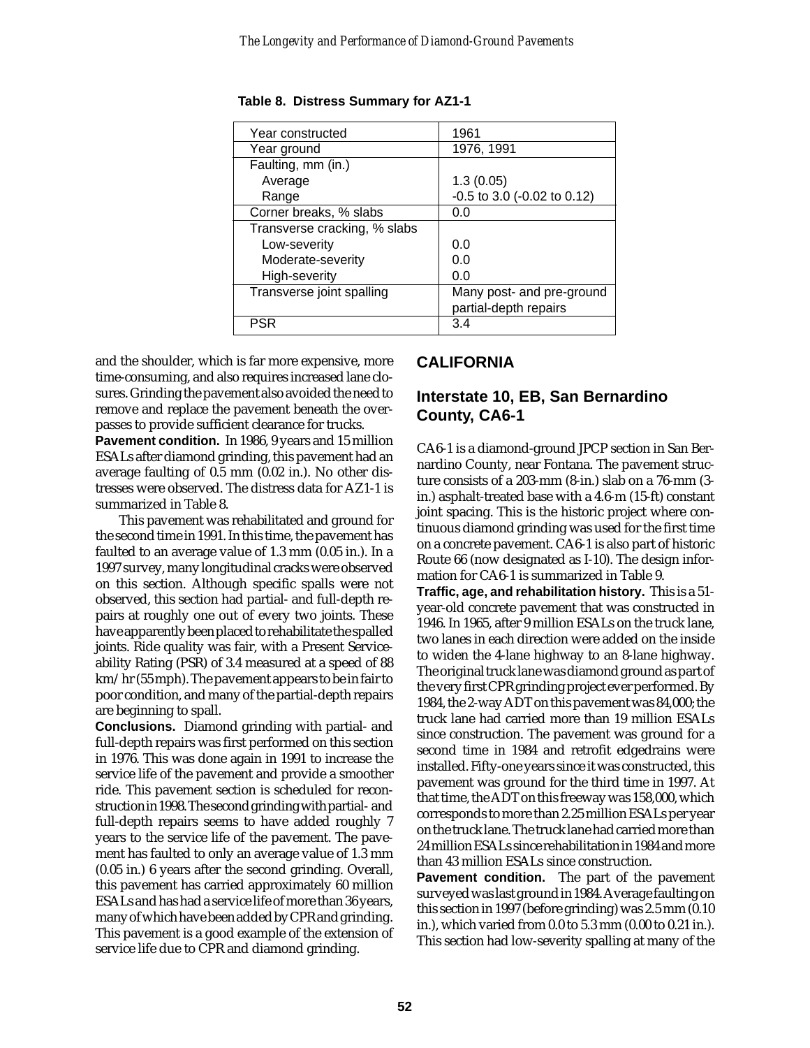**Table 8. Distress Summary for AZ1-1**

| | |
|---|---|
| Year constructed | 1961 |
| Year ground | 1976, 1991 |
| Faulting, mm (in.) | |
| Average | 1.3 (0.05) |
| Range | -0.5 to 3.0 (-0.02 to 0.12) |
| Corner breaks, % slabs | 0.0 |
| Transverse cracking, % slabs | |
| Low-severity | 0.0 |
| Moderate-severity | 0.0 |
| High-severity | 0.0 |
| Transverse joint spalling | Many post- and pre-ground partial-depth repairs |
| PSR | 3.4 |

and the shoulder, which is far more expensive, more time-consuming, and also requires increased lane closures. Grinding the pavement also avoided the need to remove and replace the pavement beneath the overpasses to provide sufficient clearance for trucks.

**Pavement condition.** In 1986, 9 years and 15 million ESALs after diamond grinding, this pavement had an average faulting of 0.5 mm (0.02 in.). No other distresses were observed. The distress data for AZ1-1 is summarized in Table 8.

This pavement was rehabilitated and ground for the second time in 1991. In this time, the pavement has faulted to an average value of 1.3 mm (0.05 in.). In a 1997 survey, many longitudinal cracks were observed on this section. Although specific spalls were not observed, this section had partial- and full-depth repairs at roughly one out of every two joints. These have apparently been placed to rehabilitate the spalled joints. Ride quality was fair, with a Present Serviceability Rating (PSR) of 3.4 measured at a speed of 88 km/hr (55 mph). The pavement appears to be in fair to poor condition, and many of the partial-depth repairs are beginning to spall.

**Conclusions.** Diamond grinding with partial- and full-depth repairs was first performed on this section in 1976. This was done again in 1991 to increase the service life of the pavement and provide a smoother ride. This pavement section is scheduled for reconstruction in 1998. The second grinding with partial- and full-depth repairs seems to have added roughly 7 years to the service life of the pavement. The pavement has faulted to only an average value of 1.3 mm (0.05 in.) 6 years after the second grinding. Overall, this pavement has carried approximately 60 million ESALs and has had a service life of more than 36 years, many of which have been added by CPR and grinding. This pavement is a good example of the extension of service life due to CPR and diamond grinding.

## CALIFORNIA

### Interstate 10, EB, San Bernardino County, CA6-1

CA6-1 is a diamond-ground JPCP section in San Bernardino County, near Fontana. The pavement structure consists of a 203-mm (8-in.) slab on a 76-mm (3-in.) asphalt-treated base with a 4.6-m (15-ft) constant joint spacing. This is the historic project where continuous diamond grinding was used for the first time on a concrete pavement. CA6-1 is also part of historic Route 66 (now designated as I-10). The design information for CA6-1 is summarized in Table 9.

**Traffic, age, and rehabilitation history.** This is a 51-year-old concrete pavement that was constructed in 1946. In 1965, after 9 million ESALs on the truck lane, two lanes in each direction were added on the inside to widen the 4-lane highway to an 8-lane highway. The original truck lane was diamond ground as part of the very first CPR grinding project ever performed. By 1984, the 2-way ADT on this pavement was 84,000; the truck lane had carried more than 19 million ESALs since construction. The pavement was ground for a second time in 1984 and retrofit edgedrains were installed. Fifty-one years since it was constructed, this pavement was ground for the third time in 1997. At that time, the ADT on this freeway was 158,000, which corresponds to more than 2.25 million ESALs per year on the truck lane. The truck lane had carried more than 24 million ESALs since rehabilitation in 1984 and more than 43 million ESALs since construction.

**Pavement condition.** The part of the pavement surveyed was last ground in 1984. Average faulting on this section in 1997 (before grinding) was 2.5 mm (0.10 in.), which varied from 0.0 to 5.3 mm (0.00 to 0.21 in.). This section had low-severity spalling at many of the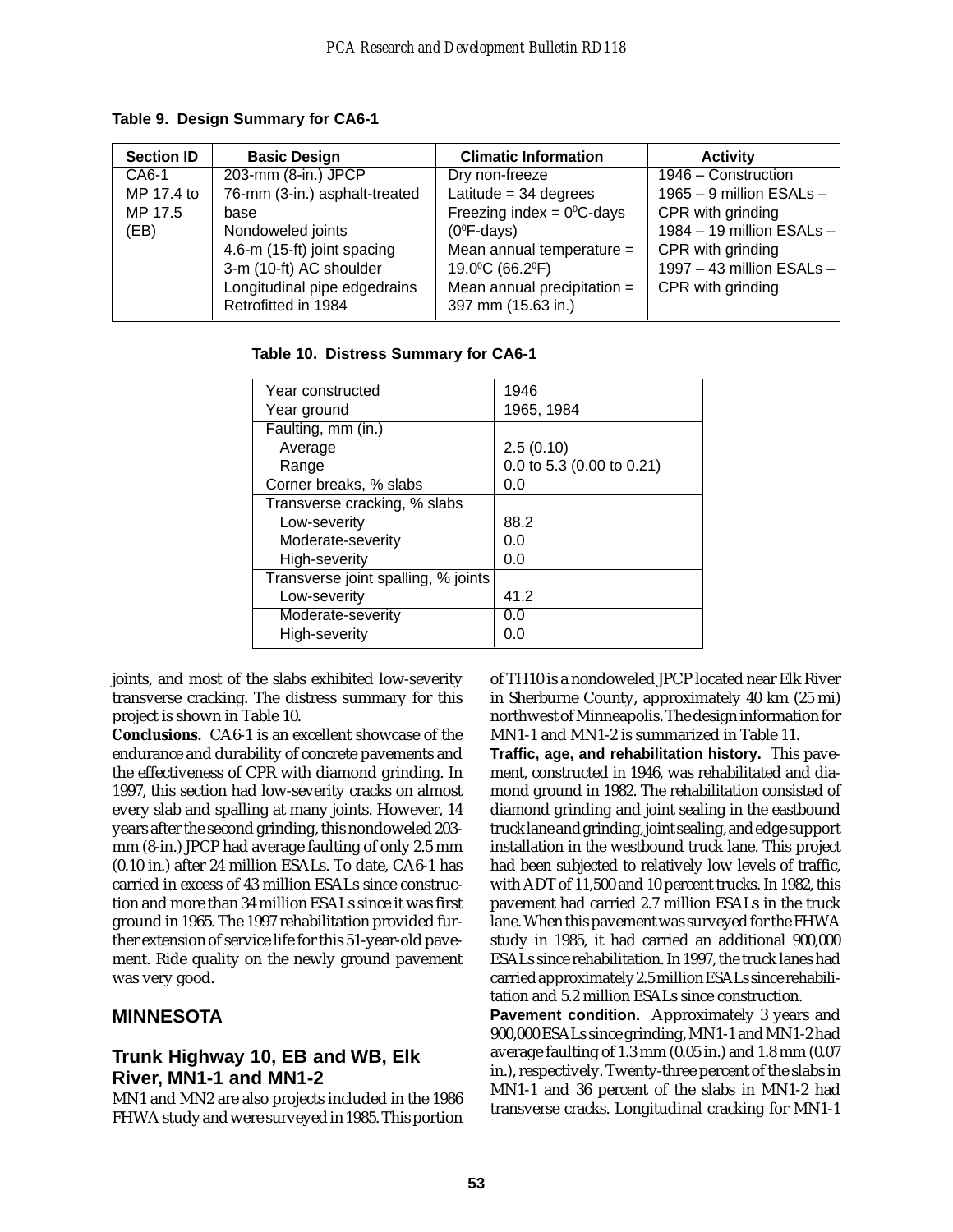**Table 9. Design Summary for CA6-1**

| Section ID | Basic Design | Climatic Information | Activity |
|---|---|---|---|
| CA6-1<br>MP 17.4 to MP 17.5<br>(EB) | 203-mm (8-in.) JPCP<br>76-mm (3-in.) asphalt-treated base<br>Nondoweled joints<br>4.6-m (15-ft) joint spacing<br>3-m (10-ft) AC shoulder<br>Longitudinal pipe edgedrains Retrofitted in 1984 | Dry non-freeze<br>Latitude = 34 degrees<br>Freezing index = 0°C-days (0°F-days)<br>Mean annual temperature = 19.0°C (66.2°F)<br>Mean annual precipitation = 397 mm (15.63 in.) | 1946 – Construction<br>1965 – 9 million ESALs – CPR with grinding<br>1984 – 19 million ESALs – CPR with grinding<br>1997 – 43 million ESALs – CPR with grinding |

**Table 10. Distress Summary for CA6-1**

| | |
|---|---|
| Year constructed | 1946 |
| Year ground | 1965, 1984 |
| Faulting, mm (in.) | |
| Average | 2.5 (0.10) |
| Range | 0.0 to 5.3 (0.00 to 0.21) |
| Corner breaks, % slabs | 0.0 |
| Transverse cracking, % slabs | |
| Low-severity | 88.2 |
| Moderate-severity | 0.0 |
| High-severity | 0.0 |
| Transverse joint spalling, % joints | |
| Low-severity | 41.2 |
| Moderate-severity | 0.0 |
| High-severity | 0.0 |

joints, and most of the slabs exhibited low-severity transverse cracking. The distress summary for this project is shown in Table 10.

**Conclusions.** CA6-1 is an excellent showcase of the endurance and durability of concrete pavements and the effectiveness of CPR with diamond grinding. In 1997, this section had low-severity cracks on almost every slab and spalling at many joints. However, 14 years after the second grinding, this nondoweled 203-mm (8-in.) JPCP had average faulting of only 2.5 mm (0.10 in.) after 24 million ESALs. To date, CA6-1 has carried in excess of 43 million ESALs since construction and more than 34 million ESALs since it was first ground in 1965. The 1997 rehabilitation provided further extension of service life for this 51-year-old pavement. Ride quality on the newly ground pavement was very good.

## MINNESOTA

### Trunk Highway 10, EB and WB, Elk River, MN1-1 and MN1-2

MN1 and MN2 are also projects included in the 1986 FHWA study and were surveyed in 1985. This portion of TH10 is a nondoweled JPCP located near Elk River in Sherburne County, approximately 40 km (25 mi) northwest of Minneapolis. The design information for MN1-1 and MN1-2 is summarized in Table 11.

**Traffic, age, and rehabilitation history.** This pavement, constructed in 1946, was rehabilitated and diamond ground in 1982. The rehabilitation consisted of diamond grinding and joint sealing in the eastbound truck lane and grinding, joint sealing, and edge support installation in the westbound truck lane. This project had been subjected to relatively low levels of traffic, with ADT of 11,500 and 10 percent trucks. In 1982, this pavement had carried 2.7 million ESALs in the truck lane. When this pavement was surveyed for the FHWA study in 1985, it had carried an additional 900,000 ESALs since rehabilitation. In 1997, the truck lanes had carried approximately 2.5 million ESALs since rehabilitation and 5.2 million ESALs since construction.

**Pavement condition.** Approximately 3 years and 900,000 ESALs since grinding, MN1-1 and MN1-2 had average faulting of 1.3 mm (0.05 in.) and 1.8 mm (0.07 in.), respectively. Twenty-three percent of the slabs in MN1-1 and 36 percent of the slabs in MN1-2 had transverse cracks. Longitudinal cracking for MN1-1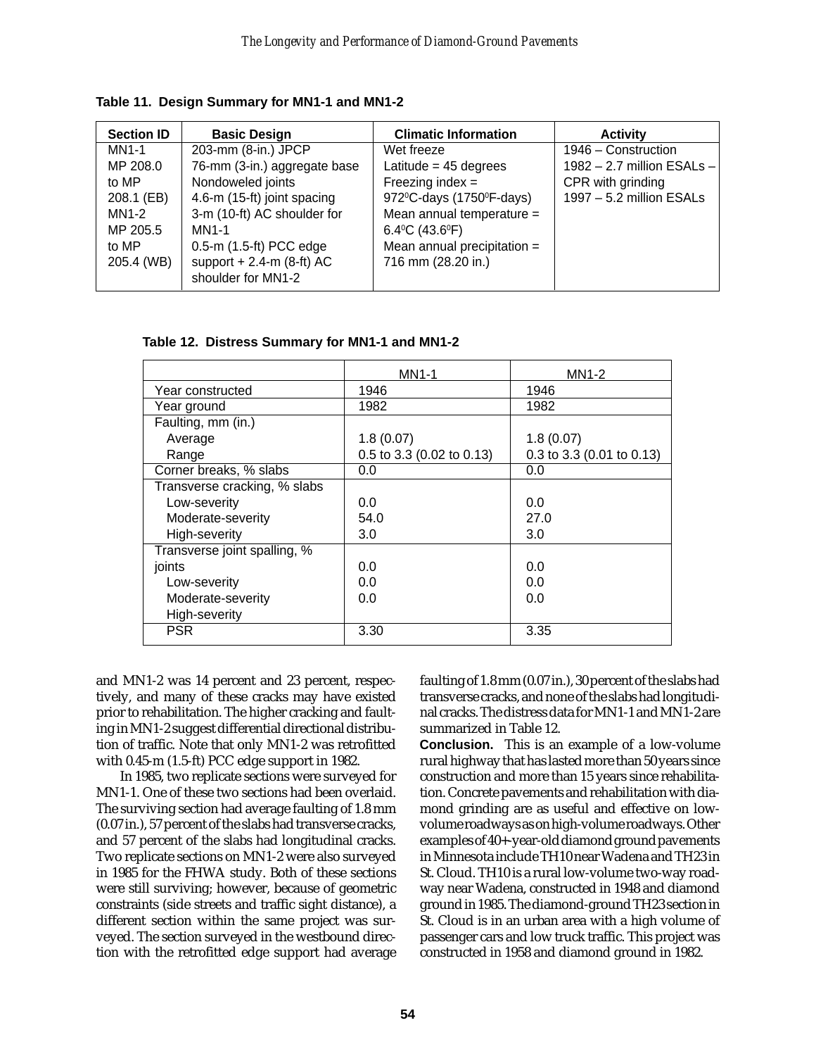**Table 11. Design Summary for MN1-1 and MN1-2**

| Section ID | Basic Design | Climatic Information | Activity |
|---|---|---|---|
| MN1-1<br>MP 208.0<br>to MP<br>208.1 (EB)<br>MN1-2<br>MP 205.5<br>to MP<br>205.4 (WB) | 203-mm (8-in.) JPCP<br>76-mm (3-in.) aggregate base<br>Nondoweled joints<br>4.6-m (15-ft) joint spacing<br>3-m (10-ft) AC shoulder for MN1-1<br>0.5-m (1.5-ft) PCC edge support + 2.4-m (8-ft) AC shoulder for MN1-2 | Wet freeze<br>Latitude = 45 degrees<br>Freezing index = 972°C-days (1750°F-days)<br>Mean annual temperature = 6.4°C (43.6°F)<br>Mean annual precipitation = 716 mm (28.20 in.) | 1946 – Construction<br>1982 – 2.7 million ESALs – CPR with grinding<br>1997 – 5.2 million ESALs |

**Table 12. Distress Summary for MN1-1 and MN1-2**

| | MN1-1 | MN1-2 |
|---|---|---|
| Year constructed | 1946 | 1946 |
| Year ground | 1982 | 1982 |
| Faulting, mm (in.) | | |
| Average | 1.8 (0.07) | 1.8 (0.07) |
| Range | 0.5 to 3.3 (0.02 to 0.13) | 0.3 to 3.3 (0.01 to 0.13) |
| Corner breaks, % slabs | 0.0 | 0.0 |
| Transverse cracking, % slabs | | |
| Low-severity | 0.0 | 0.0 |
| Moderate-severity | 54.0 | 27.0 |
| High-severity | 3.0 | 3.0 |
| Transverse joint spalling, % joints | | |
| Low-severity | 0.0 | 0.0 |
| Moderate-severity | 0.0 | 0.0 |
| High-severity | 0.0 | 0.0 |
| PSR | 3.30 | 3.35 |

and MN1-2 was 14 percent and 23 percent, respectively, and many of these cracks may have existed prior to rehabilitation. The higher cracking and faulting in MN1-2 suggest differential directional distribution of traffic. Note that only MN1-2 was retrofitted with 0.45-m (1.5-ft) PCC edge support in 1982.

In 1985, two replicate sections were surveyed for MN1-1. One of these two sections had been overlaid. The surviving section had average faulting of 1.8 mm (0.07 in.), 57 percent of the slabs had transverse cracks, and 57 percent of the slabs had longitudinal cracks. Two replicate sections on MN1-2 were also surveyed in 1985 for the FHWA study. Both of these sections were still surviving; however, because of geometric constraints (side streets and traffic sight distance), a different section within the same project was surveyed. The section surveyed in the westbound direction with the retrofitted edge support had average faulting of 1.8 mm (0.07 in.), 30 percent of the slabs had transverse cracks, and none of the slabs had longitudinal cracks. The distress data for MN1-1 and MN1-2 are summarized in Table 12.

**Conclusion.** This is an example of a low-volume rural highway that has lasted more than 50 years since construction and more than 15 years since rehabilitation. Concrete pavements and rehabilitation with diamond grinding are as useful and effective on low-volume roadways as on high-volume roadways. Other examples of 40+-year-old diamond ground pavements in Minnesota include TH10 near Wadena and TH23 in St. Cloud. TH10 is a rural low-volume two-way roadway near Wadena, constructed in 1948 and diamond ground in 1985. The diamond-ground TH23 section in St. Cloud is in an urban area with a high volume of passenger cars and low truck traffic. This project was constructed in 1958 and diamond ground in 1982.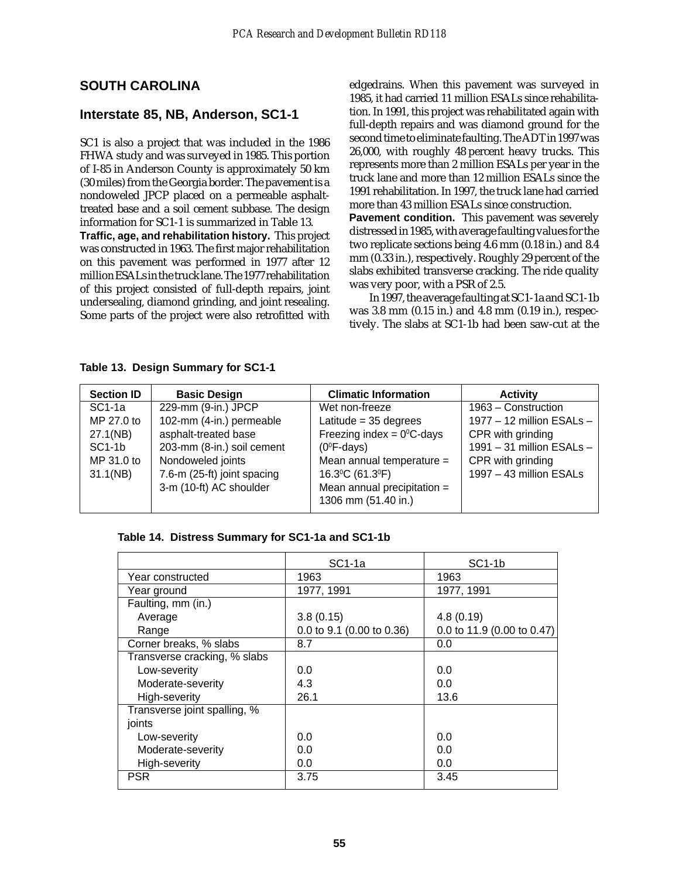## SOUTH CAROLINA

### Interstate 85, NB, Anderson, SC1-1

SC1 is also a project that was included in the 1986 FHWA study and was surveyed in 1985. This portion of I-85 in Anderson County is approximately 50 km (30 miles) from the Georgia border. The pavement is a nondoweled JPCP placed on a permeable asphalt-treated base and a soil cement subbase. The design information for SC1-1 is summarized in Table 13.

**Traffic, age, and rehabilitation history.** This project was constructed in 1963. The first major rehabilitation on this pavement was performed in 1977 after 12 million ESALs in the truck lane. The 1977 rehabilitation of this project consisted of full-depth repairs, joint undersealing, diamond grinding, and joint resealing. Some parts of the project were also retrofitted with edgedrains. When this pavement was surveyed in 1985, it had carried 11 million ESALs since rehabilitation. In 1991, this project was rehabilitated again with full-depth repairs and was diamond ground for the second time to eliminate faulting. The ADT in 1997 was 26,000, with roughly 48 percent heavy trucks. This represents more than 2 million ESALs per year in the truck lane and more than 12 million ESALs since the 1991 rehabilitation. In 1997, the truck lane had carried more than 43 million ESALs since construction.

**Pavement condition.** This pavement was severely distressed in 1985, with average faulting values for the two replicate sections being 4.6 mm (0.18 in.) and 8.4 mm (0.33 in.), respectively. Roughly 29 percent of the slabs exhibited transverse cracking. The ride quality was very poor, with a PSR of 2.5.

In 1997, the average faulting at SC1-1a and SC1-1b was 3.8 mm (0.15 in.) and 4.8 mm (0.19 in.), respectively. The slabs at SC1-1b had been saw-cut at the

**Table 13. Design Summary for SC1-1**

| Section ID | Basic Design | Climatic Information | Activity |
|---|---|---|---|
| SC1-1a<br>MP 27.0 to 27.1(NB)<br>SC1-1b<br>MP 31.0 to 31.1(NB) | 229-mm (9-in.) JPCP<br>102-mm (4-in.) permeable asphalt-treated base<br>203-mm (8-in.) soil cement<br>Nondoweled joints<br>7.6-m (25-ft) joint spacing<br>3-m (10-ft) AC shoulder | Wet non-freeze<br>Latitude = 35 degrees<br>Freezing index = 0°C-days (0°F-days)<br>Mean annual temperature = 16.3°C (61.3°F)<br>Mean annual precipitation = 1306 mm (51.40 in.) | 1963 – Construction<br>1977 – 12 million ESALs – CPR with grinding<br>1991 – 31 million ESALs – CPR with grinding<br>1997 – 43 million ESALs |

**Table 14. Distress Summary for SC1-1a and SC1-1b**

| | SC1-1a | SC1-1b |
|---|---|---|
| Year constructed | 1963 | 1963 |
| Year ground | 1977, 1991 | 1977, 1991 |
| Faulting, mm (in.) | | |
| Average | 3.8 (0.15) | 4.8 (0.19) |
| Range | 0.0 to 9.1 (0.00 to 0.36) | 0.0 to 11.9 (0.00 to 0.47) |
| Corner breaks, % slabs | 8.7 | 0.0 |
| Transverse cracking, % slabs | | |
| Low-severity | 0.0 | 0.0 |
| Moderate-severity | 4.3 | 0.0 |
| High-severity | 26.1 | 13.6 |
| Transverse joint spalling, % joints | | |
| Low-severity | 0.0 | 0.0 |
| Moderate-severity | 0.0 | 0.0 |
| High-severity | 0.0 | 0.0 |
| PSR | 3.75 | 3.45 |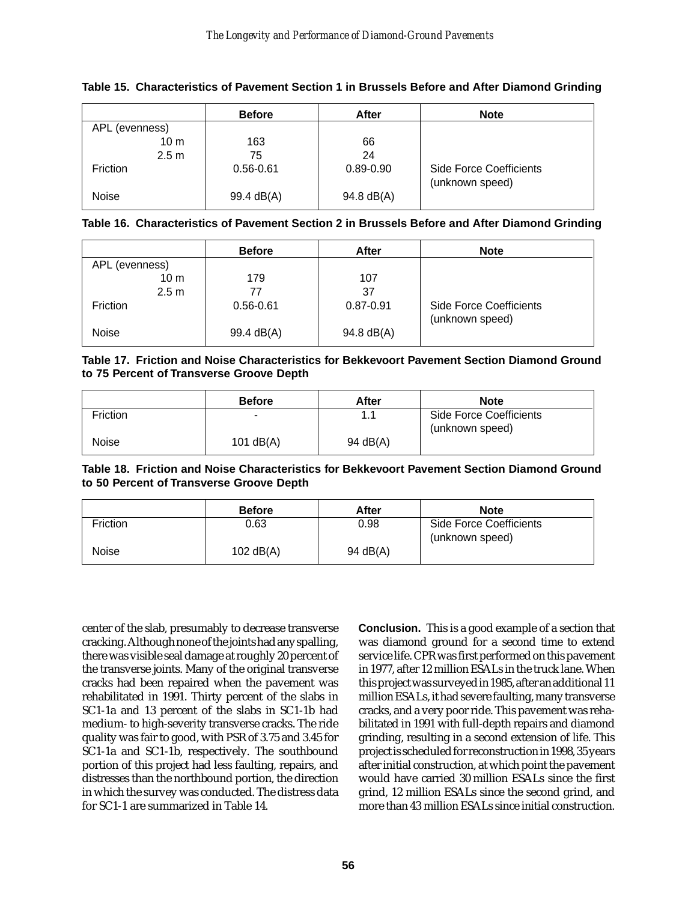**Table 15. Characteristics of Pavement Section 1 in Brussels Before and After Diamond Grinding**

| | Before | After | Note |
|---|---|---|---|
| APL (evenness) | | | |
| 10 m | 163 | 66 | |
| 2.5 m | 75 | 24 | |
| Friction | 0.56-0.61 | 0.89-0.90 | Side Force Coefficients (unknown speed) |
| Noise | 99.4 dB(A) | 94.8 dB(A) | |

**Table 16. Characteristics of Pavement Section 2 in Brussels Before and After Diamond Grinding**

| | Before | After | Note |
|---|---|---|---|
| APL (evenness) | | | |
| 10 m | 179 | 107 | |
| 2.5 m | 77 | 37 | |
| Friction | 0.56-0.61 | 0.87-0.91 | Side Force Coefficients (unknown speed) |
| Noise | 99.4 dB(A) | 94.8 dB(A) | |

**Table 17. Friction and Noise Characteristics for Bekkevoort Pavement Section Diamond Ground to 75 Percent of Transverse Groove Depth**

| | Before | After | Note |
|---|---|---|---|
| Friction | - | 1.1 | Side Force Coefficients (unknown speed) |
| Noise | 101 dB(A) | 94 dB(A) | |

**Table 18. Friction and Noise Characteristics for Bekkevoort Pavement Section Diamond Ground to 50 Percent of Transverse Groove Depth**

| | Before | After | Note |
|---|---|---|---|
| Friction | 0.63 | 0.98 | Side Force Coefficients (unknown speed) |
| Noise | 102 dB(A) | 94 dB(A) | |

center of the slab, presumably to decrease transverse cracking. Although none of the joints had any spalling, there was visible seal damage at roughly 20 percent of the transverse joints. Many of the original transverse cracks had been repaired when the pavement was rehabilitated in 1991. Thirty percent of the slabs in SC1-1a and 13 percent of the slabs in SC1-1b had medium- to high-severity transverse cracks. The ride quality was fair to good, with PSR of 3.75 and 3.45 for SC1-1a and SC1-1b, respectively. The southbound portion of this project had less faulting, repairs, and distresses than the northbound portion, the direction in which the survey was conducted. The distress data for SC1-1 are summarized in Table 14.

**Conclusion.** This is a good example of a section that was diamond ground for a second time to extend service life. CPR was first performed on this pavement in 1977, after 12 million ESALs in the truck lane. When this project was surveyed in 1985, after an additional 11 million ESALs, it had severe faulting, many transverse cracks, and a very poor ride. This pavement was rehabilitated in 1991 with full-depth repairs and diamond grinding, resulting in a second extension of life. This project is scheduled for reconstruction in 1998, 35 years after initial construction, at which point the pavement would have carried 30 million ESALs since the first grind, 12 million ESALs since the second grind, and more than 43 million ESALs since initial construction.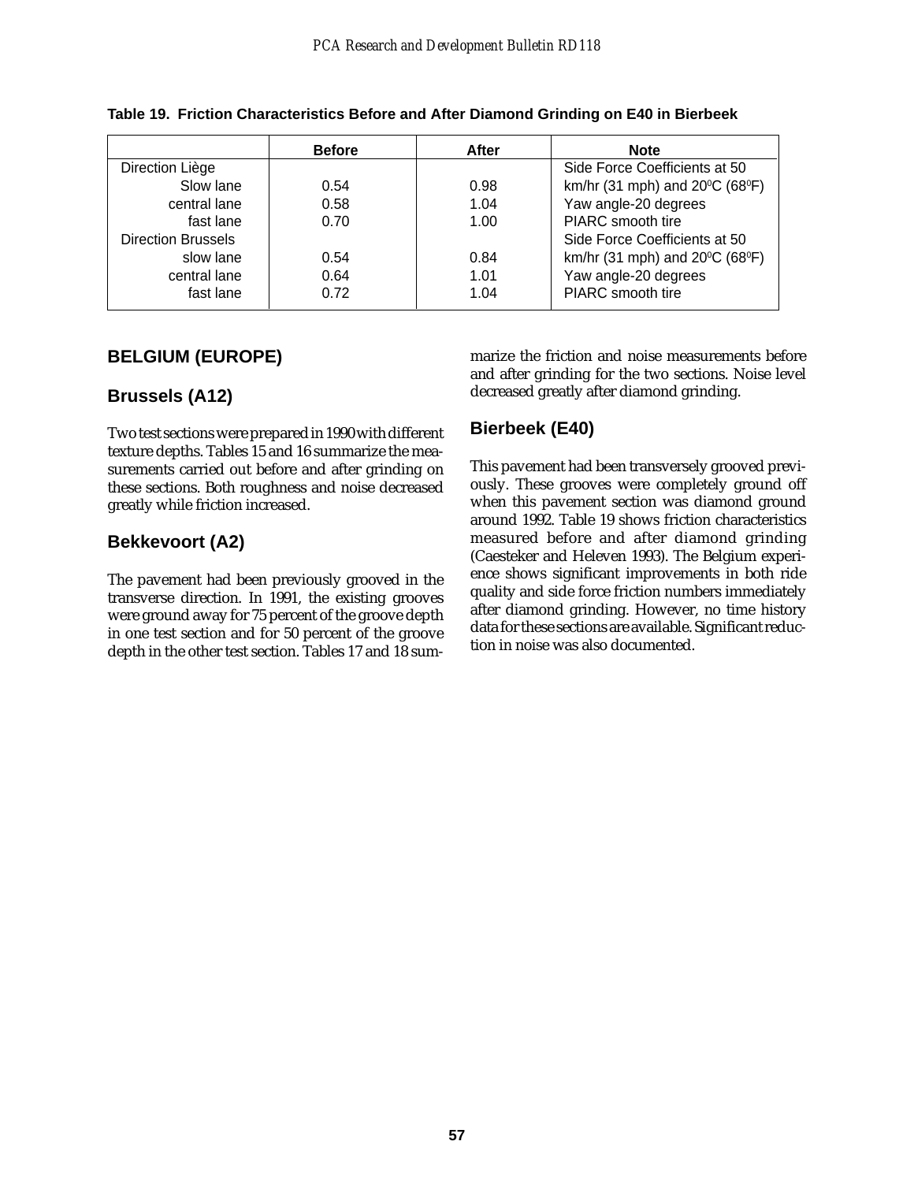**Table 19. Friction Characteristics Before and After Diamond Grinding on E40 in Bierbeek**

| | Before | After | Note |
|---|---|---|---|
| Direction Liège | | | Side Force Coefficients at 50 |
| Slow lane | 0.54 | 0.98 | km/hr (31 mph) and 20⁰C (68⁰F) |
| central lane | 0.58 | 1.04 | Yaw angle-20 degrees |
| fast lane | 0.70 | 1.00 | PIARC smooth tire |
| Direction Brussels | | | Side Force Coefficients at 50 |
| slow lane | 0.54 | 0.84 | km/hr (31 mph) and 20⁰C (68⁰F) |
| central lane | 0.64 | 1.01 | Yaw angle-20 degrees |
| fast lane | 0.72 | 1.04 | PIARC smooth tire |

## BELGIUM (EUROPE)

### Brussels (A12)

Two test sections were prepared in 1990 with different texture depths. Tables 15 and 16 summarize the measurements carried out before and after grinding on these sections. Both roughness and noise decreased greatly while friction increased.

### Bekkevoort (A2)

The pavement had been previously grooved in the transverse direction. In 1991, the existing grooves were ground away for 75 percent of the groove depth in one test section and for 50 percent of the groove depth in the other test section. Tables 17 and 18 summarize the friction and noise measurements before and after grinding for the two sections. Noise level decreased greatly after diamond grinding.

### Bierbeek (E40)

This pavement had been transversely grooved previously. These grooves were completely ground off when this pavement section was diamond ground around 1992. Table 19 shows friction characteristics measured before and after diamond grinding (Caesteker and Heleven 1993). The Belgium experience shows significant improvements in both ride quality and side force friction numbers immediately after diamond grinding. However, no time history data for these sections are available. Significant reduction in noise was also documented.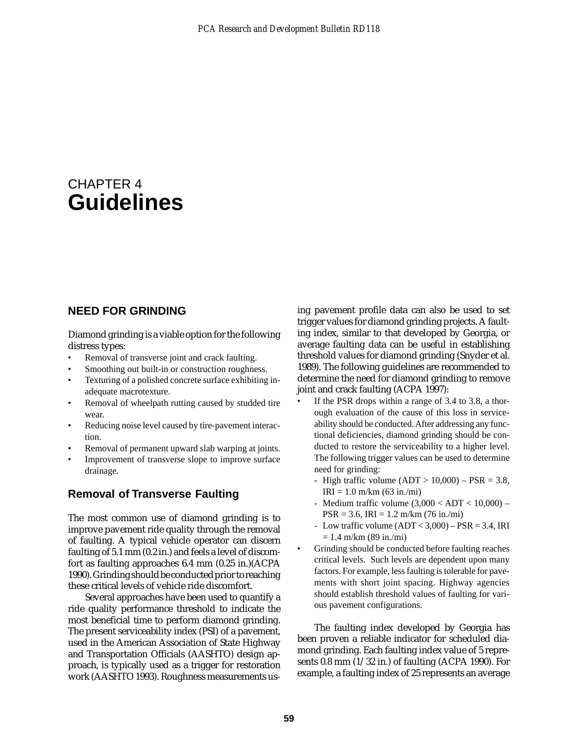# CHAPTER 4
# Guidelines

## NEED FOR GRINDING

Diamond grinding is a viable option for the following distress types:

- Removal of transverse joint and crack faulting.
- Smoothing out built-in or construction roughness.
- Texturing of a polished concrete surface exhibiting inadequate macrotexture.
- Removal of wheelpath rutting caused by studded tire wear.
- Reducing noise level caused by tire-pavement interaction.
- Removal of permanent upward slab warping at joints.
- Improvement of transverse slope to improve surface drainage.

### Removal of Transverse Faulting

The most common use of diamond grinding is to improve pavement ride quality through the removal of faulting. A typical vehicle operator can discern faulting of 5.1 mm (0.2 in.) and feels a level of discomfort as faulting approaches 6.4 mm (0.25 in.)(ACPA 1990). Grinding should be conducted prior to reaching these critical levels of vehicle ride discomfort.

Several approaches have been used to quantify a ride quality performance threshold to indicate the most beneficial time to perform diamond grinding. The present serviceability index (PSI) of a pavement, used in the American Association of State Highway and Transportation Officials (AASHTO) design approach, is typically used as a trigger for restoration work (AASHTO 1993). Roughness measurements using pavement profile data can also be used to set trigger values for diamond grinding projects. A faulting index, similar to that developed by Georgia, or average faulting data can be useful in establishing threshold values for diamond grinding (Snyder et al. 1989). The following guidelines are recommended to determine the need for diamond grinding to remove joint and crack faulting (ACPA 1997):

- If the PSR drops within a range of 3.4 to 3.8, a thorough evaluation of the cause of this loss in serviceability should be conducted. After addressing any functional deficiencies, diamond grinding should be conducted to restore the serviceability to a higher level. The following trigger values can be used to determine need for grinding:
  - High traffic volume (ADT > 10,000) – PSR = 3.8, IRI = 1.0 m/km (63 in./mi)
  - Medium traffic volume (3,000 < ADT < 10,000) – PSR = 3.6, IRI = 1.2 m/km (76 in./mi)
  - Low traffic volume (ADT < 3,000) – PSR = 3.4, IRI = 1.4 m/km (89 in./mi)
- Grinding should be conducted before faulting reaches critical levels. Such levels are dependent upon many factors. For example, less faulting is tolerable for pavements with short joint spacing. Highway agencies should establish threshold values of faulting for various pavement configurations.

The faulting index developed by Georgia has been proven a reliable indicator for scheduled diamond grinding. Each faulting index value of 5 represents 0.8 mm (1/32 in.) of faulting (ACPA 1990). For example, a faulting index of 25 represents an average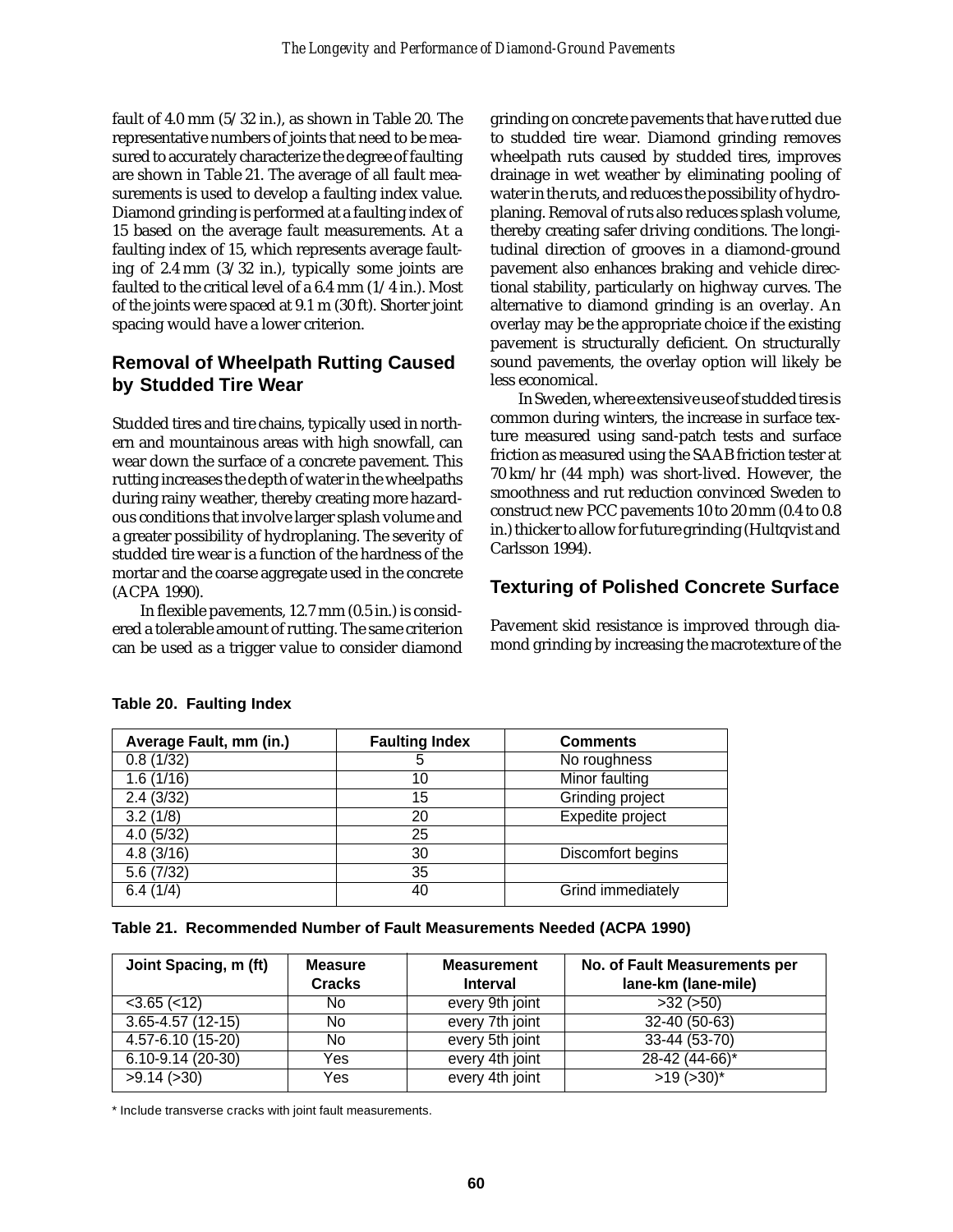fault of 4.0 mm (5/32 in.), as shown in Table 20. The representative numbers of joints that need to be measured to accurately characterize the degree of faulting are shown in Table 21. The average of all fault measurements is used to develop a faulting index value. Diamond grinding is performed at a faulting index of 15 based on the average fault measurements. At a faulting index of 15, which represents average faulting of 2.4 mm (3/32 in.), typically some joints are faulted to the critical level of a 6.4 mm (1/4 in.). Most of the joints were spaced at 9.1 m (30 ft). Shorter joint spacing would have a lower criterion.

## Removal of Wheelpath Rutting Caused by Studded Tire Wear

Studded tires and tire chains, typically used in northern and mountainous areas with high snowfall, can wear down the surface of a concrete pavement. This rutting increases the depth of water in the wheelpaths during rainy weather, thereby creating more hazardous conditions that involve larger splash volume and a greater possibility of hydroplaning. The severity of studded tire wear is a function of the hardness of the mortar and the coarse aggregate used in the concrete (ACPA 1990).

In flexible pavements, 12.7 mm (0.5 in.) is considered a tolerable amount of rutting. The same criterion can be used as a trigger value to consider diamond grinding on concrete pavements that have rutted due to studded tire wear. Diamond grinding removes wheelpath ruts caused by studded tires, improves drainage in wet weather by eliminating pooling of water in the ruts, and reduces the possibility of hydroplaning. Removal of ruts also reduces splash volume, thereby creating safer driving conditions. The longitudinal direction of grooves in a diamond-ground pavement also enhances braking and vehicle directional stability, particularly on highway curves. The alternative to diamond grinding is an overlay. An overlay may be the appropriate choice if the existing pavement is structurally deficient. On structurally sound pavements, the overlay option will likely be less economical.

In Sweden, where extensive use of studded tires is common during winters, the increase in surface texture measured using sand-patch tests and surface friction as measured using the SAAB friction tester at 70 km/hr (44 mph) was short-lived. However, the smoothness and rut reduction convinced Sweden to construct new PCC pavements 10 to 20 mm (0.4 to 0.8 in.) thicker to allow for future grinding (Hultqvist and Carlsson 1994).

## Texturing of Polished Concrete Surface

Pavement skid resistance is improved through diamond grinding by increasing the macrotexture of the

**Table 20. Faulting Index**

| Average Fault, mm (in.) | Faulting Index | Comments |
|---|---|---|
| 0.8 (1/32) | 5 | No roughness |
| 1.6 (1/16) | 10 | Minor faulting |
| 2.4 (3/32) | 15 | Grinding project |
| 3.2 (1/8) | 20 | Expedite project |
| 4.0 (5/32) | 25 | |
| 4.8 (3/16) | 30 | Discomfort begins |
| 5.6 (7/32) | 35 | |
| 6.4 (1/4) | 40 | Grind immediately |

**Table 21. Recommended Number of Fault Measurements Needed (ACPA 1990)**

| Joint Spacing, m (ft) | Measure Cracks | Measurement Interval | No. of Fault Measurements per lane-km (lane-mile) |
|---|---|---|---|
| <3.65 (<12) | No | every 9th joint | >32 (>50) |
| 3.65-4.57 (12-15) | No | every 7th joint | 32-40 (50-63) |
| 4.57-6.10 (15-20) | No | every 5th joint | 33-44 (53-70) |
| 6.10-9.14 (20-30) | Yes | every 4th joint | 28-42 (44-66)* |
| >9.14 (>30) | Yes | every 4th joint | >19 (>30)* |

\* Include transverse cracks with joint fault measurements.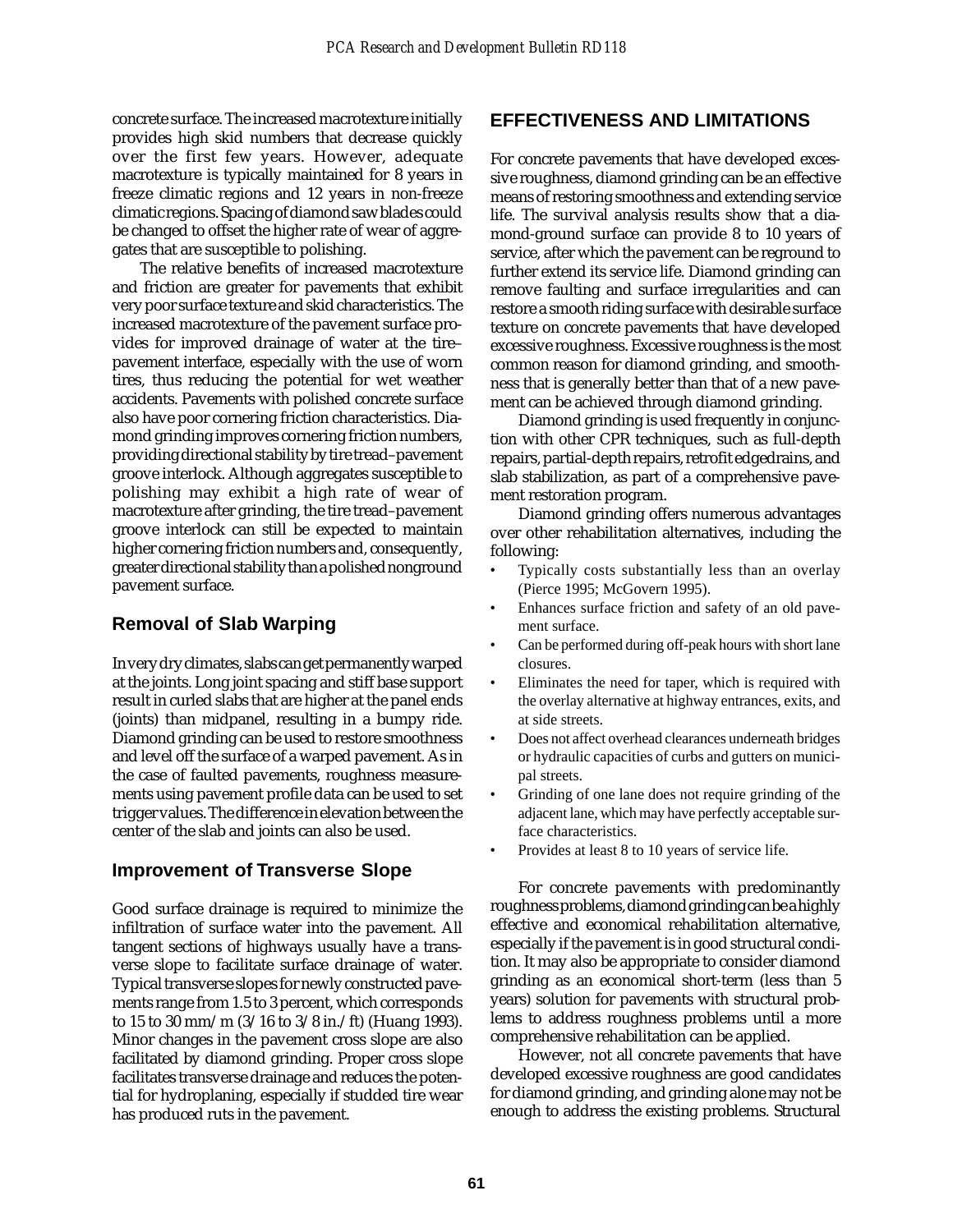concrete surface. The increased macrotexture initially provides high skid numbers that decrease quickly over the first few years. However, adequate macrotexture is typically maintained for 8 years in freeze climatic regions and 12 years in non-freeze climatic regions. Spacing of diamond saw blades could be changed to offset the higher rate of wear of aggregates that are susceptible to polishing.

The relative benefits of increased macrotexture and friction are greater for pavements that exhibit very poor surface texture and skid characteristics. The increased macrotexture of the pavement surface provides for improved drainage of water at the tire–pavement interface, especially with the use of worn tires, thus reducing the potential for wet weather accidents. Pavements with polished concrete surface also have poor cornering friction characteristics. Diamond grinding improves cornering friction numbers, providing directional stability by tire tread–pavement groove interlock. Although aggregates susceptible to polishing may exhibit a high rate of wear of macrotexture after grinding, the tire tread–pavement groove interlock can still be expected to maintain higher cornering friction numbers and, consequently, greater directional stability than a polished nonground pavement surface.

## Removal of Slab Warping

In very dry climates, slabs can get permanently warped at the joints. Long joint spacing and stiff base support result in curled slabs that are higher at the panel ends (joints) than midpanel, resulting in a bumpy ride. Diamond grinding can be used to restore smoothness and level off the surface of a warped pavement. As in the case of faulted pavements, roughness measurements using pavement profile data can be used to set trigger values. The difference in elevation between the center of the slab and joints can also be used.

## Improvement of Transverse Slope

Good surface drainage is required to minimize the infiltration of surface water into the pavement. All tangent sections of highways usually have a transverse slope to facilitate surface drainage of water. Typical transverse slopes for newly constructed pavements range from 1.5 to 3 percent, which corresponds to 15 to 30 mm/m (3/16 to 3/8 in./ft) (Huang 1993). Minor changes in the pavement cross slope are also facilitated by diamond grinding. Proper cross slope facilitates transverse drainage and reduces the potential for hydroplaning, especially if studded tire wear has produced ruts in the pavement.

## EFFECTIVENESS AND LIMITATIONS

For concrete pavements that have developed excessive roughness, diamond grinding can be an effective means of restoring smoothness and extending service life. The survival analysis results show that a diamond-ground surface can provide 8 to 10 years of service, after which the pavement can be reground to further extend its service life. Diamond grinding can remove faulting and surface irregularities and can restore a smooth riding surface with desirable surface texture on concrete pavements that have developed excessive roughness. Excessive roughness is the most common reason for diamond grinding, and smoothness that is generally better than that of a new pavement can be achieved through diamond grinding.

Diamond grinding is used frequently in conjunction with other CPR techniques, such as full-depth repairs, partial-depth repairs, retrofit edgedrains, and slab stabilization, as part of a comprehensive pavement restoration program.

Diamond grinding offers numerous advantages over other rehabilitation alternatives, including the following:

- Typically costs substantially less than an overlay (Pierce 1995; McGovern 1995).
- Enhances surface friction and safety of an old pavement surface.
- Can be performed during off-peak hours with short lane closures.
- Eliminates the need for taper, which is required with the overlay alternative at highway entrances, exits, and at side streets.
- Does not affect overhead clearances underneath bridges or hydraulic capacities of curbs and gutters on municipal streets.
- Grinding of one lane does not require grinding of the adjacent lane, which may have perfectly acceptable surface characteristics.
- Provides at least 8 to 10 years of service life.

For concrete pavements with predominantly roughness problems, diamond grinding can be a highly effective and economical rehabilitation alternative, especially if the pavement is in good structural condition. It may also be appropriate to consider diamond grinding as an economical short-term (less than 5 years) solution for pavements with structural problems to address roughness problems until a more comprehensive rehabilitation can be applied.

However, not all concrete pavements that have developed excessive roughness are good candidates for diamond grinding, and grinding alone may not be enough to address the existing problems. Structural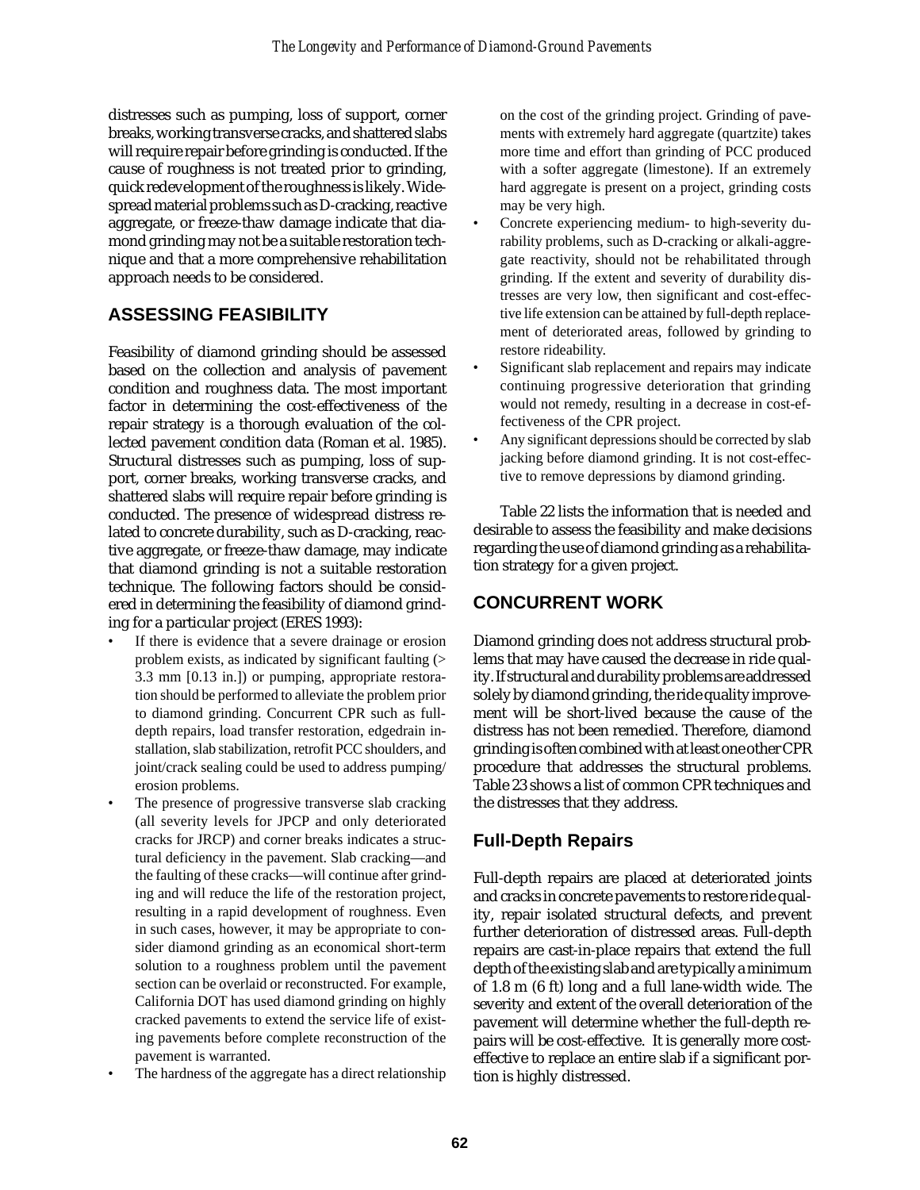distresses such as pumping, loss of support, corner breaks, working transverse cracks, and shattered slabs will require repair before grinding is conducted. If the cause of roughness is not treated prior to grinding, quick redevelopment of the roughness is likely. Widespread material problems such as D-cracking, reactive aggregate, or freeze-thaw damage indicate that diamond grinding may not be a suitable restoration technique and that a more comprehensive rehabilitation approach needs to be considered.

## ASSESSING FEASIBILITY

Feasibility of diamond grinding should be assessed based on the collection and analysis of pavement condition and roughness data. The most important factor in determining the cost-effectiveness of the repair strategy is a thorough evaluation of the collected pavement condition data (Roman et al. 1985). Structural distresses such as pumping, loss of support, corner breaks, working transverse cracks, and shattered slabs will require repair before grinding is conducted. The presence of widespread distress related to concrete durability, such as D-cracking, reactive aggregate, or freeze-thaw damage, may indicate that diamond grinding is not a suitable restoration technique. The following factors should be considered in determining the feasibility of diamond grinding for a particular project (ERES 1993):

- If there is evidence that a severe drainage or erosion problem exists, as indicated by significant faulting (> 3.3 mm [0.13 in.]) or pumping, appropriate restoration should be performed to alleviate the problem prior to diamond grinding. Concurrent CPR such as full-depth repairs, load transfer restoration, edgedrain installation, slab stabilization, retrofit PCC shoulders, and joint/crack sealing could be used to address pumping/erosion problems.
- The presence of progressive transverse slab cracking (all severity levels for JPCP and only deteriorated cracks for JRCP) and corner breaks indicates a structural deficiency in the pavement. Slab cracking—and the faulting of these cracks—will continue after grinding and will reduce the life of the restoration project, resulting in a rapid development of roughness. Even in such cases, however, it may be appropriate to consider diamond grinding as an economical short-term solution to a roughness problem until the pavement section can be overlaid or reconstructed. For example, California DOT has used diamond grinding on highly cracked pavements to extend the service life of existing pavements before complete reconstruction of the pavement is warranted.
- The hardness of the aggregate has a direct relationship on the cost of the grinding project. Grinding of pavements with extremely hard aggregate (quartzite) takes more time and effort than grinding of PCC produced with a softer aggregate (limestone). If an extremely hard aggregate is present on a project, grinding costs may be very high.
- Concrete experiencing medium- to high-severity durability problems, such as D-cracking or alkali-aggregate reactivity, should not be rehabilitated through grinding. If the extent and severity of durability distresses are very low, then significant and cost-effective life extension can be attained by full-depth replacement of deteriorated areas, followed by grinding to restore rideability.
- Significant slab replacement and repairs may indicate continuing progressive deterioration that grinding would not remedy, resulting in a decrease in cost-effectiveness of the CPR project.
- Any significant depressions should be corrected by slab jacking before diamond grinding. It is not cost-effective to remove depressions by diamond grinding.

Table 22 lists the information that is needed and desirable to assess the feasibility and make decisions regarding the use of diamond grinding as a rehabilitation strategy for a given project.

## CONCURRENT WORK

Diamond grinding does not address structural problems that may have caused the decrease in ride quality. If structural and durability problems are addressed solely by diamond grinding, the ride quality improvement will be short-lived because the cause of the distress has not been remedied. Therefore, diamond grinding is often combined with at least one other CPR procedure that addresses the structural problems. Table 23 shows a list of common CPR techniques and the distresses that they address.

### Full-Depth Repairs

Full-depth repairs are placed at deteriorated joints and cracks in concrete pavements to restore ride quality, repair isolated structural defects, and prevent further deterioration of distressed areas. Full-depth repairs are cast-in-place repairs that extend the full depth of the existing slab and are typically a minimum of 1.8 m (6 ft) long and a full lane-width wide. The severity and extent of the overall deterioration of the pavement will determine whether the full-depth repairs will be cost-effective. It is generally more cost-effective to replace an entire slab if a significant portion is highly distressed.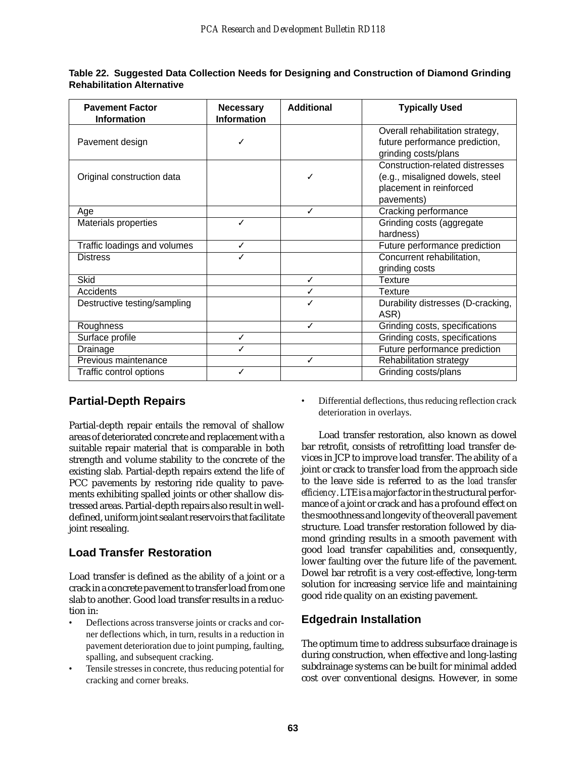**Table 22. Suggested Data Collection Needs for Designing and Construction of Diamond Grinding Rehabilitation Alternative**

| Pavement Factor Information | Necessary Information | Additional | Typically Used |
|---|---|---|---|
| Pavement design | ✓ | | Overall rehabilitation strategy, future performance prediction, grinding costs/plans |
| Original construction data | | ✓ | Construction-related distresses (e.g., misaligned dowels, steel placement in reinforced pavements) |
| Age | | ✓ | Cracking performance |
| Materials properties | ✓ | | Grinding costs (aggregate hardness) |
| Traffic loadings and volumes | ✓ | | Future performance prediction |
| Distress | ✓ | | Concurrent rehabilitation, grinding costs |
| Skid | | ✓ | Texture |
| Accidents | | ✓ | Texture |
| Destructive testing/sampling | | ✓ | Durability distresses (D-cracking, ASR) |
| Roughness | | ✓ | Grinding costs, specifications |
| Surface profile | ✓ | | Grinding costs, specifications |
| Drainage | ✓ | | Future performance prediction |
| Previous maintenance | | ✓ | Rehabilitation strategy |
| Traffic control options | ✓ | | Grinding costs/plans |

## Partial-Depth Repairs

Partial-depth repair entails the removal of shallow areas of deteriorated concrete and replacement with a suitable repair material that is comparable in both strength and volume stability to the concrete of the existing slab. Partial-depth repairs extend the life of PCC pavements by restoring ride quality to pavements exhibiting spalled joints or other shallow distressed areas. Partial-depth repairs also result in well-defined, uniform joint sealant reservoirs that facilitate joint resealing.

## Load Transfer Restoration

Load transfer is defined as the ability of a joint or a crack in a concrete pavement to transfer load from one slab to another. Good load transfer results in a reduction in:

- Deflections across transverse joints or cracks and corner deflections which, in turn, results in a reduction in pavement deterioration due to joint pumping, faulting, spalling, and subsequent cracking.
- Tensile stresses in concrete, thus reducing potential for cracking and corner breaks.
- Differential deflections, thus reducing reflection crack deterioration in overlays.

Load transfer restoration, also known as dowel bar retrofit, consists of retrofitting load transfer devices in JCP to improve load transfer. The ability of a joint or crack to transfer load from the approach side to the leave side is referred to as the *load transfer efficiency*. LTE is a major factor in the structural performance of a joint or crack and has a profound effect on the smoothness and longevity of the overall pavement structure. Load transfer restoration followed by diamond grinding results in a smooth pavement with good load transfer capabilities and, consequently, lower faulting over the future life of the pavement. Dowel bar retrofit is a very cost-effective, long-term solution for increasing service life and maintaining good ride quality on an existing pavement.

## Edgedrain Installation

The optimum time to address subsurface drainage is during construction, when effective and long-lasting subdrainage systems can be built for minimal added cost over conventional designs. However, in some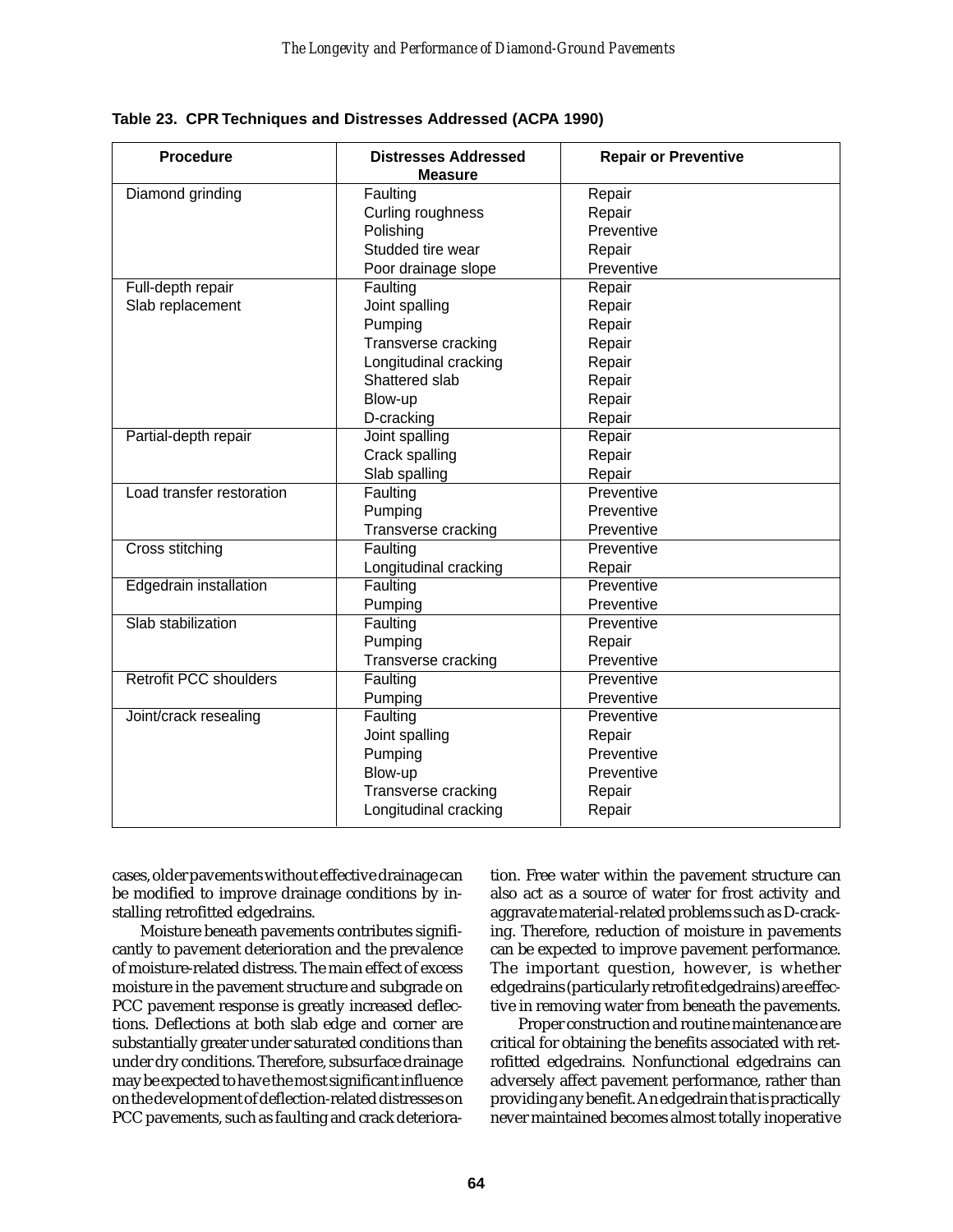**Table 23. CPR Techniques and Distresses Addressed (ACPA 1990)**

| Procedure | Distresses Addressed Measure | Repair or Preventive |
|---|---|---|
| Diamond grinding | Faulting | Repair |
| | Curling roughness | Repair |
| | Polishing | Preventive |
| | Studded tire wear | Repair |
| | Poor drainage slope | Preventive |
| Full-depth repair | Faulting | Repair |
| Slab replacement | Joint spalling | Repair |
| | Pumping | Repair |
| | Transverse cracking | Repair |
| | Longitudinal cracking | Repair |
| | Shattered slab | Repair |
| | Blow-up | Repair |
| | D-cracking | Repair |
| Partial-depth repair | Joint spalling | Repair |
| | Crack spalling | Repair |
| | Slab spalling | Repair |
| Load transfer restoration | Faulting | Preventive |
| | Pumping | Preventive |
| | Transverse cracking | Preventive |
| Cross stitching | Faulting | Preventive |
| | Longitudinal cracking | Repair |
| Edgedrain installation | Faulting | Preventive |
| | Pumping | Preventive |
| Slab stabilization | Faulting | Preventive |
| | Pumping | Repair |
| | Transverse cracking | Preventive |
| Retrofit PCC shoulders | Faulting | Preventive |
| | Pumping | Preventive |
| Joint/crack resealing | Faulting | Preventive |
| | Joint spalling | Repair |
| | Pumping | Preventive |
| | Blow-up | Preventive |
| | Transverse cracking | Repair |
| | Longitudinal cracking | Repair |

cases, older pavements without effective drainage can be modified to improve drainage conditions by installing retrofitted edgedrains.

Moisture beneath pavements contributes significantly to pavement deterioration and the prevalence of moisture-related distress. The main effect of excess moisture in the pavement structure and subgrade on PCC pavement response is greatly increased deflections. Deflections at both slab edge and corner are substantially greater under saturated conditions than under dry conditions. Therefore, subsurface drainage may be expected to have the most significant influence on the development of deflection-related distresses on PCC pavements, such as faulting and crack deterioration. Free water within the pavement structure can also act as a source of water for frost activity and aggravate material-related problems such as D-cracking. Therefore, reduction of moisture in pavements can be expected to improve pavement performance. The important question, however, is whether edgedrains (particularly retrofit edgedrains) are effective in removing water from beneath the pavements.

Proper construction and routine maintenance are critical for obtaining the benefits associated with retrofitted edgedrains. Nonfunctional edgedrains can adversely affect pavement performance, rather than providing any benefit. An edgedrain that is practically never maintained becomes almost totally inoperative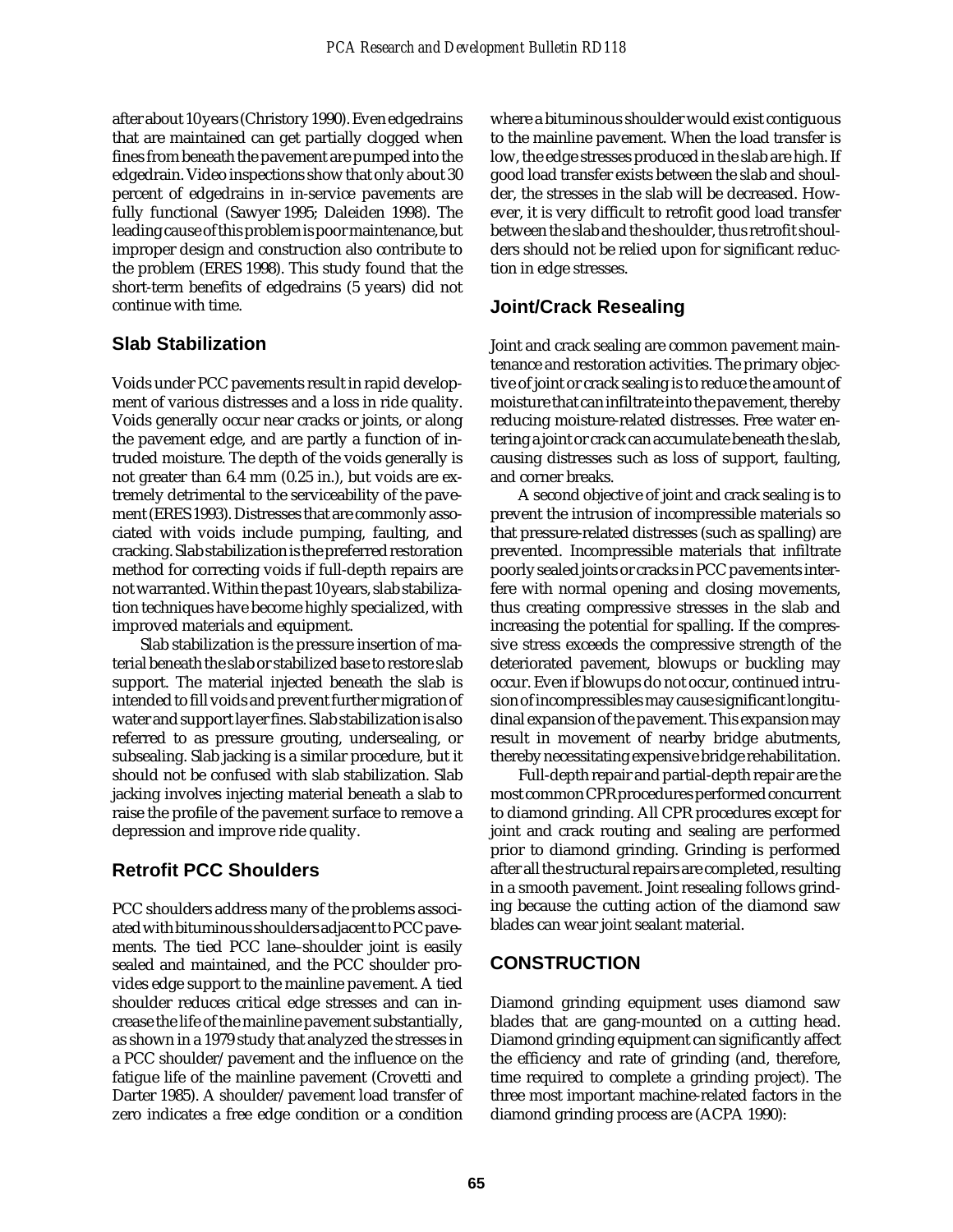after about 10 years (Christory 1990). Even edgedrains that are maintained can get partially clogged when fines from beneath the pavement are pumped into the edgedrain. Video inspections show that only about 30 percent of edgedrains in in-service pavements are fully functional (Sawyer 1995; Daleiden 1998). The leading cause of this problem is poor maintenance, but improper design and construction also contribute to the problem (ERES 1998). This study found that the short-term benefits of edgedrains (5 years) did not continue with time.

## Slab Stabilization

Voids under PCC pavements result in rapid development of various distresses and a loss in ride quality. Voids generally occur near cracks or joints, or along the pavement edge, and are partly a function of intruded moisture. The depth of the voids generally is not greater than 6.4 mm (0.25 in.), but voids are extremely detrimental to the serviceability of the pavement (ERES 1993). Distresses that are commonly associated with voids include pumping, faulting, and cracking. Slab stabilization is the preferred restoration method for correcting voids if full-depth repairs are not warranted. Within the past 10 years, slab stabilization techniques have become highly specialized, with improved materials and equipment.

Slab stabilization is the pressure insertion of material beneath the slab or stabilized base to restore slab support. The material injected beneath the slab is intended to fill voids and prevent further migration of water and support layer fines. Slab stabilization is also referred to as pressure grouting, undersealing, or subsealing. Slab jacking is a similar procedure, but it should not be confused with slab stabilization. Slab jacking involves injecting material beneath a slab to raise the profile of the pavement surface to remove a depression and improve ride quality.

## Retrofit PCC Shoulders

PCC shoulders address many of the problems associated with bituminous shoulders adjacent to PCC pavements. The tied PCC lane–shoulder joint is easily sealed and maintained, and the PCC shoulder provides edge support to the mainline pavement. A tied shoulder reduces critical edge stresses and can increase the life of the mainline pavement substantially, as shown in a 1979 study that analyzed the stresses in a PCC shoulder/pavement and the influence on the fatigue life of the mainline pavement (Crovetti and Darter 1985). A shoulder/pavement load transfer of zero indicates a free edge condition or a condition where a bituminous shoulder would exist contiguous to the mainline pavement. When the load transfer is low, the edge stresses produced in the slab are high. If good load transfer exists between the slab and shoulder, the stresses in the slab will be decreased. However, it is very difficult to retrofit good load transfer between the slab and the shoulder, thus retrofit shoulders should not be relied upon for significant reduction in edge stresses.

## Joint/Crack Resealing

Joint and crack sealing are common pavement maintenance and restoration activities. The primary objective of joint or crack sealing is to reduce the amount of moisture that can infiltrate into the pavement, thereby reducing moisture-related distresses. Free water entering a joint or crack can accumulate beneath the slab, causing distresses such as loss of support, faulting, and corner breaks.

A second objective of joint and crack sealing is to prevent the intrusion of incompressible materials so that pressure-related distresses (such as spalling) are prevented. Incompressible materials that infiltrate poorly sealed joints or cracks in PCC pavements interfere with normal opening and closing movements, thus creating compressive stresses in the slab and increasing the potential for spalling. If the compressive stress exceeds the compressive strength of the deteriorated pavement, blowups or buckling may occur. Even if blowups do not occur, continued intrusion of incompressibles may cause significant longitudinal expansion of the pavement. This expansion may result in movement of nearby bridge abutments, thereby necessitating expensive bridge rehabilitation.

Full-depth repair and partial-depth repair are the most common CPR procedures performed concurrent to diamond grinding. All CPR procedures except for joint and crack routing and sealing are performed prior to diamond grinding. Grinding is performed after all the structural repairs are completed, resulting in a smooth pavement. Joint resealing follows grinding because the cutting action of the diamond saw blades can wear joint sealant material.

# CONSTRUCTION

Diamond grinding equipment uses diamond saw blades that are gang-mounted on a cutting head. Diamond grinding equipment can significantly affect the efficiency and rate of grinding (and, therefore, time required to complete a grinding project). The three most important machine-related factors in the diamond grinding process are (ACPA 1990):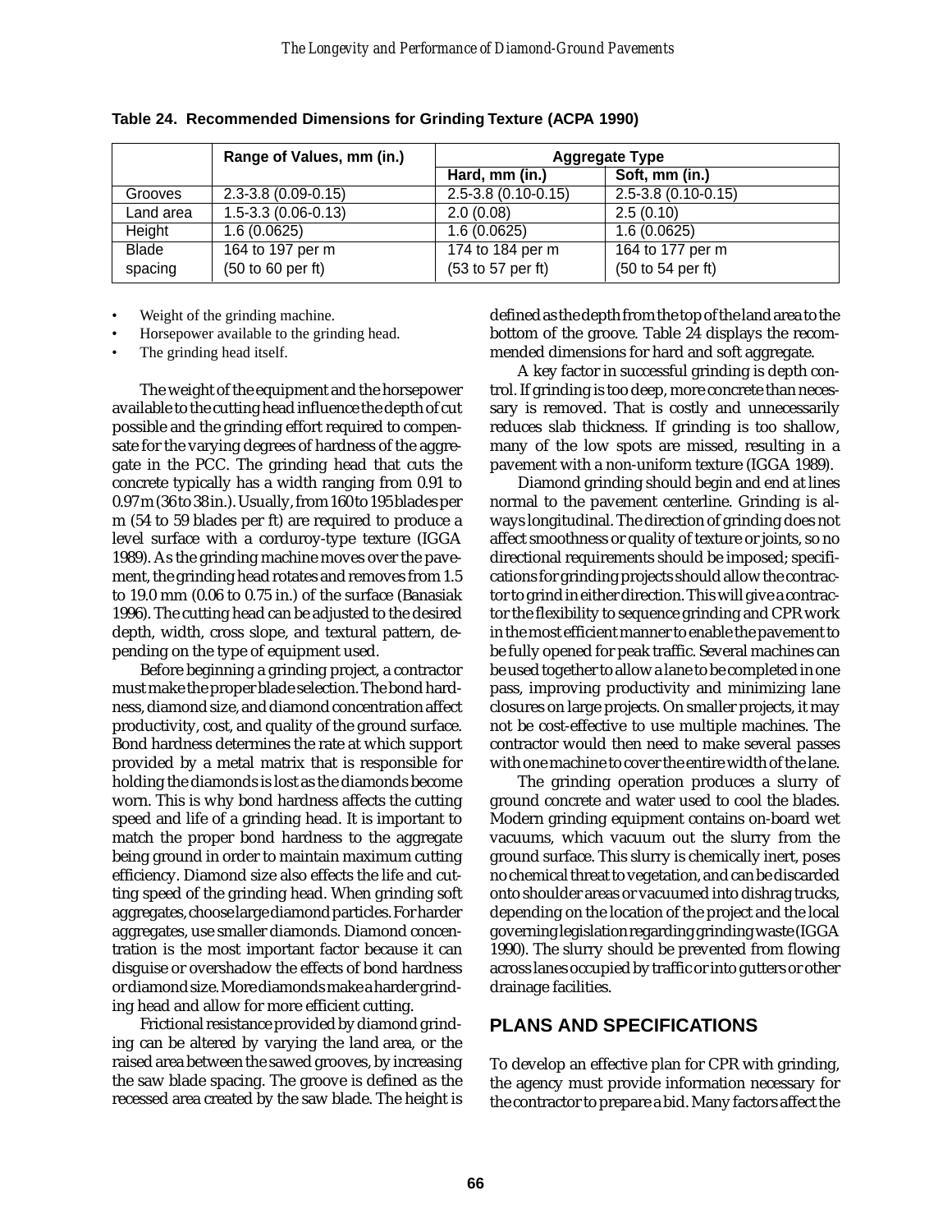**Table 24. Recommended Dimensions for Grinding Texture (ACPA 1990)**

| | Range of Values, mm (in.) | Aggregate Type | |
|---|---|---|---|
| | | Hard, mm (in.) | Soft, mm (in.) |
| Grooves | 2.3-3.8 (0.09-0.15) | 2.5-3.8 (0.10-0.15) | 2.5-3.8 (0.10-0.15) |
| Land area | 1.5-3.3 (0.06-0.13) | 2.0 (0.08) | 2.5 (0.10) |
| Height | 1.6 (0.0625) | 1.6 (0.0625) | 1.6 (0.0625) |
| Blade spacing | 164 to 197 per m (50 to 60 per ft) | 174 to 184 per m (53 to 57 per ft) | 164 to 177 per m (50 to 54 per ft) |

- Weight of the grinding machine.
- Horsepower available to the grinding head.
- The grinding head itself.

The weight of the equipment and the horsepower available to the cutting head influence the depth of cut possible and the grinding effort required to compensate for the varying degrees of hardness of the aggregate in the PCC. The grinding head that cuts the concrete typically has a width ranging from 0.91 to 0.97 m (36 to 38 in.). Usually, from 160 to 195 blades per m (54 to 59 blades per ft) are required to produce a level surface with a corduroy-type texture (IGGA 1989). As the grinding machine moves over the pavement, the grinding head rotates and removes from 1.5 to 19.0 mm (0.06 to 0.75 in.) of the surface (Banasiak 1996). The cutting head can be adjusted to the desired depth, width, cross slope, and textural pattern, depending on the type of equipment used.

Before beginning a grinding project, a contractor must make the proper blade selection. The bond hardness, diamond size, and diamond concentration affect productivity, cost, and quality of the ground surface. Bond hardness determines the rate at which support provided by a metal matrix that is responsible for holding the diamonds is lost as the diamonds become worn. This is why bond hardness affects the cutting speed and life of a grinding head. It is important to match the proper bond hardness to the aggregate being ground in order to maintain maximum cutting efficiency. Diamond size also effects the life and cutting speed of the grinding head. When grinding soft aggregates, choose large diamond particles. For harder aggregates, use smaller diamonds. Diamond concentration is the most important factor because it can disguise or overshadow the effects of bond hardness or diamond size. More diamonds make a harder grinding head and allow for more efficient cutting.

Frictional resistance provided by diamond grinding can be altered by varying the land area, or the raised area between the sawed grooves, by increasing the saw blade spacing. The groove is defined as the recessed area created by the saw blade. The height is defined as the depth from the top of the land area to the bottom of the groove. Table 24 displays the recommended dimensions for hard and soft aggregate.

A key factor in successful grinding is depth control. If grinding is too deep, more concrete than necessary is removed. That is costly and unnecessarily reduces slab thickness. If grinding is too shallow, many of the low spots are missed, resulting in a pavement with a non-uniform texture (IGGA 1989).

Diamond grinding should begin and end at lines normal to the pavement centerline. Grinding is always longitudinal. The direction of grinding does not affect smoothness or quality of texture or joints, so no directional requirements should be imposed; specifications for grinding projects should allow the contractor to grind in either direction. This will give a contractor the flexibility to sequence grinding and CPR work in the most efficient manner to enable the pavement to be fully opened for peak traffic. Several machines can be used together to allow a lane to be completed in one pass, improving productivity and minimizing lane closures on large projects. On smaller projects, it may not be cost-effective to use multiple machines. The contractor would then need to make several passes with one machine to cover the entire width of the lane.

The grinding operation produces a slurry of ground concrete and water used to cool the blades. Modern grinding equipment contains on-board wet vacuums, which vacuum out the slurry from the ground surface. This slurry is chemically inert, poses no chemical threat to vegetation, and can be discarded onto shoulder areas or vacuumed into dishrag trucks, depending on the location of the project and the local governing legislation regarding grinding waste (IGGA 1990). The slurry should be prevented from flowing across lanes occupied by traffic or into gutters or other drainage facilities.

## PLANS AND SPECIFICATIONS

To develop an effective plan for CPR with grinding, the agency must provide information necessary for the contractor to prepare a bid. Many factors affect the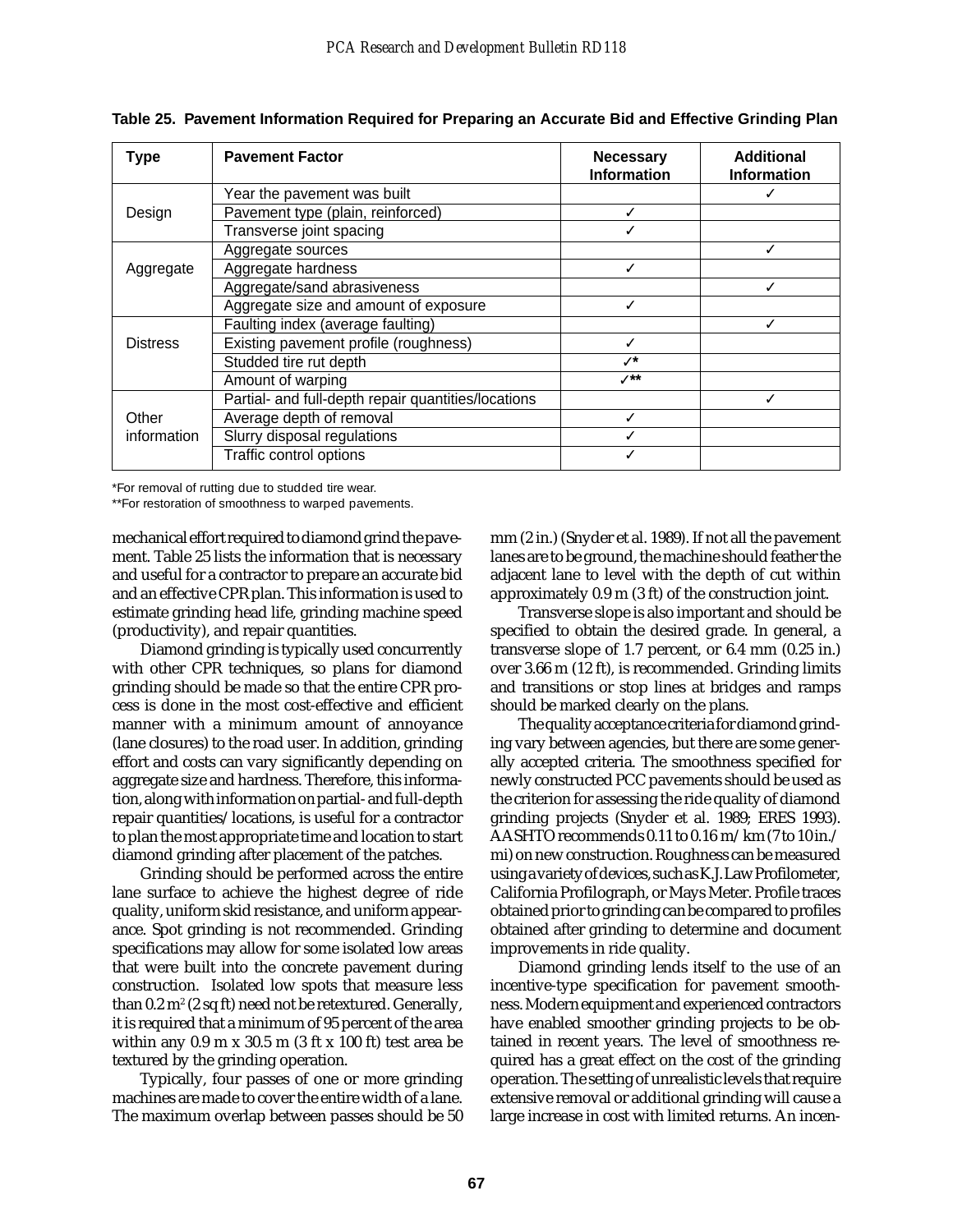**Table 25. Pavement Information Required for Preparing an Accurate Bid and Effective Grinding Plan**

| Type | Pavement Factor | Necessary Information | Additional Information |
|---|---|---|---|
| Design | Year the pavement was built | | ✓ |
| | Pavement type (plain, reinforced) | ✓ | |
| | Transverse joint spacing | ✓ | |
| Aggregate | Aggregate sources | | ✓ |
| | Aggregate hardness | ✓ | |
| | Aggregate/sand abrasiveness | | ✓ |
| | Aggregate size and amount of exposure | ✓ | |
| Distress | Faulting index (average faulting) | | ✓ |
| | Existing pavement profile (roughness) | ✓ | |
| | Studded tire rut depth | ✓* | |
| | Amount of warping | ✓** | |
| Other information | Partial- and full-depth repair quantities/locations | | ✓ |
| | Average depth of removal | ✓ | |
| | Slurry disposal regulations | ✓ | |
| | Traffic control options | ✓ | |

*For removal of rutting due to studded tire wear.

**For restoration of smoothness to warped pavements.

mechanical effort required to diamond grind the pavement. Table 25 lists the information that is necessary and useful for a contractor to prepare an accurate bid and an effective CPR plan. This information is used to estimate grinding head life, grinding machine speed (productivity), and repair quantities.

Diamond grinding is typically used concurrently with other CPR techniques, so plans for diamond grinding should be made so that the entire CPR process is done in the most cost-effective and efficient manner with a minimum amount of annoyance (lane closures) to the road user. In addition, grinding effort and costs can vary significantly depending on aggregate size and hardness. Therefore, this information, along with information on partial- and full-depth repair quantities/locations, is useful for a contractor to plan the most appropriate time and location to start diamond grinding after placement of the patches.

Grinding should be performed across the entire lane surface to achieve the highest degree of ride quality, uniform skid resistance, and uniform appearance. Spot grinding is not recommended. Grinding specifications may allow for some isolated low areas that were built into the concrete pavement during construction. Isolated low spots that measure less than 0.2 $m^2$ (2 sq ft) need not be retextured. Generally, it is required that a minimum of 95 percent of the area within any 0.9 m x 30.5 m (3 ft x 100 ft) test area be textured by the grinding operation.

Typically, four passes of one or more grinding machines are made to cover the entire width of a lane. The maximum overlap between passes should be 50 mm (2 in.) (Snyder et al. 1989). If not all the pavement lanes are to be ground, the machine should feather the adjacent lane to level with the depth of cut within approximately 0.9 m (3 ft) of the construction joint.

Transverse slope is also important and should be specified to obtain the desired grade. In general, a transverse slope of 1.7 percent, or 6.4 mm (0.25 in.) over 3.66 m (12 ft), is recommended. Grinding limits and transitions or stop lines at bridges and ramps should be marked clearly on the plans.

The quality acceptance criteria for diamond grinding vary between agencies, but there are some generally accepted criteria. The smoothness specified for newly constructed PCC pavements should be used as the criterion for assessing the ride quality of diamond grinding projects (Snyder et al. 1989; ERES 1993). AASHTO recommends 0.11 to 0.16 m/km (7 to 10 in./mi) on new construction. Roughness can be measured using a variety of devices, such as K.J. Law Profilometer, California Profilograph, or Mays Meter. Profile traces obtained prior to grinding can be compared to profiles obtained after grinding to determine and document improvements in ride quality.

Diamond grinding lends itself to the use of an incentive-type specification for pavement smoothness. Modern equipment and experienced contractors have enabled smoother grinding projects to be obtained in recent years. The level of smoothness required has a great effect on the cost of the grinding operation. The setting of unrealistic levels that require extensive removal or additional grinding will cause a large increase in cost with limited returns. An incen-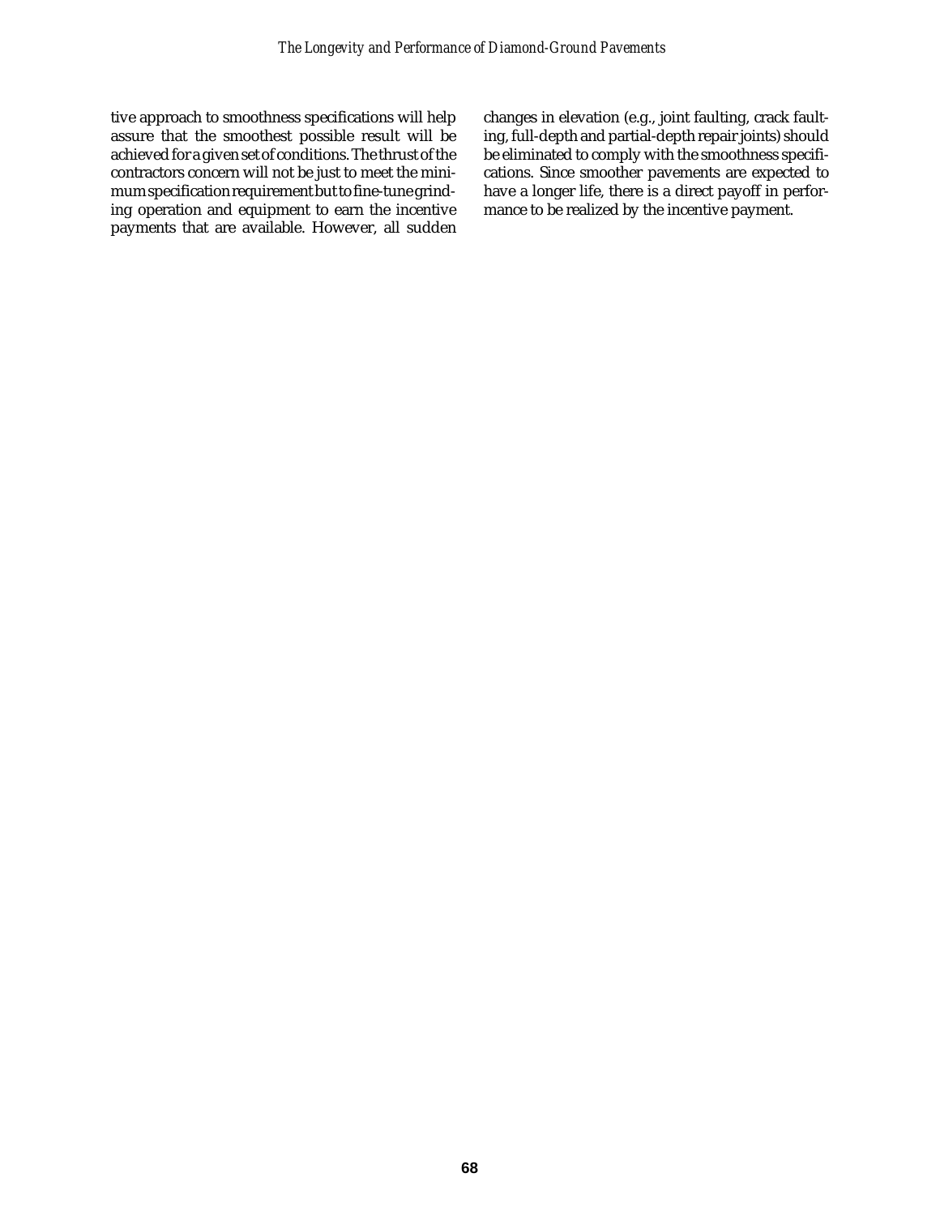tive approach to smoothness specifications will help assure that the smoothest possible result will be achieved for a given set of conditions. The thrust of the contractors concern will not be just to meet the minimum specification requirement but to fine-tune grinding operation and equipment to earn the incentive payments that are available. However, all sudden changes in elevation (e.g., joint faulting, crack faulting, full-depth and partial-depth repair joints) should be eliminated to comply with the smoothness specifications. Since smoother pavements are expected to have a longer life, there is a direct payoff in performance to be realized by the incentive payment.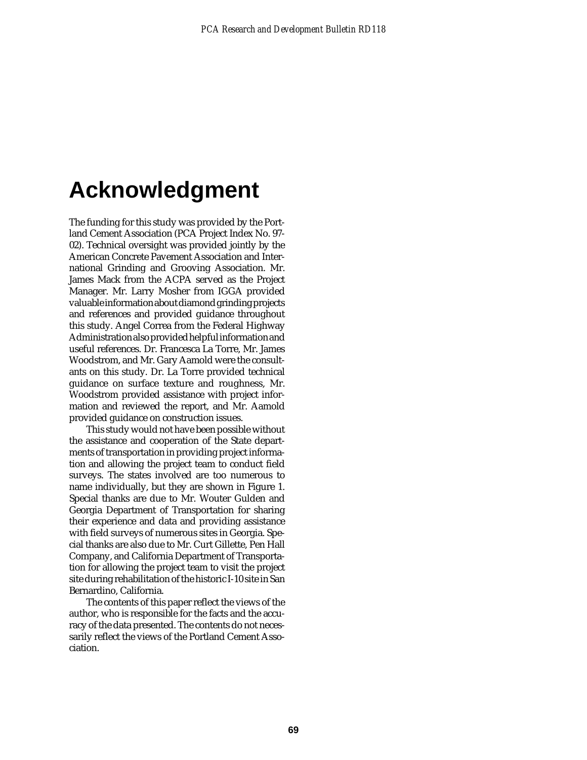# Acknowledgment

The funding for this study was provided by the Portland Cement Association (PCA Project Index No. 97-02). Technical oversight was provided jointly by the American Concrete Pavement Association and International Grinding and Grooving Association. Mr. James Mack from the ACPA served as the Project Manager. Mr. Larry Mosher from IGGA provided valuable information about diamond grinding projects and references and provided guidance throughout this study. Angel Correa from the Federal Highway Administration also provided helpful information and useful references. Dr. Francesca La Torre, Mr. James Woodstrom, and Mr. Gary Aamold were the consultants on this study. Dr. La Torre provided technical guidance on surface texture and roughness, Mr. Woodstrom provided assistance with project information and reviewed the report, and Mr. Aamold provided guidance on construction issues.

This study would not have been possible without the assistance and cooperation of the State departments of transportation in providing project information and allowing the project team to conduct field surveys. The states involved are too numerous to name individually, but they are shown in Figure 1. Special thanks are due to Mr. Wouter Gulden and Georgia Department of Transportation for sharing their experience and data and providing assistance with field surveys of numerous sites in Georgia. Special thanks are also due to Mr. Curt Gillette, Pen Hall Company, and California Department of Transportation for allowing the project team to visit the project site during rehabilitation of the historic I-10 site in San Bernardino, California.

The contents of this paper reflect the views of the author, who is responsible for the facts and the accuracy of the data presented. The contents do not necessarily reflect the views of the Portland Cement Association.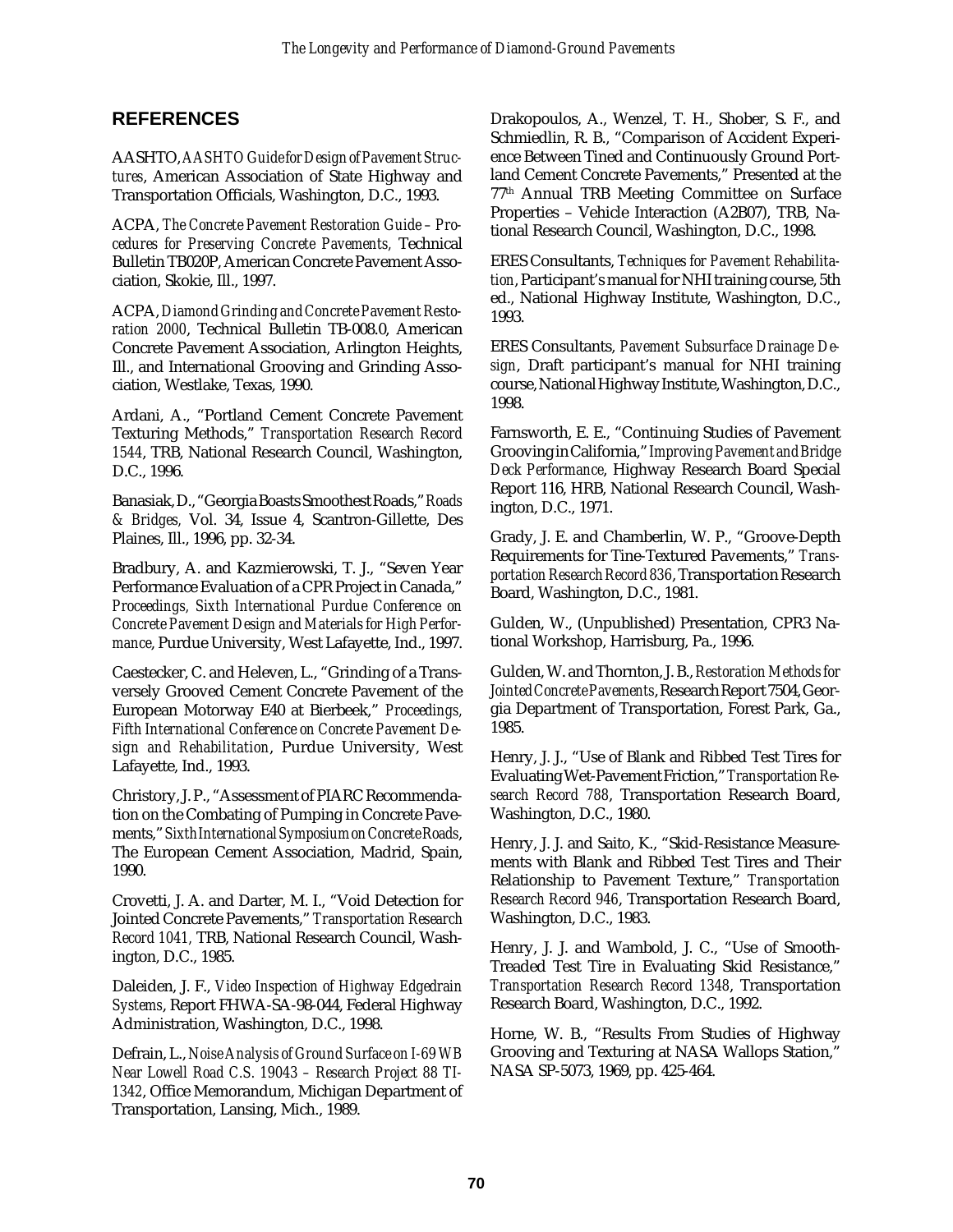## REFERENCES

AASHTO, *AASHTO Guide for Design of Pavement Structures*, American Association of State Highway and Transportation Officials, Washington, D.C., 1993.

ACPA, *The Concrete Pavement Restoration Guide – Procedures for Preserving Concrete Pavements*, Technical Bulletin TB020P, American Concrete Pavement Association, Skokie, Ill., 1997.

ACPA, *Diamond Grinding and Concrete Pavement Restoration 2000*, Technical Bulletin TB-008.0, American Concrete Pavement Association, Arlington Heights, Ill., and International Grooving and Grinding Association, Westlake, Texas, 1990.

Ardani, A., "Portland Cement Concrete Pavement Texturing Methods," *Transportation Research Record 1544*, TRB, National Research Council, Washington, D.C., 1996.

Banasiak, D., "Georgia Boasts Smoothest Roads," *Roads & Bridges*, Vol. 34, Issue 4, Scantron-Gillette, Des Plaines, Ill., 1996, pp. 32-34.

Bradbury, A. and Kazmierowski, T. J., "Seven Year Performance Evaluation of a CPR Project in Canada," *Proceedings, Sixth International Purdue Conference on Concrete Pavement Design and Materials for High Performance*, Purdue University, West Lafayette, Ind., 1997.

Caestecker, C. and Heleven, L., "Grinding of a Transversely Grooved Cement Concrete Pavement of the European Motorway E40 at Bierbeek," *Proceedings, Fifth International Conference on Concrete Pavement Design and Rehabilitation*, Purdue University, West Lafayette, Ind., 1993.

Christory, J. P., "Assessment of PIARC Recommendation on the Combating of Pumping in Concrete Pavements," *Sixth International Symposium on Concrete Roads*, The European Cement Association, Madrid, Spain, 1990.

Crovetti, J. A. and Darter, M. I., "Void Detection for Jointed Concrete Pavements," *Transportation Research Record 1041*, TRB, National Research Council, Washington, D.C., 1985.

Daleiden, J. F., *Video Inspection of Highway Edgedrain Systems*, Report FHWA-SA-98-044, Federal Highway Administration, Washington, D.C., 1998.

Defrain, L., *Noise Analysis of Ground Surface on I-69 WB Near Lowell Road C.S. 19043 – Research Project 88 TI-1342*, Office Memorandum, Michigan Department of Transportation, Lansing, Mich., 1989.

Drakopoulos, A., Wenzel, T. H., Shober, S. F., and Schmiedlin, R. B., "Comparison of Accident Experience Between Tined and Continuously Ground Portland Cement Concrete Pavements," Presented at the 77th Annual TRB Meeting Committee on Surface Properties – Vehicle Interaction (A2B07), TRB, National Research Council, Washington, D.C., 1998.

ERES Consultants, *Techniques for Pavement Rehabilitation*, Participant's manual for NHI training course, 5th ed., National Highway Institute, Washington, D.C., 1993.

ERES Consultants, *Pavement Subsurface Drainage Design*, Draft participant's manual for NHI training course, National Highway Institute, Washington, D.C., 1998.

Farnsworth, E. E., "Continuing Studies of Pavement Grooving in California," *Improving Pavement and Bridge Deck Performance*, Highway Research Board Special Report 116, HRB, National Research Council, Washington, D.C., 1971.

Grady, J. E. and Chamberlin, W. P., "Groove-Depth Requirements for Tine-Textured Pavements," *Transportation Research Record 836*, Transportation Research Board, Washington, D.C., 1981.

Gulden, W., (Unpublished) Presentation, CPR3 National Workshop, Harrisburg, Pa., 1996.

Gulden, W. and Thornton, J. B., *Restoration Methods for Jointed Concrete Pavements*, Research Report 7504, Georgia Department of Transportation, Forest Park, Ga., 1985.

Henry, J. J., "Use of Blank and Ribbed Test Tires for Evaluating Wet-Pavement Friction," *Transportation Research Record 788*, Transportation Research Board, Washington, D.C., 1980.

Henry, J. J. and Saito, K., "Skid-Resistance Measurements with Blank and Ribbed Test Tires and Their Relationship to Pavement Texture," *Transportation Research Record 946*, Transportation Research Board, Washington, D.C., 1983.

Henry, J. J. and Wambold, J. C., "Use of Smooth-Treaded Test Tire in Evaluating Skid Resistance," *Transportation Research Record 1348*, Transportation Research Board, Washington, D.C., 1992.

Horne, W. B., "Results From Studies of Highway Grooving and Texturing at NASA Wallops Station," NASA SP-5073, 1969, pp. 425-464.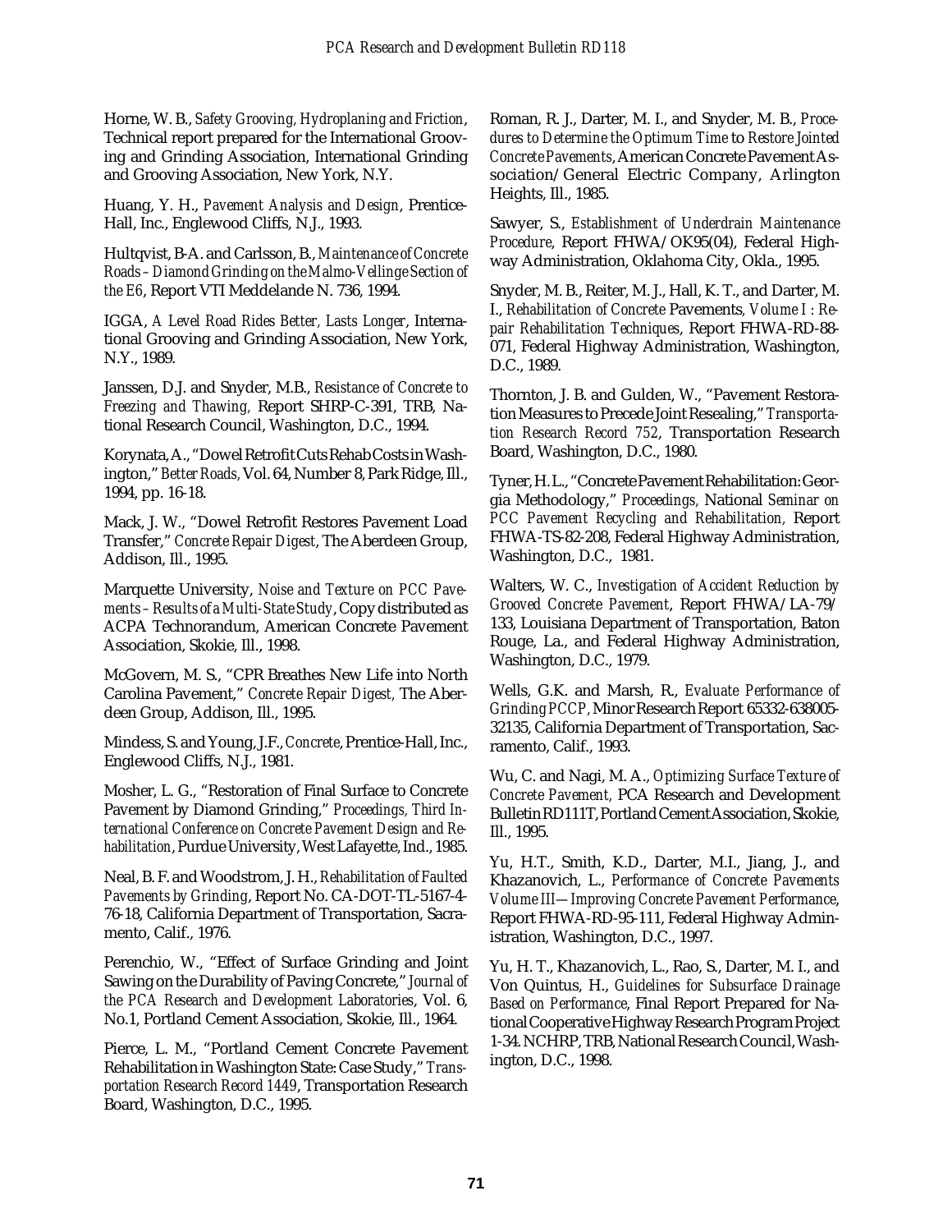Horne, W. B., *Safety Grooving, Hydroplaning and Friction*, Technical report prepared for the International Grooving and Grinding Association, International Grinding and Grooving Association, New York, N.Y.

Huang, Y. H., *Pavement Analysis and Design*, Prentice-Hall, Inc., Englewood Cliffs, N.J., 1993.

Hultqvist, B-A. and Carlsson, B., *Maintenance of Concrete Roads – Diamond Grinding on the Malmo-Vellinge Section of the E6*, Report VTI Meddelande N. 736, 1994.

IGGA, *A Level Road Rides Better, Lasts Longer*, International Grooving and Grinding Association, New York, N.Y., 1989.

Janssen, D.J. and Snyder, M.B., *Resistance of Concrete to Freezing and Thawing,* Report SHRP-C-391, TRB, National Research Council, Washington, D.C., 1994.

Korynata, A., "Dowel Retrofit Cuts Rehab Costs in Washington," *Better Roads,* Vol. 64, Number 8, Park Ridge, Ill., 1994, pp. 16-18.

Mack, J. W., "Dowel Retrofit Restores Pavement Load Transfer," *Concrete Repair Digest*, The Aberdeen Group, Addison, Ill., 1995.

Marquette University, *Noise and Texture on PCC Pavements – Results of a Multi-State Study*, Copy distributed as ACPA Technorandum, American Concrete Pavement Association, Skokie, Ill., 1998.

McGovern, M. S., "CPR Breathes New Life into North Carolina Pavement," *Concrete Repair Digest,* The Aberdeen Group, Addison, Ill., 1995.

Mindess, S. and Young, J.F., *Concrete*, Prentice-Hall, Inc., Englewood Cliffs, N.J., 1981.

Mosher, L. G., "Restoration of Final Surface to Concrete Pavement by Diamond Grinding," *Proceedings, Third International Conference on Concrete Pavement Design and Rehabilitation*, Purdue University, West Lafayette, Ind., 1985.

Neal, B. F. and Woodstrom, J. H., *Rehabilitation of Faulted Pavements by Grinding*, Report No. CA-DOT-TL-5167-4-76-18, California Department of Transportation, Sacramento, Calif., 1976.

Perenchio, W., "Effect of Surface Grinding and Joint Sawing on the Durability of Paving Concrete," *Journal of the PCA Research and Development Laboratories*, Vol. 6, No.1, Portland Cement Association, Skokie, Ill., 1964.

Pierce, L. M., "Portland Cement Concrete Pavement Rehabilitation in Washington State: Case Study," *Transportation Research Record 1449*, Transportation Research Board, Washington, D.C., 1995.

Roman, R. J., Darter, M. I., and Snyder, M. B., *Procedures to Determine the Optimum Time to Restore Jointed Concrete Pavements*, American Concrete Pavement Association/General Electric Company, Arlington Heights, Ill., 1985.

Sawyer, S., *Establishment of Underdrain Maintenance Procedure*, Report FHWA/OK95(04), Federal Highway Administration, Oklahoma City, Okla., 1995.

Snyder, M. B., Reiter, M. J., Hall, K. T., and Darter, M. I., *Rehabilitation of Concrete Pavements, Volume I : Repair Rehabilitation Techniques*, Report FHWA-RD-88-071, Federal Highway Administration, Washington, D.C., 1989.

Thornton, J. B. and Gulden, W., "Pavement Restoration Measures to Precede Joint Resealing," *Transportation Research Record 752*, Transportation Research Board, Washington, D.C., 1980.

Tyner, H. L., "Concrete Pavement Rehabilitation: Georgia Methodology," *Proceedings,* National *Seminar on PCC Pavement Recycling and Rehabilitation,* Report FHWA-TS-82-208, Federal Highway Administration, Washington, D.C., 1981.

Walters, W. C., *Investigation of Accident Reduction by Grooved Concrete Pavement*, Report FHWA/LA-79/133, Louisiana Department of Transportation, Baton Rouge, La., and Federal Highway Administration, Washington, D.C., 1979.

Wells, G.K. and Marsh, R., *Evaluate Performance of Grinding PCCP,* Minor Research Report 65332-638005-32135, California Department of Transportation, Sacramento, Calif., 1993.

Wu, C. and Nagi, M. A., *Optimizing Surface Texture of Concrete Pavement,* PCA Research and Development Bulletin RD111T, Portland Cement Association, Skokie, Ill., 1995.

Yu, H.T., Smith, K.D., Darter, M.I., Jiang, J., and Khazanovich, L., *Performance of Concrete Pavements Volume III—Improving Concrete Pavement Performance*, Report FHWA-RD-95-111, Federal Highway Administration, Washington, D.C., 1997.

Yu, H. T., Khazanovich, L., Rao, S., Darter, M. I., and Von Quintus, H., *Guidelines for Subsurface Drainage Based on Performance*, Final Report Prepared for National Cooperative Highway Research Program Project 1-34. NCHRP, TRB, National Research Council, Washington, D.C., 1998.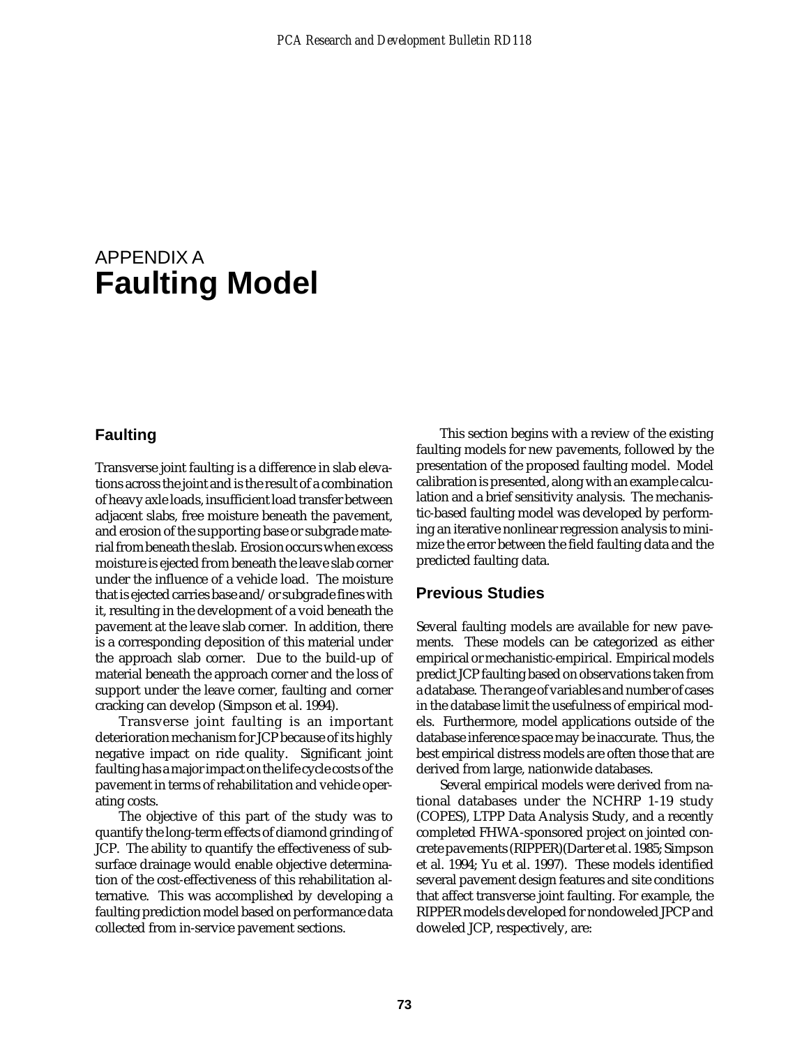APPENDIX A
# Faulting Model

## Faulting

Transverse joint faulting is a difference in slab elevations across the joint and is the result of a combination of heavy axle loads, insufficient load transfer between adjacent slabs, free moisture beneath the pavement, and erosion of the supporting base or subgrade material from beneath the slab. Erosion occurs when excess moisture is ejected from beneath the leave slab corner under the influence of a vehicle load. The moisture that is ejected carries base and/or subgrade fines with it, resulting in the development of a void beneath the pavement at the leave slab corner. In addition, there is a corresponding deposition of this material under the approach slab corner. Due to the build-up of material beneath the approach corner and the loss of support under the leave corner, faulting and corner cracking can develop (Simpson et al. 1994).

Transverse joint faulting is an important deterioration mechanism for JCP because of its highly negative impact on ride quality. Significant joint faulting has a major impact on the life cycle costs of the pavement in terms of rehabilitation and vehicle operating costs.

The objective of this part of the study was to quantify the long-term effects of diamond grinding of JCP. The ability to quantify the effectiveness of subsurface drainage would enable objective determination of the cost-effectiveness of this rehabilitation alternative. This was accomplished by developing a faulting prediction model based on performance data collected from in-service pavement sections.

This section begins with a review of the existing faulting models for new pavements, followed by the presentation of the proposed faulting model. Model calibration is presented, along with an example calculation and a brief sensitivity analysis. The mechanistic-based faulting model was developed by performing an iterative nonlinear regression analysis to minimize the error between the field faulting data and the predicted faulting data.

## Previous Studies

Several faulting models are available for new pavements. These models can be categorized as either empirical or mechanistic-empirical. Empirical models predict JCP faulting based on observations taken from a database. The range of variables and number of cases in the database limit the usefulness of empirical models. Furthermore, model applications outside of the database inference space may be inaccurate. Thus, the best empirical distress models are often those that are derived from large, nationwide databases.

Several empirical models were derived from national databases under the NCHRP 1-19 study (COPES), LTPP Data Analysis Study, and a recently completed FHWA-sponsored project on jointed concrete pavements (RIPPER)(Darter et al. 1985; Simpson et al. 1994; Yu et al. 1997). These models identified several pavement design features and site conditions that affect transverse joint faulting. For example, the RIPPER models developed for nondoweled JPCP and doweled JCP, respectively, are: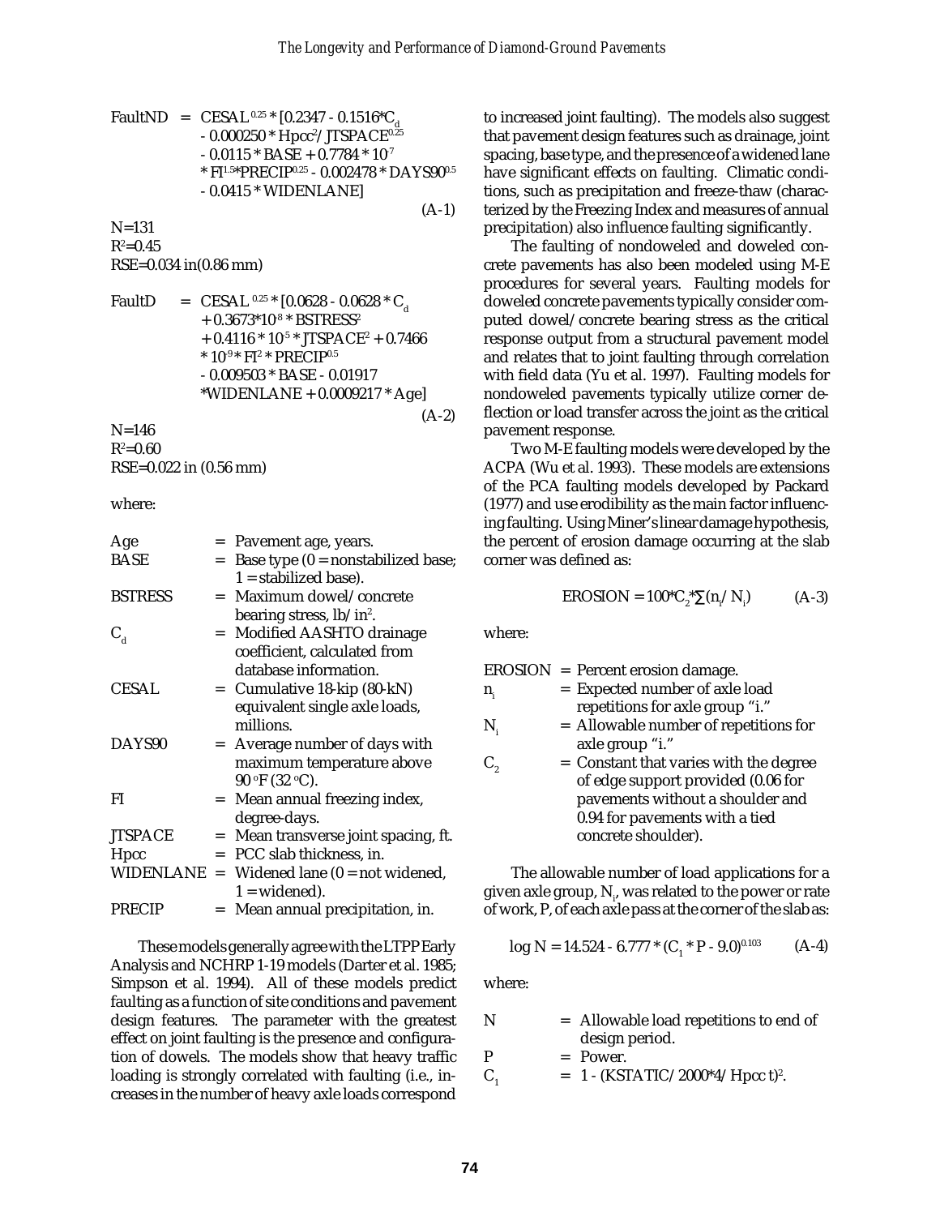$$\text{FaultND} = \text{CESAL}^{0.25} * [0.2347 - 0.1516 * C_d - 0.000250 * \text{Hpcc}^2/\text{JTSPACE}^{0.25} - 0.0115 * \text{BASE} + 0.7784 * 10^{-7} * \text{FI}^{1.5} * \text{PRECIP}^{0.25} - 0.002478 * \text{DAYS90}^{0.5} - 0.0415 * \text{WIDENLANE}] \quad \text{(A-1)}$$

N=131
$R^2$=0.45
RSE=0.034 in(0.86 mm)

$$\text{FaultD} = \text{CESAL}^{0.25} * [0.0628 - 0.0628 * C_d + 0.3673 * 10^{-8} * \text{BSTRESS}^2 + 0.4116 * 10^{-5} * \text{JTSPACE}^2 + 0.7466 * 10^{-9} * \text{FI}^2 * \text{PRECIP}^{0.5} - 0.009503 * \text{BASE} - 0.01917 * \text{WIDENLANE} + 0.0009217 * \text{Age}] \quad \text{(A-2)}$$

N=146
$R^2$=0.60
RSE=0.022 in (0.56 mm)

where:

| | | |
|---|---|---|
| Age | = | Pavement age, years. |
| BASE | = | Base type (0 = nonstabilized base; 1 = stabilized base). |
| BSTRESS | = | Maximum dowel/concrete bearing stress, lb/in$^2$. |
| $C_d$ | = | Modified AASHTO drainage coefficient, calculated from database information. |
| CESAL | = | Cumulative 18-kip (80-kN) equivalent single axle loads, millions. |
| DAYS90 | = | Average number of days with maximum temperature above 90 °F (32 °C). |
| FI | = | Mean annual freezing index, degree-days. |
| JTSPACE | = | Mean transverse joint spacing, ft. |
| Hpcc | = | PCC slab thickness, in. |
| WIDENLANE | = | Widened lane (0 = not widened, 1 = widened). |
| PRECIP | = | Mean annual precipitation, in. |

These models generally agree with the LTPP Early Analysis and NCHRP 1-19 models (Darter et al. 1985; Simpson et al. 1994). All of these models predict faulting as a function of site conditions and pavement design features. The parameter with the greatest effect on joint faulting is the presence and configuration of dowels. The models show that heavy traffic loading is strongly correlated with faulting (i.e., increases in the number of heavy axle loads correspond to increased joint faulting). The models also suggest that pavement design features such as drainage, joint spacing, base type, and the presence of a widened lane have significant effects on faulting. Climatic conditions, such as precipitation and freeze-thaw (characterized by the Freezing Index and measures of annual precipitation) also influence faulting significantly.

The faulting of nondoweled and doweled concrete pavements has also been modeled using M-E procedures for several years. Faulting models for doweled concrete pavements typically consider computed dowel/concrete bearing stress as the critical response output from a structural pavement model and relates that to joint faulting through correlation with field data (Yu et al. 1997). Faulting models for nondoweled pavements typically utilize corner deflection or load transfer across the joint as the critical pavement response.

Two M-E faulting models were developed by the ACPA (Wu et al. 1993). These models are extensions of the PCA faulting models developed by Packard (1977) and use erodibility as the main factor influencing faulting. Using Miner's linear damage hypothesis, the percent of erosion damage occurring at the slab corner was defined as:

$$\text{EROSION} = 100 * C_2 * \sum (n_i / N_i) \quad \text{(A-3)}$$

where:

| | | |
|---|---|---|
| EROSION | = | Percent erosion damage. |
| $n_i$ | = | Expected number of axle load repetitions for axle group "i." |
| $N_i$ | = | Allowable number of repetitions for axle group "i." |
| $C_2$ | = | Constant that varies with the degree of edge support provided (0.06 for pavements without a shoulder and 0.94 for pavements with a tied concrete shoulder). |

The allowable number of load applications for a given axle group, $N_i$, was related to the power or rate of work, P, of each axle pass at the corner of the slab as:

$$\log N = 14.524 - 6.777 * (C_1 * P - 9.0)^{0.103} \quad \text{(A-4)}$$

where:

| | | |
|---|---|---|
| N | = | Allowable load repetitions to end of design period. |
| P | = | Power. |
| $C_1$ | = | 1 - (KSTATIC/2000*4/Hpcc t)$^2$. |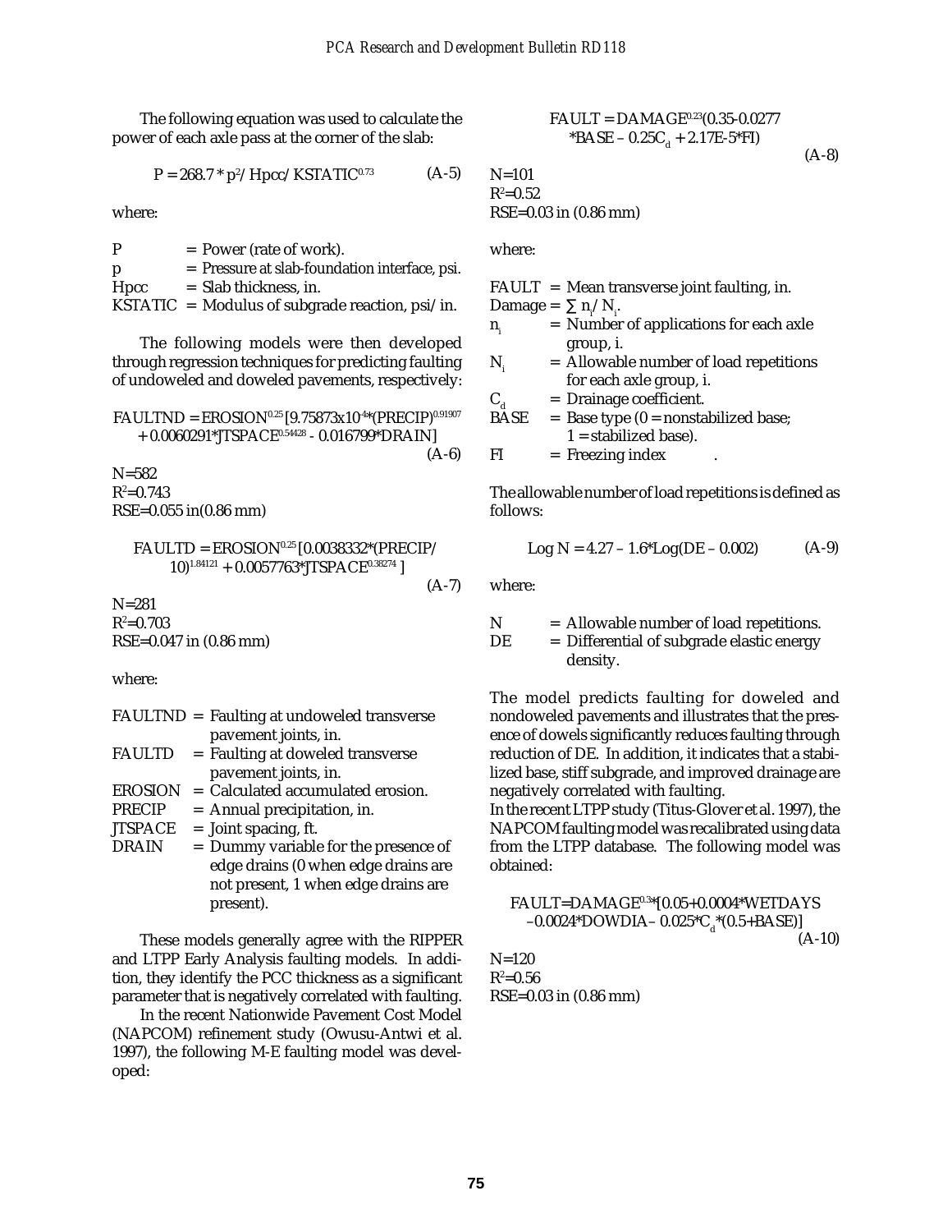The following equation was used to calculate the power of each axle pass at the corner of the slab:

$$P = 268.7 * p^2 / Hpcc / KSTATIC^{0.73} \quad \text{(A-5)}$$

where:

- P = Power (rate of work).
- p = Pressure at slab-foundation interface, psi.
- Hpcc = Slab thickness, in.
- KSTATIC = Modulus of subgrade reaction, psi/in.

The following models were then developed through regression techniques for predicting faulting of undoweled and doweled pavements, respectively:

$$FAULTND = EROSION^{0.25} [9.75873 \times 10^{-4} * (PRECIP)^{0.91907} + 0.0060291 * JTSPACE^{0.54428} - 0.016799 * DRAIN] \quad \text{(A-6)}$$

N=582
$R^2$=0.743
RSE=0.055 in(0.86 mm)

$$FAULTD = EROSION^{0.25} [0.0038332 * (PRECIP/10)^{1.84121} + 0.0057763 * JTSPACE^{0.38274}] \quad \text{(A-7)}$$

N=281
$R^2$=0.703
RSE=0.047 in (0.86 mm)

where:

- FAULTND = Faulting at undoweled transverse pavement joints, in.
- FAULTD = Faulting at doweled transverse pavement joints, in.
- EROSION = Calculated accumulated erosion.
- PRECIP = Annual precipitation, in.
- JTSPACE = Joint spacing, ft.
- DRAIN = Dummy variable for the presence of edge drains (0 when edge drains are not present, 1 when edge drains are present).

These models generally agree with the RIPPER and LTPP Early Analysis faulting models. In addition, they identify the PCC thickness as a significant parameter that is negatively correlated with faulting.

In the recent Nationwide Pavement Cost Model (NAPCOM) refinement study (Owusu-Antwi et al. 1997), the following M-E faulting model was developed:

$$FAULT = DAMAGE^{0.23}(0.35 - 0.0277 * BASE - 0.25C_d + 2.17E\text{-}5 * FI) \quad \text{(A-8)}$$

N=101
$R^2$=0.52
RSE=0.03 in (0.86 mm)

where:

- FAULT = Mean transverse joint faulting, in.
- Damage = $\sum n_i / N_i$.
- $n_i$ = Number of applications for each axle group, i.
- $N_i$ = Allowable number of load repetitions for each axle group, i.
- $C_d$ = Drainage coefficient.
- BASE = Base type (0 = nonstabilized base; 1 = stabilized base).
- FI = Freezing index .

The allowable number of load repetitions is defined as follows:

$$\text{Log } N = 4.27 - 1.6 * \text{Log}(DE - 0.002) \quad \text{(A-9)}$$

where:

- N = Allowable number of load repetitions.
- DE = Differential of subgrade elastic energy density.

The model predicts faulting for doweled and nondoweled pavements and illustrates that the presence of dowels significantly reduces faulting through reduction of DE. In addition, it indicates that a stabilized base, stiff subgrade, and improved drainage are negatively correlated with faulting.

In the recent LTPP study (Titus-Glover et al. 1997), the NAPCOM faulting model was recalibrated using data from the LTPP database. The following model was obtained:

$$FAULT = DAMAGE^{0.3} * [0.05 + 0.0004 * WETDAYS - 0.0024 * DOWDIA - 0.025 * C_d * (0.5 + BASE)] \quad \text{(A-10)}$$

N=120
$R^2$=0.56
RSE=0.03 in (0.86 mm)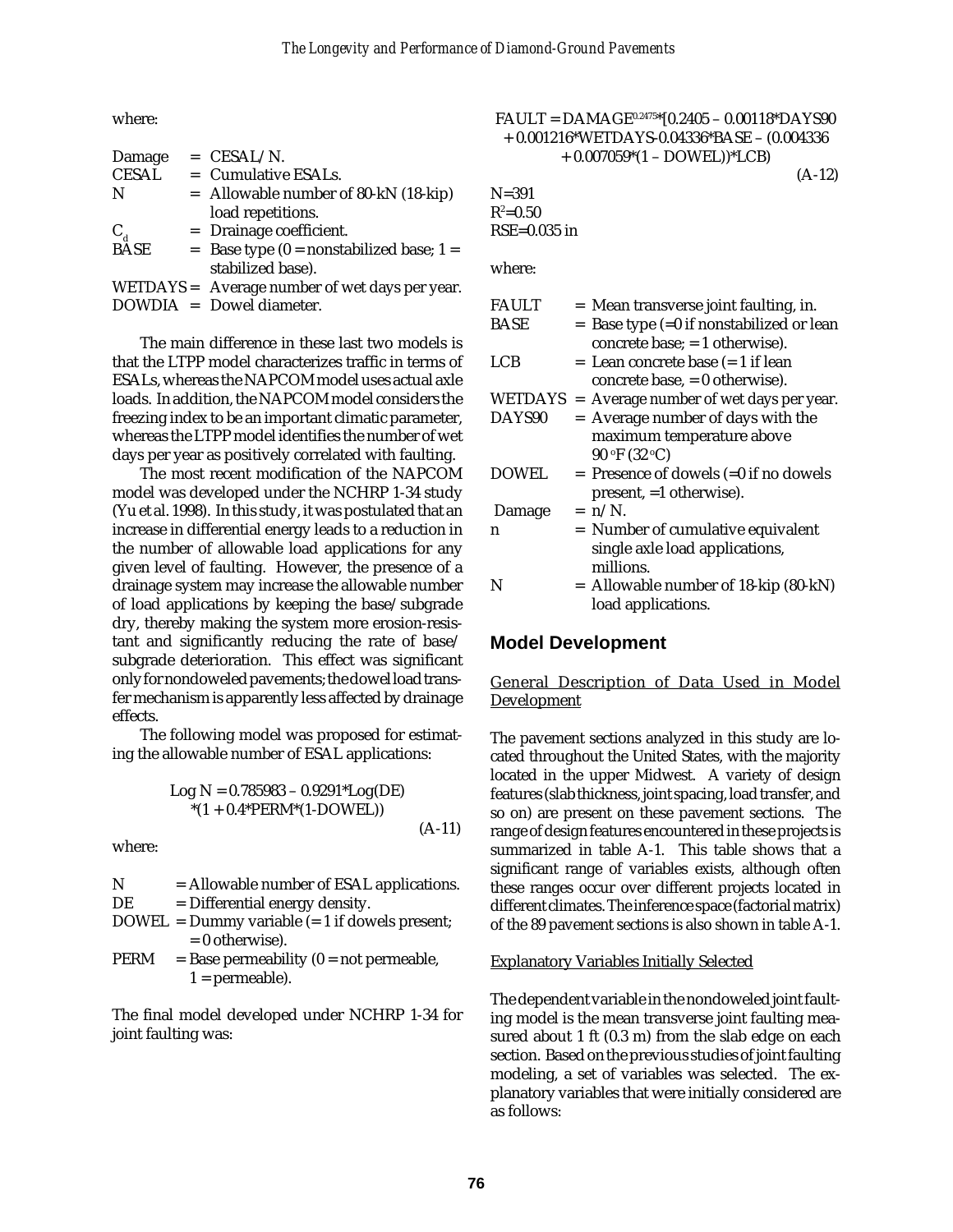where:

| | | |
|---|---|---|
| Damage | = | CESAL/N. |
| CESAL | = | Cumulative ESALs. |
| N | = | Allowable number of 80-kN (18-kip) load repetitions. |
| $C_d$ | = | Drainage coefficient. |
| BASE | = | Base type (0 = nonstabilized base; 1 = stabilized base). |
| WETDAYS | = | Average number of wet days per year. |
| DOWDIA | = | Dowel diameter. |

The main difference in these last two models is that the LTPP model characterizes traffic in terms of ESALs, whereas the NAPCOM model uses actual axle loads. In addition, the NAPCOM model considers the freezing index to be an important climatic parameter, whereas the LTPP model identifies the number of wet days per year as positively correlated with faulting.

The most recent modification of the NAPCOM model was developed under the NCHRP 1-34 study (Yu et al. 1998). In this study, it was postulated that an increase in differential energy leads to a reduction in the number of allowable load applications for any given level of faulting. However, the presence of a drainage system may increase the allowable number of load applications by keeping the base/subgrade dry, thereby making the system more erosion-resistant and significantly reducing the rate of base/subgrade deterioration. This effect was significant only for nondoweled pavements; the dowel load transfer mechanism is apparently less affected by drainage effects.

The following model was proposed for estimating the allowable number of ESAL applications:

$$\text{Log } N = 0.785983 - 0.9291 * \text{Log}(DE) * (1 + 0.4 * PERM * (1 - DOWEL)) \qquad \text{(A-11)}$$

where:

| | | |
|---|---|---|
| N | = | Allowable number of ESAL applications. |
| DE | = | Differential energy density. |
| DOWEL | = | Dummy variable (= 1 if dowels present; = 0 otherwise). |
| PERM | = | Base permeability (0 = not permeable, 1 = permeable). |

The final model developed under NCHRP 1-34 for joint faulting was:

$$FAULT = DAMAGE^{0.2475} * [0.2405 - 0.00118 * DAYS90 + 0.001216 * WETDAYS - 0.04336 * BASE - (0.004336 + 0.007059 * (1 - DOWEL)) * LCB] \qquad \text{(A-12)}$$

N=391
$R^2$=0.50
RSE=0.035 in

where:

| | | |
|---|---|---|
| FAULT | = | Mean transverse joint faulting, in. |
| BASE | = | Base type (=0 if nonstabilized or lean concrete base; = 1 otherwise). |
| LCB | = | Lean concrete base (= 1 if lean concrete base, = 0 otherwise). |
| WETDAYS | = | Average number of wet days per year. |
| DAYS90 | = | Average number of days with the maximum temperature above 90 °F (32 °C) |
| DOWEL | = | Presence of dowels (=0 if no dowels present, =1 otherwise). |
| Damage | = | n/N. |
| n | = | Number of cumulative equivalent single axle load applications, millions. |
| N | = | Allowable number of 18-kip (80-kN) load applications. |

## Model Development

### General Description of Data Used in Model Development

The pavement sections analyzed in this study are located throughout the United States, with the majority located in the upper Midwest. A variety of design features (slab thickness, joint spacing, load transfer, and so on) are present on these pavement sections. The range of design features encountered in these projects is summarized in table A-1. This table shows that a significant range of variables exists, although often these ranges occur over different projects located in different climates. The inference space (factorial matrix) of the 89 pavement sections is also shown in table A-1.

### Explanatory Variables Initially Selected

The dependent variable in the nondoweled joint faulting model is the mean transverse joint faulting measured about 1 ft (0.3 m) from the slab edge on each section. Based on the previous studies of joint faulting modeling, a set of variables was selected. The explanatory variables that were initially considered are as follows: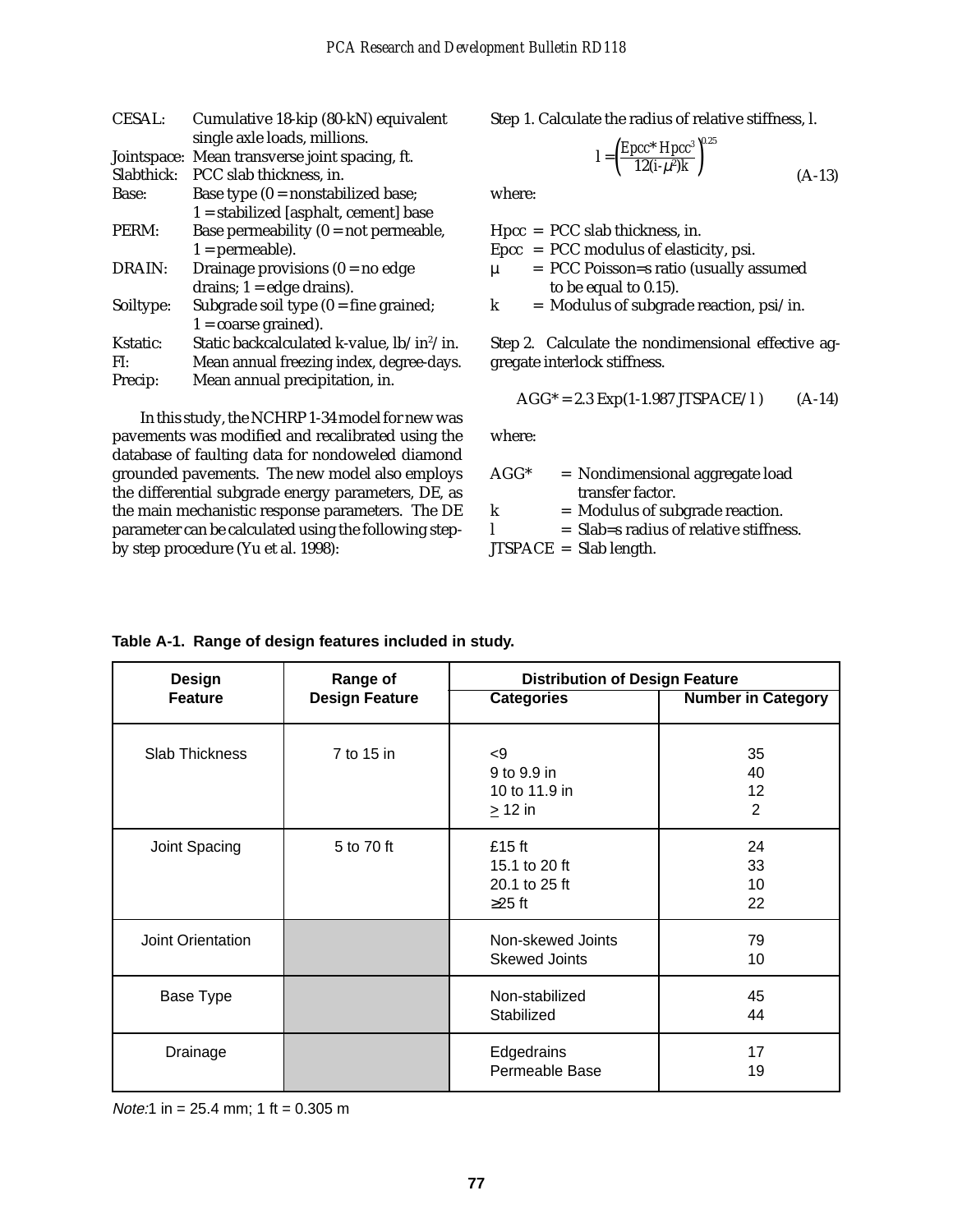| | |
|---|---|
| CESAL: | Cumulative 18-kip (80-kN) equivalent single axle loads, millions. |
| Jointspace: | Mean transverse joint spacing, ft. |
| Slabthick: | PCC slab thickness, in. |
| Base: | Base type (0 = nonstabilized base; 1 = stabilized [asphalt, cement] base |
| PERM: | Base permeability (0 = not permeable, 1 = permeable). |
| DRAIN: | Drainage provisions (0 = no edge drains; 1 = edge drains). |
| Soiltype: | Subgrade soil type (0 = fine grained; 1 = coarse grained). |
| Kstatic: | Static backcalculated k-value, lb/in$^2$/in. |
| FI: | Mean annual freezing index, degree-days. |
| Precip: | Mean annual precipitation, in. |

In this study, the NCHRP 1-34 model for new was pavements was modified and recalibrated using the database of faulting data for nondoweled diamond grounded pavements. The new model also employs the differential subgrade energy parameters, DE, as the main mechanistic response parameters. The DE parameter can be calculated using the following step-by step procedure (Yu et al. 1998):

Step 1. Calculate the radius of relative stiffness, l.

$$l = \left( \frac{Epcc * Hpcc^3}{12(i - \mu^2)k} \right)^{0.25} \qquad \text{(A-13)}$$

where:

- Hpcc = PCC slab thickness, in.
- Epcc = PCC modulus of elasticity, psi.
- μ = PCC Poisson=s ratio (usually assumed to be equal to 0.15).
- k = Modulus of subgrade reaction, psi/in.

Step 2. Calculate the nondimensional effective aggregate interlock stiffness.

$$AGG^* = 2.3\,Exp(1 - 1.987\,JTSPACE/l) \qquad \text{(A-14)}$$

where:

- AGG* = Nondimensional aggregate load transfer factor.
- k = Modulus of subgrade reaction.
- l = Slab=s radius of relative stiffness.
- JTSPACE = Slab length.

**Table A-1. Range of design features included in study.**

| Design Feature | Range of Design Feature | Distribution of Design Feature | |
|---|---|---|---|
| | | Categories | Number in Category |
| Slab Thickness | 7 to 15 in | <9<br>9 to 9.9 in<br>10 to 11.9 in<br>≥ 12 in | 35<br>40<br>12<br>2 |
| Joint Spacing | 5 to 70 ft | £15 ft<br>15.1 to 20 ft<br>20.1 to 25 ft<br>≥25 ft | 24<br>33<br>10<br>22 |
| Joint Orientation | | Non-skewed Joints<br>Skewed Joints | 79<br>10 |
| Base Type | | Non-stabilized<br>Stabilized | 45<br>44 |
| Drainage | | Edgedrains<br>Permeable Base | 17<br>19 |

*Note:* 1 in = 25.4 mm; 1 ft = 0.305 m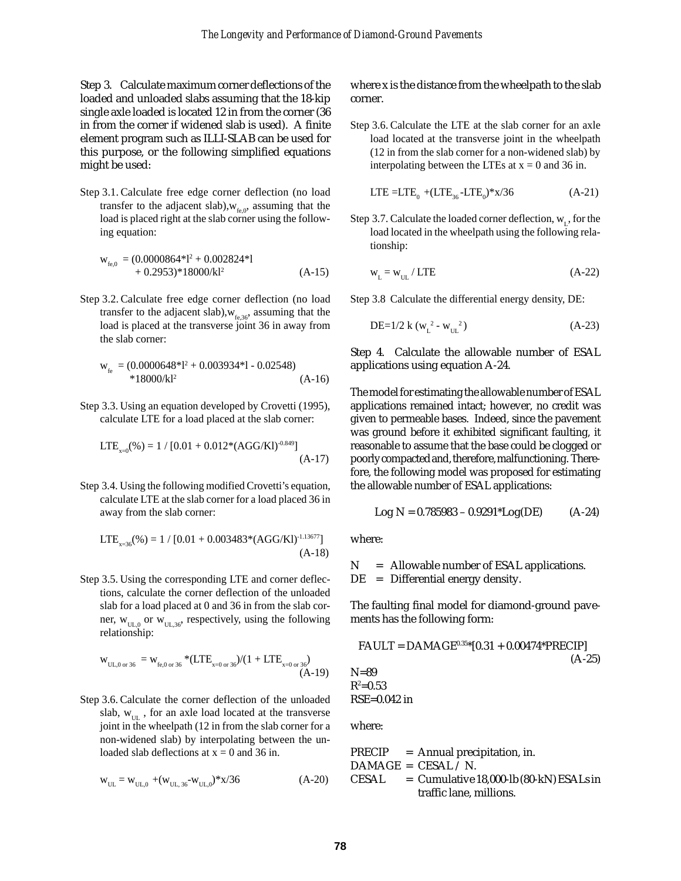Step 3. Calculate maximum corner deflections of the loaded and unloaded slabs assuming that the 18-kip single axle loaded is located 12 in from the corner (36 in from the corner if widened slab is used). A finite element program such as ILLI-SLAB can be used for this purpose, or the following simplified equations might be used:

Step 3.1. Calculate free edge corner deflection (no load transfer to the adjacent slab), $w_{fe,0}$, assuming that the load is placed right at the slab corner using the following equation:

$$w_{fe,0} = (0.0000864*l^2 + 0.002824*l + 0.2953)*18000/kl^2 \quad \text{(A-15)}$$

Step 3.2. Calculate free edge corner deflection (no load transfer to the adjacent slab), $w_{fe,36}$, assuming that the load is placed at the transverse joint 36 in away from the slab corner:

$$w_{fe} = (0.0000648*l^2 + 0.003934*l - 0.02548) *18000/kl^2 \quad \text{(A-16)}$$

Step 3.3. Using an equation developed by Crovetti (1995), calculate LTE for a load placed at the slab corner:

$$LTE_{x=0}(\%) = 1 / [0.01 + 0.012*(AGG/Kl)^{-0.849}] \quad \text{(A-17)}$$

Step 3.4. Using the following modified Crovetti's equation, calculate LTE at the slab corner for a load placed 36 in away from the slab corner:

$$LTE_{x=36}(\%) = 1 / [0.01 + 0.003483*(AGG/Kl)^{-1.13677}] \quad \text{(A-18)}$$

Step 3.5. Using the corresponding LTE and corner deflections, calculate the corner deflection of the unloaded slab for a load placed at 0 and 36 in from the slab corner, $w_{UL,0}$ or $w_{UL,36}$, respectively, using the following relationship:

$$w_{UL,0 \text{ or } 36} = w_{fe,0 \text{ or } 36} *(LTE_{x=0 \text{ or } 36})/(1 + LTE_{x=0 \text{ or } 36}) \quad \text{(A-19)}$$

Step 3.6. Calculate the corner deflection of the unloaded slab, $w_{UL}$, for an axle load located at the transverse joint in the wheelpath (12 in from the slab corner for a non-widened slab) by interpolating between the unloaded slab deflections at x = 0 and 36 in.

$$w_{UL} = w_{UL,0} + (w_{UL,36} - w_{UL,0})*x/36 \quad \text{(A-20)}$$

where x is the distance from the wheelpath to the slab corner.

Step 3.6. Calculate the LTE at the slab corner for an axle load located at the transverse joint in the wheelpath (12 in from the slab corner for a non-widened slab) by interpolating between the LTEs at x = 0 and 36 in.

$$LTE = LTE_0 + (LTE_{36} - LTE_0)*x/36 \quad \text{(A-21)}$$

Step 3.7. Calculate the loaded corner deflection, $w_L$, for the load located in the wheelpath using the following relationship:

$$w_L = w_{UL} / LTE \quad \text{(A-22)}$$

Step 3.8 Calculate the differential energy density, DE:

$$DE = 1/2\ k\ (w_L^{\ 2} - w_{UL}^{\ 2}) \quad \text{(A-23)}$$

Step 4. Calculate the allowable number of ESAL applications using equation A-24.

The model for estimating the allowable number of ESAL applications remained intact; however, no credit was given to permeable bases. Indeed, since the pavement was ground before it exhibited significant faulting, it reasonable to assume that the base could be clogged or poorly compacted and, therefore, malfunctioning. Therefore, the following model was proposed for estimating the allowable number of ESAL applications:

$$\text{Log } N = 0.785983 - 0.9291*\text{Log}(DE) \quad \text{(A-24)}$$

where:

N = Allowable number of ESAL applications.  
DE = Differential energy density.

The faulting final model for diamond-ground pavements has the following form:

$$FAULT = DAMAGE^{0.35}*[0.31 + 0.00474*PRECIP] \quad \text{(A-25)}$$

N=89  
$R^2$=0.53  
RSE=0.042 in

where:

PRECIP = Annual precipitation, in.  
DAMAGE = CESAL / N.  
CESAL = Cumulative 18,000-lb (80-kN) ESALs in traffic lane, millions.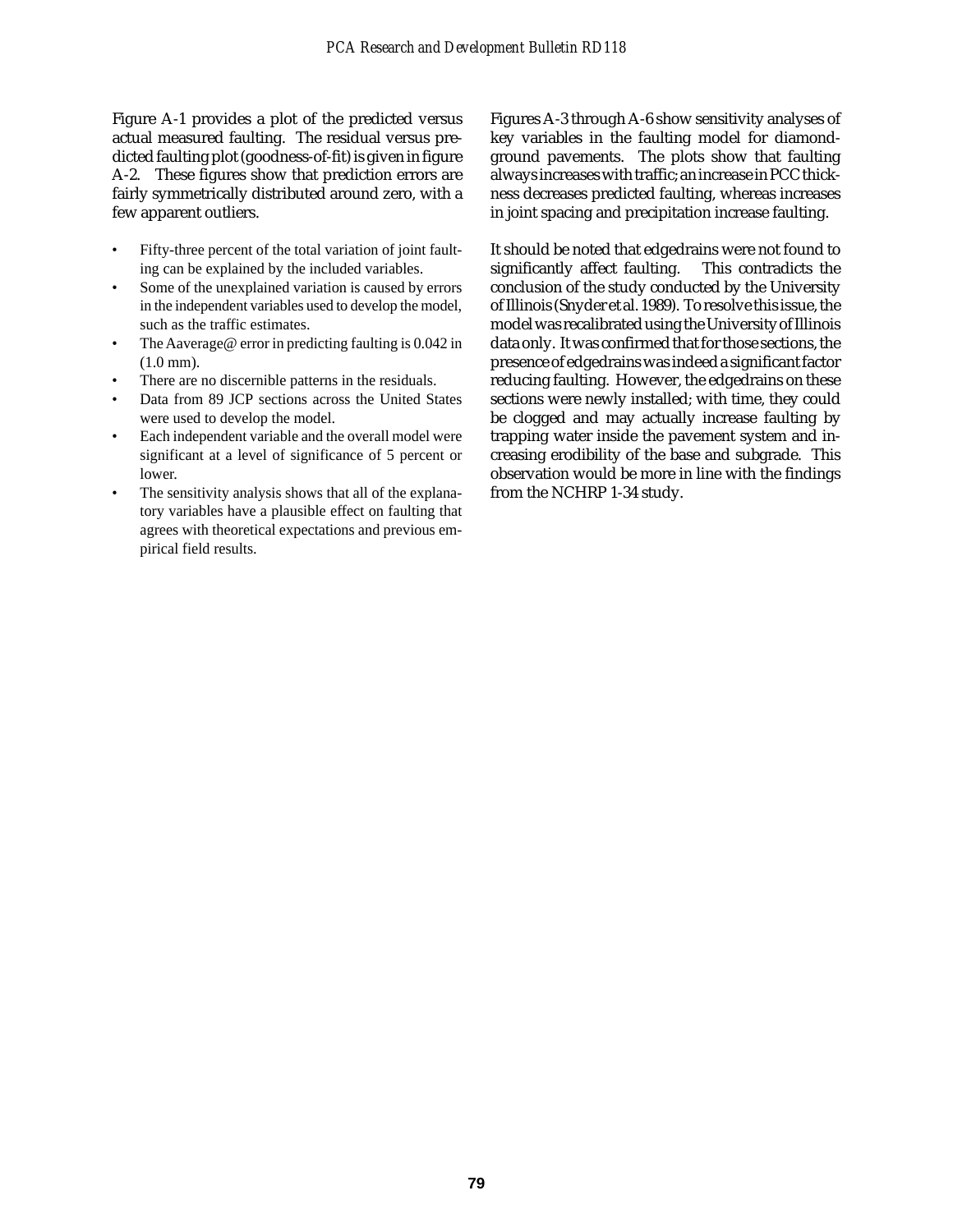Figure A-1 provides a plot of the predicted versus actual measured faulting. The residual versus predicted faulting plot (goodness-of-fit) is given in figure A-2. These figures show that prediction errors are fairly symmetrically distributed around zero, with a few apparent outliers.

- Fifty-three percent of the total variation of joint faulting can be explained by the included variables.
- Some of the unexplained variation is caused by errors in the independent variables used to develop the model, such as the traffic estimates.
- The Aaverage@ error in predicting faulting is 0.042 in (1.0 mm).
- There are no discernible patterns in the residuals.
- Data from 89 JCP sections across the United States were used to develop the model.
- Each independent variable and the overall model were significant at a level of significance of 5 percent or lower.
- The sensitivity analysis shows that all of the explanatory variables have a plausible effect on faulting that agrees with theoretical expectations and previous empirical field results.

Figures A-3 through A-6 show sensitivity analyses of key variables in the faulting model for diamond-ground pavements. The plots show that faulting always increases with traffic; an increase in PCC thickness decreases predicted faulting, whereas increases in joint spacing and precipitation increase faulting.

It should be noted that edgedrains were not found to significantly affect faulting. This contradicts the conclusion of the study conducted by the University of Illinois (Snyder et al. 1989). To resolve this issue, the model was recalibrated using the University of Illinois data only. It was confirmed that for those sections, the presence of edgedrains was indeed a significant factor reducing faulting. However, the edgedrains on these sections were newly installed; with time, they could be clogged and may actually increase faulting by trapping water inside the pavement system and increasing erodibility of the base and subgrade. This observation would be more in line with the findings from the NCHRP 1-34 study.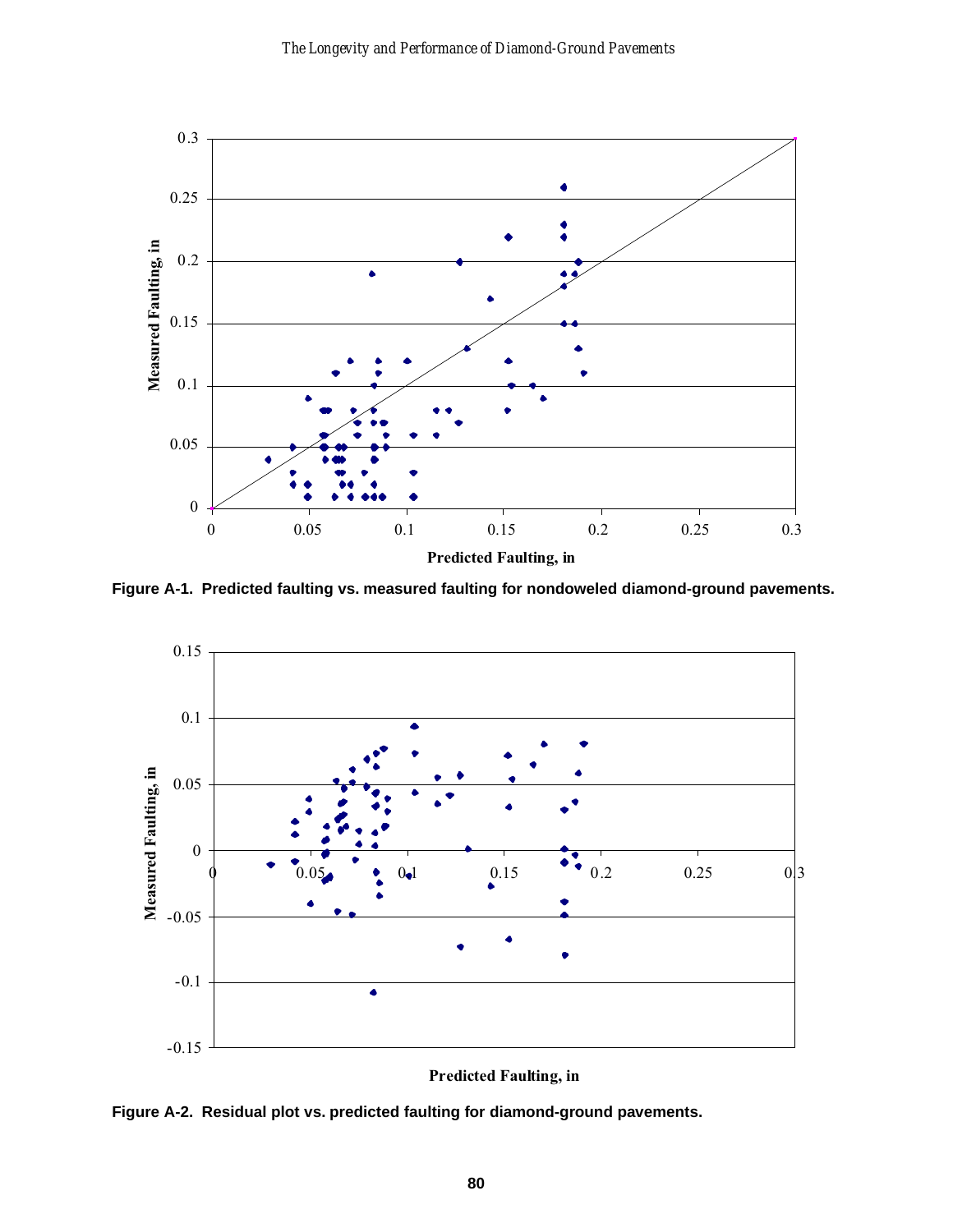Figure A-1. Predicted faulting vs. measured faulting for nondoweled diamond-ground pavements.

Figure A-2. Residual plot vs. predicted faulting for diamond-ground pavements.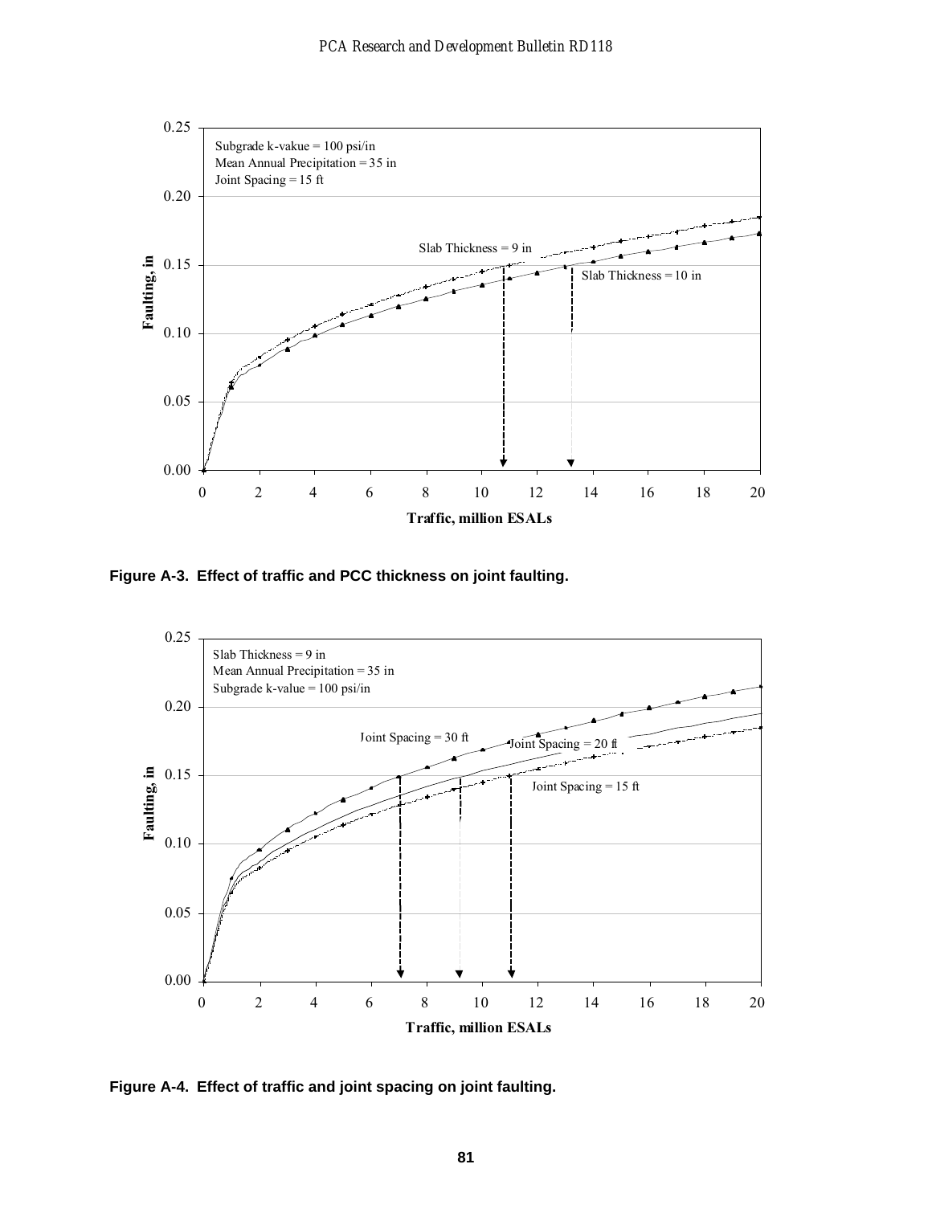Subgrade k-vakue = 100 psi/in
Mean Annual Precipitation = 35 in
Joint Spacing = 15 ft

Slab Thickness = 9 in

Slab Thickness = 10 in

Faulting, in

Traffic, million ESALs

**Figure A-3. Effect of traffic and PCC thickness on joint faulting.**

Slab Thickness = 9 in
Mean Annual Precipitation = 35 in
Subgrade k-value = 100 psi/in

Joint Spacing = 30 ft

Joint Spacing = 20 ft

Joint Spacing = 15 ft

Faulting, in

Traffic, million ESALs

**Figure A-4. Effect of traffic and joint spacing on joint faulting.**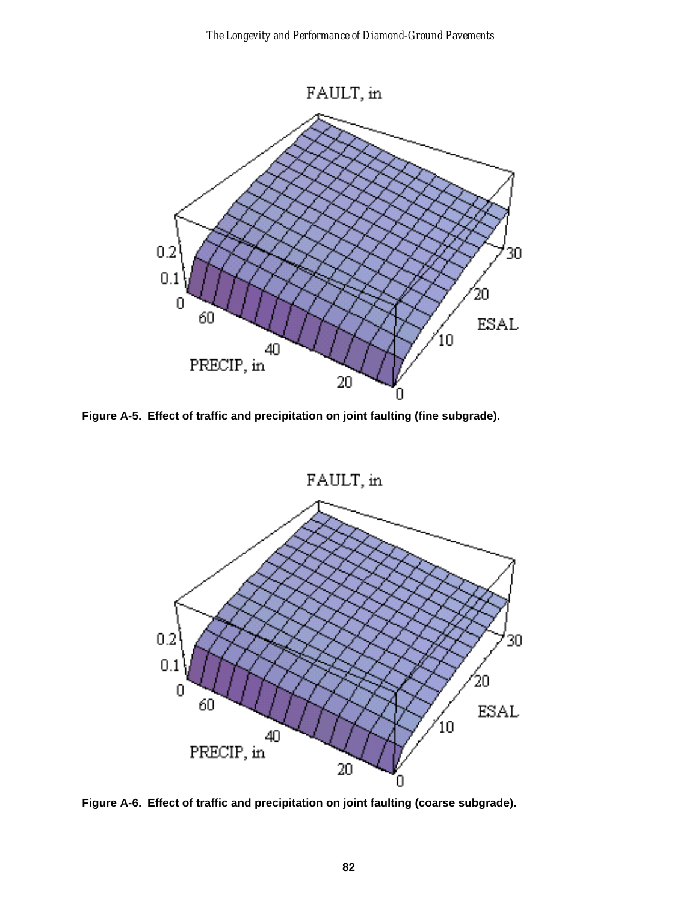Figure A-5. Effect of traffic and precipitation on joint faulting (fine subgrade).

Figure A-6. Effect of traffic and precipitation on joint faulting (coarse subgrade).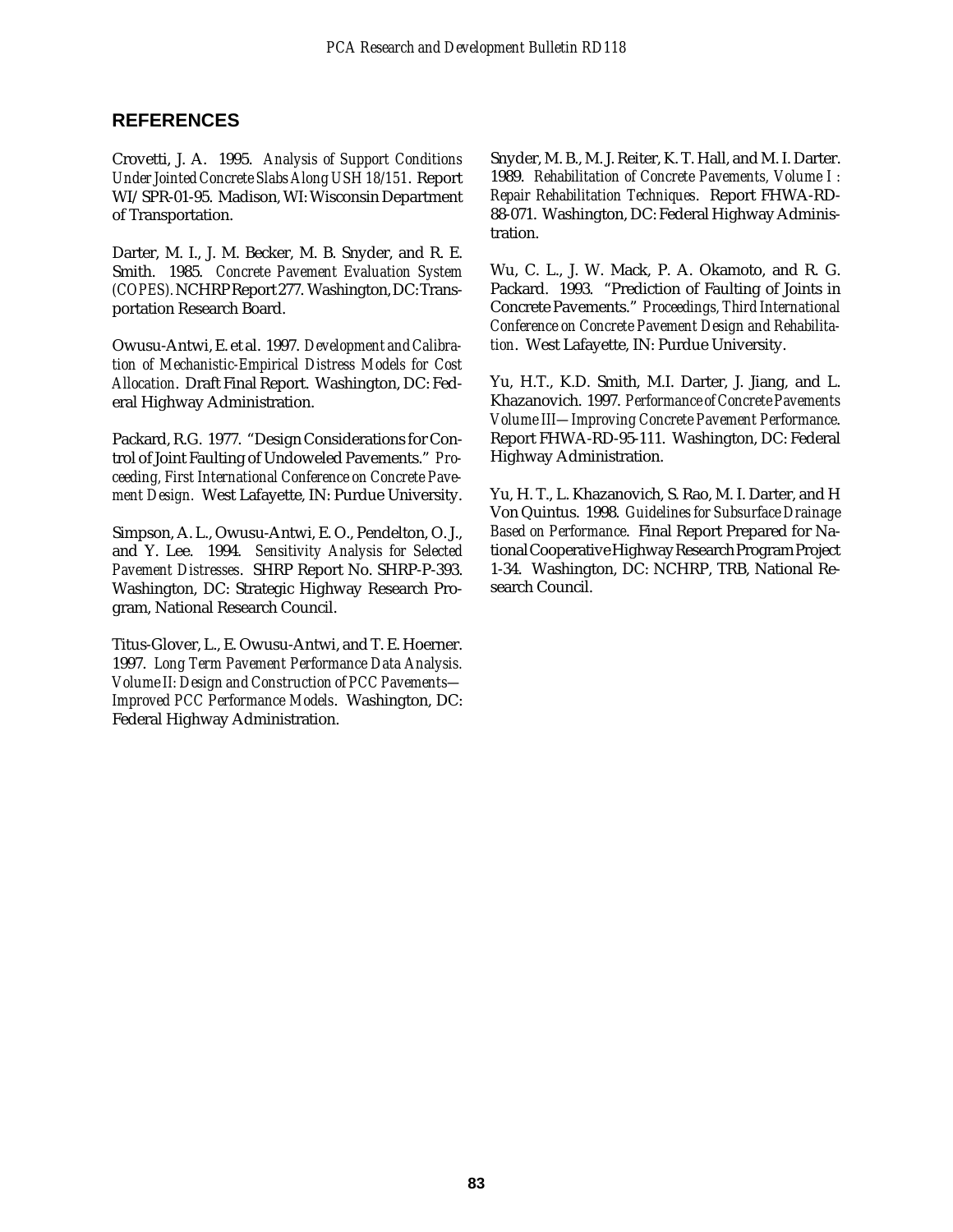## REFERENCES

Crovetti, J. A. 1995. *Analysis of Support Conditions Under Jointed Concrete Slabs Along USH 18/151*. Report WI/SPR-01-95. Madison, WI: Wisconsin Department of Transportation.

Darter, M. I., J. M. Becker, M. B. Snyder, and R. E. Smith. 1985. *Concrete Pavement Evaluation System (COPES).* NCHRP Report 277. Washington, DC: Transportation Research Board.

Owusu-Antwi, E. et al. 1997. *Development and Calibration of Mechanistic-Empirical Distress Models for Cost Allocation*. Draft Final Report. Washington, DC: Federal Highway Administration.

Packard, R.G. 1977. "Design Considerations for Control of Joint Faulting of Undoweled Pavements." *Proceeding, First International Conference on Concrete Pavement Design.* West Lafayette, IN: Purdue University.

Simpson, A. L., Owusu-Antwi, E. O., Pendelton, O. J., and Y. Lee. 1994. *Sensitivity Analysis for Selected Pavement Distresses*. SHRP Report No. SHRP-P-393. Washington, DC: Strategic Highway Research Program, National Research Council.

Titus-Glover, L., E. Owusu-Antwi, and T. E. Hoerner. 1997. *Long Term Pavement Performance Data Analysis. Volume II: Design and Construction of PCC Pavements—Improved PCC Performance Models*. Washington, DC: Federal Highway Administration.

Snyder, M. B., M. J. Reiter, K. T. Hall, and M. I. Darter. 1989. *Rehabilitation of Concrete Pavements, Volume I : Repair Rehabilitation Techniques*. Report FHWA-RD-88-071. Washington, DC: Federal Highway Administration.

Wu, C. L., J. W. Mack, P. A. Okamoto, and R. G. Packard. 1993. "Prediction of Faulting of Joints in Concrete Pavements." *Proceedings, Third International Conference on Concrete Pavement Design and Rehabilitation*. West Lafayette, IN: Purdue University.

Yu, H.T., K.D. Smith, M.I. Darter, J. Jiang, and L. Khazanovich. 1997. *Performance of Concrete Pavements Volume III—Improving Concrete Pavement Performance*. Report FHWA-RD-95-111. Washington, DC: Federal Highway Administration.

Yu, H. T., L. Khazanovich, S. Rao, M. I. Darter, and H Von Quintus. 1998. *Guidelines for Subsurface Drainage Based on Performance*. Final Report Prepared for National Cooperative Highway Research Program Project 1-34. Washington, DC: NCHRP, TRB, National Research Council.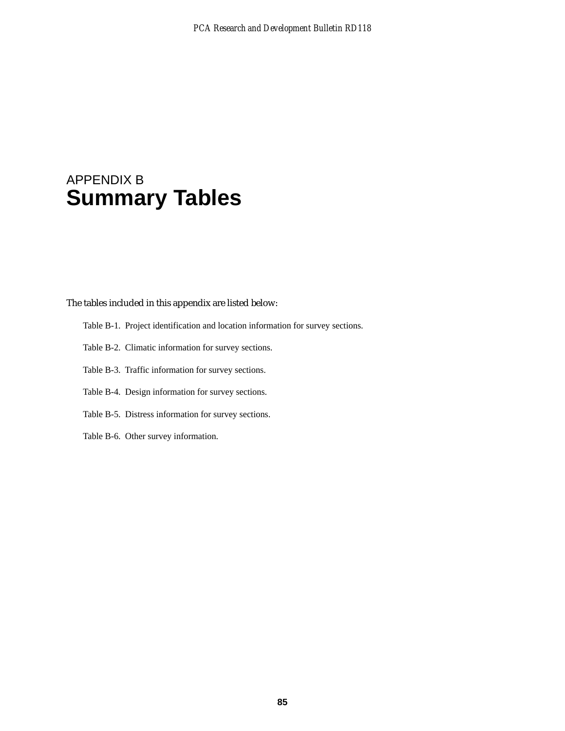# APPENDIX B
# Summary Tables

The tables included in this appendix are listed below:

Table B-1. Project identification and location information for survey sections.

Table B-2. Climatic information for survey sections.

Table B-3. Traffic information for survey sections.

Table B-4. Design information for survey sections.

Table B-5. Distress information for survey sections.

Table B-6. Other survey information.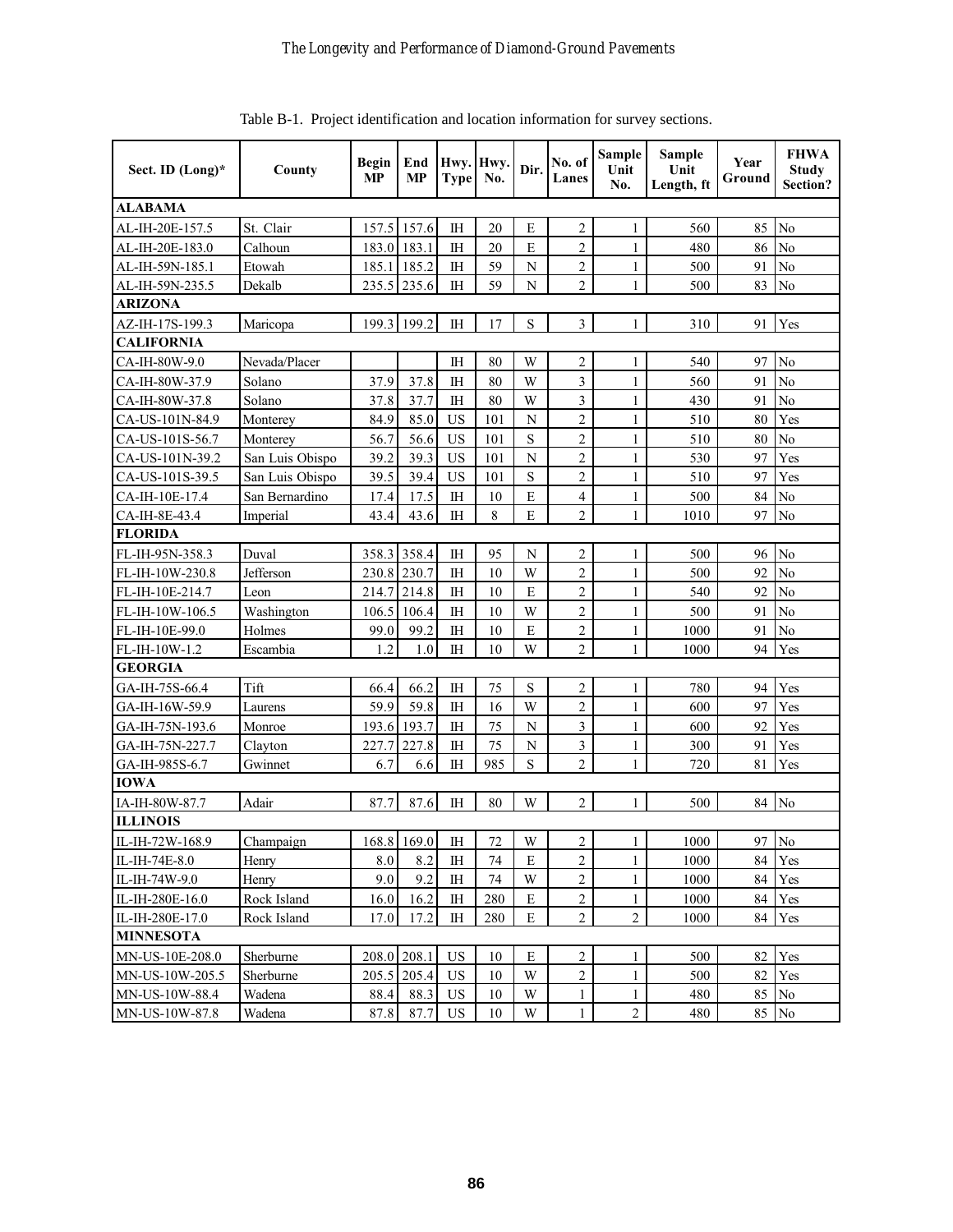Table B-1. Project identification and location information for survey sections.

| Sect. ID (Long)* | County | Begin MP | End MP | Hwy. Type | Hwy. No. | Dir. | No. of Lanes | Sample Unit No. | Sample Unit Length, ft | Year Ground | FHWA Study Section? |
|---|---|---|---|---|---|---|---|---|---|---|---|
| **ALABAMA** | | | | | | | | | | | |
| AL-IH-20E-157.5 | St. Clair | 157.5 | 157.6 | IH | 20 | E | 2 | 1 | 560 | 85 | No |
| AL-IH-20E-183.0 | Calhoun | 183.0 | 183.1 | IH | 20 | E | 2 | 1 | 480 | 86 | No |
| AL-IH-59N-185.1 | Etowah | 185.1 | 185.2 | IH | 59 | N | 2 | 1 | 500 | 91 | No |
| AL-IH-59N-235.5 | Dekalb | 235.5 | 235.6 | IH | 59 | N | 2 | 1 | 500 | 83 | No |
| **ARIZONA** | | | | | | | | | | | |
| AZ-IH-17S-199.3 | Maricopa | 199.3 | 199.2 | IH | 17 | S | 3 | 1 | 310 | 91 | Yes |
| **CALIFORNIA** | | | | | | | | | | | |
| CA-IH-80W-9.0 | Nevada/Placer | | | IH | 80 | W | 2 | 1 | 540 | 97 | No |
| CA-IH-80W-37.9 | Solano | 37.9 | 37.8 | IH | 80 | W | 3 | 1 | 560 | 91 | No |
| CA-IH-80W-37.8 | Solano | 37.8 | 37.7 | IH | 80 | W | 3 | 1 | 430 | 91 | No |
| CA-US-101N-84.9 | Monterey | 84.9 | 85.0 | US | 101 | N | 2 | 1 | 510 | 80 | Yes |
| CA-US-101S-56.7 | Monterey | 56.7 | 56.6 | US | 101 | S | 2 | 1 | 510 | 80 | No |
| CA-US-101N-39.2 | San Luis Obispo | 39.2 | 39.3 | US | 101 | N | 2 | 1 | 530 | 97 | Yes |
| CA-US-101S-39.5 | San Luis Obispo | 39.5 | 39.4 | US | 101 | S | 2 | 1 | 510 | 97 | Yes |
| CA-IH-10E-17.4 | San Bernardino | 17.4 | 17.5 | IH | 10 | E | 4 | 1 | 500 | 84 | No |
| CA-IH-8E-43.4 | Imperial | 43.4 | 43.6 | IH | 8 | E | 2 | 1 | 1010 | 97 | No |
| **FLORIDA** | | | | | | | | | | | |
| FL-IH-95N-358.3 | Duval | 358.3 | 358.4 | IH | 95 | N | 2 | 1 | 500 | 96 | No |
| FL-IH-10W-230.8 | Jefferson | 230.8 | 230.7 | IH | 10 | W | 2 | 1 | 500 | 92 | No |
| FL-IH-10E-214.7 | Leon | 214.7 | 214.8 | IH | 10 | E | 2 | 1 | 540 | 92 | No |
| FL-IH-10W-106.5 | Washington | 106.5 | 106.4 | IH | 10 | W | 2 | 1 | 500 | 91 | No |
| FL-IH-10E-99.0 | Holmes | 99.0 | 99.2 | IH | 10 | E | 2 | 1 | 1000 | 91 | No |
| FL-IH-10W-1.2 | Escambia | 1.2 | 1.0 | IH | 10 | W | 2 | 1 | 1000 | 94 | Yes |
| **GEORGIA** | | | | | | | | | | | |
| GA-IH-75S-66.4 | Tift | 66.4 | 66.2 | IH | 75 | S | 2 | 1 | 780 | 94 | Yes |
| GA-IH-16W-59.9 | Laurens | 59.9 | 59.8 | IH | 16 | W | 2 | 1 | 600 | 97 | Yes |
| GA-IH-75N-193.6 | Monroe | 193.6 | 193.7 | IH | 75 | N | 3 | 1 | 600 | 92 | Yes |
| GA-IH-75N-227.7 | Clayton | 227.7 | 227.8 | IH | 75 | N | 3 | 1 | 300 | 91 | Yes |
| GA-IH-985S-6.7 | Gwinnet | 6.7 | 6.6 | IH | 985 | S | 2 | 1 | 720 | 81 | Yes |
| **IOWA** | | | | | | | | | | | |
| IA-IH-80W-87.7 | Adair | 87.7 | 87.6 | IH | 80 | W | 2 | 1 | 500 | 84 | No |
| **ILLINOIS** | | | | | | | | | | | |
| IL-IH-72W-168.9 | Champaign | 168.8 | 169.0 | IH | 72 | W | 2 | 1 | 1000 | 97 | No |
| IL-IH-74E-8.0 | Henry | 8.0 | 8.2 | IH | 74 | E | 2 | 1 | 1000 | 84 | Yes |
| IL-IH-74W-9.0 | Henry | 9.0 | 9.2 | IH | 74 | W | 2 | 1 | 1000 | 84 | Yes |
| IL-IH-280E-16.0 | Rock Island | 16.0 | 16.2 | IH | 280 | E | 2 | 1 | 1000 | 84 | Yes |
| IL-IH-280E-17.0 | Rock Island | 17.0 | 17.2 | IH | 280 | E | 2 | 2 | 1000 | 84 | Yes |
| **MINNESOTA** | | | | | | | | | | | |
| MN-US-10E-208.0 | Sherburne | 208.0 | 208.1 | US | 10 | E | 2 | 1 | 500 | 82 | Yes |
| MN-US-10W-205.5 | Sherburne | 205.5 | 205.4 | US | 10 | W | 2 | 1 | 500 | 82 | Yes |
| MN-US-10W-88.4 | Wadena | 88.4 | 88.3 | US | 10 | W | 1 | 1 | 480 | 85 | No |
| MN-US-10W-87.8 | Wadena | 87.8 | 87.7 | US | 10 | W | 1 | 2 | 480 | 85 | No |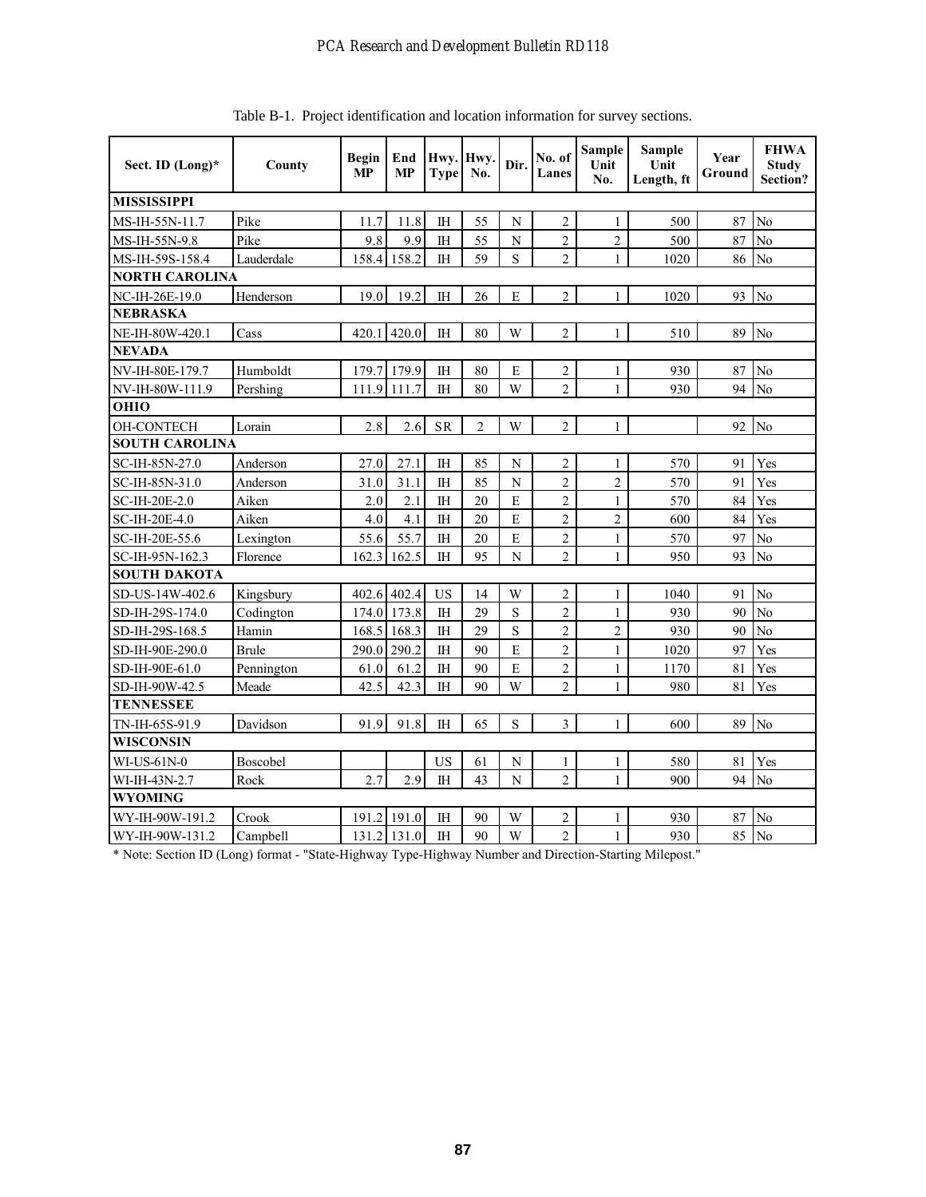Table B-1. Project identification and location information for survey sections.

| Sect. ID (Long)* | County | Begin MP | End MP | Hwy. Type | Hwy. No. | Dir. | No. of Lanes | Sample Unit No. | Sample Unit Length, ft | Year Ground | FHWA Study Section? |
|---|---|---|---|---|---|---|---|---|---|---|---|
| **MISSISSIPPI** | | | | | | | | | | | |
| MS-IH-55N-11.7 | Pike | 11.7 | 11.8 | IH | 55 | N | 2 | 1 | 500 | 87 | No |
| MS-IH-55N-9.8 | Pike | 9.8 | 9.9 | IH | 55 | N | 2 | 2 | 500 | 87 | No |
| MS-IH-59S-158.4 | Lauderdale | 158.4 | 158.2 | IH | 59 | S | 2 | 1 | 1020 | 86 | No |
| **NORTH CAROLINA** | | | | | | | | | | | |
| NC-IH-26E-19.0 | Henderson | 19.0 | 19.2 | IH | 26 | E | 2 | 1 | 1020 | 93 | No |
| **NEBRASKA** | | | | | | | | | | | |
| NE-IH-80W-420.1 | Cass | 420.1 | 420.0 | IH | 80 | W | 2 | 1 | 510 | 89 | No |
| **NEVADA** | | | | | | | | | | | |
| NV-IH-80E-179.7 | Humboldt | 179.7 | 179.9 | IH | 80 | E | 2 | 1 | 930 | 87 | No |
| NV-IH-80W-111.9 | Pershing | 111.9 | 111.7 | IH | 80 | W | 2 | 1 | 930 | 94 | No |
| **OHIO** | | | | | | | | | | | |
| OH-CONTECH | Lorain | 2.8 | 2.6 | SR | 2 | W | 2 | 1 | | 92 | No |
| **SOUTH CAROLINA** | | | | | | | | | | | |
| SC-IH-85N-27.0 | Anderson | 27.0 | 27.1 | IH | 85 | N | 2 | 1 | 570 | 91 | Yes |
| SC-IH-85N-31.0 | Anderson | 31.0 | 31.1 | IH | 85 | N | 2 | 2 | 570 | 91 | Yes |
| SC-IH-20E-2.0 | Aiken | 2.0 | 2.1 | IH | 20 | E | 2 | 1 | 570 | 84 | Yes |
| SC-IH-20E-4.0 | Aiken | 4.0 | 4.1 | IH | 20 | E | 2 | 2 | 600 | 84 | Yes |
| SC-IH-20E-55.6 | Lexington | 55.6 | 55.7 | IH | 20 | E | 2 | 1 | 570 | 97 | No |
| SC-IH-95N-162.3 | Florence | 162.3 | 162.5 | IH | 95 | N | 2 | 1 | 950 | 93 | No |
| **SOUTH DAKOTA** | | | | | | | | | | | |
| SD-US-14W-402.6 | Kingsbury | 402.6 | 402.4 | US | 14 | W | 2 | 1 | 1040 | 91 | No |
| SD-IH-29S-174.0 | Codington | 174.0 | 173.8 | IH | 29 | S | 2 | 1 | 930 | 90 | No |
| SD-IH-29S-168.5 | Hamin | 168.5 | 168.3 | IH | 29 | S | 2 | 2 | 930 | 90 | No |
| SD-IH-90E-290.0 | Brule | 290.0 | 290.2 | IH | 90 | E | 2 | 1 | 1020 | 97 | Yes |
| SD-IH-90E-61.0 | Pennington | 61.0 | 61.2 | IH | 90 | E | 2 | 1 | 1170 | 81 | Yes |
| SD-IH-90W-42.5 | Meade | 42.5 | 42.3 | IH | 90 | W | 2 | 1 | 980 | 81 | Yes |
| **TENNESSEE** | | | | | | | | | | | |
| TN-IH-65S-91.9 | Davidson | 91.9 | 91.8 | IH | 65 | S | 3 | 1 | 600 | 89 | No |
| **WISCONSIN** | | | | | | | | | | | |
| WI-US-61N-0 | Boscobel | | | US | 61 | N | 1 | 1 | 580 | 81 | Yes |
| WI-IH-43N-2.7 | Rock | 2.7 | 2.9 | IH | 43 | N | 2 | 1 | 900 | 94 | No |
| **WYOMING** | | | | | | | | | | | |
| WY-IH-90W-191.2 | Crook | 191.2 | 191.0 | IH | 90 | W | 2 | 1 | 930 | 87 | No |
| WY-IH-90W-131.2 | Campbell | 131.2 | 131.0 | IH | 90 | W | 2 | 1 | 930 | 85 | No |

* Note: Section ID (Long) format - "State-Highway Type-Highway Number and Direction-Starting Milepost."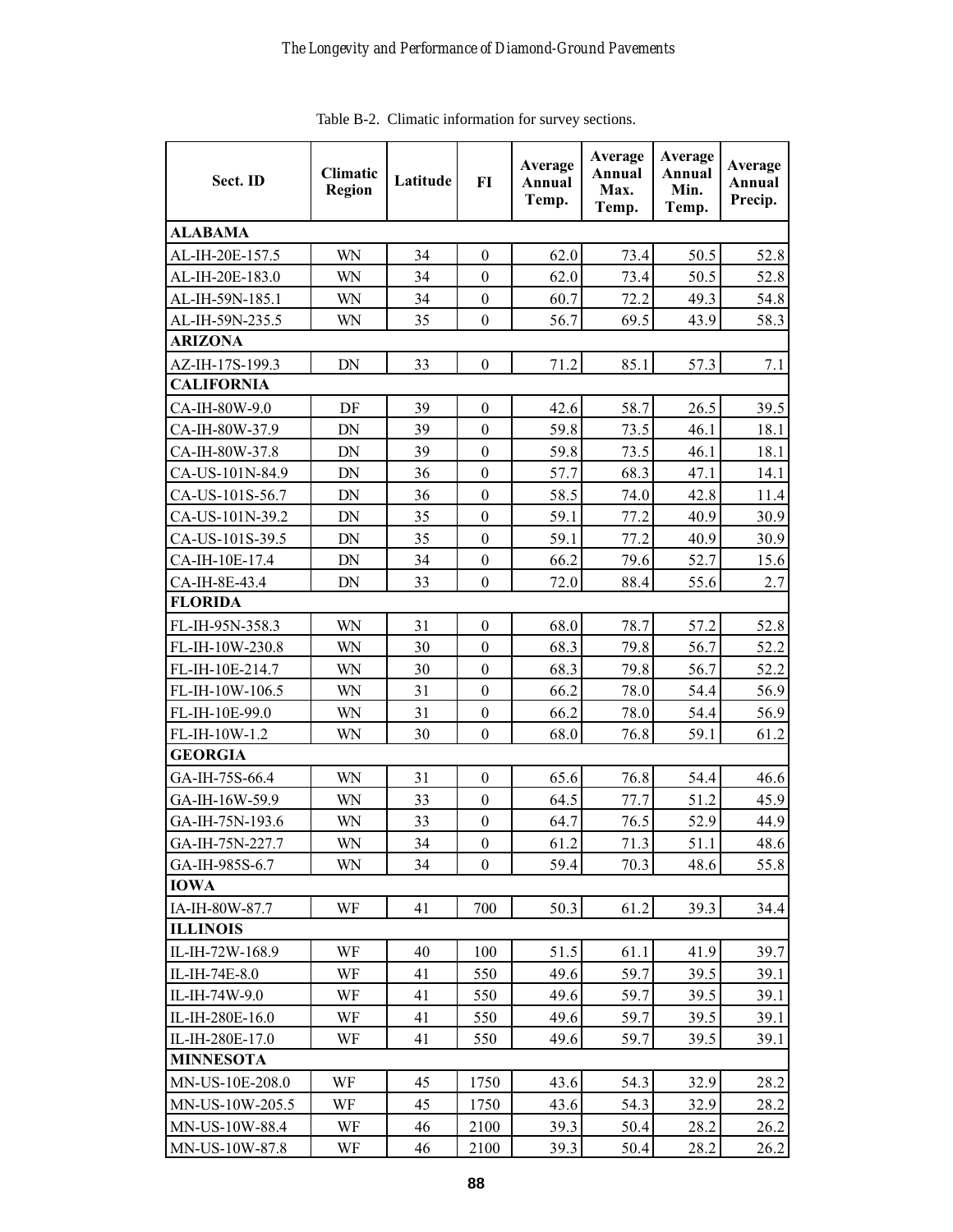Table B-2. Climatic information for survey sections.

| Sect. ID | Climatic Region | Latitude | FI | Average Annual Temp. | Average Annual Max. Temp. | Average Annual Min. Temp. | Average Annual Precip. |
|---|---|---|---|---|---|---|---|
| **ALABAMA** | | | | | | | |
| AL-IH-20E-157.5 | WN | 34 | 0 | 62.0 | 73.4 | 50.5 | 52.8 |
| AL-IH-20E-183.0 | WN | 34 | 0 | 62.0 | 73.4 | 50.5 | 52.8 |
| AL-IH-59N-185.1 | WN | 34 | 0 | 60.7 | 72.2 | 49.3 | 54.8 |
| AL-IH-59N-235.5 | WN | 35 | 0 | 56.7 | 69.5 | 43.9 | 58.3 |
| **ARIZONA** | | | | | | | |
| AZ-IH-17S-199.3 | DN | 33 | 0 | 71.2 | 85.1 | 57.3 | 7.1 |
| **CALIFORNIA** | | | | | | | |
| CA-IH-80W-9.0 | DF | 39 | 0 | 42.6 | 58.7 | 26.5 | 39.5 |
| CA-IH-80W-37.9 | DN | 39 | 0 | 59.8 | 73.5 | 46.1 | 18.1 |
| CA-IH-80W-37.8 | DN | 39 | 0 | 59.8 | 73.5 | 46.1 | 18.1 |
| CA-US-101N-84.9 | DN | 36 | 0 | 57.7 | 68.3 | 47.1 | 14.1 |
| CA-US-101S-56.7 | DN | 36 | 0 | 58.5 | 74.0 | 42.8 | 11.4 |
| CA-US-101N-39.2 | DN | 35 | 0 | 59.1 | 77.2 | 40.9 | 30.9 |
| CA-US-101S-39.5 | DN | 35 | 0 | 59.1 | 77.2 | 40.9 | 30.9 |
| CA-IH-10E-17.4 | DN | 34 | 0 | 66.2 | 79.6 | 52.7 | 15.6 |
| CA-IH-8E-43.4 | DN | 33 | 0 | 72.0 | 88.4 | 55.6 | 2.7 |
| **FLORIDA** | | | | | | | |
| FL-IH-95N-358.3 | WN | 31 | 0 | 68.0 | 78.7 | 57.2 | 52.8 |
| FL-IH-10W-230.8 | WN | 30 | 0 | 68.3 | 79.8 | 56.7 | 52.2 |
| FL-IH-10E-214.7 | WN | 30 | 0 | 68.3 | 79.8 | 56.7 | 52.2 |
| FL-IH-10W-106.5 | WN | 31 | 0 | 66.2 | 78.0 | 54.4 | 56.9 |
| FL-IH-10E-99.0 | WN | 31 | 0 | 66.2 | 78.0 | 54.4 | 56.9 |
| FL-IH-10W-1.2 | WN | 30 | 0 | 68.0 | 76.8 | 59.1 | 61.2 |
| **GEORGIA** | | | | | | | |
| GA-IH-75S-66.4 | WN | 31 | 0 | 65.6 | 76.8 | 54.4 | 46.6 |
| GA-IH-16W-59.9 | WN | 33 | 0 | 64.5 | 77.7 | 51.2 | 45.9 |
| GA-IH-75N-193.6 | WN | 33 | 0 | 64.7 | 76.5 | 52.9 | 44.9 |
| GA-IH-75N-227.7 | WN | 34 | 0 | 61.2 | 71.3 | 51.1 | 48.6 |
| GA-IH-985S-6.7 | WN | 34 | 0 | 59.4 | 70.3 | 48.6 | 55.8 |
| **IOWA** | | | | | | | |
| IA-IH-80W-87.7 | WF | 41 | 700 | 50.3 | 61.2 | 39.3 | 34.4 |
| **ILLINOIS** | | | | | | | |
| IL-IH-72W-168.9 | WF | 40 | 100 | 51.5 | 61.1 | 41.9 | 39.7 |
| IL-IH-74E-8.0 | WF | 41 | 550 | 49.6 | 59.7 | 39.5 | 39.1 |
| IL-IH-74W-9.0 | WF | 41 | 550 | 49.6 | 59.7 | 39.5 | 39.1 |
| IL-IH-280E-16.0 | WF | 41 | 550 | 49.6 | 59.7 | 39.5 | 39.1 |
| IL-IH-280E-17.0 | WF | 41 | 550 | 49.6 | 59.7 | 39.5 | 39.1 |
| **MINNESOTA** | | | | | | | |
| MN-US-10E-208.0 | WF | 45 | 1750 | 43.6 | 54.3 | 32.9 | 28.2 |
| MN-US-10W-205.5 | WF | 45 | 1750 | 43.6 | 54.3 | 32.9 | 28.2 |
| MN-US-10W-88.4 | WF | 46 | 2100 | 39.3 | 50.4 | 28.2 | 26.2 |
| MN-US-10W-87.8 | WF | 46 | 2100 | 39.3 | 50.4 | 28.2 | 26.2 |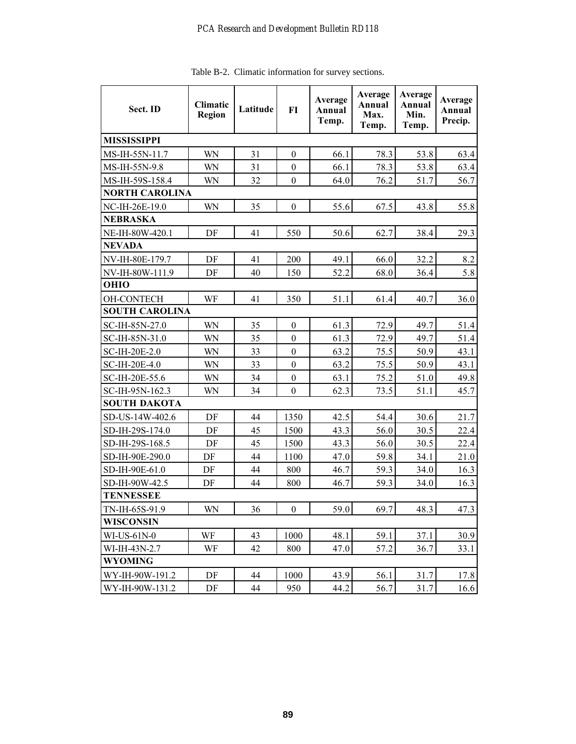Table B-2. Climatic information for survey sections.

| Sect. ID | Climatic Region | Latitude | FI | Average Annual Temp. | Average Annual Max. Temp. | Average Annual Min. Temp. | Average Annual Precip. |
|---|---|---|---|---|---|---|---|
| **MISSISSIPPI** | | | | | | | |
| MS-IH-55N-11.7 | WN | 31 | 0 | 66.1 | 78.3 | 53.8 | 63.4 |
| MS-IH-55N-9.8 | WN | 31 | 0 | 66.1 | 78.3 | 53.8 | 63.4 |
| MS-IH-59S-158.4 | WN | 32 | 0 | 64.0 | 76.2 | 51.7 | 56.7 |
| **NORTH CAROLINA** | | | | | | | |
| NC-IH-26E-19.0 | WN | 35 | 0 | 55.6 | 67.5 | 43.8 | 55.8 |
| **NEBRASKA** | | | | | | | |
| NE-IH-80W-420.1 | DF | 41 | 550 | 50.6 | 62.7 | 38.4 | 29.3 |
| **NEVADA** | | | | | | | |
| NV-IH-80E-179.7 | DF | 41 | 200 | 49.1 | 66.0 | 32.2 | 8.2 |
| NV-IH-80W-111.9 | DF | 40 | 150 | 52.2 | 68.0 | 36.4 | 5.8 |
| **OHIO** | | | | | | | |
| OH-CONTECH | WF | 41 | 350 | 51.1 | 61.4 | 40.7 | 36.0 |
| **SOUTH CAROLINA** | | | | | | | |
| SC-IH-85N-27.0 | WN | 35 | 0 | 61.3 | 72.9 | 49.7 | 51.4 |
| SC-IH-85N-31.0 | WN | 35 | 0 | 61.3 | 72.9 | 49.7 | 51.4 |
| SC-IH-20E-2.0 | WN | 33 | 0 | 63.2 | 75.5 | 50.9 | 43.1 |
| SC-IH-20E-4.0 | WN | 33 | 0 | 63.2 | 75.5 | 50.9 | 43.1 |
| SC-IH-20E-55.6 | WN | 34 | 0 | 63.1 | 75.2 | 51.0 | 49.8 |
| SC-IH-95N-162.3 | WN | 34 | 0 | 62.3 | 73.5 | 51.1 | 45.7 |
| **SOUTH DAKOTA** | | | | | | | |
| SD-US-14W-402.6 | DF | 44 | 1350 | 42.5 | 54.4 | 30.6 | 21.7 |
| SD-IH-29S-174.0 | DF | 45 | 1500 | 43.3 | 56.0 | 30.5 | 22.4 |
| SD-IH-29S-168.5 | DF | 45 | 1500 | 43.3 | 56.0 | 30.5 | 22.4 |
| SD-IH-90E-290.0 | DF | 44 | 1100 | 47.0 | 59.8 | 34.1 | 21.0 |
| SD-IH-90E-61.0 | DF | 44 | 800 | 46.7 | 59.3 | 34.0 | 16.3 |
| SD-IH-90W-42.5 | DF | 44 | 800 | 46.7 | 59.3 | 34.0 | 16.3 |
| **TENNESSEE** | | | | | | | |
| TN-IH-65S-91.9 | WN | 36 | 0 | 59.0 | 69.7 | 48.3 | 47.3 |
| **WISCONSIN** | | | | | | | |
| WI-US-61N-0 | WF | 43 | 1000 | 48.1 | 59.1 | 37.1 | 30.9 |
| WI-IH-43N-2.7 | WF | 42 | 800 | 47.0 | 57.2 | 36.7 | 33.1 |
| **WYOMING** | | | | | | | |
| WY-IH-90W-191.2 | DF | 44 | 1000 | 43.9 | 56.1 | 31.7 | 17.8 |
| WY-IH-90W-131.2 | DF | 44 | 950 | 44.2 | 56.7 | 31.7 | 16.6 |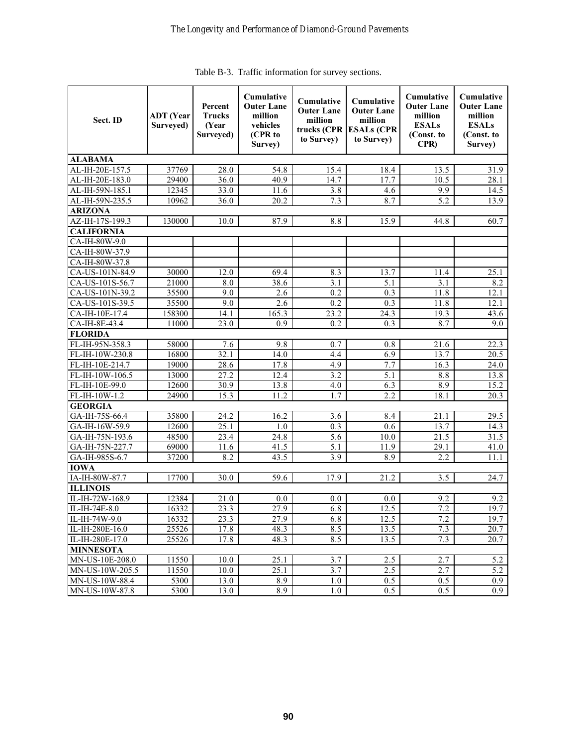Table B-3. Traffic information for survey sections.

| Sect. ID | ADT (Year Surveyed) | Percent Trucks (Year Surveyed) | Cumulative Outer Lane million vehicles (CPR to Survey) | Cumulative Outer Lane million trucks (CPR to Survey) | Cumulative Outer Lane million ESALs (CPR to Survey) | Cumulative Outer Lane million ESALs (Const. to CPR) | Cumulative Outer Lane million ESALs (Const. to Survey) |
|---|---|---|---|---|---|---|---|
| **ALABAMA** | | | | | | | |
| AL-IH-20E-157.5 | 37769 | 28.0 | 54.8 | 15.4 | 18.4 | 13.5 | 31.9 |
| AL-IH-20E-183.0 | 29400 | 36.0 | 40.9 | 14.7 | 17.7 | 10.5 | 28.1 |
| AL-IH-59N-185.1 | 12345 | 33.0 | 11.6 | 3.8 | 4.6 | 9.9 | 14.5 |
| AL-IH-59N-235.5 | 10962 | 36.0 | 20.2 | 7.3 | 8.7 | 5.2 | 13.9 |
| **ARIZONA** | | | | | | | |
| AZ-IH-17S-199.3 | 130000 | 10.0 | 87.9 | 8.8 | 15.9 | 44.8 | 60.7 |
| **CALIFORNIA** | | | | | | | |
| CA-IH-80W-9.0 | | | | | | | |
| CA-IH-80W-37.9 | | | | | | | |
| CA-IH-80W-37.8 | | | | | | | |
| CA-US-101N-84.9 | 30000 | 12.0 | 69.4 | 8.3 | 13.7 | 11.4 | 25.1 |
| CA-US-101S-56.7 | 21000 | 8.0 | 38.6 | 3.1 | 5.1 | 3.1 | 8.2 |
| CA-US-101N-39.2 | 35500 | 9.0 | 2.6 | 0.2 | 0.3 | 11.8 | 12.1 |
| CA-US-101S-39.5 | 35500 | 9.0 | 2.6 | 0.2 | 0.3 | 11.8 | 12.1 |
| CA-IH-10E-17.4 | 158300 | 14.1 | 165.3 | 23.2 | 24.3 | 19.3 | 43.6 |
| CA-IH-8E-43.4 | 11000 | 23.0 | 0.9 | 0.2 | 0.3 | 8.7 | 9.0 |
| **FLORIDA** | | | | | | | |
| FL-IH-95N-358.3 | 58000 | 7.6 | 9.8 | 0.7 | 0.8 | 21.6 | 22.3 |
| FL-IH-10W-230.8 | 16800 | 32.1 | 14.0 | 4.4 | 6.9 | 13.7 | 20.5 |
| FL-IH-10E-214.7 | 19000 | 28.6 | 17.8 | 4.9 | 7.7 | 16.3 | 24.0 |
| FL-IH-10W-106.5 | 13000 | 27.2 | 12.4 | 3.2 | 5.1 | 8.8 | 13.8 |
| FL-IH-10E-99.0 | 12600 | 30.9 | 13.8 | 4.0 | 6.3 | 8.9 | 15.2 |
| FL-IH-10W-1.2 | 24900 | 15.3 | 11.2 | 1.7 | 2.2 | 18.1 | 20.3 |
| **GEORGIA** | | | | | | | |
| GA-IH-75S-66.4 | 35800 | 24.2 | 16.2 | 3.6 | 8.4 | 21.1 | 29.5 |
| GA-IH-16W-59.9 | 12600 | 25.1 | 1.0 | 0.3 | 0.6 | 13.7 | 14.3 |
| GA-IH-75N-193.6 | 48500 | 23.4 | 24.8 | 5.6 | 10.0 | 21.5 | 31.5 |
| GA-IH-75N-227.7 | 69000 | 11.6 | 41.5 | 5.1 | 11.9 | 29.1 | 41.0 |
| GA-IH-985S-6.7 | 37200 | 8.2 | 43.5 | 3.9 | 8.9 | 2.2 | 11.1 |
| **IOWA** | | | | | | | |
| IA-IH-80W-87.7 | 17700 | 30.0 | 59.6 | 17.9 | 21.2 | 3.5 | 24.7 |
| **ILLINOIS** | | | | | | | |
| IL-IH-72W-168.9 | 12384 | 21.0 | 0.0 | 0.0 | 0.0 | 9.2 | 9.2 |
| IL-IH-74E-8.0 | 16332 | 23.3 | 27.9 | 6.8 | 12.5 | 7.2 | 19.7 |
| IL-IH-74W-9.0 | 16332 | 23.3 | 27.9 | 6.8 | 12.5 | 7.2 | 19.7 |
| IL-IH-280E-16.0 | 25526 | 17.8 | 48.3 | 8.5 | 13.5 | 7.3 | 20.7 |
| IL-IH-280E-17.0 | 25526 | 17.8 | 48.3 | 8.5 | 13.5 | 7.3 | 20.7 |
| **MINNESOTA** | | | | | | | |
| MN-US-10E-208.0 | 11550 | 10.0 | 25.1 | 3.7 | 2.5 | 2.7 | 5.2 |
| MN-US-10W-205.5 | 11550 | 10.0 | 25.1 | 3.7 | 2.5 | 2.7 | 5.2 |
| MN-US-10W-88.4 | 5300 | 13.0 | 8.9 | 1.0 | 0.5 | 0.5 | 0.9 |
| MN-US-10W-87.8 | 5300 | 13.0 | 8.9 | 1.0 | 0.5 | 0.5 | 0.9 |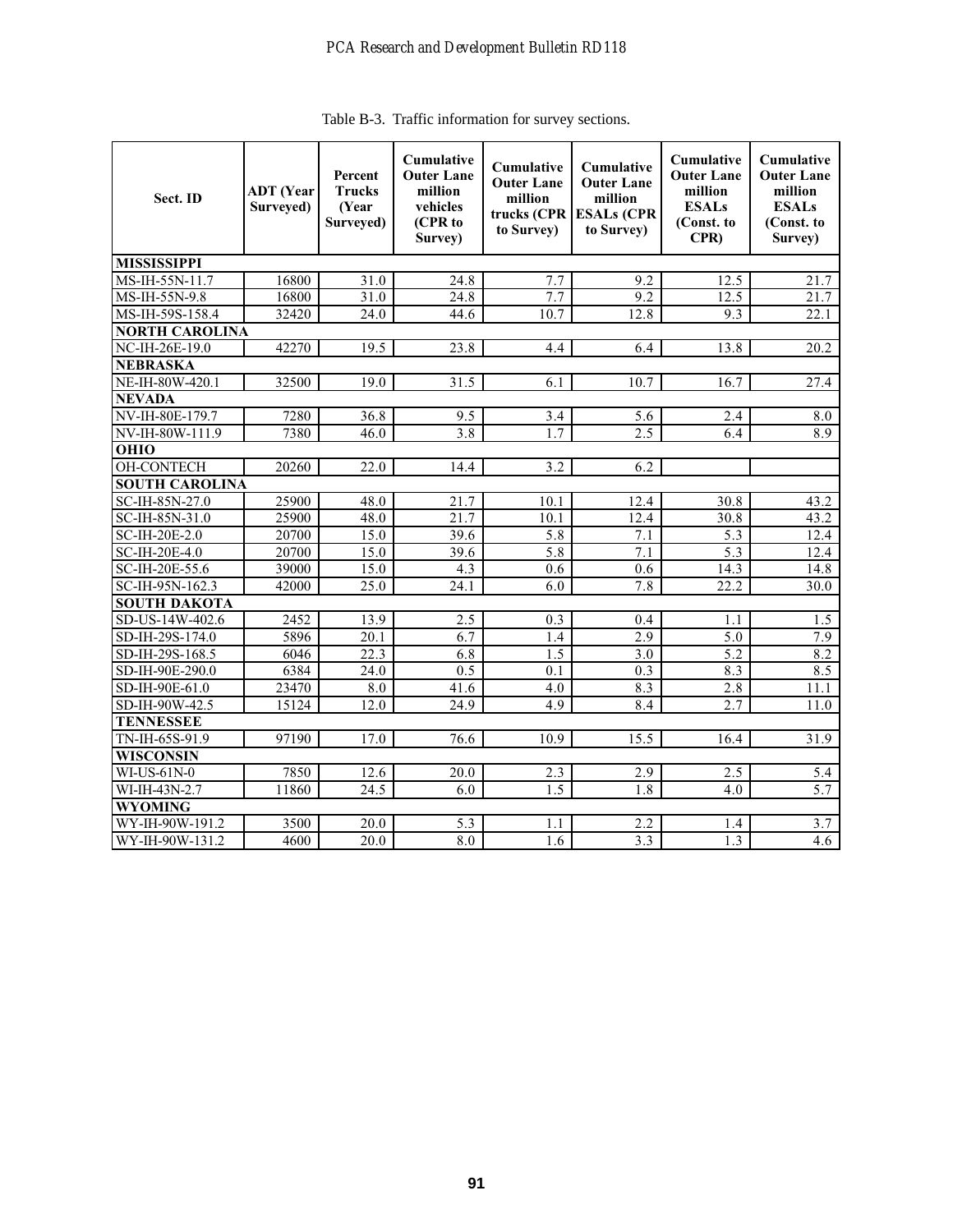Table B-3. Traffic information for survey sections.

| Sect. ID | ADT (Year Surveyed) | Percent Trucks (Year Surveyed) | Cumulative Outer Lane million vehicles (CPR to Survey) | Cumulative Outer Lane million trucks (CPR to Survey) | Cumulative Outer Lane million ESALs (CPR to Survey) | Cumulative Outer Lane million ESALs (Const. to CPR) | Cumulative Outer Lane million ESALs (Const. to Survey) |
|---|---|---|---|---|---|---|---|
| **MISSISSIPPI** | | | | | | | |
| MS-IH-55N-11.7 | 16800 | 31.0 | 24.8 | 7.7 | 9.2 | 12.5 | 21.7 |
| MS-IH-55N-9.8 | 16800 | 31.0 | 24.8 | 7.7 | 9.2 | 12.5 | 21.7 |
| MS-IH-59S-158.4 | 32420 | 24.0 | 44.6 | 10.7 | 12.8 | 9.3 | 22.1 |
| **NORTH CAROLINA** | | | | | | | |
| NC-IH-26E-19.0 | 42270 | 19.5 | 23.8 | 4.4 | 6.4 | 13.8 | 20.2 |
| **NEBRASKA** | | | | | | | |
| NE-IH-80W-420.1 | 32500 | 19.0 | 31.5 | 6.1 | 10.7 | 16.7 | 27.4 |
| **NEVADA** | | | | | | | |
| NV-IH-80E-179.7 | 7280 | 36.8 | 9.5 | 3.4 | 5.6 | 2.4 | 8.0 |
| NV-IH-80W-111.9 | 7380 | 46.0 | 3.8 | 1.7 | 2.5 | 6.4 | 8.9 |
| **OHIO** | | | | | | | |
| OH-CONTECH | 20260 | 22.0 | 14.4 | 3.2 | 6.2 | | |
| **SOUTH CAROLINA** | | | | | | | |
| SC-IH-85N-27.0 | 25900 | 48.0 | 21.7 | 10.1 | 12.4 | 30.8 | 43.2 |
| SC-IH-85N-31.0 | 25900 | 48.0 | 21.7 | 10.1 | 12.4 | 30.8 | 43.2 |
| SC-IH-20E-2.0 | 20700 | 15.0 | 39.6 | 5.8 | 7.1 | 5.3 | 12.4 |
| SC-IH-20E-4.0 | 20700 | 15.0 | 39.6 | 5.8 | 7.1 | 5.3 | 12.4 |
| SC-IH-20E-55.6 | 39000 | 15.0 | 4.3 | 0.6 | 0.6 | 14.3 | 14.8 |
| SC-IH-95N-162.3 | 42000 | 25.0 | 24.1 | 6.0 | 7.8 | 22.2 | 30.0 |
| **SOUTH DAKOTA** | | | | | | | |
| SD-US-14W-402.6 | 2452 | 13.9 | 2.5 | 0.3 | 0.4 | 1.1 | 1.5 |
| SD-IH-29S-174.0 | 5896 | 20.1 | 6.7 | 1.4 | 2.9 | 5.0 | 7.9 |
| SD-IH-29S-168.5 | 6046 | 22.3 | 6.8 | 1.5 | 3.0 | 5.2 | 8.2 |
| SD-IH-90E-290.0 | 6384 | 24.0 | 0.5 | 0.1 | 0.3 | 8.3 | 8.5 |
| SD-IH-90E-61.0 | 23470 | 8.0 | 41.6 | 4.0 | 8.3 | 2.8 | 11.1 |
| SD-IH-90W-42.5 | 15124 | 12.0 | 24.9 | 4.9 | 8.4 | 2.7 | 11.0 |
| **TENNESSEE** | | | | | | | |
| TN-IH-65S-91.9 | 97190 | 17.0 | 76.6 | 10.9 | 15.5 | 16.4 | 31.9 |
| **WISCONSIN** | | | | | | | |
| WI-US-61N-0 | 7850 | 12.6 | 20.0 | 2.3 | 2.9 | 2.5 | 5.4 |
| WI-IH-43N-2.7 | 11860 | 24.5 | 6.0 | 1.5 | 1.8 | 4.0 | 5.7 |
| **WYOMING** | | | | | | | |
| WY-IH-90W-191.2 | 3500 | 20.0 | 5.3 | 1.1 | 2.2 | 1.4 | 3.7 |
| WY-IH-90W-131.2 | 4600 | 20.0 | 8.0 | 1.6 | 3.3 | 1.3 | 4.6 |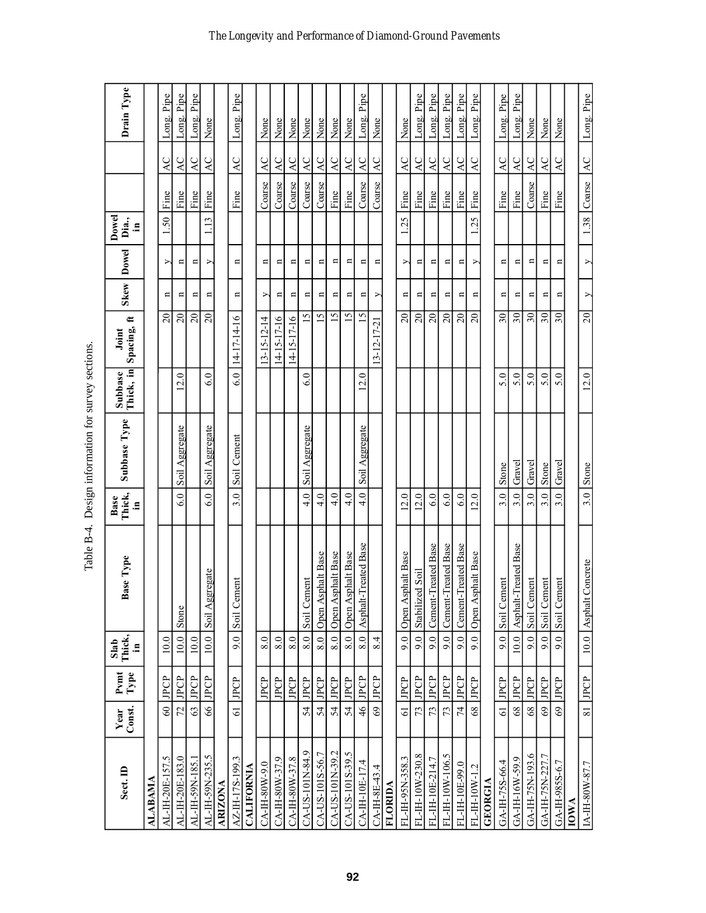Table B-4. Design information for survey sections.

| Sect. ID | Year Const. | Pvmt Type | Slab Thick, in | Base Type | Base Thick, in | Subbase Type | Subbase Thick, in | Joint Spacing, ft | Skew | Dowel | Dowel Dia., in | | | Drain Type |
|---|---|---|---|---|---|---|---|---|---|---|---|---|---|---|
| **ALABAMA** | | | | | | | | | | | | | | |
| AL-IH-20E-157.5 | 60 | JPCP | 10.0 | | | | | 20 | n | y | 1.50 | Fine | AC | Long. Pipe |
| AL-IH-20E-183.0 | 72 | JPCP | 10.0 | Stone | 6.0 | Soil Aggregate | 12.0 | 20 | n | n | | Fine | AC | Long. Pipe |
| AL-IH-59N-185.1 | 63 | JPCP | 10.0 | | | | | 20 | n | n | | Fine | AC | Long. Pipe |
| AL-IH-59N-235.5 | 66 | JPCP | 10.0 | Soil Aggregate | 6.0 | Soil Aggregate | 6.0 | 20 | n | y | 1.13 | Fine | AC | None |
| **ARIZONA** | | | | | | | | | | | | | | |
| AZ-IH-17S-199.3 | 61 | JPCP | 9.0 | Soil Cement | 3.0 | Soil Cement | 6.0 | 14-17-14-16 | n | n | | Fine | AC | Long. Pipe |
| **CALIFORNIA** | | | | | | | | | | | | | | |
| CA-IH-80W-9.0 | | JPCP | 8.0 | | | | | 13-15-12-14 | y | n | | Coarse | AC | None |
| CA-IH-80W-37.9 | | JPCP | 8.0 | | | | | 14-15-17-16 | n | n | | Coarse | AC | None |
| CA-IH-80W-37.8 | | JPCP | 8.0 | | | | | 14-15-17-16 | n | n | | Coarse | AC | None |
| CA-US-101N-84.9 | 54 | JPCP | 8.0 | Soil Cement | 4.0 | Soil Aggregate | 6.0 | 15 | n | n | | Coarse | AC | None |
| CA-US-101S-56.7 | 54 | JPCP | 8.0 | Open Asphalt Base | 4.0 | | | 15 | n | n | | Coarse | AC | None |
| CA-US-101N-39.2 | 54 | JPCP | 8.0 | Open Asphalt Base | 4.0 | | | 15 | n | n | | Fine | AC | None |
| CA-US-101S-39.5 | 54 | JPCP | 8.0 | Open Asphalt Base | 4.0 | | | 15 | n | n | | Fine | AC | None |
| CA-IH-10E-17.4 | 46 | JPCP | 8.0 | Asphalt-Treated Base | 4.0 | Soil Aggregate | 12.0 | 15 | n | n | | Coarse | AC | Long. Pipe |
| CA-IH-8E-43.4 | 69 | JPCP | 8.4 | | | | | 13-12-17-21 | y | n | | Coarse | AC | None |
| **FLORIDA** | | | | | | | | | | | | | | |
| FL-IH-95N-358.3 | 61 | JPCP | 9.0 | Open Asphalt Base | 12.0 | | | 20 | n | y | 1.25 | Fine | AC | None |
| FL-IH-10W-230.8 | 73 | JPCP | 9.0 | Stabilized Soil | 12.0 | | | 20 | n | n | | Fine | AC | Long. Pipe |
| FL-IH-10E-214.7 | 73 | JPCP | 9.0 | Cement-Treated Base | 6.0 | | | 20 | n | n | | Fine | AC | Long. Pipe |
| FL-IH-10W-106.5 | 73 | JPCP | 9.0 | Cement-Treated Base | 6.0 | | | 20 | n | n | | Fine | AC | Long. Pipe |
| FL-IH-10E-99.0 | 74 | JPCP | 9.0 | Cement-Treated Base | 6.0 | | | 20 | n | n | | Fine | AC | Long. Pipe |
| FL-IH-10W-1.2 | 68 | JPCP | 9.0 | Open Asphalt Base | 12.0 | | | 20 | n | y | 1.25 | Fine | AC | Long. Pipe |
| **GEORGIA** | | | | | | | | | | | | | | |
| GA-IH-75S-66.4 | 61 | JPCP | 9.0 | Soil Cement | 3.0 | Stone | 5.0 | 30 | n | n | | Fine | AC | Long. Pipe |
| GA-IH-16W-59.9 | 68 | JPCP | 10.0 | Asphalt-Treated Base | 3.0 | Gravel | 5.0 | 30 | n | n | | Fine | AC | Long. Pipe |
| GA-IH-75N-193.6 | 68 | JPCP | 9.0 | Soil Cement | 3.0 | Gravel | 5.0 | 30 | n | n | | Coarse | AC | None |
| GA-IH-75N-227.7 | 69 | JPCP | 9.0 | Soil Cement | 3.0 | Stone | 5.0 | 30 | n | n | | Fine | AC | None |
| GA-IH-985S-6.7 | 69 | JPCP | 9.0 | Soil Cement | 3.0 | Gravel | 5.0 | 30 | n | n | | Fine | AC | None |
| **IOWA** | | | | | | | | | | | | | | |
| IA-IH-80W-87.7 | 81 | JPCP | 10.0 | Asphalt Concrete | 3.0 | Stone | 12.0 | 20 | y | y | 1.38 | Coarse | AC | Long. Pipe |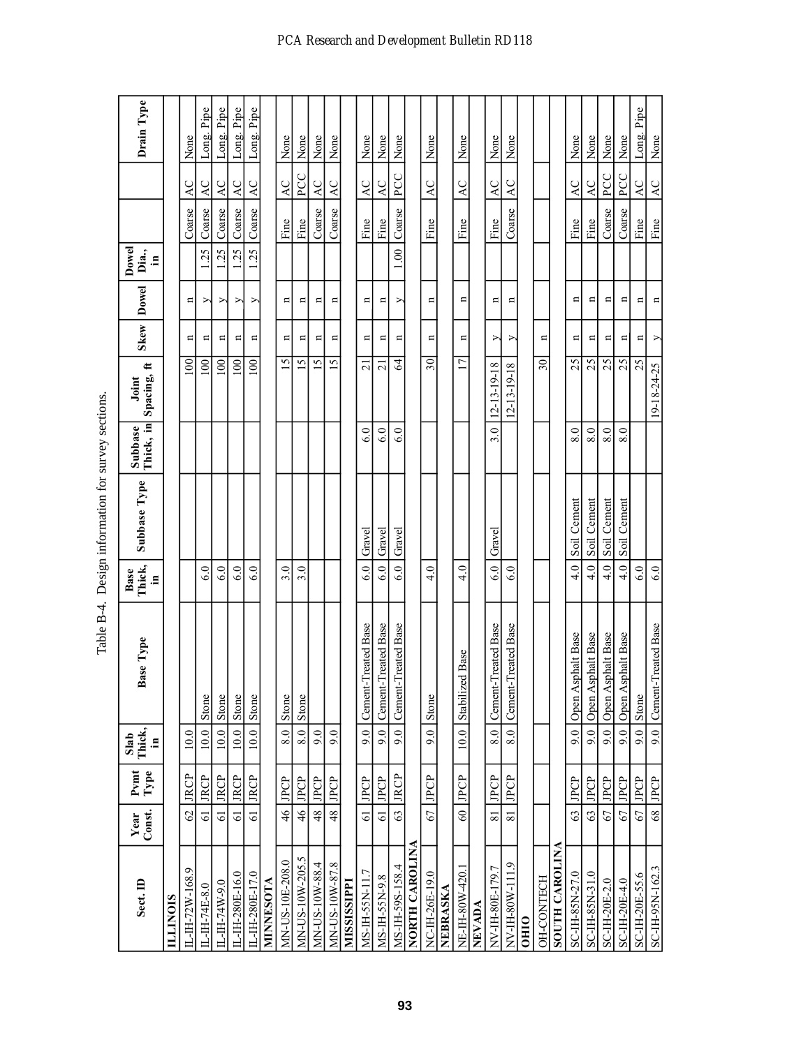Table B-4. Design information for survey sections.

| Sect. ID | Year Const. | Pvmt Type | Slab Thick, in | Base Type | Base Thick, in | Subbase Type | Subbase Thick, in | Joint Spacing, ft | Skew | Dowel | Dowel Dia., in | | | Drain Type |
|---|---|---|---|---|---|---|---|---|---|---|---|---|---|---|
| **ILLINOIS** | | | | | | | | | | | | | | |
| IL-IH-72W-168.9 | 62 | JRCP | 10.0 | | | | | 100 | n | n | | Coarse | AC | None |
| IL-IH-74E-8.0 | 61 | JRCP | 10.0 | Stone | 6.0 | | | 100 | n | y | 1.25 | Coarse | AC | Long. Pipe |
| IL-IH-74W-9.0 | 61 | JRCP | 10.0 | Stone | 6.0 | | | 100 | n | y | 1.25 | Coarse | AC | Long. Pipe |
| IL-IH-280E-16.0 | 61 | JRCP | 10.0 | Stone | 6.0 | | | 100 | n | y | 1.25 | Coarse | AC | Long. Pipe |
| IL-IH-280E-17.0 | 61 | JRCP | 10.0 | Stone | 6.0 | | | 100 | n | y | 1.25 | Coarse | AC | Long. Pipe |
| **MINNESOTA** | | | | | | | | | | | | | | |
| MN-US-10E-208.0 | 46 | JPCP | 8.0 | Stone | 3.0 | | | 15 | n | n | | Fine | AC | None |
| MN-US-10W-205.5 | 46 | JPCP | 8.0 | Stone | 3.0 | | | 15 | n | n | | Fine | PCC | None |
| MN-US-10W-88.4 | 48 | JPCP | 9.0 | | | | | 15 | n | n | | Coarse | AC | None |
| MN-US-10W-87.8 | 48 | JPCP | 9.0 | | | | | 15 | n | n | | Coarse | AC | None |
| **MISSISSIPPI** | | | | | | | | | | | | | | |
| MS-IH-55N-11.7 | 61 | JPCP | 9.0 | Cement-Treated Base | 6.0 | Gravel | 6.0 | 21 | n | n | | Fine | AC | None |
| MS-IH-55N-9.8 | 61 | JPCP | 9.0 | Cement-Treated Base | 6.0 | Gravel | 6.0 | 21 | n | n | | Fine | AC | None |
| MS-IH-59S-158.4 | 63 | JRCP | 9.0 | Cement-Treated Base | 6.0 | Gravel | 6.0 | 64 | n | y | 1.00 | Coarse | PCC | None |
| **NORTH CAROLINA** | | | | | | | | | | | | | | |
| NC-IH-26E-19.0 | 67 | JPCP | 9.0 | Stone | 4.0 | | | 30 | n | n | | Fine | AC | None |
| **NEBRASKA** | | | | | | | | | | | | | | |
| NE-IH-80W-420.1 | 60 | JPCP | 10.0 | Stabilized Base | 4.0 | | | 17 | n | n | | Fine | AC | None |
| **NEVADA** | | | | | | | | | | | | | | |
| NV-IH-80E-179.7 | 81 | JPCP | 8.0 | Cement-Treated Base | 6.0 | Gravel | 3.0 | 12-13-19-18 | y | n | | Fine | AC | None |
| NV-IH-80W-111.9 | 81 | JPCP | 8.0 | Cement-Treated Base | 6.0 | | | 12-13-19-18 | y | n | | Coarse | AC | None |
| **OHIO** | | | | | | | | | | | | | | |
| OH-CONTECH | | | | | | | | 30 | n | | | | | |
| **SOUTH CAROLINA** | | | | | | | | | | | | | | |
| SC-IH-85N-27.0 | 63 | JPCP | 9.0 | Open Asphalt Base | 4.0 | Soil Cement | 8.0 | 25 | n | n | | Fine | AC | None |
| SC-IH-85N-31.0 | 63 | JPCP | 9.0 | Open Asphalt Base | 4.0 | Soil Cement | 8.0 | 25 | n | n | | Fine | AC | None |
| SC-IH-20E-2.0 | 67 | JPCP | 9.0 | Open Asphalt Base | 4.0 | Soil Cement | 8.0 | 25 | n | n | | Coarse | PCC | None |
| SC-IH-20E-4.0 | 67 | JPCP | 9.0 | Open Asphalt Base | 4.0 | Soil Cement | 8.0 | 25 | n | n | | Coarse | PCC | None |
| SC-IH-20E-55.6 | 67 | JPCP | 9.0 | Stone | 6.0 | | | 25 | n | n | | Fine | AC | Long. Pipe |
| SC-IH-95N-162.3 | 68 | JPCP | 9.0 | Cement-Treated Base | 6.0 | | | 19-18-24-25 | y | n | | Fine | AC | None |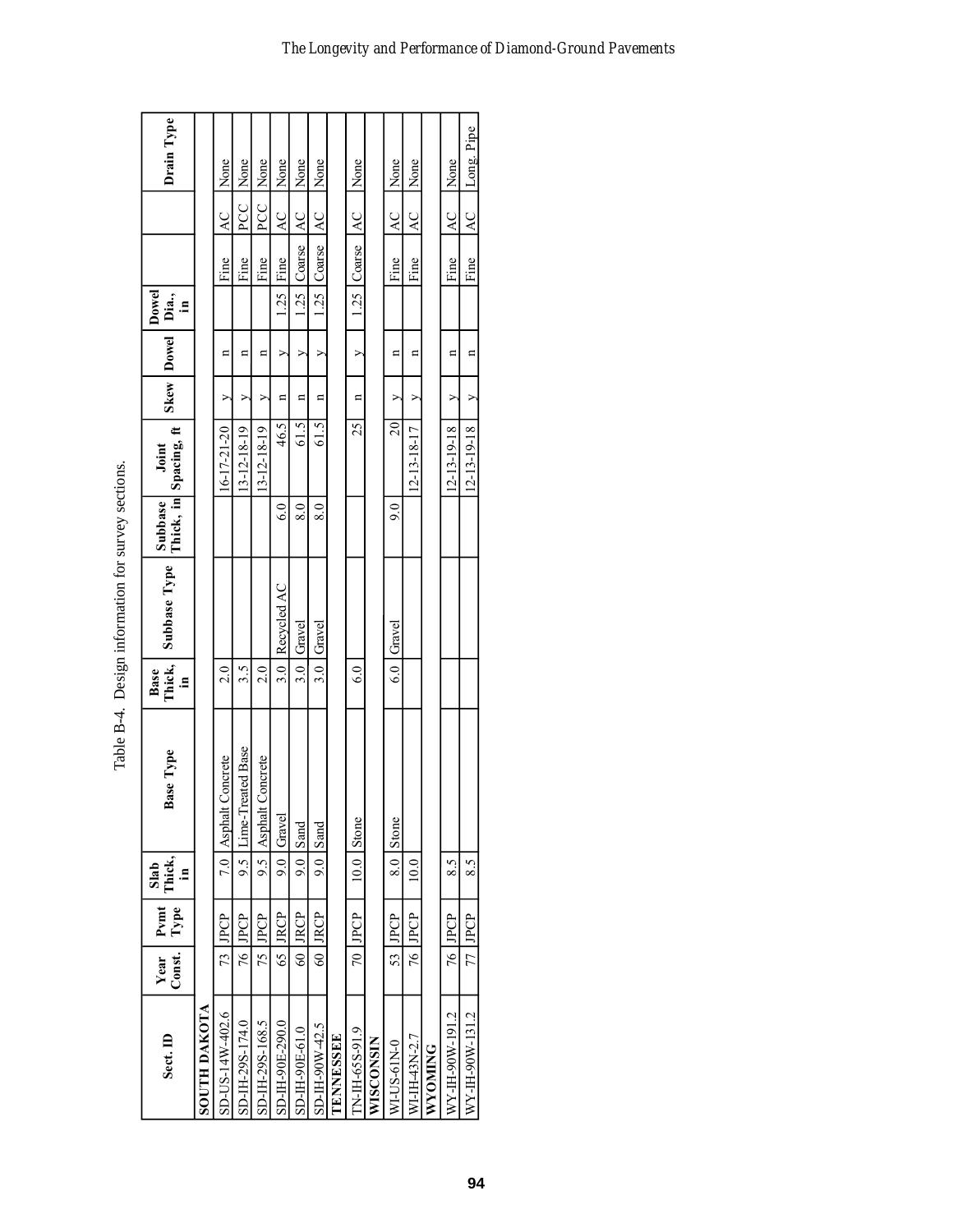Table B-4. Design information for survey sections.

| Sect. ID | Year Const. | Pvmt Type | Slab Thick, in | Base Type | Base Thick, in | Subbase Type | Subbase Thick, in | Joint Spacing, ft | Skew | Dowel | Dowel Dia., in | | | Drain Type |
|---|---|---|---|---|---|---|---|---|---|---|---|---|---|---|
| **SOUTH DAKOTA** | | | | | | | | | | | | | | |
| SD-US-14W-402.6 | 73 | JPCP | 7.0 | Asphalt Concrete | 2.0 | | | 16-17-21-20 | y | n | | Fine | AC | None |
| SD-IH-29S-174.0 | 76 | JPCP | 9.5 | Lime-Treated Base | 3.5 | | | 13-12-18-19 | y | n | | Fine | PCC | None |
| SD-IH-29S-168.5 | 75 | JPCP | 9.5 | Asphalt Concrete | 2.0 | | | 13-12-18-19 | y | n | | Fine | PCC | None |
| SD-IH-90E-290.0 | 65 | JRCP | 9.0 | Gravel | 3.0 | Recycled AC | 6.0 | 46.5 | n | y | 1.25 | Fine | AC | None |
| SD-IH-90E-61.0 | 60 | JRCP | 9.0 | Sand | 3.0 | Gravel | 8.0 | 61.5 | n | y | 1.25 | Coarse | AC | None |
| SD-IH-90W-42.5 | 60 | JRCP | 9.0 | Sand | 3.0 | Gravel | 8.0 | 61.5 | n | y | 1.25 | Coarse | AC | None |
| **TENNESSEE** | | | | | | | | | | | | | | |
| TN-IH-65S-91.9 | 70 | JPCP | 10.0 | Stone | 6.0 | | | 25 | n | y | 1.25 | Coarse | AC | None |
| **WISCONSIN** | | | | | | | | | | | | | | |
| WI-US-61N-0 | 53 | JPCP | 8.0 | Stone | 6.0 | Gravel | 9.0 | 20 | y | n | | Fine | AC | None |
| WI-IH-43N-2.7 | 76 | JPCP | 10.0 | | | | | 12-13-18-17 | y | n | | Fine | AC | None |
| **WYOMING** | | | | | | | | | | | | | | |
| WY-IH-90W-191.2 | 76 | JPCP | 8.5 | | | | | 12-13-19-18 | y | n | | Fine | AC | None |
| WY-IH-90W-131.2 | 77 | JPCP | 8.5 | | | | | 12-13-19-18 | y | n | | Fine | AC | Long. Pipe |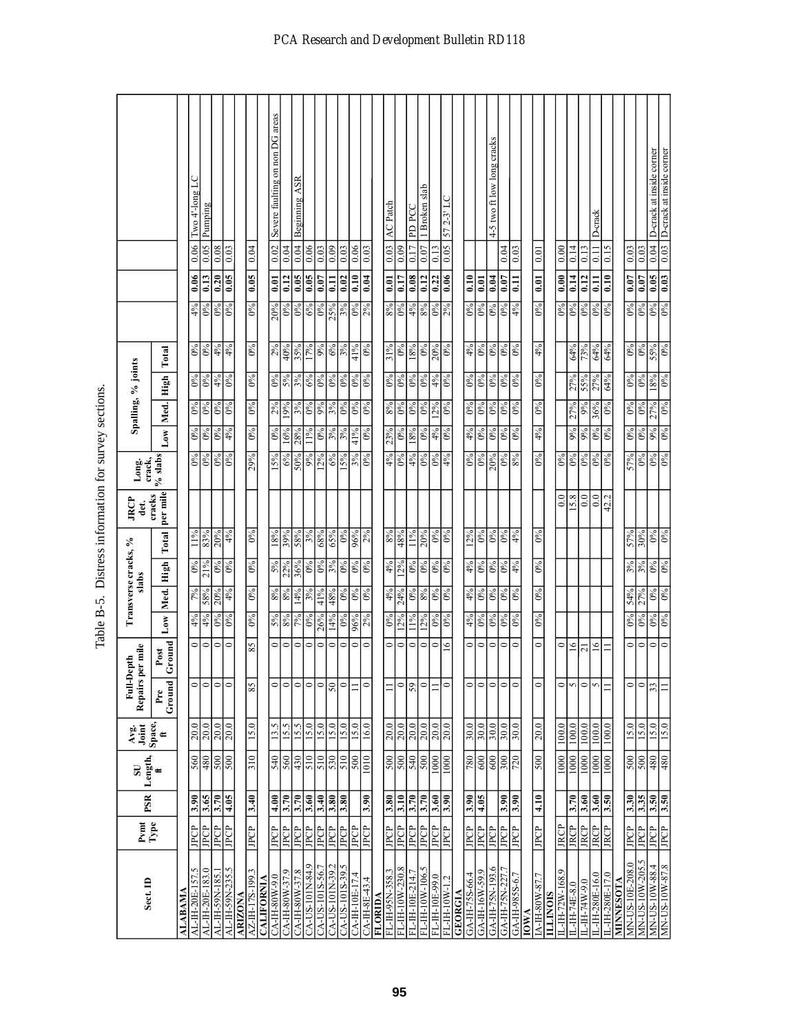Table B-5. Distress information for survey sections.

| Sect. ID | Pvmt Type | PSR | SU Length, ft | Avg. Joint Space, ft | Full-Depth Repairs per mile | | Transverse cracks, % slabs | | | | JRCP det. cracks per mile | Long. crack, % slabs | Spalling, % joints | | | | | | | |
|---|---|---|---|---|---|---|---|---|---|---|---|---|---|---|---|---|---|---|---|---|
| | | | | | Pre Ground | Post Ground | Low | Med. | High | Total | | | Low | Med. | High | Total | | | | |
| **ALABAMA** | | | | | | | | | | | | | | | | | | | | |
| AL-IH-20E-157.5 | JPCP | **3.90** | 560 | 20.0 | 0 | 0 | 4% | 7% | 0% | 11% | | 0% | 0% | 0% | 0% | 0% | 4% | **0.06** | 0.06 | Two 4'-long LC |
| AL-IH-20E-183.0 | JPCP | **3.65** | 480 | 20.0 | 0 | 0 | 4% | 58% | 21% | 83% | | 0% | 0% | 0% | 0% | 0% | 0% | **0.13** | 0.05 | Pumping |
| AL-IH-59N-185.1 | JPCP | **3.70** | 500 | 20.0 | 0 | 0 | 0% | 20% | 0% | 20% | | 0% | 0% | 0% | 4% | 4% | 0% | **0.20** | 0.08 | |
| AL-IH-59N-235.5 | JPCP | **4.05** | 500 | 20.0 | 0 | 0 | 0% | 4% | 0% | 4% | | 0% | 4% | 0% | 0% | 4% | 0% | **0.05** | 0.03 | |
| **ARIZONA** | | | | | | | | | | | | | | | | | | | | |
| AZ-IH-17S-199.3 | JPCP | **3.40** | 310 | 15.0 | 85 | 85 | 0% | 0% | 0% | 0% | | 29% | 0% | 0% | 0% | 0% | 0% | **0.05** | 0.04 | |
| **CALIFORNIA** | | | | | | | | | | | | | | | | | | | | |
| CA-IH-80W-9.0 | JPCP | **4.00** | 540 | 13.5 | 0 | 0 | 5% | 8% | 5% | 18% | | 15% | 0% | 2% | 0% | 2% | 20% | **0.01** | 0.02 | Severe faulting on non DG areas |
| CA-IH-80W-37.9 | JPCP | **3.70** | 560 | 15.5 | 0 | 0 | 8% | 8% | 22% | 39% | | 6% | 16% | 19% | 5% | 40% | 0% | **0.12** | 0.04 | |
| CA-IH-80W-37.8 | JPCP | **3.70** | 430 | 15.5 | 0 | 0 | 7% | 14% | 36% | 58% | | 50% | 28% | 3% | 3% | 35% | 0% | **0.05** | 0.04 | Beginning ASR |
| CA-US-101N-84.9 | JPCP | **3.60** | 510 | 15.0 | 0 | 0 | 0% | 3% | 0% | 3% | | 9% | 11% | 0% | 6% | 17% | 6% | **0.05** | 0.06 | |
| CA-US-101S-56.7 | JPCP | **3.40** | 510 | 15.0 | 0 | 0 | 26% | 41% | 0% | 68% | | 12% | 0% | 9% | 0% | 9% | 0% | **0.07** | 0.03 | |
| CA-US-101N-39.2 | JPCP | **3.80** | 530 | 15.0 | 50 | 0 | 14% | 48% | 3% | 65% | | 6% | 3% | 3% | 0% | 6% | 25% | **0.11** | 0.09 | |
| CA-US-101S-39.5 | JPCP | **3.80** | 510 | 15.0 | 0 | 0 | 0% | 0% | 0% | 0% | | 15% | 3% | 0% | 0% | 3% | 3% | **0.02** | 0.03 | |
| CA-IH-10E-17.4 | JPCP | | 500 | 15.0 | 11 | 0 | 96% | 0% | 0% | 96% | | 3% | 41% | 0% | 0% | 41% | 0% | **0.10** | 0.06 | |
| CA-IH-8E-43.4 | JPCP | **3.90** | 1010 | 16.0 | 0 | 0 | 2% | 0% | 0% | 2% | | 0% | 0% | 0% | 0% | 0% | 2% | **0.04** | 0.03 | |
| **FLORIDA** | | | | | | | | | | | | | | | | | | | | |
| FL-IH-95N-358.3 | JPCP | **3.80** | 500 | 20.0 | 11 | 0 | 0% | 4% | 4% | 8% | | 4% | 23% | 8% | 0% | 31% | 8% | **0.01** | 0.03 | AC Patch |
| FL-IH-10W-230.8 | JPCP | **3.10** | 500 | 20.0 | 0 | 0 | 12% | 24% | 12% | 48% | | 0% | 0% | 0% | 0% | 0% | 0% | **0.17** | 0.09 | |
| FL-IH-10E-214.7 | JPCP | **3.70** | 540 | 20.0 | 59 | 0 | 11% | 0% | 0% | 11% | | 4% | 18% | 0% | 0% | 18% | 4% | **0.08** | 0.17 | PD PCC |
| FL-IH-10W-106.5 | JPCP | **3.70** | 500 | 20.0 | 0 | 0 | 12% | 8% | 0% | 20% | | 0% | 0% | 0% | 0% | 0% | 8% | **0.12** | 0.07 | 1 Broken slab |
| FL-IH-10E-99.0 | JPCP | **3.60** | 1000 | 20.0 | 11 | 0 | 0% | 0% | 0% | 0% | | 0% | 4% | 12% | 4% | 20% | 0% | **0.22** | 0.13 | |
| FL-IH-10W-1.2 | JPCP | **3.90** | 1000 | 20.0 | 0 | 16 | 0% | 0% | 0% | 0% | | 4% | 0% | 0% | 0% | 0% | 2% | **0.06** | 0.05 | 57 2-3' LC |
| **GEORGIA** | | | | | | | | | | | | | | | | | | | | |
| GA-IH-75S-66.4 | JPCP | **3.90** | 780 | 30.0 | 0 | 0 | 4% | 4% | 4% | 12% | | 0% | 4% | 0% | 0% | 4% | 0% | **0.10** | | |
| GA-IH-16W-59.9 | JPCP | **4.05** | 600 | 30.0 | 0 | 0 | 0% | 0% | 0% | 0% | | 0% | 0% | 0% | 0% | 0% | 0% | **0.01** | | |
| GA-IH-75N-193.6 | JPCP | | 600 | 30.0 | 0 | 0 | 0% | 0% | 0% | 0% | | 20% | 0% | 0% | 0% | 0% | 0% | **0.04** | | 4-5 two ft low long cracks |
| GA-IH-75N-227.7 | JPCP | **3.90** | 300 | 30.0 | 0 | 0 | 0% | 0% | 0% | 0% | | 0% | 0% | 0% | 0% | 0% | 0% | **0.07** | 0.04 | |
| GA-IH-985S-6.7 | JPCP | **3.90** | 720 | 30.0 | 0 | 0 | 0% | 0% | 4% | 4% | | 8% | 0% | 0% | 0% | 0% | 4% | **0.11** | 0.03 | |
| **IOWA** | | | | | | | | | | | | | | | | | | | | |
| IA-IH-80W-87.7 | JPCP | **4.10** | 500 | 20.0 | 0 | 0 | 0% | 0% | 0% | 0% | | 0% | 4% | 0% | 0% | 4% | 0% | **0.01** | 0.01 | |
| **ILLINOIS** | | | | | | | | | | | | | | | | | | | | |
| IL-IH-72W-168.9 | JRCP | | 1000 | 100.0 | 0 | 0 | | | | | 0.0 | 0% | | | | | 0% | **0.00** | 0.00 | |
| IL-IH-74E-8.0 | JRCP | **3.70** | 1000 | 100.0 | 5 | 16 | | | | | 15.8 | 0% | 9% | 27% | 27% | 64% | 0% | **0.14** | 0.14 | |
| IL-IH-74W-9.0 | JRCP | **3.60** | 1000 | 100.0 | 0 | 21 | | | | | 0.0 | 0% | 9% | 9% | 55% | 73% | 0% | **0.12** | 0.13 | |
| IL-IH-280E-16.0 | JRCP | **3.60** | 1000 | 100.0 | 5 | 16 | | | | | 0.0 | 0% | 0% | 36% | 27% | 64% | 0% | **0.11** | 0.11 | D-crack |
| IL-IH-280E-17.0 | JRCP | **3.50** | 1000 | 100.0 | 11 | 11 | | | | | 42.2 | 0% | 0% | 0% | 64% | 64% | 0% | **0.10** | 0.15 | |
| **MINNESOTA** | | | | | | | | | | | | | | | | | | | | |
| MN-US-10E-208.0 | JPCP | **3.30** | 500 | 15.0 | 0 | 0 | 0% | 54% | 3% | 57% | | 57% | 0% | 0% | 0% | 0% | 0% | **0.07** | 0.03 | |
| MN-US-10W-205.5 | JPCP | **3.35** | 500 | 15.0 | 0 | 0 | 0% | 27% | 3% | 30% | | 0% | 0% | 0% | 0% | 0% | 0% | **0.07** | 0.03 | |
| MN-US-10W-88.4 | JPCP | **3.50** | 480 | 15.0 | 33 | 0 | 0% | 0% | 0% | 0% | | 0% | 9% | 27% | 18% | 55% | 0% | **0.05** | 0.04 | D-crack at inside corner |
| MN-US-10W-87.8 | JPCP | **3.50** | 480 | 15.0 | 11 | 0 | 0% | 0% | 0% | 0% | | 0% | 0% | 0% | 0% | 0% | 0% | **0.03** | 0.03 | D-crack at inside corner |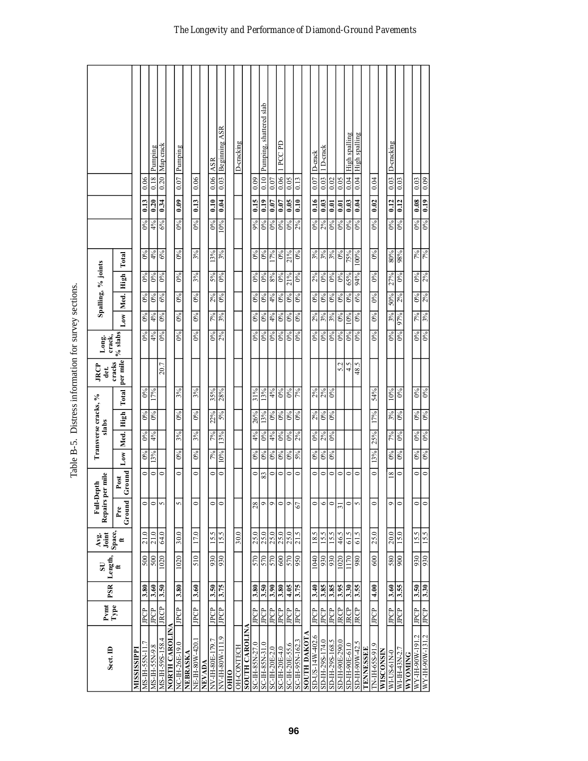Table B-5. Distress information for survey sections.

| Sect. ID | Pvmt Type | PSR | SU Length, ft | Avg. Joint Space, ft | Full-Depth Repairs per mile | | Transverse cracks, % slabs | | | | JRCP det. cracks per mile | Long. crack, % slabs | Spalling, % joints | | | | | | | |
|---|---|---|---|---|---|---|---|---|---|---|---|---|---|---|---|---|---|---|---|---|
| | | | | | Pre Ground | Post Ground | Low | Med. | High | Total | | | Low | Med. | High | Total | | | | |
| **MISSISSIPPI** | | | | | | | | | | | | | | | | | | | | |
| MS-IH-55N-11.7 | JPCP | **3.80** | 500 | 21.0 | 0 | 0 | 0% | 0% | 0% | 0% | | 0% | 0% | 0% | 0% | 0% | 0% | **0.13** | 0.06 | |
| MS-IH-55N-9.8 | JPCP | **3.60** | 500 | 21.0 | 0 | 0 | 13% | 4% | 0% | 17% | | 4% | 4% | 0% | 0% | 4% | 4% | **0.20** | 0.18 | Pumping |
| MS-IH-59S-158.4 | JRCP | **3.50** | 1020 | 64.0 | 5 | 0 | | | | | 20.7 | 0% | 0% | 6% | 0% | 6% | 6% | **0.34** | 0.20 | Map crack |
| **NORTH CAROLINA** | | | | | | | | | | | | | | | | | | | | |
| NC-IH-26E-19.0 | JPCP | **3.80** | 1020 | 30.0 | 5 | 0 | 0% | 3% | 0% | 3% | | 0% | 0% | 0% | 0% | 0% | 0% | **0.09** | 0.07 | Pumping |
| **NEBRASKA** | | | | | | | | | | | | | | | | | | | | |
| NE-IH-80W-420.1 | JPCP | **3.60** | 510 | 17.0 | 0 | 0 | 0% | 3% | 0% | 3% | | 0% | 0% | 0% | 3% | 3% | 0% | **0.13** | 0.06 | |
| **NEVADA** | | | | | | | | | | | | | | | | | | | | |
| NV-IH-80E-179.7 | JPCP | **3.50** | 930 | 15.5 | 0 | 0 | 7% | 7% | 22% | 35% | | 0% | 7% | 2% | 5% | 13% | 0% | **0.10** | 0.06 | ASR |
| NV-IH-80W-111.9 | JPCP | **3.75** | 930 | 15.5 | 0 | 0 | 10% | 13% | 5% | 28% | | 2% | 3% | 0% | 0% | 3% | 10% | **0.04** | 0.03 | Beginning ASR |
| **OHIO** | | | | | | | | | | | | | | | | | | | | |
| OH-CONTECH | | | | 30.0 | | | | | | | | | | | | | | | | D-cracking |
| **SOUTH CAROLINA** | | | | | | | | | | | | | | | | | | | | |
| SC-IH-85N-27.0 | JPCP | **3.80** | 570 | 25.0 | 28 | 0 | 0% | 4% | 26% | 31% | | 0% | 0% | 0% | 0% | 0% | 9% | **0.15** | 0.09 | |
| SC-IH-85N-31.0 | JPCP | **3.50** | 570 | 25.0 | 9 | 83 | 0% | 0% | 13% | 13% | | 0% | 0% | 0% | 0% | 0% | 0% | **0.19** | 0.10 | Pumping, shattered slab |
| SC-IH-20E-2.0 | JPCP | **3.90** | 570 | 25.0 | 9 | 0 | 0% | 4% | 0% | 4% | | 0% | 4% | 4% | 8% | 17% | 0% | **0.07** | 0.07 | |
| SC-IH-20E-4.0 | JPCP | **3.80** | 600 | 25.0 | 0 | 0 | 0% | 0% | 0% | 0% | | 0% | 0% | 0% | 0% | 0% | 0% | **0.07** | 0.06 | 1 PCC PD |
| SC-IH-20E-55.6 | JPCP | **4.05** | 570 | 25.0 | 9 | 0 | 0% | 0% | 0% | 0% | | 0% | 0% | 0% | 21% | 21% | 0% | **0.05** | 0.05 | |
| SC-IH-95N-162.3 | JPCP | **3.75** | 950 | 21.5 | 67 | 0 | 5% | 2% | 0% | 7% | | 0% | 0% | 0% | 0% | 0% | 2% | **0.10** | 0.13 | |
| **SOUTH DAKOTA** | | | | | | | | | | | | | | | | | | | | |
| SD-US-14W-402.6 | JPCP | **3.40** | 1040 | 18.5 | 0 | 0 | 0% | 0% | 2% | 2% | | 0% | 2% | 0% | 2% | 3% | 0% | **0.16** | 0.07 | D-crack |
| SD-IH-29S-174.0 | JPCP | **3.85** | 930 | 15.5 | 6 | 0 | 0% | 2% | 0% | 2% | | 0% | 3% | 0% | 0% | 3% | 2% | **0.03** | 0.03 | 1 D-crack |
| SD-IH-29S-168.5 | JPCP | **3.85** | 930 | 15.5 | 0 | 0 | 0% | 0% | 0% | 0% | | 0% | 3% | 0% | 0% | 3% | 0% | **0.01** | 0.02 | |
| SD-IH-90E-290.0 | JRCP | **3.95** | 1020 | 46.5 | 31 | 0 | | | | | 5.2 | 0% | 0% | 0% | 0% | 0% | 0% | **0.01** | 0.05 | |
| SD-IH-90E-61.0 | JRCP | **3.30** | 1170 | 61.5 | 0 | 0 | | | | | 4.5 | 0% | 10% | 0% | 65% | 75% | 0% | **0.03** | 0.04 | High spalling |
| SD-IH-90W-42.5 | JRCP | **3.55** | 980 | 61.5 | 5 | 0 | | | | | 48.5 | 0% | 0% | 6% | 94% | 100% | 0% | **0.04** | 0.04 | High spalling |
| **TENNESSEE** | | | | | | | | | | | | | | | | | | | | |
| TN-IH-65S-91.9 | JPCP | **4.00** | 600 | 25.0 | 0 | 0 | 13% | 25% | 17% | 54% | | 0% | 0% | 0% | 0% | 0% | 0% | **0.02** | 0.04 | |
| **WISCONSIN** | | | | | | | | | | | | | | | | | | | | |
| WI-US-61N-0 | JPCP | **3.60** | 580 | 20.0 | 9 | 18 | 0% | 7% | 3% | 10% | | 0% | 3% | 50% | 27% | 80% | 0% | **0.12** | 0.03 | D-cracking |
| WI-IH-43N-2.7 | JPCP | **3.55** | 900 | 15.0 | 0 | 0 | 0% | 0% | 0% | 0% | | 0% | 97% | 2% | 0% | 98% | 0% | **0.12** | 0.03 | |
| **WYOMING** | | | | | | | | | | | | | | | | | | | | |
| WY-IH-90W-191.2 | JPCP | **3.50** | 930 | 15.5 | 0 | 0 | 0% | 0% | 0% | 0% | | 0% | 7% | 0% | 0% | 7% | 0% | **0.08** | 0.03 | |
| WY-IH-90W-131.2 | JPCP | **3.30** | 930 | 15.5 | 0 | 0 | 0% | 0% | 0% | 0% | | 0% | 3% | 2% | 2% | 7% | 0% | **0.19** | 0.09 | |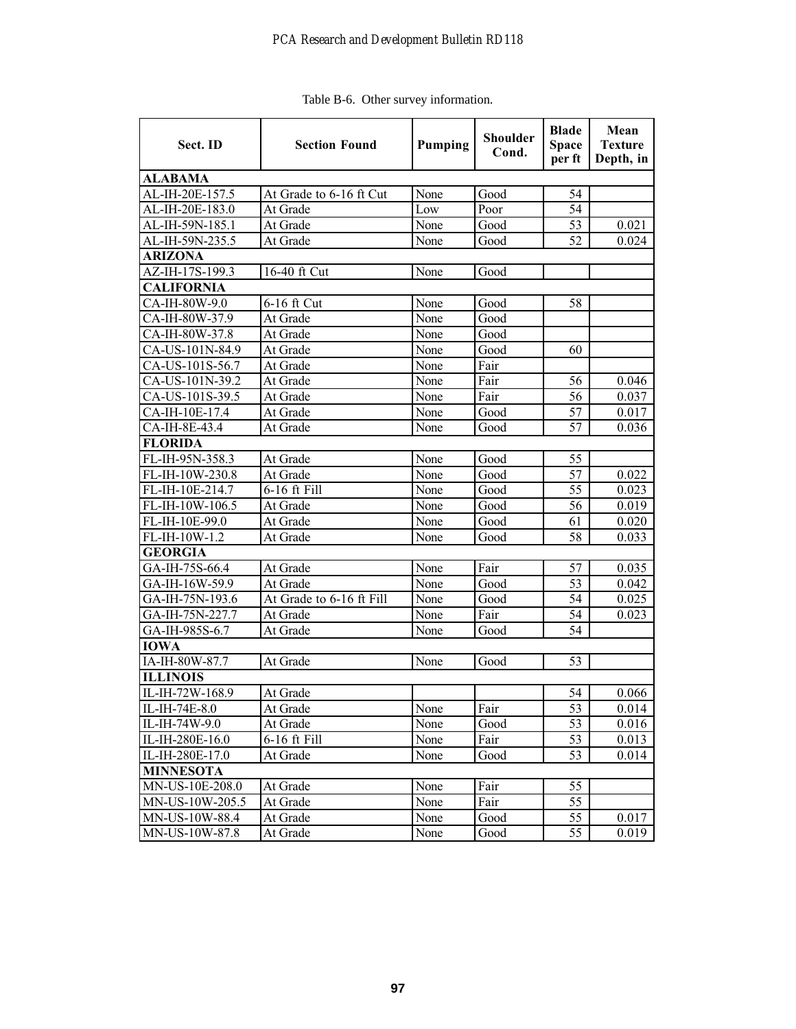Table B-6. Other survey information.

| Sect. ID | Section Found | Pumping | Shoulder Cond. | Blade Space per ft | Mean Texture Depth, in |
|---|---|---|---|---|---|
| **ALABAMA** | | | | | |
| AL-IH-20E-157.5 | At Grade to 6-16 ft Cut | None | Good | 54 | |
| AL-IH-20E-183.0 | At Grade | Low | Poor | 54 | |
| AL-IH-59N-185.1 | At Grade | None | Good | 53 | 0.021 |
| AL-IH-59N-235.5 | At Grade | None | Good | 52 | 0.024 |
| **ARIZONA** | | | | | |
| AZ-IH-17S-199.3 | 16-40 ft Cut | None | Good | | |
| **CALIFORNIA** | | | | | |
| CA-IH-80W-9.0 | 6-16 ft Cut | None | Good | 58 | |
| CA-IH-80W-37.9 | At Grade | None | Good | | |
| CA-IH-80W-37.8 | At Grade | None | Good | | |
| CA-US-101N-84.9 | At Grade | None | Good | 60 | |
| CA-US-101S-56.7 | At Grade | None | Fair | | |
| CA-US-101N-39.2 | At Grade | None | Fair | 56 | 0.046 |
| CA-US-101S-39.5 | At Grade | None | Fair | 56 | 0.037 |
| CA-IH-10E-17.4 | At Grade | None | Good | 57 | 0.017 |
| CA-IH-8E-43.4 | At Grade | None | Good | 57 | 0.036 |
| **FLORIDA** | | | | | |
| FL-IH-95N-358.3 | At Grade | None | Good | 55 | |
| FL-IH-10W-230.8 | At Grade | None | Good | 57 | 0.022 |
| FL-IH-10E-214.7 | 6-16 ft Fill | None | Good | 55 | 0.023 |
| FL-IH-10W-106.5 | At Grade | None | Good | 56 | 0.019 |
| FL-IH-10E-99.0 | At Grade | None | Good | 61 | 0.020 |
| FL-IH-10W-1.2 | At Grade | None | Good | 58 | 0.033 |
| **GEORGIA** | | | | | |
| GA-IH-75S-66.4 | At Grade | None | Fair | 57 | 0.035 |
| GA-IH-16W-59.9 | At Grade | None | Good | 53 | 0.042 |
| GA-IH-75N-193.6 | At Grade to 6-16 ft Fill | None | Good | 54 | 0.025 |
| GA-IH-75N-227.7 | At Grade | None | Fair | 54 | 0.023 |
| GA-IH-985S-6.7 | At Grade | None | Good | 54 | |
| **IOWA** | | | | | |
| IA-IH-80W-87.7 | At Grade | None | Good | 53 | |
| **ILLINOIS** | | | | | |
| IL-IH-72W-168.9 | At Grade | | | 54 | 0.066 |
| IL-IH-74E-8.0 | At Grade | None | Fair | 53 | 0.014 |
| IL-IH-74W-9.0 | At Grade | None | Good | 53 | 0.016 |
| IL-IH-280E-16.0 | 6-16 ft Fill | None | Fair | 53 | 0.013 |
| IL-IH-280E-17.0 | At Grade | None | Good | 53 | 0.014 |
| **MINNESOTA** | | | | | |
| MN-US-10E-208.0 | At Grade | None | Fair | 55 | |
| MN-US-10W-205.5 | At Grade | None | Fair | 55 | |
| MN-US-10W-88.4 | At Grade | None | Good | 55 | 0.017 |
| MN-US-10W-87.8 | At Grade | None | Good | 55 | 0.019 |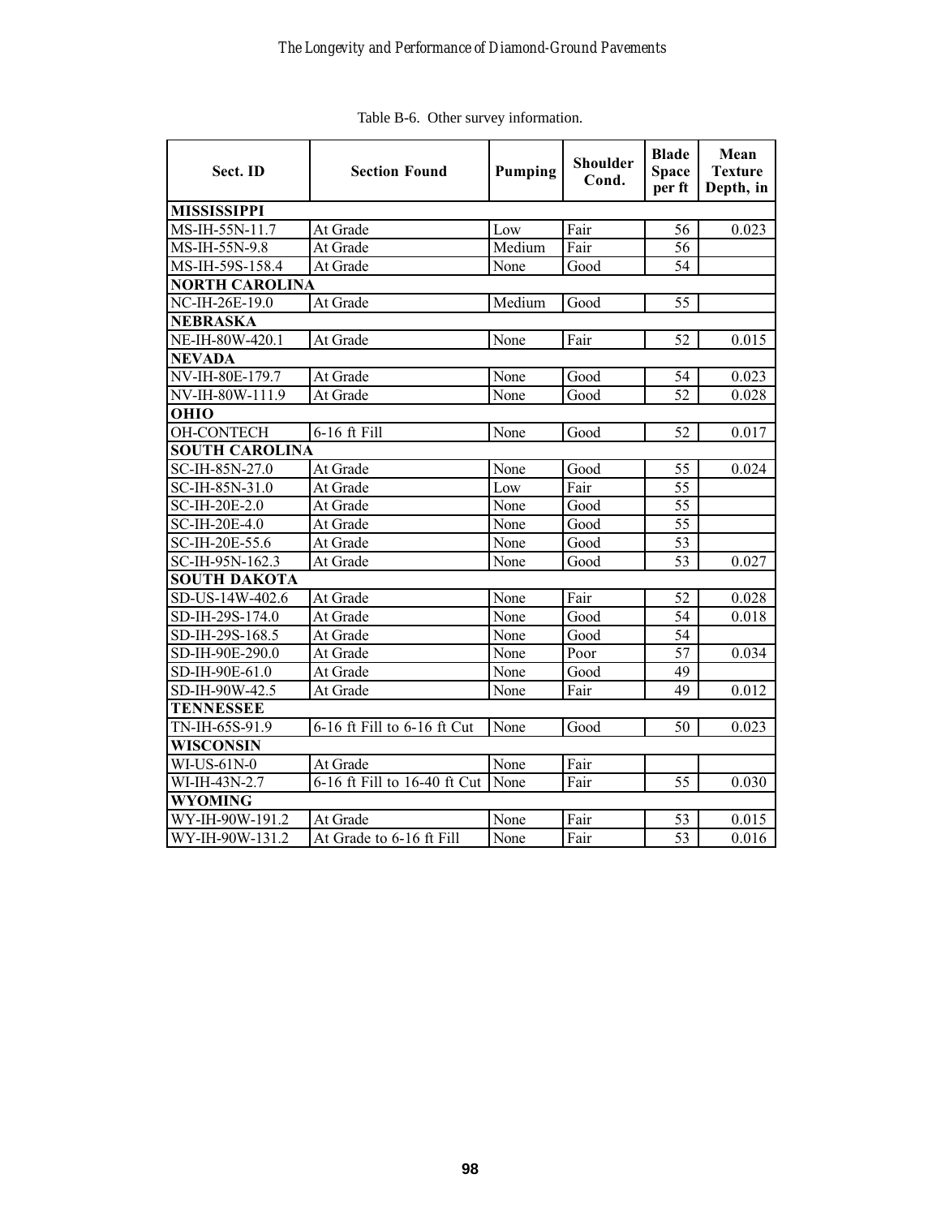Table B-6. Other survey information.

| Sect. ID | Section Found | Pumping | Shoulder Cond. | Blade Space per ft | Mean Texture Depth, in |
|---|---|---|---|---|---|
| **MISSISSIPPI** | | | | | |
| MS-IH-55N-11.7 | At Grade | Low | Fair | 56 | 0.023 |
| MS-IH-55N-9.8 | At Grade | Medium | Fair | 56 | |
| MS-IH-59S-158.4 | At Grade | None | Good | 54 | |
| **NORTH CAROLINA** | | | | | |
| NC-IH-26E-19.0 | At Grade | Medium | Good | 55 | |
| **NEBRASKA** | | | | | |
| NE-IH-80W-420.1 | At Grade | None | Fair | 52 | 0.015 |
| **NEVADA** | | | | | |
| NV-IH-80E-179.7 | At Grade | None | Good | 54 | 0.023 |
| NV-IH-80W-111.9 | At Grade | None | Good | 52 | 0.028 |
| **OHIO** | | | | | |
| OH-CONTECH | 6-16 ft Fill | None | Good | 52 | 0.017 |
| **SOUTH CAROLINA** | | | | | |
| SC-IH-85N-27.0 | At Grade | None | Good | 55 | 0.024 |
| SC-IH-85N-31.0 | At Grade | Low | Fair | 55 | |
| SC-IH-20E-2.0 | At Grade | None | Good | 55 | |
| SC-IH-20E-4.0 | At Grade | None | Good | 55 | |
| SC-IH-20E-55.6 | At Grade | None | Good | 53 | |
| SC-IH-95N-162.3 | At Grade | None | Good | 53 | 0.027 |
| **SOUTH DAKOTA** | | | | | |
| SD-US-14W-402.6 | At Grade | None | Fair | 52 | 0.028 |
| SD-IH-29S-174.0 | At Grade | None | Good | 54 | 0.018 |
| SD-IH-29S-168.5 | At Grade | None | Good | 54 | |
| SD-IH-90E-290.0 | At Grade | None | Poor | 57 | 0.034 |
| SD-IH-90E-61.0 | At Grade | None | Good | 49 | |
| SD-IH-90W-42.5 | At Grade | None | Fair | 49 | 0.012 |
| **TENNESSEE** | | | | | |
| TN-IH-65S-91.9 | 6-16 ft Fill to 6-16 ft Cut | None | Good | 50 | 0.023 |
| **WISCONSIN** | | | | | |
| WI-US-61N-0 | At Grade | None | Fair | | |
| WI-IH-43N-2.7 | 6-16 ft Fill to 16-40 ft Cut | None | Fair | 55 | 0.030 |
| **WYOMING** | | | | | |
| WY-IH-90W-191.2 | At Grade | None | Fair | 53 | 0.015 |
| WY-IH-90W-131.2 | At Grade to 6-16 ft Fill | None | Fair | 53 | 0.016 |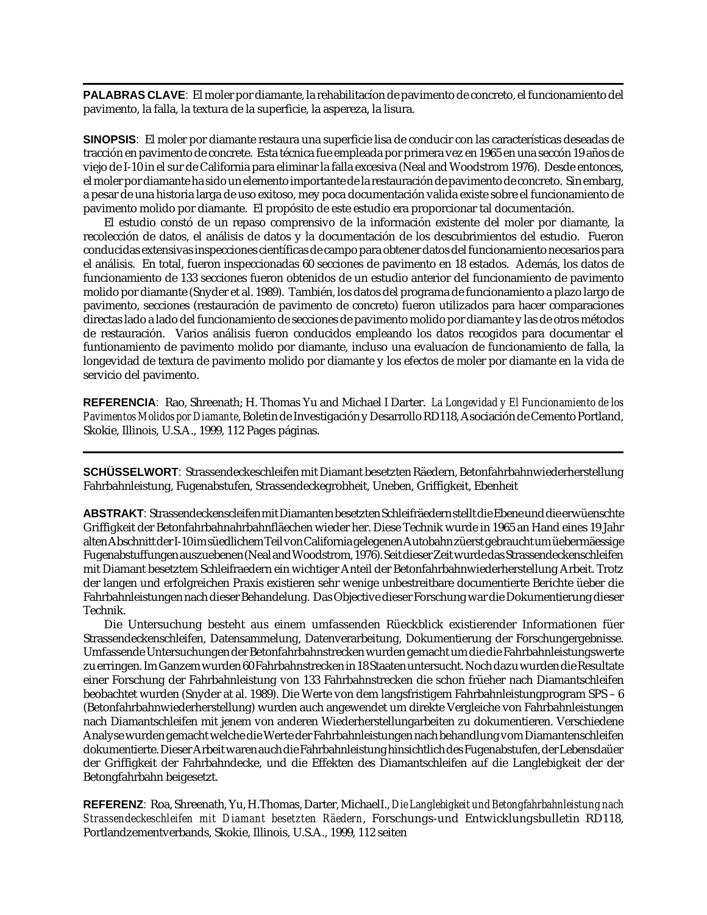**PALABRAS CLAVE**: El moler por diamante, la rehabilitacíon de pavimento de concreto, el funcionamiento del pavimento, la falla, la textura de la superficie, la aspereza, la lisura.

**SINOPSIS**: El moler por diamante restaura una superficie lisa de conducir con las características deseadas de tracción en pavimento de concrete. Esta técnica fue empleada por primera vez en 1965 en una seccón 19 años de viejo de I-10 in el sur de California para eliminar la falla excesiva (Neal and Woodstrom 1976). Desde entonces, el moler por diamante ha sido un elemento importante de la restauración de pavimento de concreto. Sin embarg, a pesar de una historia larga de uso exitoso, mey poca documentación valida existe sobre el funcionamiento de pavimento molido por diamante. El propósito de este estudio era proporcionar tal documentación.

El estudio constó de un repaso comprensivo de la información existente del moler por diamante, la recolección de datos, el análisis de datos y la documentación de los descubrimientos del estudio. Fueron conducidas extensivas inspecciones científicas de campo para obtener datos del funcionamiento necesarios para el análisis. En total, fueron inspeccionadas 60 secciones de pavimento en 18 estados. Además, los datos de funcionamiento de 133 secciones fueron obtenidos de un estudio anterior del funcionamiento de pavimento molido por diamante (Snyder et al. 1989). También, los datos del programa de funcionamiento a plazo largo de pavimento, secciones (restauración de pavimento de concreto) fueron utilizados para hacer comparaciones directas lado a lado del funcionamiento de secciones de pavimento molido por diamante y las de otros métodos de restauración. Varios análisis fueron conducidos empleando los datos recogidos para documentar el funtionamiento de pavimento molido por diamante, incluso una evaluacíon de funcionamiento de falla, la longevidad de textura de pavimento molido por diamante y los efectos de moler por diamante en la vida de servicio del pavimento.

**REFERENCIA**: Rao, Shreenath; H. Thomas Yu and Michael I Darter. *La Longevidad y El Funcionamiento de los Pavimentos Molidos por Diamante*, Boletin de Investigación y Desarrollo RD118, Asociación de Cemento Portland, Skokie, Illinois, U.S.A., 1999, 112 Pages páginas.

---

**SCHÜSSELWORT**: Strassendeckeschleifen mit Diamant besetzten Räedern, Betonfahrbahnwiederherstellung Fahrbahnleistung, Fugenabstufen, Strassendeckegrobheit, Uneben, Griffigkeit, Ebenheit

**ABSTRAKT**: Strassendeckenscleifen mit Diamanten besetzten Schleifräedern stellt die Ebene und die erwüenschte Griffigkeit der Betonfahrbahnahrbahnfläechen wieder her. Diese Technik wurde in 1965 an Hand eines 19 Jahr alten Abschnitt der I-10 im süedlichem Teil von California gelegenen Autobahn züerst gebraucht um üebermäessige Fugenabstuffungen auszuebenen (Neal and Woodstrom, 1976). Seit dieser Zeit wurde das Strassendeckenschleifen mit Diamant besetztem Schleifraedern ein wichtiger Anteil der Betonfahrbahnwiederherstellung Arbeit. Trotz der langen und erfolgreichen Praxis existieren sehr wenige unbestreitbare documentierte Berichte üeber die Fahrbahnleistungen nach dieser Behandelung. Das Objective dieser Forschung war die Dokumentierung dieser Technik.

Die Untersuchung besteht aus einem umfassenden Rüeckblick existierender Informationen füer Strassendeckenschleifen, Datensammelung, Datenverarbeitung, Dokumentierung der Forschungergebnisse. Umfassende Untersuchungen der Betonfahrbahnstrecken wurden gemacht um die die Fahrbahnleistungswerte zu erringen. Im Ganzem wurden 60 Fahrbahnstrecken in 18 Staaten untersucht. Noch dazu wurden die Resultate einer Forschung der Fahrbahnleistung von 133 Fahrbahnstrecken die schon früeher nach Diamantschleifen beobachtet wurden (Snyder at al. 1989). Die Werte von dem langsfristigem Fahrbahnleistungprogram SPS – 6 (Betonfahrbahnwiederherstellung) wurden auch angewendet um direkte Vergleiche von Fahrbahnleistungen nach Diamantschleifen mit jenem von anderen Wiederherstellungarbeiten zu dokumentieren. Verschiedene Analyse wurden gemacht welche die Werte der Fahrbahnleistungen nach behandlung vom Diamantenschleifen dokumentierte. Dieser Arbeit waren auch die Fahrbahnleistung hinsichtlich des Fugenabstufen, der Lebensdaüer der Griffigkeit der Fahrbahndecke, und die Effekten des Diamantschleifen auf die Langlebigkeit der der Betongfahrbahn beigesetzt.

**REFERENZ**: Roa, Shreenath, Yu, H.Thomas, Darter, MichaelI., *Die Langlebigkeit und Betongfahrbahnleistung nach Strassendeckeschleifen mit Diamant besetzten Räedern*, Forschungs-und Entwicklungsbulletin RD118, Portlandzementverbands, Skokie, Illinois, U.S.A., 1999, 112 seiten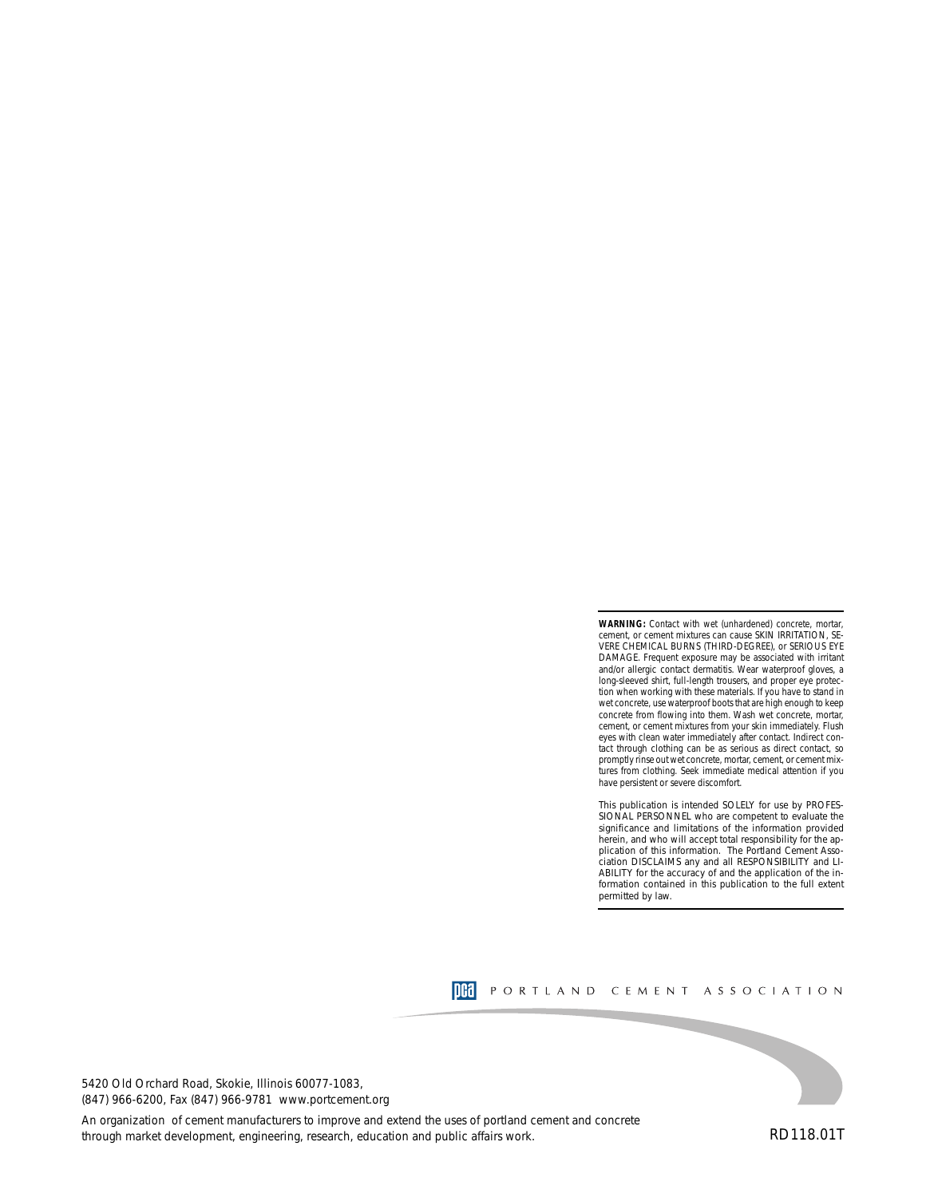**WARNING:** Contact with wet (unhardened) concrete, mortar, cement, or cement mixtures can cause SKIN IRRITATION, SEVERE CHEMICAL BURNS (THIRD-DEGREE), or SERIOUS EYE DAMAGE. Frequent exposure may be associated with irritant and/or allergic contact dermatitis. Wear waterproof gloves, a long-sleeved shirt, full-length trousers, and proper eye protection when working with these materials. If you have to stand in wet concrete, use waterproof boots that are high enough to keep concrete from flowing into them. Wash wet concrete, mortar, cement, or cement mixtures from your skin immediately. Flush eyes with clean water immediately after contact. Indirect contact through clothing can be as serious as direct contact, so promptly rinse out wet concrete, mortar, cement, or cement mixtures from clothing. Seek immediate medical attention if you have persistent or severe discomfort.

This publication is intended SOLELY for use by PROFESSIONAL PERSONNEL who are competent to evaluate the significance and limitations of the information provided herein, and who will accept total responsibility for the application of this information. The Portland Cement Association DISCLAIMS any and all RESPONSIBILITY and LIABILITY for the accuracy of and the application of the information contained in this publication to the full extent permitted by law.

PCA PORTLAND CEMENT ASSOCIATION

5420 Old Orchard Road, Skokie, Illinois 60077-1083,
(847) 966-6200, Fax (847) 966-9781 www.portcement.org

An organization of cement manufacturers to improve and extend the uses of portland cement and concrete through market development, engineering, research, education and public affairs work.

RD118.01T